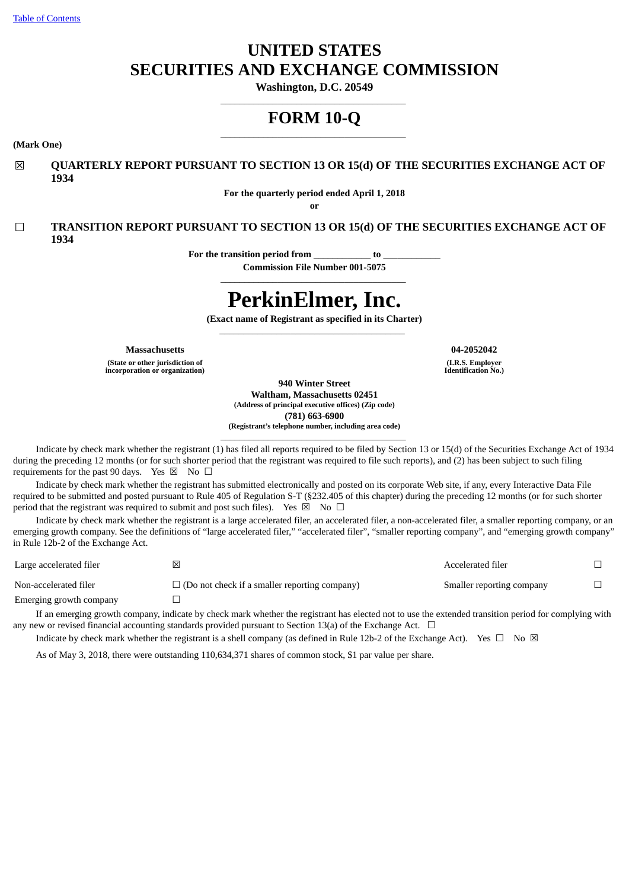[Table of Contents](#)

# UNITED STATES
# SECURITIES AND EXCHANGE COMMISSION

**Washington, D.C. 20549**

# FORM 10-Q

**(Mark One)**

☒ **QUARTERLY REPORT PURSUANT TO SECTION 13 OR 15(d) OF THE SECURITIES EXCHANGE ACT OF 1934**

**For the quarterly period ended April 1, 2018**

**or**

☐ **TRANSITION REPORT PURSUANT TO SECTION 13 OR 15(d) OF THE SECURITIES EXCHANGE ACT OF 1934**

**For the transition period from \_\_\_\_\_\_\_\_\_\_\_\_ to \_\_\_\_\_\_\_\_\_\_\_\_**

**Commission File Number 001-5075**

# PerkinElmer, Inc.

**(Exact name of Registrant as specified in its Charter)**

| **Massachusetts** | **04-2052042** |
|---|---|
| **(State or other jurisdiction of incorporation or organization)** | **(I.R.S. Employer Identification No.)** |

**940 Winter Street**
**Waltham, Massachusetts 02451**
**(Address of principal executive offices) (Zip code)**
**(781) 663-6900**
**(Registrant's telephone number, including area code)**

Indicate by check mark whether the registrant (1) has filed all reports required to be filed by Section 13 or 15(d) of the Securities Exchange Act of 1934 during the preceding 12 months (or for such shorter period that the registrant was required to file such reports), and (2) has been subject to such filing requirements for the past 90 days. Yes ☒ No ☐

Indicate by check mark whether the registrant has submitted electronically and posted on its corporate Web site, if any, every Interactive Data File required to be submitted and posted pursuant to Rule 405 of Regulation S-T (§232.405 of this chapter) during the preceding 12 months (or for such shorter period that the registrant was required to submit and post such files). Yes ☒ No ☐

Indicate by check mark whether the registrant is a large accelerated filer, an accelerated filer, a non-accelerated filer, a smaller reporting company, or an emerging growth company. See the definitions of "large accelerated filer," "accelerated filer", "smaller reporting company", and "emerging growth company" in Rule 12b-2 of the Exchange Act.

| | | | |
|---|---|---|---|
| Large accelerated filer | ☒ | Accelerated filer | ☐ |
| Non-accelerated filer | ☐ (Do not check if a smaller reporting company) | Smaller reporting company | ☐ |
| Emerging growth company | ☐ | | |

If an emerging growth company, indicate by check mark whether the registrant has elected not to use the extended transition period for complying with any new or revised financial accounting standards provided pursuant to Section 13(a) of the Exchange Act. ☐

Indicate by check mark whether the registrant is a shell company (as defined in Rule 12b-2 of the Exchange Act). Yes ☐ No ☒

As of May 3, 2018, there were outstanding 110,634,371 shares of common stock, $1 par value per share.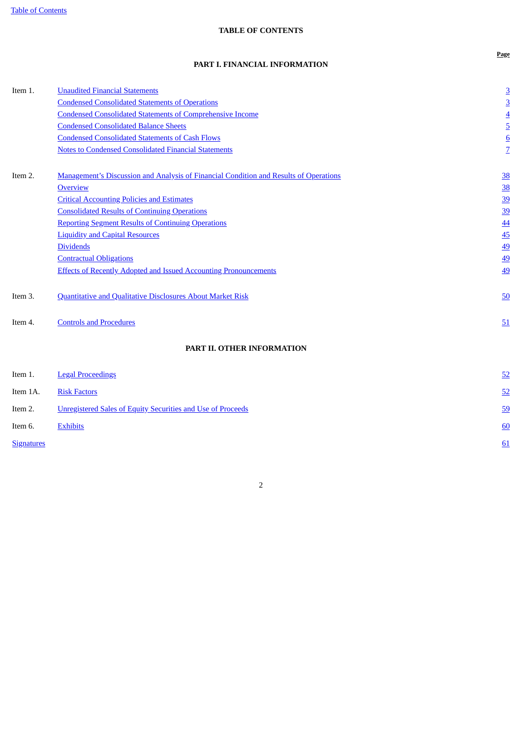## TABLE OF CONTENTS

| | | Page |
|---|---|---|
| | **PART I. FINANCIAL INFORMATION** | |
| Item 1. | Unaudited Financial Statements | 3 |
| | Condensed Consolidated Statements of Operations | 3 |
| | Condensed Consolidated Statements of Comprehensive Income | 4 |
| | Condensed Consolidated Balance Sheets | 5 |
| | Condensed Consolidated Statements of Cash Flows | 6 |
| | Notes to Condensed Consolidated Financial Statements | 7 |
| Item 2. | Management’s Discussion and Analysis of Financial Condition and Results of Operations | 38 |
| | Overview | 38 |
| | Critical Accounting Policies and Estimates | 39 |
| | Consolidated Results of Continuing Operations | 39 |
| | Reporting Segment Results of Continuing Operations | 44 |
| | Liquidity and Capital Resources | 45 |
| | Dividends | 49 |
| | Contractual Obligations | 49 |
| | Effects of Recently Adopted and Issued Accounting Pronouncements | 49 |
| Item 3. | Quantitative and Qualitative Disclosures About Market Risk | 50 |
| Item 4. | Controls and Procedures | 51 |
| | **PART II. OTHER INFORMATION** | |
| Item 1. | Legal Proceedings | 52 |
| Item 1A. | Risk Factors | 52 |
| Item 2. | Unregistered Sales of Equity Securities and Use of Proceeds | 59 |
| Item 6. | Exhibits | 60 |
| Signatures | | 61 |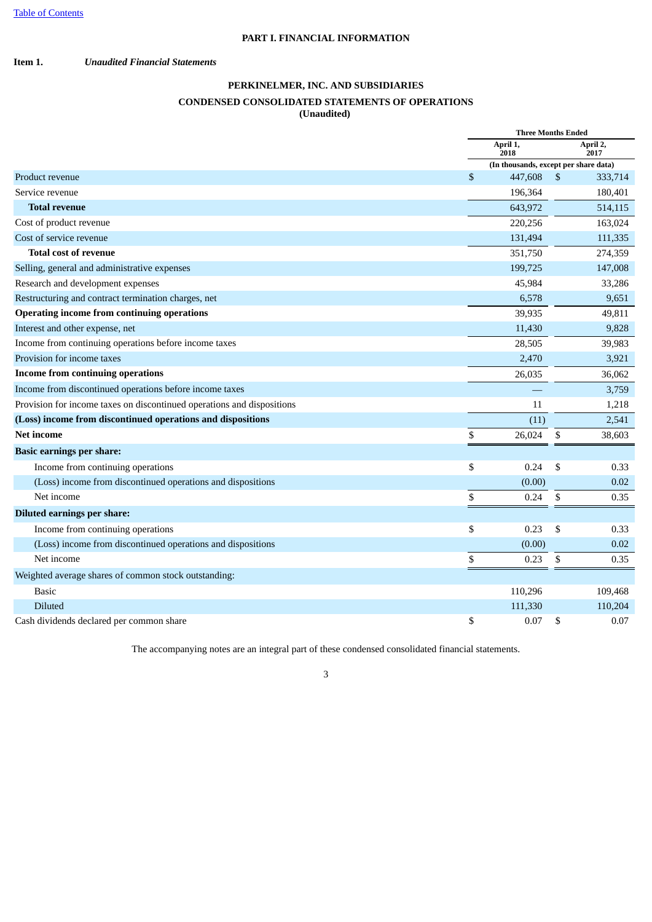# PART I. FINANCIAL INFORMATION

**Item 1.** ***Unaudited Financial Statements***

## PERKINELMER, INC. AND SUBSIDIARIES

## CONDENSED CONSOLIDATED STATEMENTS OF OPERATIONS
**(Unaudited)**

| | Three Months Ended | |
|---|---|---|
| | April 1, 2018 | April 2, 2017 |
| | (In thousands, except per share data) | |
| Product revenue | $ 447,608 | $ 333,714 |
| Service revenue | 196,364 | 180,401 |
| **Total revenue** | 643,972 | 514,115 |
| Cost of product revenue | 220,256 | 163,024 |
| Cost of service revenue | 131,494 | 111,335 |
| **Total cost of revenue** | 351,750 | 274,359 |
| Selling, general and administrative expenses | 199,725 | 147,008 |
| Research and development expenses | 45,984 | 33,286 |
| Restructuring and contract termination charges, net | 6,578 | 9,651 |
| **Operating income from continuing operations** | 39,935 | 49,811 |
| Interest and other expense, net | 11,430 | 9,828 |
| Income from continuing operations before income taxes | 28,505 | 39,983 |
| Provision for income taxes | 2,470 | 3,921 |
| **Income from continuing operations** | 26,035 | 36,062 |
| Income from discontinued operations before income taxes | — | 3,759 |
| Provision for income taxes on discontinued operations and dispositions | 11 | 1,218 |
| **(Loss) income from discontinued operations and dispositions** | (11) | 2,541 |
| **Net income** | $ 26,024 | $ 38,603 |
| **Basic earnings per share:** | | |
| Income from continuing operations | $ 0.24 | $ 0.33 |
| (Loss) income from discontinued operations and dispositions | (0.00) | 0.02 |
| Net income | $ 0.24 | $ 0.35 |
| **Diluted earnings per share:** | | |
| Income from continuing operations | $ 0.23 | $ 0.33 |
| (Loss) income from discontinued operations and dispositions | (0.00) | 0.02 |
| Net income | $ 0.23 | $ 0.35 |
| Weighted average shares of common stock outstanding: | | |
| Basic | 110,296 | 109,468 |
| Diluted | 111,330 | 110,204 |
| Cash dividends declared per common share | $ 0.07 | $ 0.07 |

The accompanying notes are an integral part of these condensed consolidated financial statements.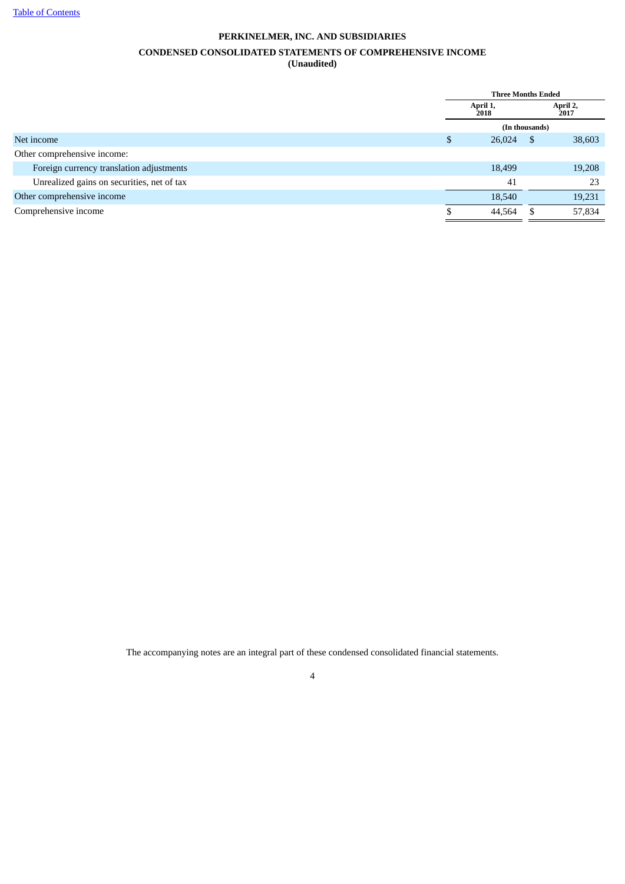**PERKINELMER, INC. AND SUBSIDIARIES**

**CONDENSED CONSOLIDATED STATEMENTS OF COMPREHENSIVE INCOME**
**(Unaudited)**

| | Three Months Ended | |
|---|---|---|
| | April 1, 2018 | April 2, 2017 |
| | (In thousands) | |
| Net income | $ 26,024 | $ 38,603 |
| Other comprehensive income: | | |
| Foreign currency translation adjustments | 18,499 | 19,208 |
| Unrealized gains on securities, net of tax | 41 | 23 |
| Other comprehensive income | 18,540 | 19,231 |
| Comprehensive income | $ 44,564 | $ 57,834 |

The accompanying notes are an integral part of these condensed consolidated financial statements.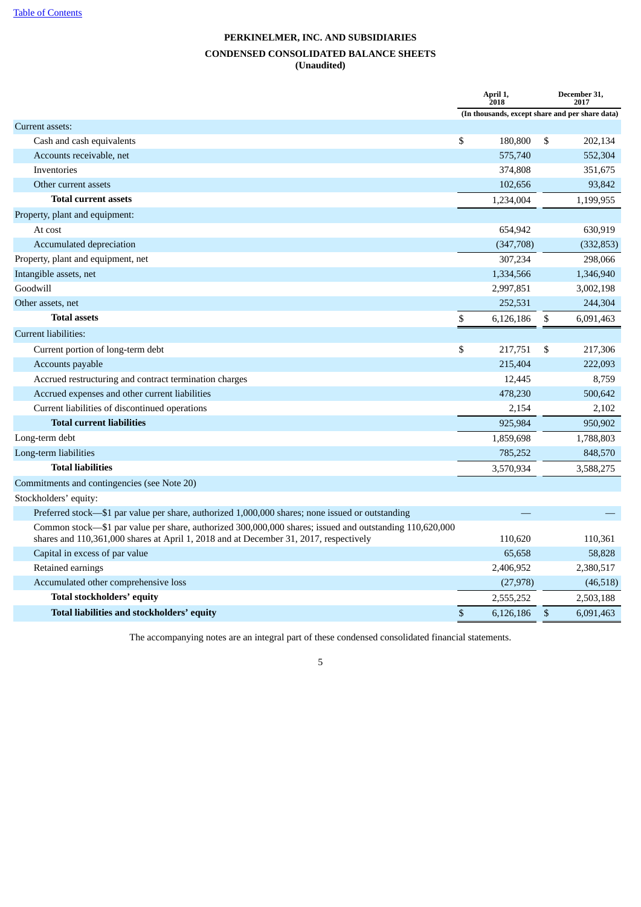[Table of Contents](#)

# PERKINELMER, INC. AND SUBSIDIARIES

## CONDENSED CONSOLIDATED BALANCE SHEETS

**(Unaudited)**

| | April 1, 2018 | December 31, 2017 |
|---|---|---|
| | (In thousands, except share and per share data) | |
| Current assets: | | |
| Cash and cash equivalents | $ 180,800 | $ 202,134 |
| Accounts receivable, net | 575,740 | 552,304 |
| Inventories | 374,808 | 351,675 |
| Other current assets | 102,656 | 93,842 |
| **Total current assets** | 1,234,004 | 1,199,955 |
| Property, plant and equipment: | | |
| At cost | 654,942 | 630,919 |
| Accumulated depreciation | (347,708) | (332,853) |
| Property, plant and equipment, net | 307,234 | 298,066 |
| Intangible assets, net | 1,334,566 | 1,346,940 |
| Goodwill | 2,997,851 | 3,002,198 |
| Other assets, net | 252,531 | 244,304 |
| **Total assets** | $ 6,126,186 | $ 6,091,463 |
| Current liabilities: | | |
| Current portion of long-term debt | $ 217,751 | $ 217,306 |
| Accounts payable | 215,404 | 222,093 |
| Accrued restructuring and contract termination charges | 12,445 | 8,759 |
| Accrued expenses and other current liabilities | 478,230 | 500,642 |
| Current liabilities of discontinued operations | 2,154 | 2,102 |
| **Total current liabilities** | 925,984 | 950,902 |
| Long-term debt | 1,859,698 | 1,788,803 |
| Long-term liabilities | 785,252 | 848,570 |
| **Total liabilities** | 3,570,934 | 3,588,275 |
| Commitments and contingencies (see Note 20) | | |
| Stockholders' equity: | | |
| Preferred stock—$1 par value per share, authorized 1,000,000 shares; none issued or outstanding | — | — |
| Common stock—$1 par value per share, authorized 300,000,000 shares; issued and outstanding 110,620,000 shares and 110,361,000 shares at April 1, 2018 and at December 31, 2017, respectively | 110,620 | 110,361 |
| Capital in excess of par value | 65,658 | 58,828 |
| Retained earnings | 2,406,952 | 2,380,517 |
| Accumulated other comprehensive loss | (27,978) | (46,518) |
| **Total stockholders' equity** | 2,555,252 | 2,503,188 |
| **Total liabilities and stockholders' equity** | $ 6,126,186 | $ 6,091,463 |

The accompanying notes are an integral part of these condensed consolidated financial statements.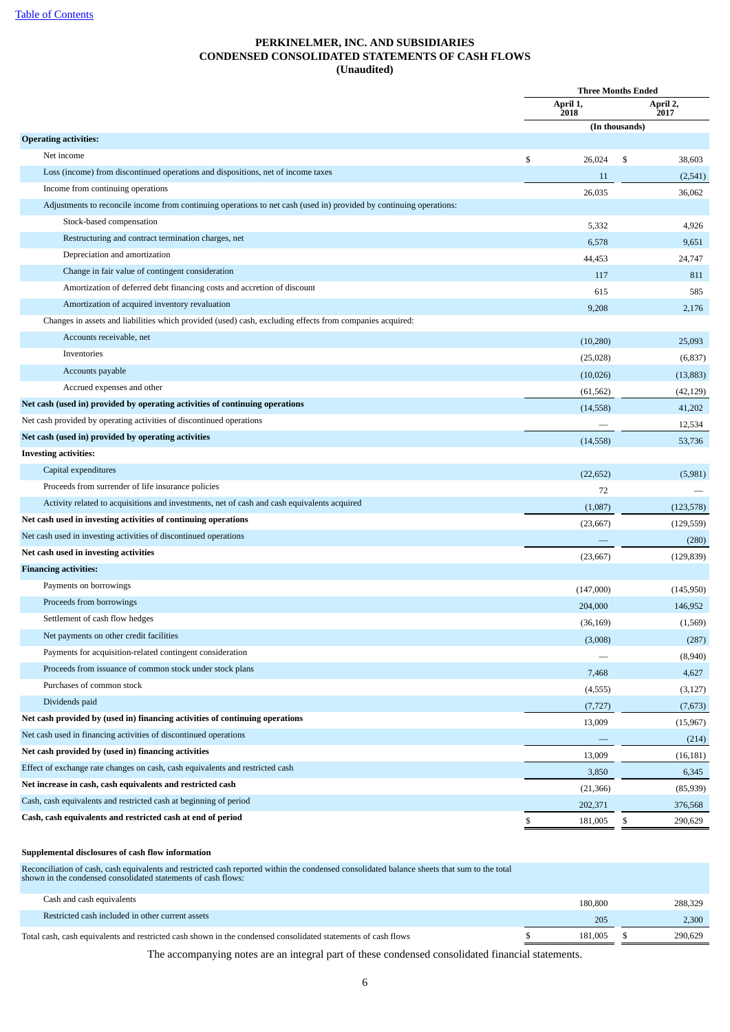[Table of Contents](#)

**PERKINELMER, INC. AND SUBSIDIARIES**
**CONDENSED CONSOLIDATED STATEMENTS OF CASH FLOWS**
**(Unaudited)**

| | Three Months Ended | |
|---|---|---|
| | April 1, 2018 | April 2, 2017 |
| | (In thousands) | |
| **Operating activities:** | | |
| Net income | $ 26,024 | $ 38,603 |
| Loss (income) from discontinued operations and dispositions, net of income taxes | 11 | (2,541) |
| Income from continuing operations | 26,035 | 36,062 |
| Adjustments to reconcile income from continuing operations to net cash (used in) provided by continuing operations: | | |
| Stock-based compensation | 5,332 | 4,926 |
| Restructuring and contract termination charges, net | 6,578 | 9,651 |
| Depreciation and amortization | 44,453 | 24,747 |
| Change in fair value of contingent consideration | 117 | 811 |
| Amortization of deferred debt financing costs and accretion of discount | 615 | 585 |
| Amortization of acquired inventory revaluation | 9,208 | 2,176 |
| Changes in assets and liabilities which provided (used) cash, excluding effects from companies acquired: | | |
| Accounts receivable, net | (10,280) | 25,093 |
| Inventories | (25,028) | (6,837) |
| Accounts payable | (10,026) | (13,883) |
| Accrued expenses and other | (61,562) | (42,129) |
| **Net cash (used in) provided by operating activities of continuing operations** | (14,558) | 41,202 |
| Net cash provided by operating activities of discontinued operations | — | 12,534 |
| **Net cash (used in) provided by operating activities** | (14,558) | 53,736 |
| **Investing activities:** | | |
| Capital expenditures | (22,652) | (5,981) |
| Proceeds from surrender of life insurance policies | 72 | — |
| Activity related to acquisitions and investments, net of cash and cash equivalents acquired | (1,087) | (123,578) |
| **Net cash used in investing activities of continuing operations** | (23,667) | (129,559) |
| Net cash used in investing activities of discontinued operations | — | (280) |
| **Net cash used in investing activities** | (23,667) | (129,839) |
| **Financing activities:** | | |
| Payments on borrowings | (147,000) | (145,950) |
| Proceeds from borrowings | 204,000 | 146,952 |
| Settlement of cash flow hedges | (36,169) | (1,569) |
| Net payments on other credit facilities | (3,008) | (287) |
| Payments for acquisition-related contingent consideration | — | (8,940) |
| Proceeds from issuance of common stock under stock plans | 7,468 | 4,627 |
| Purchases of common stock | (4,555) | (3,127) |
| Dividends paid | (7,727) | (7,673) |
| **Net cash provided by (used in) financing activities of continuing operations** | 13,009 | (15,967) |
| Net cash used in financing activities of discontinued operations | — | (214) |
| **Net cash provided by (used in) financing activities** | 13,009 | (16,181) |
| Effect of exchange rate changes on cash, cash equivalents and restricted cash | 3,850 | 6,345 |
| **Net increase in cash, cash equivalents and restricted cash** | (21,366) | (85,939) |
| Cash, cash equivalents and restricted cash at beginning of period | 202,371 | 376,568 |
| **Cash, cash equivalents and restricted cash at end of period** | $ 181,005 | $ 290,629 |

**Supplemental disclosures of cash flow information**

| | | |
|---|---|---|
| Reconciliation of cash, cash equivalents and restricted cash reported within the condensed consolidated balance sheets that sum to the total shown in the condensed consolidated statements of cash flows: | | |
| Cash and cash equivalents | 180,800 | 288,329 |
| Restricted cash included in other current assets | 205 | 2,300 |
| Total cash, cash equivalents and restricted cash shown in the condensed consolidated statements of cash flows | $ 181,005 | $ 290,629 |

The accompanying notes are an integral part of these condensed consolidated financial statements.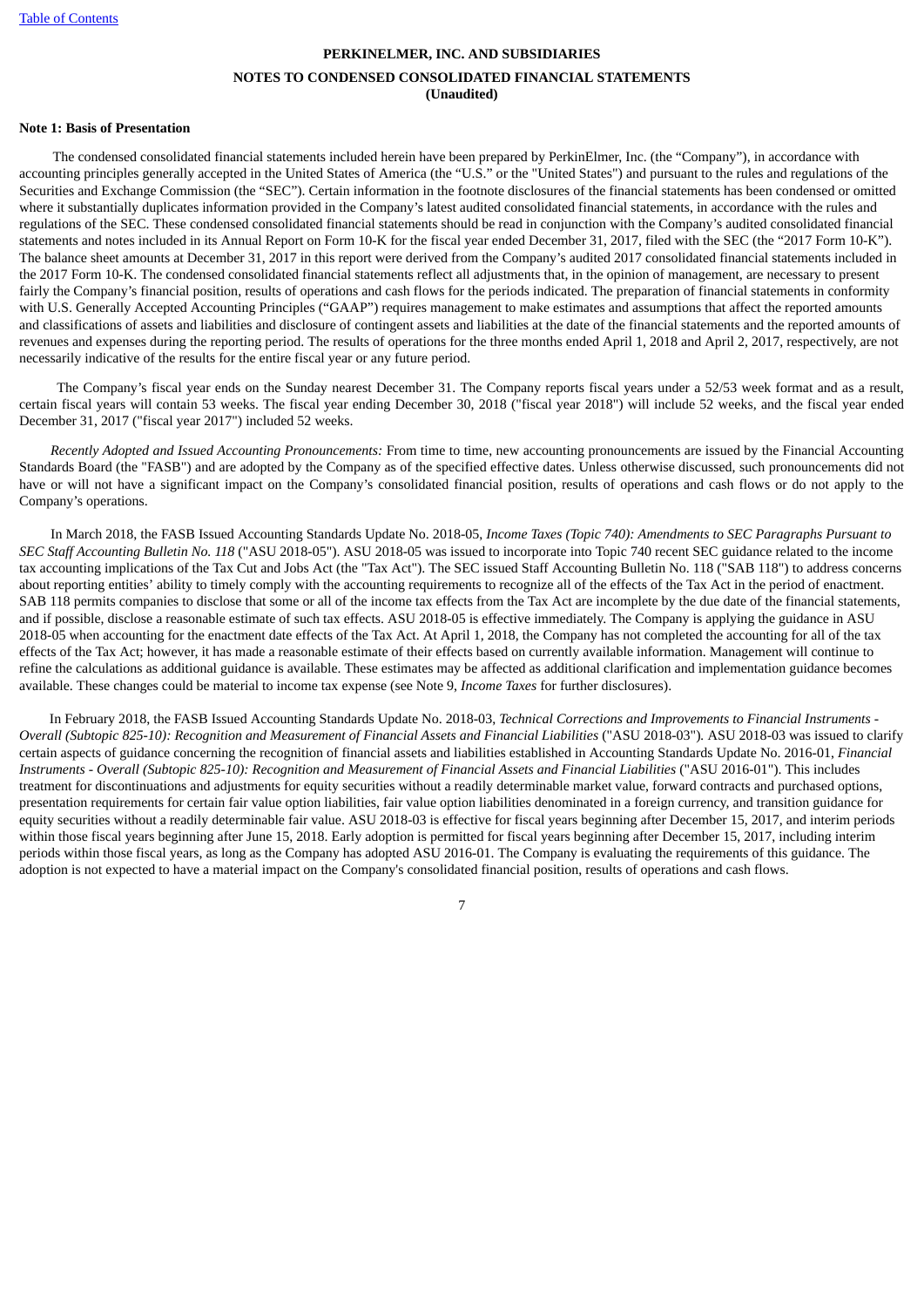**PERKINELMER, INC. AND SUBSIDIARIES**

**NOTES TO CONDENSED CONSOLIDATED FINANCIAL STATEMENTS**
**(Unaudited)**

**Note 1: Basis of Presentation**

The condensed consolidated financial statements included herein have been prepared by PerkinElmer, Inc. (the "Company"), in accordance with accounting principles generally accepted in the United States of America (the "U.S." or the "United States") and pursuant to the rules and regulations of the Securities and Exchange Commission (the "SEC"). Certain information in the footnote disclosures of the financial statements has been condensed or omitted where it substantially duplicates information provided in the Company's latest audited consolidated financial statements, in accordance with the rules and regulations of the SEC. These condensed consolidated financial statements should be read in conjunction with the Company's audited consolidated financial statements and notes included in its Annual Report on Form 10-K for the fiscal year ended December 31, 2017, filed with the SEC (the "2017 Form 10-K"). The balance sheet amounts at December 31, 2017 in this report were derived from the Company's audited 2017 consolidated financial statements included in the 2017 Form 10-K. The condensed consolidated financial statements reflect all adjustments that, in the opinion of management, are necessary to present fairly the Company's financial position, results of operations and cash flows for the periods indicated. The preparation of financial statements in conformity with U.S. Generally Accepted Accounting Principles ("GAAP") requires management to make estimates and assumptions that affect the reported amounts and classifications of assets and liabilities and disclosure of contingent assets and liabilities at the date of the financial statements and the reported amounts of revenues and expenses during the reporting period. The results of operations for the three months ended April 1, 2018 and April 2, 2017, respectively, are not necessarily indicative of the results for the entire fiscal year or any future period.

The Company's fiscal year ends on the Sunday nearest December 31. The Company reports fiscal years under a 52/53 week format and as a result, certain fiscal years will contain 53 weeks. The fiscal year ending December 30, 2018 ("fiscal year 2018") will include 52 weeks, and the fiscal year ended December 31, 2017 ("fiscal year 2017") included 52 weeks.

*Recently Adopted and Issued Accounting Pronouncements:* From time to time, new accounting pronouncements are issued by the Financial Accounting Standards Board (the "FASB") and are adopted by the Company as of the specified effective dates. Unless otherwise discussed, such pronouncements did not have or will not have a significant impact on the Company's consolidated financial position, results of operations and cash flows or do not apply to the Company's operations.

In March 2018, the FASB Issued Accounting Standards Update No. 2018-05, *Income Taxes (Topic 740): Amendments to SEC Paragraphs Pursuant to SEC Staff Accounting Bulletin No. 118* ("ASU 2018-05"). ASU 2018-05 was issued to incorporate into Topic 740 recent SEC guidance related to the income tax accounting implications of the Tax Cut and Jobs Act (the "Tax Act"). The SEC issued Staff Accounting Bulletin No. 118 ("SAB 118") to address concerns about reporting entities' ability to timely comply with the accounting requirements to recognize all of the effects of the Tax Act in the period of enactment. SAB 118 permits companies to disclose that some or all of the income tax effects from the Tax Act are incomplete by the due date of the financial statements, and if possible, disclose a reasonable estimate of such tax effects. ASU 2018-05 is effective immediately. The Company is applying the guidance in ASU 2018-05 when accounting for the enactment date effects of the Tax Act. At April 1, 2018, the Company has not completed the accounting for all of the tax effects of the Tax Act; however, it has made a reasonable estimate of their effects based on currently available information. Management will continue to refine the calculations as additional guidance is available. These estimates may be affected as additional clarification and implementation guidance becomes available. These changes could be material to income tax expense (see Note 9, *Income Taxes* for further disclosures).

In February 2018, the FASB Issued Accounting Standards Update No. 2018-03, *Technical Corrections and Improvements to Financial Instruments - Overall (Subtopic 825-10): Recognition and Measurement of Financial Assets and Financial Liabilities* ("ASU 2018-03"). ASU 2018-03 was issued to clarify certain aspects of guidance concerning the recognition of financial assets and liabilities established in Accounting Standards Update No. 2016-01, *Financial Instruments - Overall (Subtopic 825-10): Recognition and Measurement of Financial Assets and Financial Liabilities* ("ASU 2016-01"). This includes treatment for discontinuations and adjustments for equity securities without a readily determinable market value, forward contracts and purchased options, presentation requirements for certain fair value option liabilities, fair value option liabilities denominated in a foreign currency, and transition guidance for equity securities without a readily determinable fair value. ASU 2018-03 is effective for fiscal years beginning after December 15, 2017, and interim periods within those fiscal years beginning after June 15, 2018. Early adoption is permitted for fiscal years beginning after December 15, 2017, including interim periods within those fiscal years, as long as the Company has adopted ASU 2016-01. The Company is evaluating the requirements of this guidance. The adoption is not expected to have a material impact on the Company's consolidated financial position, results of operations and cash flows.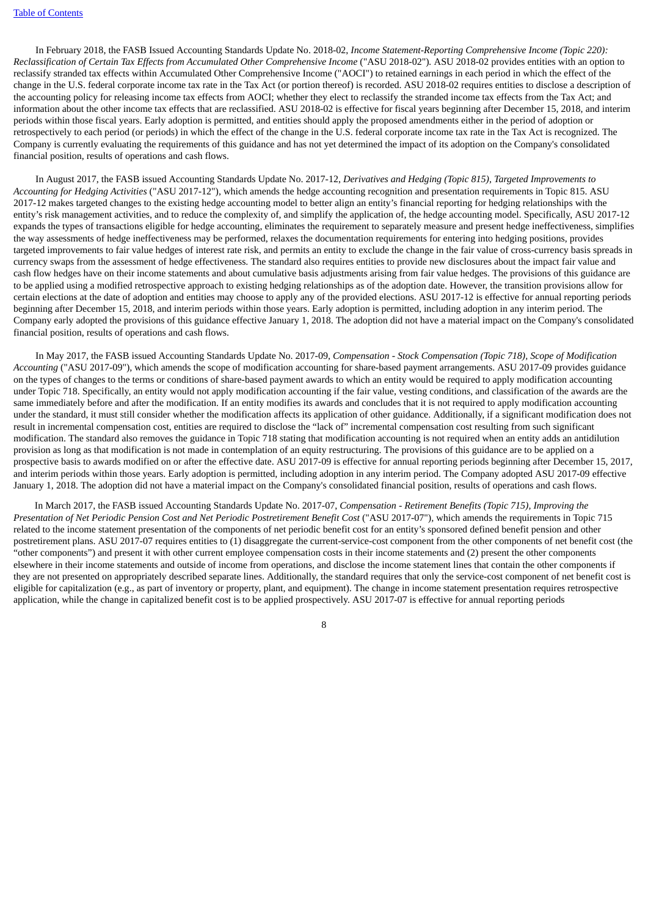In February 2018, the FASB Issued Accounting Standards Update No. 2018-02, *Income Statement-Reporting Comprehensive Income (Topic 220): Reclassification of Certain Tax Effects from Accumulated Other Comprehensive Income* ("ASU 2018-02")*.* ASU 2018-02 provides entities with an option to reclassify stranded tax effects within Accumulated Other Comprehensive Income ("AOCI") to retained earnings in each period in which the effect of the change in the U.S. federal corporate income tax rate in the Tax Act (or portion thereof) is recorded. ASU 2018-02 requires entities to disclose a description of the accounting policy for releasing income tax effects from AOCI; whether they elect to reclassify the stranded income tax effects from the Tax Act; and information about the other income tax effects that are reclassified. ASU 2018-02 is effective for fiscal years beginning after December 15, 2018, and interim periods within those fiscal years. Early adoption is permitted, and entities should apply the proposed amendments either in the period of adoption or retrospectively to each period (or periods) in which the effect of the change in the U.S. federal corporate income tax rate in the Tax Act is recognized. The Company is currently evaluating the requirements of this guidance and has not yet determined the impact of its adoption on the Company's consolidated financial position, results of operations and cash flows.

In August 2017, the FASB issued Accounting Standards Update No. 2017-12, *Derivatives and Hedging (Topic 815), Targeted Improvements to Accounting for Hedging Activities* ("ASU 2017-12"), which amends the hedge accounting recognition and presentation requirements in Topic 815. ASU 2017-12 makes targeted changes to the existing hedge accounting model to better align an entity's financial reporting for hedging relationships with the entity's risk management activities, and to reduce the complexity of, and simplify the application of, the hedge accounting model. Specifically, ASU 2017-12 expands the types of transactions eligible for hedge accounting, eliminates the requirement to separately measure and present hedge ineffectiveness, simplifies the way assessments of hedge ineffectiveness may be performed, relaxes the documentation requirements for entering into hedging positions, provides targeted improvements to fair value hedges of interest rate risk, and permits an entity to exclude the change in the fair value of cross-currency basis spreads in currency swaps from the assessment of hedge effectiveness. The standard also requires entities to provide new disclosures about the impact fair value and cash flow hedges have on their income statements and about cumulative basis adjustments arising from fair value hedges. The provisions of this guidance are to be applied using a modified retrospective approach to existing hedging relationships as of the adoption date. However, the transition provisions allow for certain elections at the date of adoption and entities may choose to apply any of the provided elections. ASU 2017-12 is effective for annual reporting periods beginning after December 15, 2018, and interim periods within those years. Early adoption is permitted, including adoption in any interim period. The Company early adopted the provisions of this guidance effective January 1, 2018. The adoption did not have a material impact on the Company's consolidated financial position, results of operations and cash flows.

In May 2017, the FASB issued Accounting Standards Update No. 2017-09, *Compensation - Stock Compensation (Topic 718), Scope of Modification Accounting* ("ASU 2017-09"), which amends the scope of modification accounting for share-based payment arrangements. ASU 2017-09 provides guidance on the types of changes to the terms or conditions of share-based payment awards to which an entity would be required to apply modification accounting under Topic 718. Specifically, an entity would not apply modification accounting if the fair value, vesting conditions, and classification of the awards are the same immediately before and after the modification. If an entity modifies its awards and concludes that it is not required to apply modification accounting under the standard, it must still consider whether the modification affects its application of other guidance. Additionally, if a significant modification does not result in incremental compensation cost, entities are required to disclose the "lack of" incremental compensation cost resulting from such significant modification. The standard also removes the guidance in Topic 718 stating that modification accounting is not required when an entity adds an antidilution provision as long as that modification is not made in contemplation of an equity restructuring. The provisions of this guidance are to be applied on a prospective basis to awards modified on or after the effective date. ASU 2017-09 is effective for annual reporting periods beginning after December 15, 2017, and interim periods within those years. Early adoption is permitted, including adoption in any interim period. The Company adopted ASU 2017-09 effective January 1, 2018. The adoption did not have a material impact on the Company's consolidated financial position, results of operations and cash flows.

In March 2017, the FASB issued Accounting Standards Update No. 2017-07, *Compensation - Retirement Benefits (Topic 715), Improving the Presentation of Net Periodic Pension Cost and Net Periodic Postretirement Benefit Cost* ("ASU 2017-07"), which amends the requirements in Topic 715 related to the income statement presentation of the components of net periodic benefit cost for an entity's sponsored defined benefit pension and other postretirement plans. ASU 2017-07 requires entities to (1) disaggregate the current-service-cost component from the other components of net benefit cost (the "other components") and present it with other current employee compensation costs in their income statements and (2) present the other components elsewhere in their income statements and outside of income from operations, and disclose the income statement lines that contain the other components if they are not presented on appropriately described separate lines. Additionally, the standard requires that only the service-cost component of net benefit cost is eligible for capitalization (e.g., as part of inventory or property, plant, and equipment). The change in income statement presentation requires retrospective application, while the change in capitalized benefit cost is to be applied prospectively. ASU 2017-07 is effective for annual reporting periods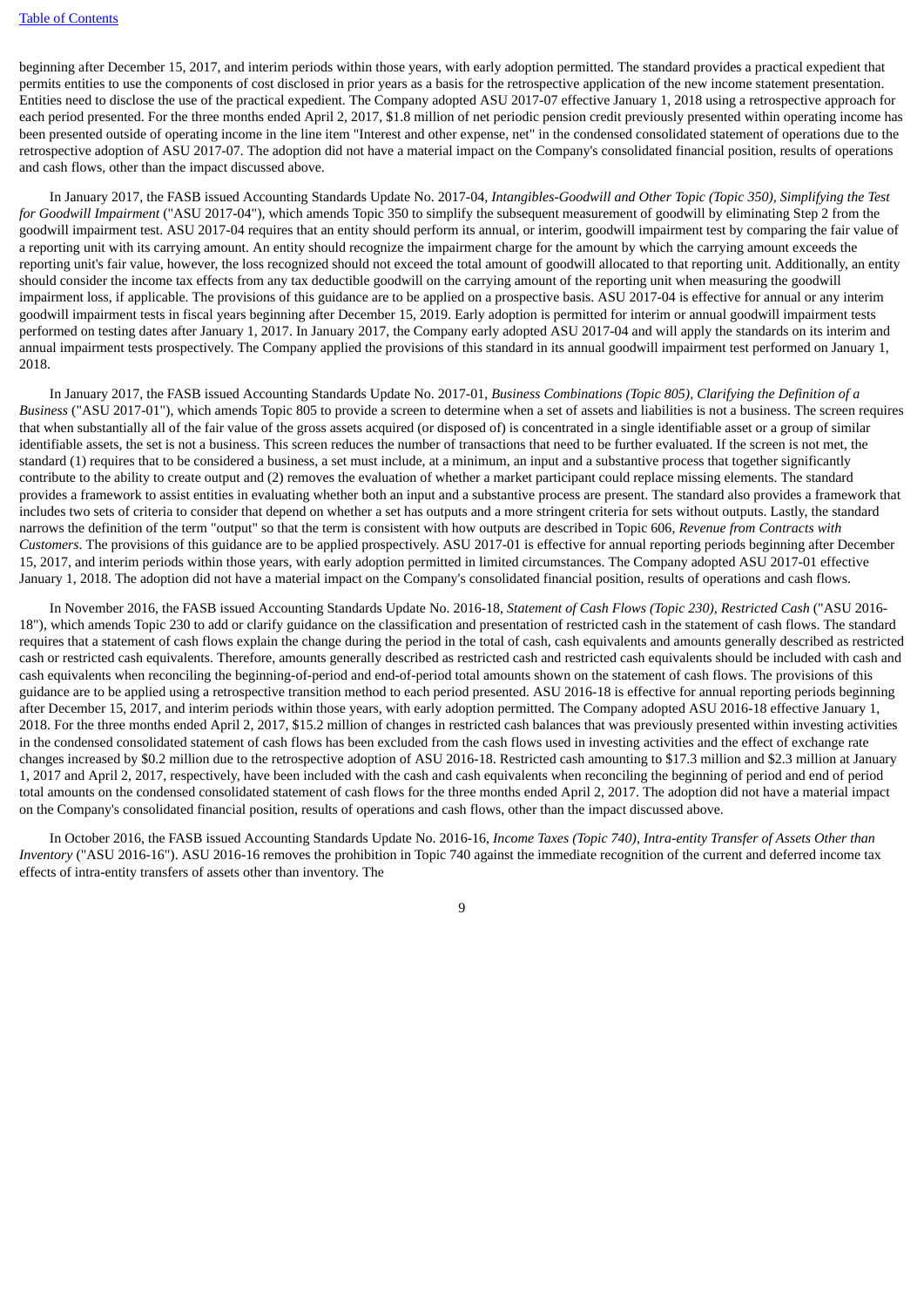beginning after December 15, 2017, and interim periods within those years, with early adoption permitted. The standard provides a practical expedient that permits entities to use the components of cost disclosed in prior years as a basis for the retrospective application of the new income statement presentation. Entities need to disclose the use of the practical expedient. The Company adopted ASU 2017-07 effective January 1, 2018 using a retrospective approach for each period presented. For the three months ended April 2, 2017, $1.8 million of net periodic pension credit previously presented within operating income has been presented outside of operating income in the line item "Interest and other expense, net" in the condensed consolidated statement of operations due to the retrospective adoption of ASU 2017-07. The adoption did not have a material impact on the Company's consolidated financial position, results of operations and cash flows, other than the impact discussed above.

In January 2017, the FASB issued Accounting Standards Update No. 2017-04, *Intangibles-Goodwill and Other Topic (Topic 350), Simplifying the Test for Goodwill Impairment* ("ASU 2017-04"), which amends Topic 350 to simplify the subsequent measurement of goodwill by eliminating Step 2 from the goodwill impairment test. ASU 2017-04 requires that an entity should perform its annual, or interim, goodwill impairment test by comparing the fair value of a reporting unit with its carrying amount. An entity should recognize the impairment charge for the amount by which the carrying amount exceeds the reporting unit's fair value, however, the loss recognized should not exceed the total amount of goodwill allocated to that reporting unit. Additionally, an entity should consider the income tax effects from any tax deductible goodwill on the carrying amount of the reporting unit when measuring the goodwill impairment loss, if applicable. The provisions of this guidance are to be applied on a prospective basis. ASU 2017-04 is effective for annual or any interim goodwill impairment tests in fiscal years beginning after December 15, 2019. Early adoption is permitted for interim or annual goodwill impairment tests performed on testing dates after January 1, 2017. In January 2017, the Company early adopted ASU 2017-04 and will apply the standards on its interim and annual impairment tests prospectively. The Company applied the provisions of this standard in its annual goodwill impairment test performed on January 1, 2018.

In January 2017, the FASB issued Accounting Standards Update No. 2017-01, *Business Combinations (Topic 805), Clarifying the Definition of a Business* ("ASU 2017-01"), which amends Topic 805 to provide a screen to determine when a set of assets and liabilities is not a business. The screen requires that when substantially all of the fair value of the gross assets acquired (or disposed of) is concentrated in a single identifiable asset or a group of similar identifiable assets, the set is not a business. This screen reduces the number of transactions that need to be further evaluated. If the screen is not met, the standard (1) requires that to be considered a business, a set must include, at a minimum, an input and a substantive process that together significantly contribute to the ability to create output and (2) removes the evaluation of whether a market participant could replace missing elements. The standard provides a framework to assist entities in evaluating whether both an input and a substantive process are present. The standard also provides a framework that includes two sets of criteria to consider that depend on whether a set has outputs and a more stringent criteria for sets without outputs. Lastly, the standard narrows the definition of the term "output" so that the term is consistent with how outputs are described in Topic 606, *Revenue from Contracts with Customers*. The provisions of this guidance are to be applied prospectively. ASU 2017-01 is effective for annual reporting periods beginning after December 15, 2017, and interim periods within those years, with early adoption permitted in limited circumstances. The Company adopted ASU 2017-01 effective January 1, 2018. The adoption did not have a material impact on the Company's consolidated financial position, results of operations and cash flows.

In November 2016, the FASB issued Accounting Standards Update No. 2016-18, *Statement of Cash Flows (Topic 230), Restricted Cash* ("ASU 2016-18"), which amends Topic 230 to add or clarify guidance on the classification and presentation of restricted cash in the statement of cash flows. The standard requires that a statement of cash flows explain the change during the period in the total of cash, cash equivalents and amounts generally described as restricted cash or restricted cash equivalents. Therefore, amounts generally described as restricted cash and restricted cash equivalents should be included with cash and cash equivalents when reconciling the beginning-of-period and end-of-period total amounts shown on the statement of cash flows. The provisions of this guidance are to be applied using a retrospective transition method to each period presented. ASU 2016-18 is effective for annual reporting periods beginning after December 15, 2017, and interim periods within those years, with early adoption permitted. The Company adopted ASU 2016-18 effective January 1, 2018. For the three months ended April 2, 2017, $15.2 million of changes in restricted cash balances that was previously presented within investing activities in the condensed consolidated statement of cash flows has been excluded from the cash flows used in investing activities and the effect of exchange rate changes increased by $0.2 million due to the retrospective adoption of ASU 2016-18. Restricted cash amounting to $17.3 million and $2.3 million at January 1, 2017 and April 2, 2017, respectively, have been included with the cash and cash equivalents when reconciling the beginning of period and end of period total amounts on the condensed consolidated statement of cash flows for the three months ended April 2, 2017. The adoption did not have a material impact on the Company's consolidated financial position, results of operations and cash flows, other than the impact discussed above.

In October 2016, the FASB issued Accounting Standards Update No. 2016-16, *Income Taxes (Topic 740), Intra-entity Transfer of Assets Other than Inventory* ("ASU 2016-16"). ASU 2016-16 removes the prohibition in Topic 740 against the immediate recognition of the current and deferred income tax effects of intra-entity transfers of assets other than inventory. The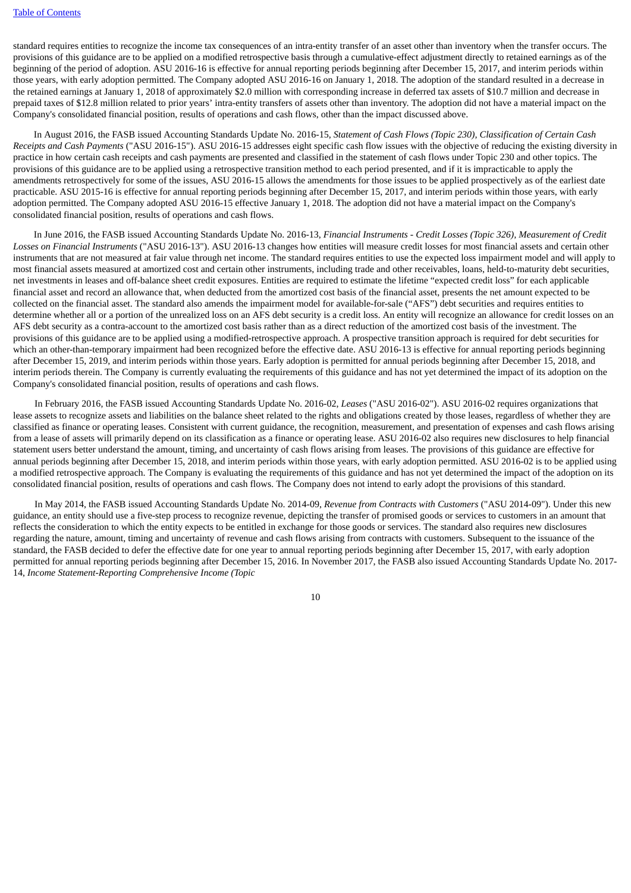standard requires entities to recognize the income tax consequences of an intra-entity transfer of an asset other than inventory when the transfer occurs. The provisions of this guidance are to be applied on a modified retrospective basis through a cumulative-effect adjustment directly to retained earnings as of the beginning of the period of adoption. ASU 2016-16 is effective for annual reporting periods beginning after December 15, 2017, and interim periods within those years, with early adoption permitted. The Company adopted ASU 2016-16 on January 1, 2018. The adoption of the standard resulted in a decrease in the retained earnings at January 1, 2018 of approximately $2.0 million with corresponding increase in deferred tax assets of $10.7 million and decrease in prepaid taxes of $12.8 million related to prior years' intra-entity transfers of assets other than inventory. The adoption did not have a material impact on the Company's consolidated financial position, results of operations and cash flows, other than the impact discussed above.

In August 2016, the FASB issued Accounting Standards Update No. 2016-15, *Statement of Cash Flows (Topic 230), Classification of Certain Cash Receipts and Cash Payments* ("ASU 2016-15"). ASU 2016-15 addresses eight specific cash flow issues with the objective of reducing the existing diversity in practice in how certain cash receipts and cash payments are presented and classified in the statement of cash flows under Topic 230 and other topics. The provisions of this guidance are to be applied using a retrospective transition method to each period presented, and if it is impracticable to apply the amendments retrospectively for some of the issues, ASU 2016-15 allows the amendments for those issues to be applied prospectively as of the earliest date practicable. ASU 2015-16 is effective for annual reporting periods beginning after December 15, 2017, and interim periods within those years, with early adoption permitted. The Company adopted ASU 2016-15 effective January 1, 2018. The adoption did not have a material impact on the Company's consolidated financial position, results of operations and cash flows.

In June 2016, the FASB issued Accounting Standards Update No. 2016-13, *Financial Instruments - Credit Losses (Topic 326), Measurement of Credit Losses on Financial Instruments* ("ASU 2016-13"). ASU 2016-13 changes how entities will measure credit losses for most financial assets and certain other instruments that are not measured at fair value through net income. The standard requires entities to use the expected loss impairment model and will apply to most financial assets measured at amortized cost and certain other instruments, including trade and other receivables, loans, held-to-maturity debt securities, net investments in leases and off-balance sheet credit exposures. Entities are required to estimate the lifetime "expected credit loss" for each applicable financial asset and record an allowance that, when deducted from the amortized cost basis of the financial asset, presents the net amount expected to be collected on the financial asset. The standard also amends the impairment model for available-for-sale ("AFS") debt securities and requires entities to determine whether all or a portion of the unrealized loss on an AFS debt security is a credit loss. An entity will recognize an allowance for credit losses on an AFS debt security as a contra-account to the amortized cost basis rather than as a direct reduction of the amortized cost basis of the investment. The provisions of this guidance are to be applied using a modified-retrospective approach. A prospective transition approach is required for debt securities for which an other-than-temporary impairment had been recognized before the effective date. ASU 2016-13 is effective for annual reporting periods beginning after December 15, 2019, and interim periods within those years. Early adoption is permitted for annual periods beginning after December 15, 2018, and interim periods therein. The Company is currently evaluating the requirements of this guidance and has not yet determined the impact of its adoption on the Company's consolidated financial position, results of operations and cash flows.

In February 2016, the FASB issued Accounting Standards Update No. 2016-02, *Leases* ("ASU 2016-02"). ASU 2016-02 requires organizations that lease assets to recognize assets and liabilities on the balance sheet related to the rights and obligations created by those leases, regardless of whether they are classified as finance or operating leases. Consistent with current guidance, the recognition, measurement, and presentation of expenses and cash flows arising from a lease of assets will primarily depend on its classification as a finance or operating lease. ASU 2016-02 also requires new disclosures to help financial statement users better understand the amount, timing, and uncertainty of cash flows arising from leases. The provisions of this guidance are effective for annual periods beginning after December 15, 2018, and interim periods within those years, with early adoption permitted. ASU 2016-02 is to be applied using a modified retrospective approach. The Company is evaluating the requirements of this guidance and has not yet determined the impact of the adoption on its consolidated financial position, results of operations and cash flows. The Company does not intend to early adopt the provisions of this standard.

In May 2014, the FASB issued Accounting Standards Update No. 2014-09, *Revenue from Contracts with Customers* ("ASU 2014-09"). Under this new guidance, an entity should use a five-step process to recognize revenue, depicting the transfer of promised goods or services to customers in an amount that reflects the consideration to which the entity expects to be entitled in exchange for those goods or services. The standard also requires new disclosures regarding the nature, amount, timing and uncertainty of revenue and cash flows arising from contracts with customers. Subsequent to the issuance of the standard, the FASB decided to defer the effective date for one year to annual reporting periods beginning after December 15, 2017, with early adoption permitted for annual reporting periods beginning after December 15, 2016. In November 2017, the FASB also issued Accounting Standards Update No. 2017-14, *Income Statement-Reporting Comprehensive Income (Topic*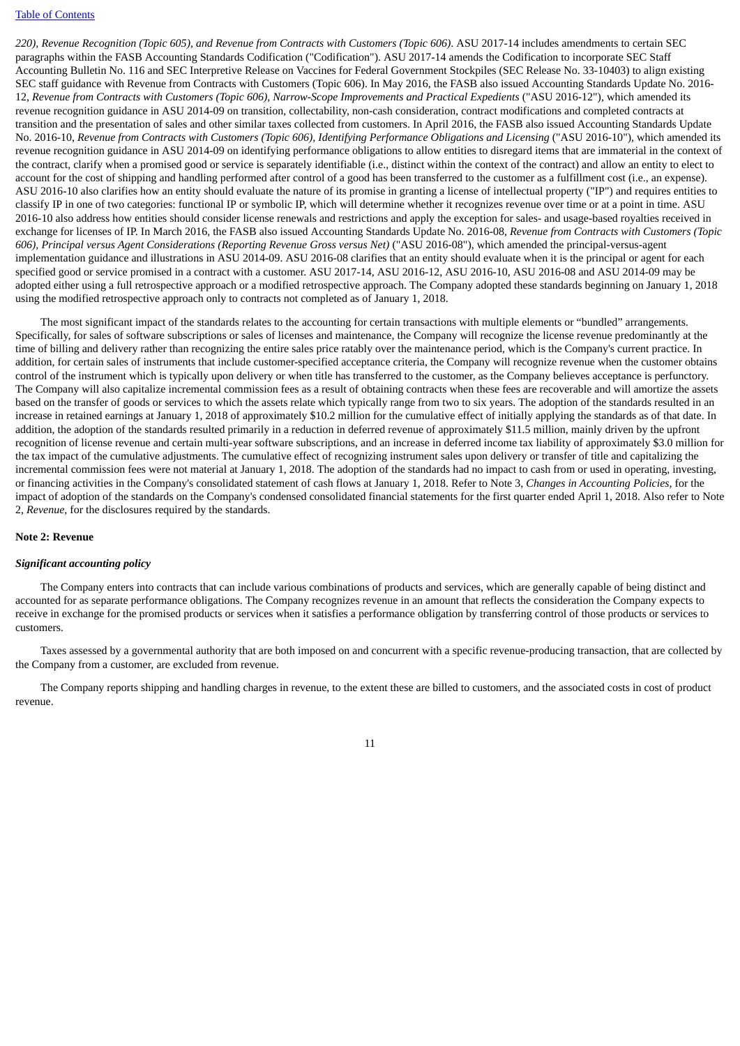*220), Revenue Recognition (Topic 605), and Revenue from Contracts with Customers (Topic 606)*. ASU 2017-14 includes amendments to certain SEC paragraphs within the FASB Accounting Standards Codification ("Codification"). ASU 2017-14 amends the Codification to incorporate SEC Staff Accounting Bulletin No. 116 and SEC Interpretive Release on Vaccines for Federal Government Stockpiles (SEC Release No. 33-10403) to align existing SEC staff guidance with Revenue from Contracts with Customers (Topic 606). In May 2016, the FASB also issued Accounting Standards Update No. 2016-12, *Revenue from Contracts with Customers (Topic 606), Narrow-Scope Improvements and Practical Expedients* ("ASU 2016-12"), which amended its revenue recognition guidance in ASU 2014-09 on transition, collectability, non-cash consideration, contract modifications and completed contracts at transition and the presentation of sales and other similar taxes collected from customers. In April 2016, the FASB also issued Accounting Standards Update No. 2016-10, *Revenue from Contracts with Customers (Topic 606), Identifying Performance Obligations and Licensing* ("ASU 2016-10"), which amended its revenue recognition guidance in ASU 2014-09 on identifying performance obligations to allow entities to disregard items that are immaterial in the context of the contract, clarify when a promised good or service is separately identifiable (i.e., distinct within the context of the contract) and allow an entity to elect to account for the cost of shipping and handling performed after control of a good has been transferred to the customer as a fulfillment cost (i.e., an expense). ASU 2016-10 also clarifies how an entity should evaluate the nature of its promise in granting a license of intellectual property ("IP") and requires entities to classify IP in one of two categories: functional IP or symbolic IP, which will determine whether it recognizes revenue over time or at a point in time. ASU 2016-10 also address how entities should consider license renewals and restrictions and apply the exception for sales- and usage-based royalties received in exchange for licenses of IP. In March 2016, the FASB also issued Accounting Standards Update No. 2016-08, *Revenue from Contracts with Customers (Topic 606), Principal versus Agent Considerations (Reporting Revenue Gross versus Net)* ("ASU 2016-08"), which amended the principal-versus-agent implementation guidance and illustrations in ASU 2014-09. ASU 2016-08 clarifies that an entity should evaluate when it is the principal or agent for each specified good or service promised in a contract with a customer. ASU 2017-14, ASU 2016-12, ASU 2016-10, ASU 2016-08 and ASU 2014-09 may be adopted either using a full retrospective approach or a modified retrospective approach. The Company adopted these standards beginning on January 1, 2018 using the modified retrospective approach only to contracts not completed as of January 1, 2018.

The most significant impact of the standards relates to the accounting for certain transactions with multiple elements or "bundled" arrangements. Specifically, for sales of software subscriptions or sales of licenses and maintenance, the Company will recognize the license revenue predominantly at the time of billing and delivery rather than recognizing the entire sales price ratably over the maintenance period, which is the Company's current practice. In addition, for certain sales of instruments that include customer-specified acceptance criteria, the Company will recognize revenue when the customer obtains control of the instrument which is typically upon delivery or when title has transferred to the customer, as the Company believes acceptance is perfunctory. The Company will also capitalize incremental commission fees as a result of obtaining contracts when these fees are recoverable and will amortize the assets based on the transfer of goods or services to which the assets relate which typically range from two to six years. The adoption of the standards resulted in an increase in retained earnings at January 1, 2018 of approximately $10.2 million for the cumulative effect of initially applying the standards as of that date. In addition, the adoption of the standards resulted primarily in a reduction in deferred revenue of approximately $11.5 million, mainly driven by the upfront recognition of license revenue and certain multi-year software subscriptions, and an increase in deferred income tax liability of approximately $3.0 million for the tax impact of the cumulative adjustments. The cumulative effect of recognizing instrument sales upon delivery or transfer of title and capitalizing the incremental commission fees were not material at January 1, 2018. The adoption of the standards had no impact to cash from or used in operating, investing, or financing activities in the Company's consolidated statement of cash flows at January 1, 2018. Refer to Note 3, *Changes in Accounting Policies,* for the impact of adoption of the standards on the Company's condensed consolidated financial statements for the first quarter ended April 1, 2018. Also refer to Note 2, *Revenue,* for the disclosures required by the standards.

**Note 2: Revenue**

***Significant accounting policy***

The Company enters into contracts that can include various combinations of products and services, which are generally capable of being distinct and accounted for as separate performance obligations. The Company recognizes revenue in an amount that reflects the consideration the Company expects to receive in exchange for the promised products or services when it satisfies a performance obligation by transferring control of those products or services to customers.

Taxes assessed by a governmental authority that are both imposed on and concurrent with a specific revenue-producing transaction, that are collected by the Company from a customer, are excluded from revenue.

The Company reports shipping and handling charges in revenue, to the extent these are billed to customers, and the associated costs in cost of product revenue.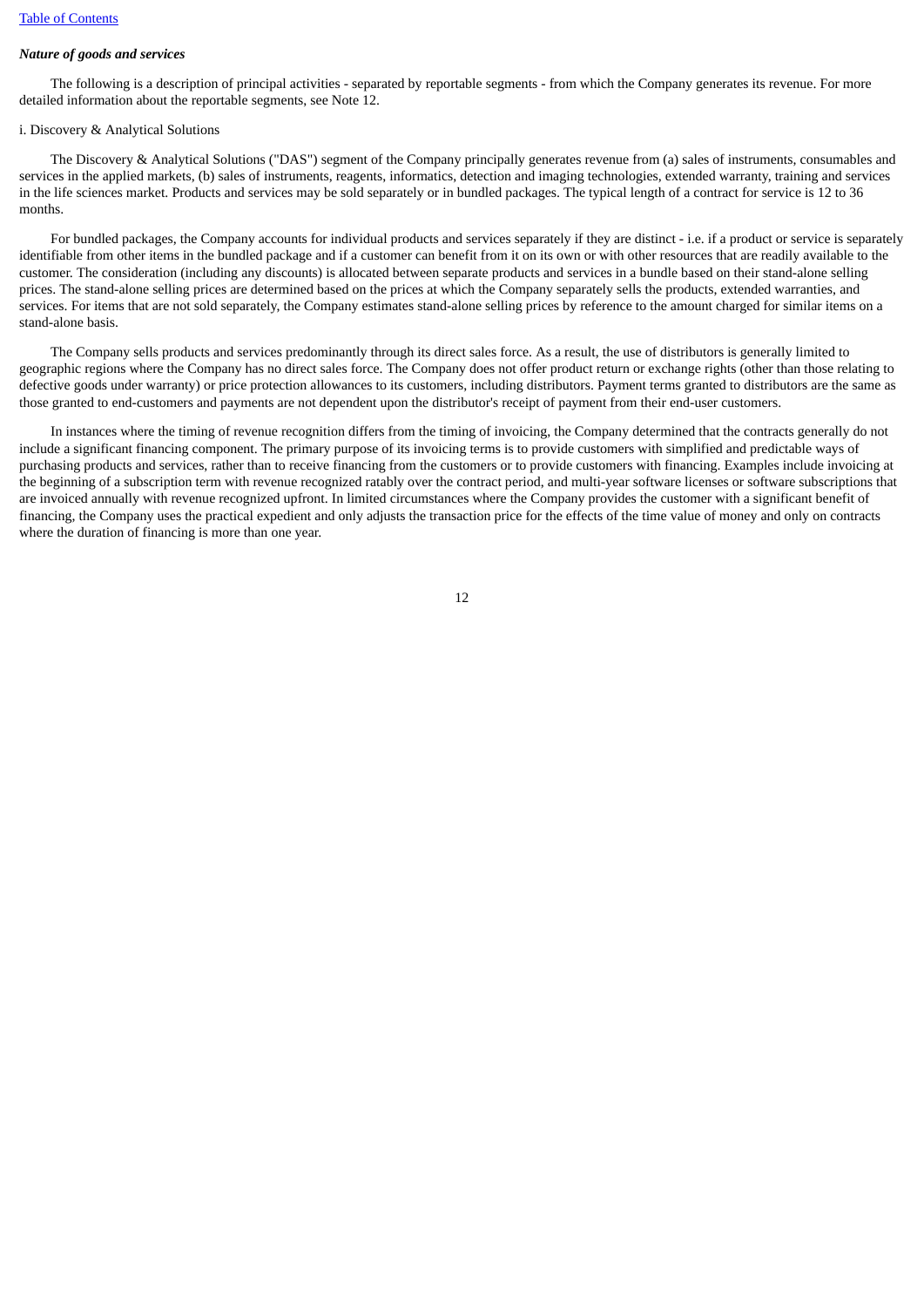***Nature of goods and services***

The following is a description of principal activities - separated by reportable segments - from which the Company generates its revenue. For more detailed information about the reportable segments, see Note 12.

i. Discovery & Analytical Solutions

The Discovery & Analytical Solutions ("DAS") segment of the Company principally generates revenue from (a) sales of instruments, consumables and services in the applied markets, (b) sales of instruments, reagents, informatics, detection and imaging technologies, extended warranty, training and services in the life sciences market. Products and services may be sold separately or in bundled packages. The typical length of a contract for service is 12 to 36 months.

For bundled packages, the Company accounts for individual products and services separately if they are distinct - i.e. if a product or service is separately identifiable from other items in the bundled package and if a customer can benefit from it on its own or with other resources that are readily available to the customer. The consideration (including any discounts) is allocated between separate products and services in a bundle based on their stand-alone selling prices. The stand-alone selling prices are determined based on the prices at which the Company separately sells the products, extended warranties, and services. For items that are not sold separately, the Company estimates stand-alone selling prices by reference to the amount charged for similar items on a stand-alone basis.

The Company sells products and services predominantly through its direct sales force. As a result, the use of distributors is generally limited to geographic regions where the Company has no direct sales force. The Company does not offer product return or exchange rights (other than those relating to defective goods under warranty) or price protection allowances to its customers, including distributors. Payment terms granted to distributors are the same as those granted to end-customers and payments are not dependent upon the distributor's receipt of payment from their end-user customers.

In instances where the timing of revenue recognition differs from the timing of invoicing, the Company determined that the contracts generally do not include a significant financing component. The primary purpose of its invoicing terms is to provide customers with simplified and predictable ways of purchasing products and services, rather than to receive financing from the customers or to provide customers with financing. Examples include invoicing at the beginning of a subscription term with revenue recognized ratably over the contract period, and multi-year software licenses or software subscriptions that are invoiced annually with revenue recognized upfront. In limited circumstances where the Company provides the customer with a significant benefit of financing, the Company uses the practical expedient and only adjusts the transaction price for the effects of the time value of money and only on contracts where the duration of financing is more than one year.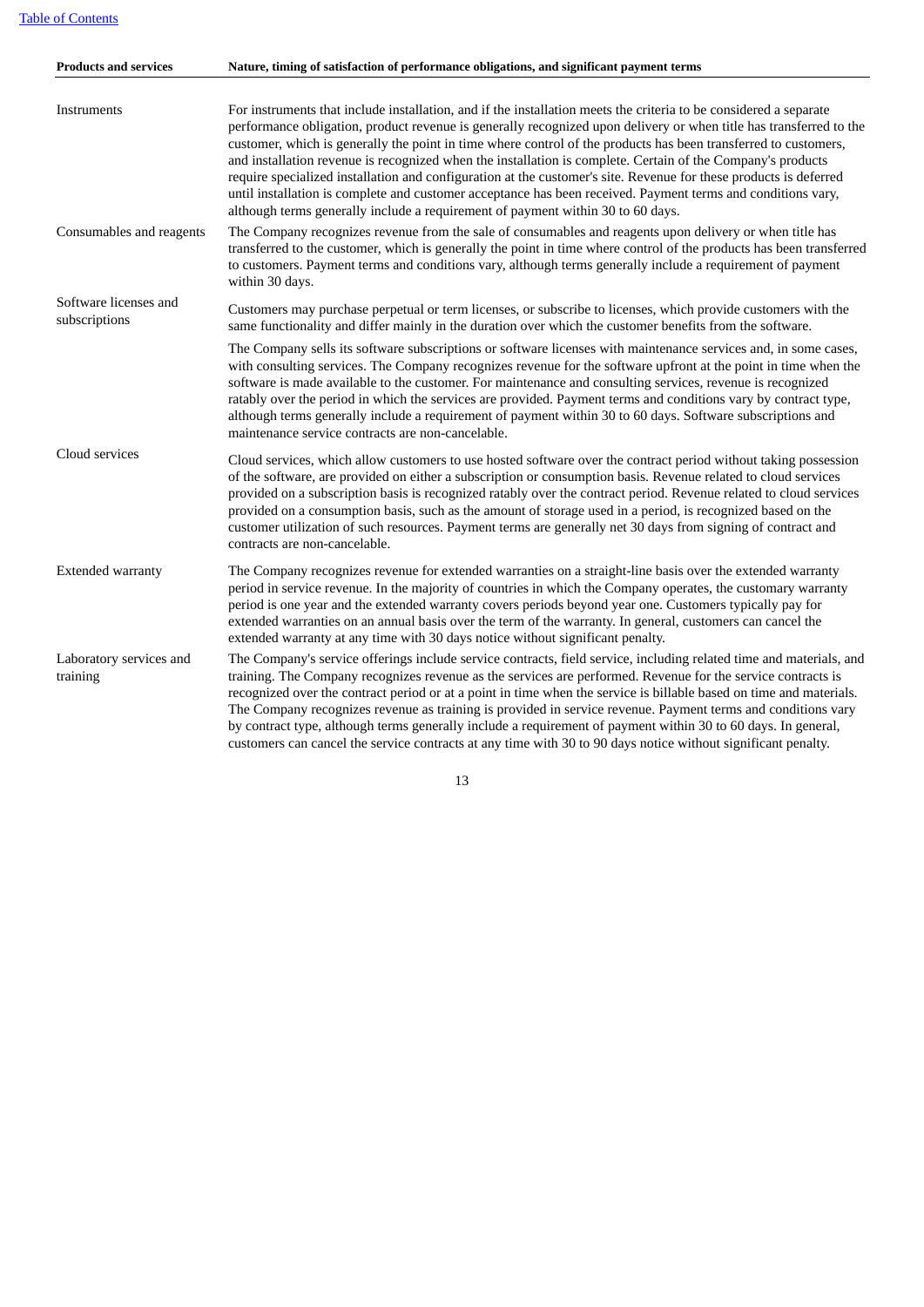| Products and services | Nature, timing of satisfaction of performance obligations, and significant payment terms |
|---|---|
| Instruments | For instruments that include installation, and if the installation meets the criteria to be considered a separate performance obligation, product revenue is generally recognized upon delivery or when title has transferred to the customer, which is generally the point in time where control of the products has been transferred to customers, and installation revenue is recognized when the installation is complete. Certain of the Company's products require specialized installation and configuration at the customer's site. Revenue for these products is deferred until installation is complete and customer acceptance has been received. Payment terms and conditions vary, although terms generally include a requirement of payment within 30 to 60 days. |
| Consumables and reagents | The Company recognizes revenue from the sale of consumables and reagents upon delivery or when title has transferred to the customer, which is generally the point in time where control of the products has been transferred to customers. Payment terms and conditions vary, although terms generally include a requirement of payment within 30 days. |
| Software licenses and subscriptions | Customers may purchase perpetual or term licenses, or subscribe to licenses, which provide customers with the same functionality and differ mainly in the duration over which the customer benefits from the software.<br><br>The Company sells its software subscriptions or software licenses with maintenance services and, in some cases, with consulting services. The Company recognizes revenue for the software upfront at the point in time when the software is made available to the customer. For maintenance and consulting services, revenue is recognized ratably over the period in which the services are provided. Payment terms and conditions vary by contract type, although terms generally include a requirement of payment within 30 to 60 days. Software subscriptions and maintenance service contracts are non-cancelable. |
| Cloud services | Cloud services, which allow customers to use hosted software over the contract period without taking possession of the software, are provided on either a subscription or consumption basis. Revenue related to cloud services provided on a subscription basis is recognized ratably over the contract period. Revenue related to cloud services provided on a consumption basis, such as the amount of storage used in a period, is recognized based on the customer utilization of such resources. Payment terms are generally net 30 days from signing of contract and contracts are non-cancelable. |
| Extended warranty | The Company recognizes revenue for extended warranties on a straight-line basis over the extended warranty period in service revenue. In the majority of countries in which the Company operates, the customary warranty period is one year and the extended warranty covers periods beyond year one. Customers typically pay for extended warranties on an annual basis over the term of the warranty. In general, customers can cancel the extended warranty at any time with 30 days notice without significant penalty. |
| Laboratory services and training | The Company's service offerings include service contracts, field service, including related time and materials, and training. The Company recognizes revenue as the services are performed. Revenue for the service contracts is recognized over the contract period or at a point in time when the service is billable based on time and materials. The Company recognizes revenue as training is provided in service revenue. Payment terms and conditions vary by contract type, although terms generally include a requirement of payment within 30 to 60 days. In general, customers can cancel the service contracts at any time with 30 to 90 days notice without significant penalty. |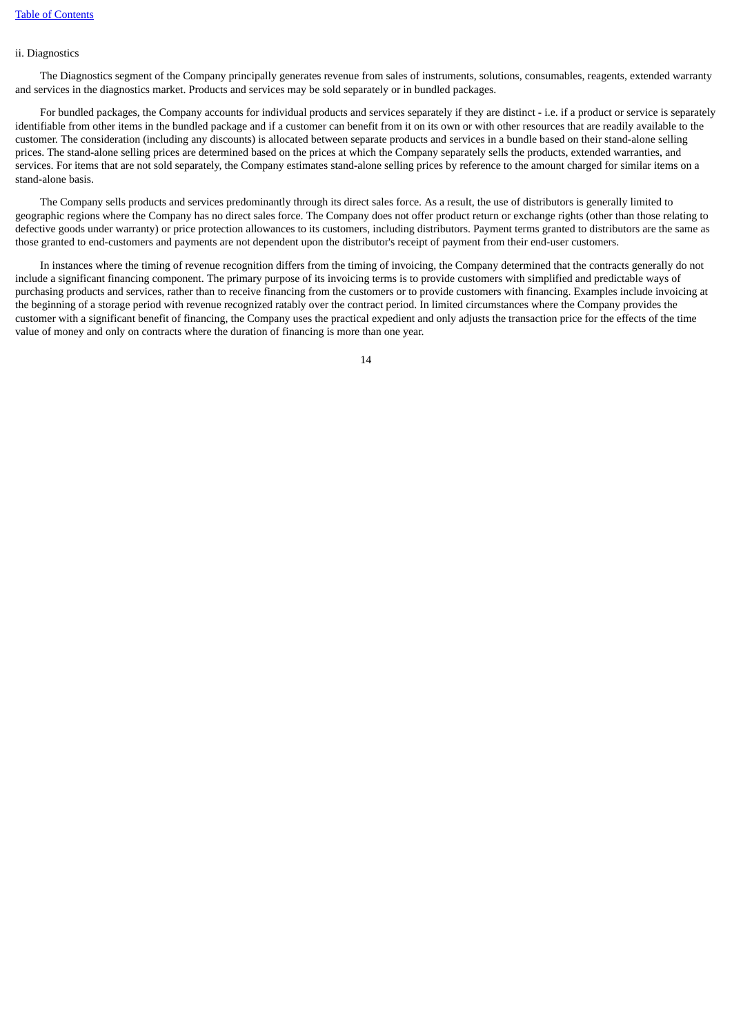ii. Diagnostics

The Diagnostics segment of the Company principally generates revenue from sales of instruments, solutions, consumables, reagents, extended warranty and services in the diagnostics market. Products and services may be sold separately or in bundled packages.

For bundled packages, the Company accounts for individual products and services separately if they are distinct - i.e. if a product or service is separately identifiable from other items in the bundled package and if a customer can benefit from it on its own or with other resources that are readily available to the customer. The consideration (including any discounts) is allocated between separate products and services in a bundle based on their stand-alone selling prices. The stand-alone selling prices are determined based on the prices at which the Company separately sells the products, extended warranties, and services. For items that are not sold separately, the Company estimates stand-alone selling prices by reference to the amount charged for similar items on a stand-alone basis.

The Company sells products and services predominantly through its direct sales force. As a result, the use of distributors is generally limited to geographic regions where the Company has no direct sales force. The Company does not offer product return or exchange rights (other than those relating to defective goods under warranty) or price protection allowances to its customers, including distributors. Payment terms granted to distributors are the same as those granted to end-customers and payments are not dependent upon the distributor's receipt of payment from their end-user customers.

In instances where the timing of revenue recognition differs from the timing of invoicing, the Company determined that the contracts generally do not include a significant financing component. The primary purpose of its invoicing terms is to provide customers with simplified and predictable ways of purchasing products and services, rather than to receive financing from the customers or to provide customers with financing. Examples include invoicing at the beginning of a storage period with revenue recognized ratably over the contract period. In limited circumstances where the Company provides the customer with a significant benefit of financing, the Company uses the practical expedient and only adjusts the transaction price for the effects of the time value of money and only on contracts where the duration of financing is more than one year.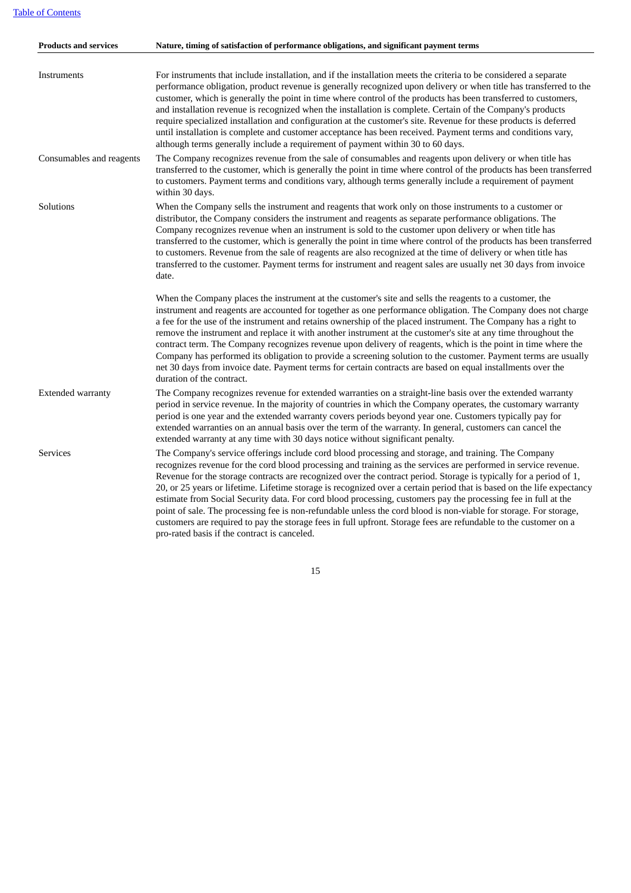| Products and services | Nature, timing of satisfaction of performance obligations, and significant payment terms |
|---|---|
| Instruments | For instruments that include installation, and if the installation meets the criteria to be considered a separate performance obligation, product revenue is generally recognized upon delivery or when title has transferred to the customer, which is generally the point in time where control of the products has been transferred to customers, and installation revenue is recognized when the installation is complete. Certain of the Company's products require specialized installation and configuration at the customer's site. Revenue for these products is deferred until installation is complete and customer acceptance has been received. Payment terms and conditions vary, although terms generally include a requirement of payment within 30 to 60 days. |
| Consumables and reagents | The Company recognizes revenue from the sale of consumables and reagents upon delivery or when title has transferred to the customer, which is generally the point in time where control of the products has been transferred to customers. Payment terms and conditions vary, although terms generally include a requirement of payment within 30 days. |
| Solutions | When the Company sells the instrument and reagents that work only on those instruments to a customer or distributor, the Company considers the instrument and reagents as separate performance obligations. The Company recognizes revenue when an instrument is sold to the customer upon delivery or when title has transferred to the customer, which is generally the point in time where control of the products has been transferred to customers. Revenue from the sale of reagents are also recognized at the time of delivery or when title has transferred to the customer. Payment terms for instrument and reagent sales are usually net 30 days from invoice date. |
| | When the Company places the instrument at the customer's site and sells the reagents to a customer, the instrument and reagents are accounted for together as one performance obligation. The Company does not charge a fee for the use of the instrument and retains ownership of the placed instrument. The Company has a right to remove the instrument and replace it with another instrument at the customer's site at any time throughout the contract term. The Company recognizes revenue upon delivery of reagents, which is the point in time where the Company has performed its obligation to provide a screening solution to the customer. Payment terms are usually net 30 days from invoice date. Payment terms for certain contracts are based on equal installments over the duration of the contract. |
| Extended warranty | The Company recognizes revenue for extended warranties on a straight-line basis over the extended warranty period in service revenue. In the majority of countries in which the Company operates, the customary warranty period is one year and the extended warranty covers periods beyond year one. Customers typically pay for extended warranties on an annual basis over the term of the warranty. In general, customers can cancel the extended warranty at any time with 30 days notice without significant penalty. |
| Services | The Company's service offerings include cord blood processing and storage, and training. The Company recognizes revenue for the cord blood processing and training as the services are performed in service revenue. Revenue for the storage contracts are recognized over the contract period. Storage is typically for a period of 1, 20, or 25 years or lifetime. Lifetime storage is recognized over a certain period that is based on the life expectancy estimate from Social Security data. For cord blood processing, customers pay the processing fee in full at the point of sale. The processing fee is non-refundable unless the cord blood is non-viable for storage. For storage, customers are required to pay the storage fees in full upfront. Storage fees are refundable to the customer on a pro-rated basis if the contract is canceled. |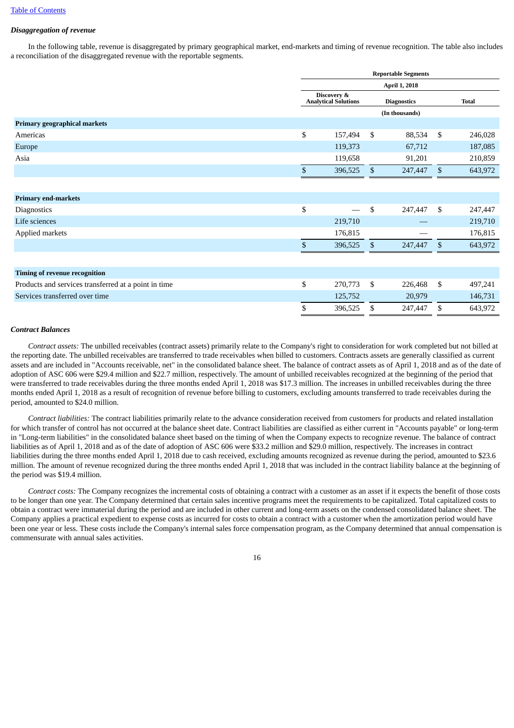### *Disaggregation of revenue*

In the following table, revenue is disaggregated by primary geographical market, end-markets and timing of revenue recognition. The table also includes a reconciliation of the disaggregated revenue with the reportable segments.

| | Reportable Segments | | |
|---|---|---|---|
| | April 1, 2018 | | |
| | Discovery & Analytical Solutions | Diagnostics | Total |
| | (In thousands) | | |
| **Primary geographical markets** | | | |
| Americas | $ 157,494 | $ 88,534 | $ 246,028 |
| Europe | 119,373 | 67,712 | 187,085 |
| Asia | 119,658 | 91,201 | 210,859 |
| | $ 396,525 | $ 247,447 | $ 643,972 |
| **Primary end-markets** | | | |
| Diagnostics | $ — | $ 247,447 | $ 247,447 |
| Life sciences | 219,710 | — | 219,710 |
| Applied markets | 176,815 | — | 176,815 |
| | $ 396,525 | $ 247,447 | $ 643,972 |
| **Timing of revenue recognition** | | | |
| Products and services transferred at a point in time | $ 270,773 | $ 226,468 | $ 497,241 |
| Services transferred over time | 125,752 | 20,979 | 146,731 |
| | $ 396,525 | $ 247,447 | $ 643,972 |

### *Contract Balances*

*Contract assets:* The unbilled receivables (contract assets) primarily relate to the Company's right to consideration for work completed but not billed at the reporting date. The unbilled receivables are transferred to trade receivables when billed to customers. Contracts assets are generally classified as current assets and are included in "Accounts receivable, net" in the consolidated balance sheet. The balance of contract assets as of April 1, 2018 and as of the date of adoption of ASC 606 were $29.4 million and $22.7 million, respectively. The amount of unbilled receivables recognized at the beginning of the period that were transferred to trade receivables during the three months ended April 1, 2018 was $17.3 million. The increases in unbilled receivables during the three months ended April 1, 2018 as a result of recognition of revenue before billing to customers, excluding amounts transferred to trade receivables during the period, amounted to $24.0 million.

*Contract liabilities:* The contract liabilities primarily relate to the advance consideration received from customers for products and related installation for which transfer of control has not occurred at the balance sheet date. Contract liabilities are classified as either current in "Accounts payable" or long-term in "Long-term liabilities" in the consolidated balance sheet based on the timing of when the Company expects to recognize revenue. The balance of contract liabilities as of April 1, 2018 and as of the date of adoption of ASC 606 were $33.2 million and $29.0 million, respectively. The increases in contract liabilities during the three months ended April 1, 2018 due to cash received, excluding amounts recognized as revenue during the period, amounted to $23.6 million. The amount of revenue recognized during the three months ended April 1, 2018 that was included in the contract liability balance at the beginning of the period was $19.4 million.

*Contract costs:* The Company recognizes the incremental costs of obtaining a contract with a customer as an asset if it expects the benefit of those costs to be longer than one year. The Company determined that certain sales incentive programs meet the requirements to be capitalized. Total capitalized costs to obtain a contract were immaterial during the period and are included in other current and long-term assets on the condensed consolidated balance sheet. The Company applies a practical expedient to expense costs as incurred for costs to obtain a contract with a customer when the amortization period would have been one year or less. These costs include the Company's internal sales force compensation program, as the Company determined that annual compensation is commensurate with annual sales activities.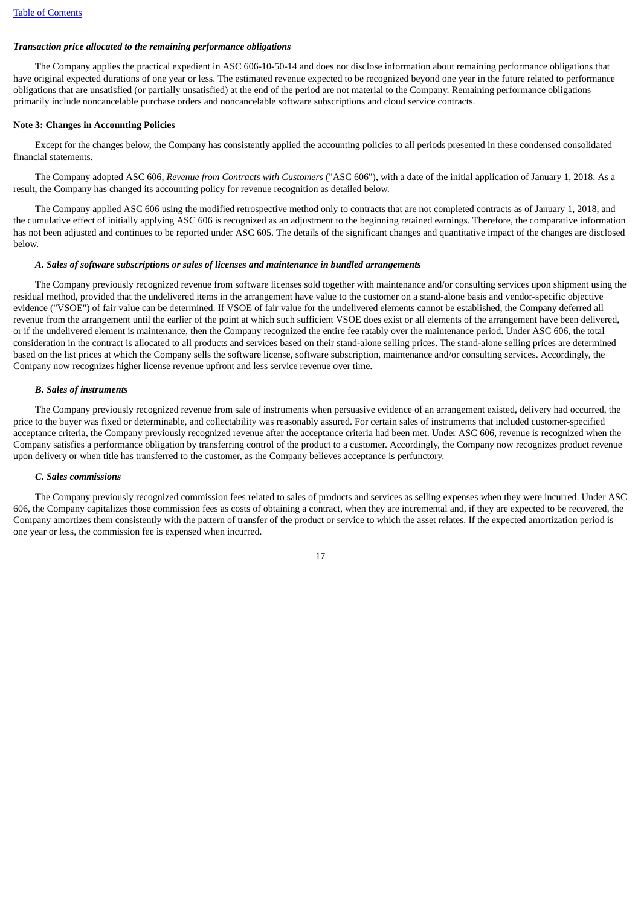*Transaction price allocated to the remaining performance obligations*

The Company applies the practical expedient in ASC 606-10-50-14 and does not disclose information about remaining performance obligations that have original expected durations of one year or less. The estimated revenue expected to be recognized beyond one year in the future related to performance obligations that are unsatisfied (or partially unsatisfied) at the end of the period are not material to the Company. Remaining performance obligations primarily include noncancelable purchase orders and noncancelable software subscriptions and cloud service contracts.

**Note 3: Changes in Accounting Policies**

Except for the changes below, the Company has consistently applied the accounting policies to all periods presented in these condensed consolidated financial statements.

The Company adopted ASC 606, *Revenue from Contracts with Customers* ("ASC 606"), with a date of the initial application of January 1, 2018. As a result, the Company has changed its accounting policy for revenue recognition as detailed below.

The Company applied ASC 606 using the modified retrospective method only to contracts that are not completed contracts as of January 1, 2018, and the cumulative effect of initially applying ASC 606 is recognized as an adjustment to the beginning retained earnings. Therefore, the comparative information has not been adjusted and continues to be reported under ASC 605. The details of the significant changes and quantitative impact of the changes are disclosed below.

***A. Sales of software subscriptions or sales of licenses and maintenance in bundled arrangements***

The Company previously recognized revenue from software licenses sold together with maintenance and/or consulting services upon shipment using the residual method, provided that the undelivered items in the arrangement have value to the customer on a stand-alone basis and vendor-specific objective evidence ("VSOE") of fair value can be determined. If VSOE of fair value for the undelivered elements cannot be established, the Company deferred all revenue from the arrangement until the earlier of the point at which such sufficient VSOE does exist or all elements of the arrangement have been delivered, or if the undelivered element is maintenance, then the Company recognized the entire fee ratably over the maintenance period. Under ASC 606, the total consideration in the contract is allocated to all products and services based on their stand-alone selling prices. The stand-alone selling prices are determined based on the list prices at which the Company sells the software license, software subscription, maintenance and/or consulting services. Accordingly, the Company now recognizes higher license revenue upfront and less service revenue over time.

***B. Sales of instruments***

The Company previously recognized revenue from sale of instruments when persuasive evidence of an arrangement existed, delivery had occurred, the price to the buyer was fixed or determinable, and collectability was reasonably assured. For certain sales of instruments that included customer-specified acceptance criteria, the Company previously recognized revenue after the acceptance criteria had been met. Under ASC 606, revenue is recognized when the Company satisfies a performance obligation by transferring control of the product to a customer. Accordingly, the Company now recognizes product revenue upon delivery or when title has transferred to the customer, as the Company believes acceptance is perfunctory.

***C. Sales commissions***

The Company previously recognized commission fees related to sales of products and services as selling expenses when they were incurred. Under ASC 606, the Company capitalizes those commission fees as costs of obtaining a contract, when they are incremental and, if they are expected to be recovered, the Company amortizes them consistently with the pattern of transfer of the product or service to which the asset relates. If the expected amortization period is one year or less, the commission fee is expensed when incurred.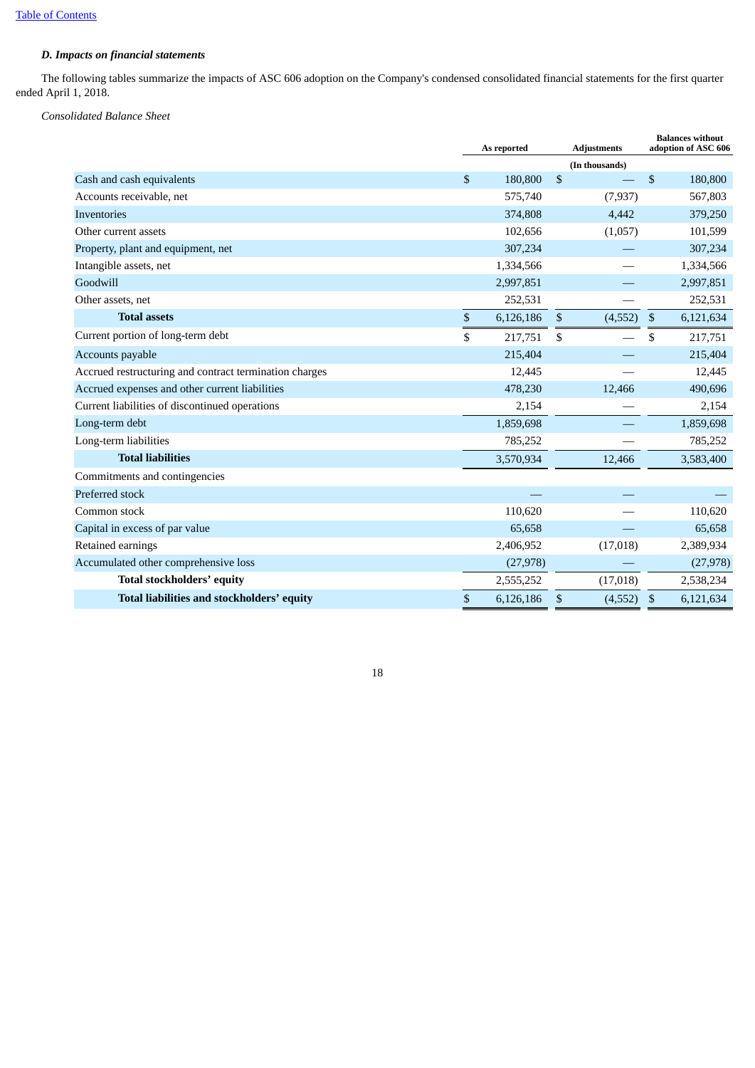[Table of Contents](#)

***D. Impacts on financial statements***

The following tables summarize the impacts of ASC 606 adoption on the Company's condensed consolidated financial statements for the first quarter ended April 1, 2018.

*Consolidated Balance Sheet*

| | As reported | Adjustments | Balances without adoption of ASC 606 |
|---|---|---|---|
| | | (In thousands) | |
| Cash and cash equivalents | $ 180,800 | $ — | $ 180,800 |
| Accounts receivable, net | 575,740 | (7,937) | 567,803 |
| Inventories | 374,808 | 4,442 | 379,250 |
| Other current assets | 102,656 | (1,057) | 101,599 |
| Property, plant and equipment, net | 307,234 | — | 307,234 |
| Intangible assets, net | 1,334,566 | — | 1,334,566 |
| Goodwill | 2,997,851 | — | 2,997,851 |
| Other assets, net | 252,531 | — | 252,531 |
| **Total assets** | $ 6,126,186 | $ (4,552) | $ 6,121,634 |
| Current portion of long-term debt | $ 217,751 | $ — | $ 217,751 |
| Accounts payable | 215,404 | — | 215,404 |
| Accrued restructuring and contract termination charges | 12,445 | — | 12,445 |
| Accrued expenses and other current liabilities | 478,230 | 12,466 | 490,696 |
| Current liabilities of discontinued operations | 2,154 | — | 2,154 |
| Long-term debt | 1,859,698 | — | 1,859,698 |
| Long-term liabilities | 785,252 | — | 785,252 |
| **Total liabilities** | 3,570,934 | 12,466 | 3,583,400 |
| Commitments and contingencies | | | |
| Preferred stock | — | — | — |
| Common stock | 110,620 | — | 110,620 |
| Capital in excess of par value | 65,658 | — | 65,658 |
| Retained earnings | 2,406,952 | (17,018) | 2,389,934 |
| Accumulated other comprehensive loss | (27,978) | — | (27,978) |
| **Total stockholders' equity** | 2,555,252 | (17,018) | 2,538,234 |
| **Total liabilities and stockholders' equity** | $ 6,126,186 | $ (4,552) | $ 6,121,634 |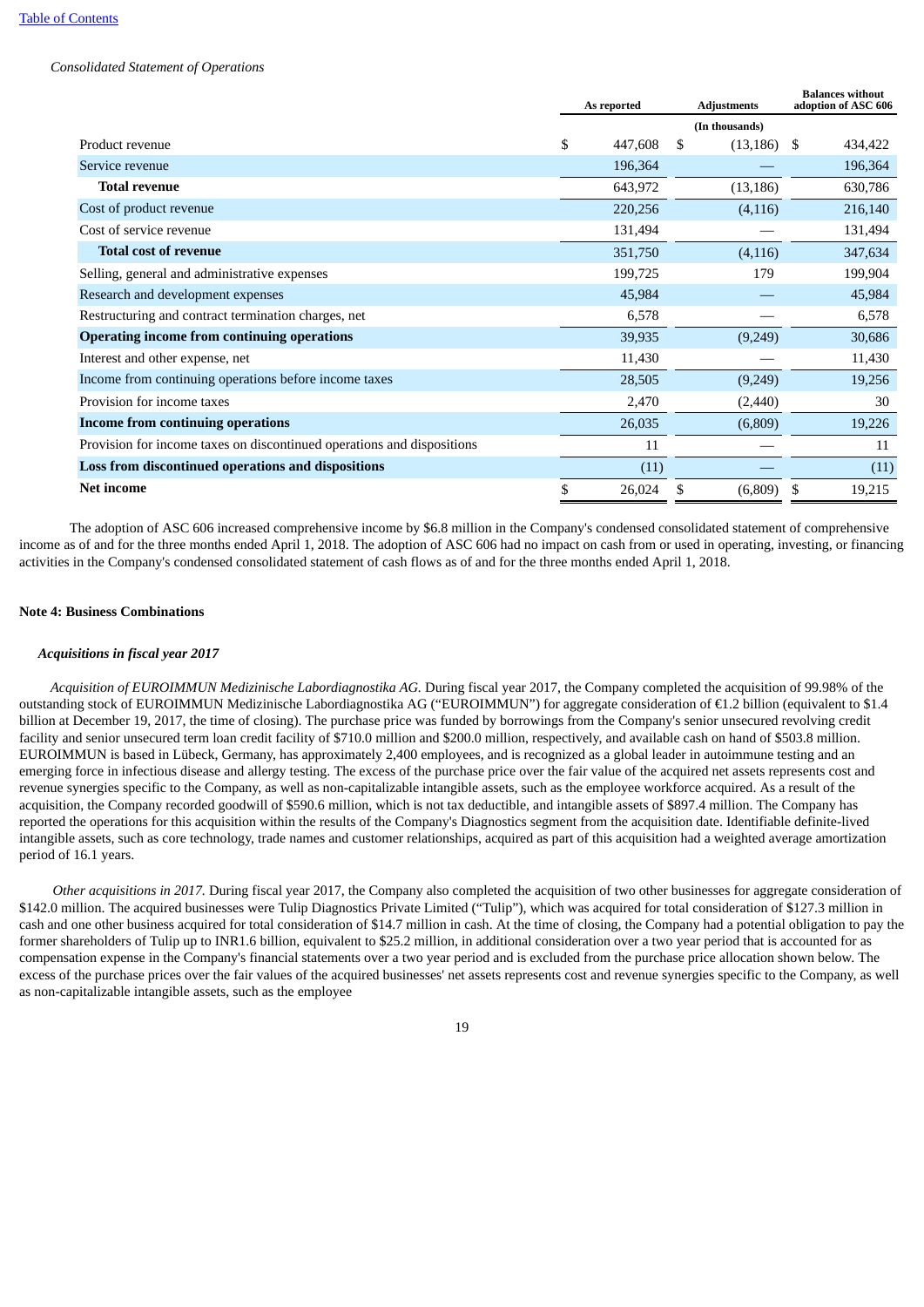*Consolidated Statement of Operations*

| | As reported | Adjustments | Balances without adoption of ASC 606 |
|---|---|---|---|
| | | (In thousands) | |
| Product revenue | $ 447,608 | $ (13,186) | $ 434,422 |
| Service revenue | 196,364 | — | 196,364 |
| **Total revenue** | 643,972 | (13,186) | 630,786 |
| Cost of product revenue | 220,256 | (4,116) | 216,140 |
| Cost of service revenue | 131,494 | — | 131,494 |
| **Total cost of revenue** | 351,750 | (4,116) | 347,634 |
| Selling, general and administrative expenses | 199,725 | 179 | 199,904 |
| Research and development expenses | 45,984 | — | 45,984 |
| Restructuring and contract termination charges, net | 6,578 | — | 6,578 |
| **Operating income from continuing operations** | 39,935 | (9,249) | 30,686 |
| Interest and other expense, net | 11,430 | — | 11,430 |
| Income from continuing operations before income taxes | 28,505 | (9,249) | 19,256 |
| Provision for income taxes | 2,470 | (2,440) | 30 |
| **Income from continuing operations** | 26,035 | (6,809) | 19,226 |
| Provision for income taxes on discontinued operations and dispositions | 11 | — | 11 |
| **Loss from discontinued operations and dispositions** | (11) | — | (11) |
| **Net income** | $ 26,024 | $ (6,809) | $ 19,215 |

The adoption of ASC 606 increased comprehensive income by $6.8 million in the Company's condensed consolidated statement of comprehensive income as of and for the three months ended April 1, 2018. The adoption of ASC 606 had no impact on cash from or used in operating, investing, or financing activities in the Company's condensed consolidated statement of cash flows as of and for the three months ended April 1, 2018.

**Note 4: Business Combinations**

***Acquisitions in fiscal year 2017***

*Acquisition of EUROIMMUN Medizinische Labordiagnostika AG.* During fiscal year 2017, the Company completed the acquisition of 99.98% of the outstanding stock of EUROIMMUN Medizinische Labordiagnostika AG ("EUROIMMUN") for aggregate consideration of €1.2 billion (equivalent to $1.4 billion at December 19, 2017, the time of closing). The purchase price was funded by borrowings from the Company's senior unsecured revolving credit facility and senior unsecured term loan credit facility of $710.0 million and $200.0 million, respectively, and available cash on hand of $503.8 million. EUROIMMUN is based in Lübeck, Germany, has approximately 2,400 employees, and is recognized as a global leader in autoimmune testing and an emerging force in infectious disease and allergy testing. The excess of the purchase price over the fair value of the acquired net assets represents cost and revenue synergies specific to the Company, as well as non-capitalizable intangible assets, such as the employee workforce acquired. As a result of the acquisition, the Company recorded goodwill of $590.6 million, which is not tax deductible, and intangible assets of $897.4 million. The Company has reported the operations for this acquisition within the results of the Company's Diagnostics segment from the acquisition date. Identifiable definite-lived intangible assets, such as core technology, trade names and customer relationships, acquired as part of this acquisition had a weighted average amortization period of 16.1 years.

*Other acquisitions in 2017.* During fiscal year 2017, the Company also completed the acquisition of two other businesses for aggregate consideration of $142.0 million. The acquired businesses were Tulip Diagnostics Private Limited ("Tulip"), which was acquired for total consideration of $127.3 million in cash and one other business acquired for total consideration of $14.7 million in cash. At the time of closing, the Company had a potential obligation to pay the former shareholders of Tulip up to INR1.6 billion, equivalent to $25.2 million, in additional consideration over a two year period that is accounted for as compensation expense in the Company's financial statements over a two year period and is excluded from the purchase price allocation shown below. The excess of the purchase prices over the fair values of the acquired businesses' net assets represents cost and revenue synergies specific to the Company, as well as non-capitalizable intangible assets, such as the employee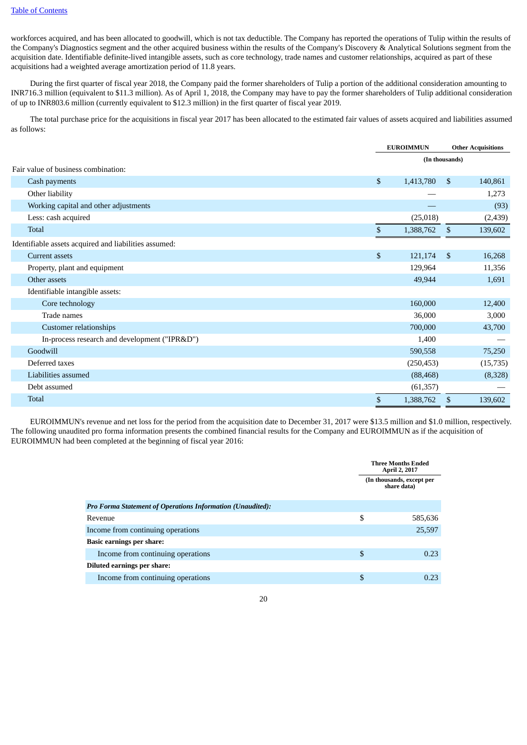workforces acquired, and has been allocated to goodwill, which is not tax deductible. The Company has reported the operations of Tulip within the results of the Company's Diagnostics segment and the other acquired business within the results of the Company's Discovery & Analytical Solutions segment from the acquisition date. Identifiable definite-lived intangible assets, such as core technology, trade names and customer relationships, acquired as part of these acquisitions had a weighted average amortization period of 11.8 years.

During the first quarter of fiscal year 2018, the Company paid the former shareholders of Tulip a portion of the additional consideration amounting to INR716.3 million (equivalent to $11.3 million). As of April 1, 2018, the Company may have to pay the former shareholders of Tulip additional consideration of up to INR803.6 million (currently equivalent to $12.3 million) in the first quarter of fiscal year 2019.

The total purchase price for the acquisitions in fiscal year 2017 has been allocated to the estimated fair values of assets acquired and liabilities assumed as follows:

| | EUROIMMUN | Other Acquisitions |
|---|---|---|
| | (In thousands) | |
| Fair value of business combination: | | |
| Cash payments | $ 1,413,780 | $ 140,861 |
| Other liability | — | 1,273 |
| Working capital and other adjustments | — | (93) |
| Less: cash acquired | (25,018) | (2,439) |
| Total | $ 1,388,762 | $ 139,602 |
| Identifiable assets acquired and liabilities assumed: | | |
| Current assets | $ 121,174 | $ 16,268 |
| Property, plant and equipment | 129,964 | 11,356 |
| Other assets | 49,944 | 1,691 |
| Identifiable intangible assets: | | |
| Core technology | 160,000 | 12,400 |
| Trade names | 36,000 | 3,000 |
| Customer relationships | 700,000 | 43,700 |
| In-process research and development ("IPR&D") | 1,400 | — |
| Goodwill | 590,558 | 75,250 |
| Deferred taxes | (250,453) | (15,735) |
| Liabilities assumed | (88,468) | (8,328) |
| Debt assumed | (61,357) | — |
| Total | $ 1,388,762 | $ 139,602 |

EUROIMMUN's revenue and net loss for the period from the acquisition date to December 31, 2017 were $13.5 million and $1.0 million, respectively. The following unaudited pro forma information presents the combined financial results for the Company and EUROIMMUN as if the acquisition of EUROIMMUN had been completed at the beginning of fiscal year 2016:

| | Three Months Ended April 2, 2017 |
|---|---|
| | (In thousands, except per share data) |
| ***Pro Forma Statement of Operations Information (Unaudited):*** | |
| Revenue | $ 585,636 |
| Income from continuing operations | 25,597 |
| **Basic earnings per share:** | |
| Income from continuing operations | $ 0.23 |
| **Diluted earnings per share:** | |
| Income from continuing operations | $ 0.23 |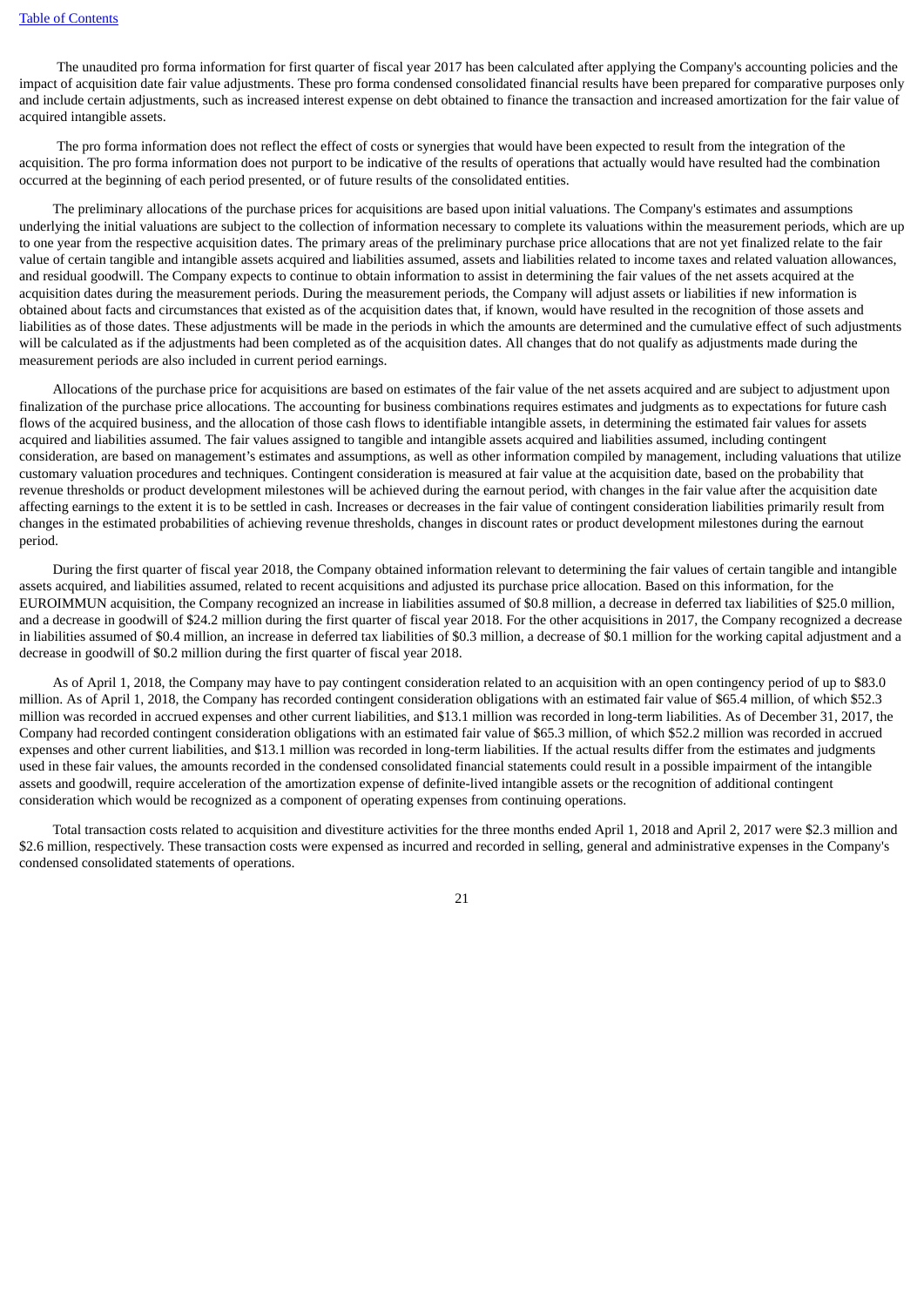The unaudited pro forma information for first quarter of fiscal year 2017 has been calculated after applying the Company's accounting policies and the impact of acquisition date fair value adjustments. These pro forma condensed consolidated financial results have been prepared for comparative purposes only and include certain adjustments, such as increased interest expense on debt obtained to finance the transaction and increased amortization for the fair value of acquired intangible assets.

The pro forma information does not reflect the effect of costs or synergies that would have been expected to result from the integration of the acquisition. The pro forma information does not purport to be indicative of the results of operations that actually would have resulted had the combination occurred at the beginning of each period presented, or of future results of the consolidated entities.

The preliminary allocations of the purchase prices for acquisitions are based upon initial valuations. The Company's estimates and assumptions underlying the initial valuations are subject to the collection of information necessary to complete its valuations within the measurement periods, which are up to one year from the respective acquisition dates. The primary areas of the preliminary purchase price allocations that are not yet finalized relate to the fair value of certain tangible and intangible assets acquired and liabilities assumed, assets and liabilities related to income taxes and related valuation allowances, and residual goodwill. The Company expects to continue to obtain information to assist in determining the fair values of the net assets acquired at the acquisition dates during the measurement periods. During the measurement periods, the Company will adjust assets or liabilities if new information is obtained about facts and circumstances that existed as of the acquisition dates that, if known, would have resulted in the recognition of those assets and liabilities as of those dates. These adjustments will be made in the periods in which the amounts are determined and the cumulative effect of such adjustments will be calculated as if the adjustments had been completed as of the acquisition dates. All changes that do not qualify as adjustments made during the measurement periods are also included in current period earnings.

Allocations of the purchase price for acquisitions are based on estimates of the fair value of the net assets acquired and are subject to adjustment upon finalization of the purchase price allocations. The accounting for business combinations requires estimates and judgments as to expectations for future cash flows of the acquired business, and the allocation of those cash flows to identifiable intangible assets, in determining the estimated fair values for assets acquired and liabilities assumed. The fair values assigned to tangible and intangible assets acquired and liabilities assumed, including contingent consideration, are based on management's estimates and assumptions, as well as other information compiled by management, including valuations that utilize customary valuation procedures and techniques. Contingent consideration is measured at fair value at the acquisition date, based on the probability that revenue thresholds or product development milestones will be achieved during the earnout period, with changes in the fair value after the acquisition date affecting earnings to the extent it is to be settled in cash. Increases or decreases in the fair value of contingent consideration liabilities primarily result from changes in the estimated probabilities of achieving revenue thresholds, changes in discount rates or product development milestones during the earnout period.

During the first quarter of fiscal year 2018, the Company obtained information relevant to determining the fair values of certain tangible and intangible assets acquired, and liabilities assumed, related to recent acquisitions and adjusted its purchase price allocation. Based on this information, for the EUROIMMUN acquisition, the Company recognized an increase in liabilities assumed of $0.8 million, a decrease in deferred tax liabilities of $25.0 million, and a decrease in goodwill of $24.2 million during the first quarter of fiscal year 2018. For the other acquisitions in 2017, the Company recognized a decrease in liabilities assumed of $0.4 million, an increase in deferred tax liabilities of $0.3 million, a decrease of $0.1 million for the working capital adjustment and a decrease in goodwill of $0.2 million during the first quarter of fiscal year 2018.

As of April 1, 2018, the Company may have to pay contingent consideration related to an acquisition with an open contingency period of up to $83.0 million. As of April 1, 2018, the Company has recorded contingent consideration obligations with an estimated fair value of $65.4 million, of which $52.3 million was recorded in accrued expenses and other current liabilities, and $13.1 million was recorded in long-term liabilities. As of December 31, 2017, the Company had recorded contingent consideration obligations with an estimated fair value of $65.3 million, of which $52.2 million was recorded in accrued expenses and other current liabilities, and $13.1 million was recorded in long-term liabilities. If the actual results differ from the estimates and judgments used in these fair values, the amounts recorded in the condensed consolidated financial statements could result in a possible impairment of the intangible assets and goodwill, require acceleration of the amortization expense of definite-lived intangible assets or the recognition of additional contingent consideration which would be recognized as a component of operating expenses from continuing operations.

Total transaction costs related to acquisition and divestiture activities for the three months ended April 1, 2018 and April 2, 2017 were $2.3 million and $2.6 million, respectively. These transaction costs were expensed as incurred and recorded in selling, general and administrative expenses in the Company's condensed consolidated statements of operations.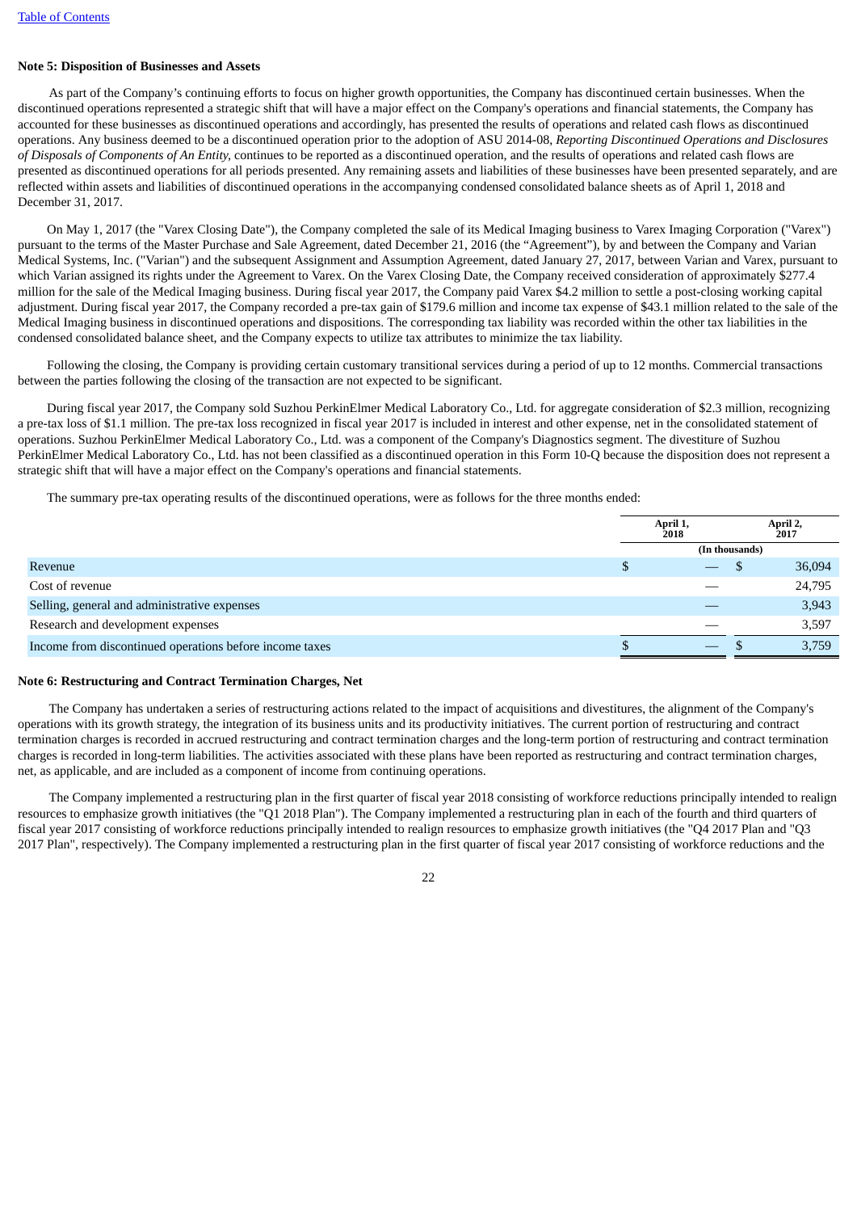[Table of Contents](#)

**Note 5: Disposition of Businesses and Assets**

As part of the Company's continuing efforts to focus on higher growth opportunities, the Company has discontinued certain businesses. When the discontinued operations represented a strategic shift that will have a major effect on the Company's operations and financial statements, the Company has accounted for these businesses as discontinued operations and accordingly, has presented the results of operations and related cash flows as discontinued operations. Any business deemed to be a discontinued operation prior to the adoption of ASU 2014-08, *Reporting Discontinued Operations and Disclosures of Disposals of Components of An Entity*, continues to be reported as a discontinued operation, and the results of operations and related cash flows are presented as discontinued operations for all periods presented. Any remaining assets and liabilities of these businesses have been presented separately, and are reflected within assets and liabilities of discontinued operations in the accompanying condensed consolidated balance sheets as of April 1, 2018 and December 31, 2017.

On May 1, 2017 (the "Varex Closing Date"), the Company completed the sale of its Medical Imaging business to Varex Imaging Corporation ("Varex") pursuant to the terms of the Master Purchase and Sale Agreement, dated December 21, 2016 (the "Agreement"), by and between the Company and Varian Medical Systems, Inc. ("Varian") and the subsequent Assignment and Assumption Agreement, dated January 27, 2017, between Varian and Varex, pursuant to which Varian assigned its rights under the Agreement to Varex. On the Varex Closing Date, the Company received consideration of approximately $277.4 million for the sale of the Medical Imaging business. During fiscal year 2017, the Company paid Varex $4.2 million to settle a post-closing working capital adjustment. During fiscal year 2017, the Company recorded a pre-tax gain of $179.6 million and income tax expense of $43.1 million related to the sale of the Medical Imaging business in discontinued operations and dispositions. The corresponding tax liability was recorded within the other tax liabilities in the condensed consolidated balance sheet, and the Company expects to utilize tax attributes to minimize the tax liability.

Following the closing, the Company is providing certain customary transitional services during a period of up to 12 months. Commercial transactions between the parties following the closing of the transaction are not expected to be significant.

During fiscal year 2017, the Company sold Suzhou PerkinElmer Medical Laboratory Co., Ltd. for aggregate consideration of $2.3 million, recognizing a pre-tax loss of $1.1 million. The pre-tax loss recognized in fiscal year 2017 is included in interest and other expense, net in the consolidated statement of operations. Suzhou PerkinElmer Medical Laboratory Co., Ltd. was a component of the Company's Diagnostics segment. The divestiture of Suzhou PerkinElmer Medical Laboratory Co., Ltd. has not been classified as a discontinued operation in this Form 10-Q because the disposition does not represent a strategic shift that will have a major effect on the Company's operations and financial statements.

The summary pre-tax operating results of the discontinued operations, were as follows for the three months ended:

| | April 1, 2018 | April 2, 2017 |
|---|---|---|
| | (In thousands) | |
| Revenue | $ — | $ 36,094 |
| Cost of revenue | — | 24,795 |
| Selling, general and administrative expenses | — | 3,943 |
| Research and development expenses | — | 3,597 |
| Income from discontinued operations before income taxes | $ — | $ 3,759 |

**Note 6: Restructuring and Contract Termination Charges, Net**

The Company has undertaken a series of restructuring actions related to the impact of acquisitions and divestitures, the alignment of the Company's operations with its growth strategy, the integration of its business units and its productivity initiatives. The current portion of restructuring and contract termination charges is recorded in accrued restructuring and contract termination charges and the long-term portion of restructuring and contract termination charges is recorded in long-term liabilities. The activities associated with these plans have been reported as restructuring and contract termination charges, net, as applicable, and are included as a component of income from continuing operations.

The Company implemented a restructuring plan in the first quarter of fiscal year 2018 consisting of workforce reductions principally intended to realign resources to emphasize growth initiatives (the "Q1 2018 Plan"). The Company implemented a restructuring plan in each of the fourth and third quarters of fiscal year 2017 consisting of workforce reductions principally intended to realign resources to emphasize growth initiatives (the "Q4 2017 Plan and "Q3 2017 Plan", respectively). The Company implemented a restructuring plan in the first quarter of fiscal year 2017 consisting of workforce reductions and the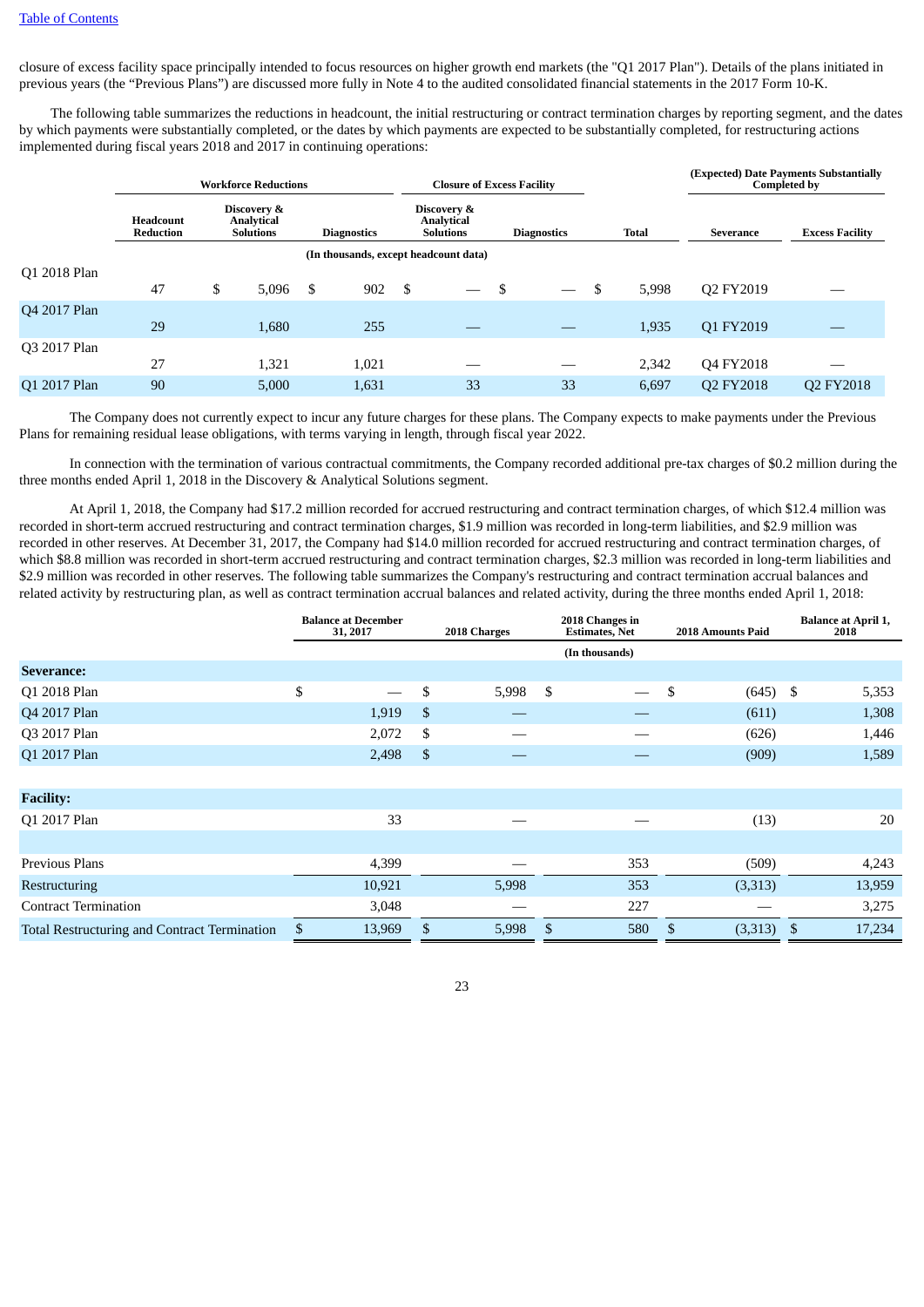closure of excess facility space principally intended to focus resources on higher growth end markets (the "Q1 2017 Plan"). Details of the plans initiated in previous years (the "Previous Plans") are discussed more fully in Note 4 to the audited consolidated financial statements in the 2017 Form 10-K.

The following table summarizes the reductions in headcount, the initial restructuring or contract termination charges by reporting segment, and the dates by which payments were substantially completed, or the dates by which payments are expected to be substantially completed, for restructuring actions implemented during fiscal years 2018 and 2017 in continuing operations:

| | Workforce Reductions | | | Closure of Excess Facility | | | (Expected) Date Payments Substantially Completed by | |
|---|---|---|---|---|---|---|---|---|
| | Headcount Reduction | Discovery & Analytical Solutions | Diagnostics | Discovery & Analytical Solutions | Diagnostics | Total | Severance | Excess Facility |
| | (In thousands, except headcount data) | | | | | | | |
| Q1 2018 Plan | 47 | $ 5,096 | $ 902 | $ — | $ — | $ 5,998 | Q2 FY2019 | — |
| Q4 2017 Plan | 29 | 1,680 | 255 | — | — | 1,935 | Q1 FY2019 | — |
| Q3 2017 Plan | 27 | 1,321 | 1,021 | — | — | 2,342 | Q4 FY2018 | — |
| Q1 2017 Plan | 90 | 5,000 | 1,631 | 33 | 33 | 6,697 | Q2 FY2018 | Q2 FY2018 |

The Company does not currently expect to incur any future charges for these plans. The Company expects to make payments under the Previous Plans for remaining residual lease obligations, with terms varying in length, through fiscal year 2022.

In connection with the termination of various contractual commitments, the Company recorded additional pre-tax charges of $0.2 million during the three months ended April 1, 2018 in the Discovery & Analytical Solutions segment.

At April 1, 2018, the Company had $17.2 million recorded for accrued restructuring and contract termination charges, of which $12.4 million was recorded in short-term accrued restructuring and contract termination charges, $1.9 million was recorded in long-term liabilities, and $2.9 million was recorded in other reserves. At December 31, 2017, the Company had $14.0 million recorded for accrued restructuring and contract termination charges, of which $8.8 million was recorded in short-term accrued restructuring and contract termination charges, $2.3 million was recorded in long-term liabilities and $2.9 million was recorded in other reserves. The following table summarizes the Company's restructuring and contract termination accrual balances and related activity by restructuring plan, as well as contract termination accrual balances and related activity, during the three months ended April 1, 2018:

| | Balance at December 31, 2017 | 2018 Charges | 2018 Changes in Estimates, Net | 2018 Amounts Paid | Balance at April 1, 2018 |
|---|---|---|---|---|---|
| | | | (In thousands) | | |
| **Severance:** | | | | | |
| Q1 2018 Plan | $ — | $ 5,998 | $ — | $ (645) | $ 5,353 |
| Q4 2017 Plan | 1,919 | $ — | — | (611) | 1,308 |
| Q3 2017 Plan | 2,072 | $ — | — | (626) | 1,446 |
| Q1 2017 Plan | 2,498 | $ — | — | (909) | 1,589 |
| | | | | | |
| **Facility:** | | | | | |
| Q1 2017 Plan | 33 | — | — | (13) | 20 |
| | | | | | |
| Previous Plans | 4,399 | — | 353 | (509) | 4,243 |
| Restructuring | 10,921 | 5,998 | 353 | (3,313) | 13,959 |
| Contract Termination | 3,048 | — | 227 | — | 3,275 |
| Total Restructuring and Contract Termination | $ 13,969 | $ 5,998 | $ 580 | $ (3,313) | $ 17,234 |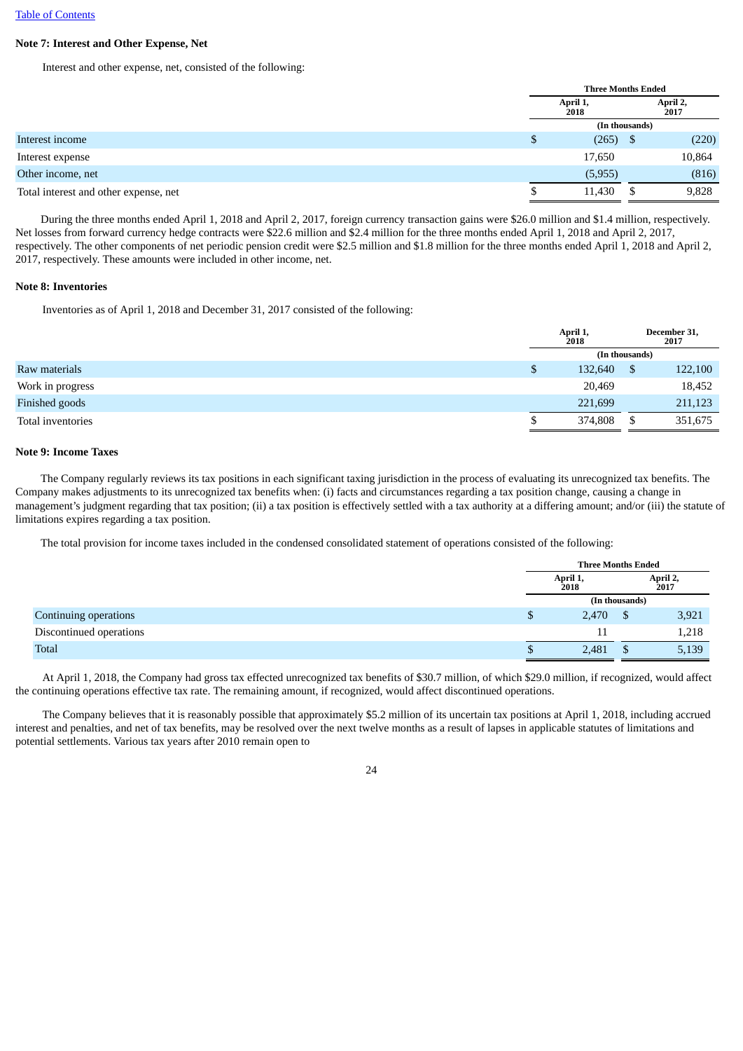[Table of Contents](#)

**Note 7: Interest and Other Expense, Net**

Interest and other expense, net, consisted of the following:

| | Three Months Ended | |
|---|---|---|
| | April 1, 2018 | April 2, 2017 |
| | (In thousands) | |
| Interest income | $ (265) | $ (220) |
| Interest expense | 17,650 | 10,864 |
| Other income, net | (5,955) | (816) |
| Total interest and other expense, net | $ 11,430 | $ 9,828 |

During the three months ended April 1, 2018 and April 2, 2017, foreign currency transaction gains were $26.0 million and $1.4 million, respectively. Net losses from forward currency hedge contracts were $22.6 million and $2.4 million for the three months ended April 1, 2018 and April 2, 2017, respectively. The other components of net periodic pension credit were $2.5 million and $1.8 million for the three months ended April 1, 2018 and April 2, 2017, respectively. These amounts were included in other income, net.

**Note 8: Inventories**

Inventories as of April 1, 2018 and December 31, 2017 consisted of the following:

| | April 1, 2018 | December 31, 2017 |
|---|---|---|
| | (In thousands) | |
| Raw materials | $ 132,640 | $ 122,100 |
| Work in progress | 20,469 | 18,452 |
| Finished goods | 221,699 | 211,123 |
| Total inventories | $ 374,808 | $ 351,675 |

**Note 9: Income Taxes**

The Company regularly reviews its tax positions in each significant taxing jurisdiction in the process of evaluating its unrecognized tax benefits. The Company makes adjustments to its unrecognized tax benefits when: (i) facts and circumstances regarding a tax position change, causing a change in management's judgment regarding that tax position; (ii) a tax position is effectively settled with a tax authority at a differing amount; and/or (iii) the statute of limitations expires regarding a tax position.

The total provision for income taxes included in the condensed consolidated statement of operations consisted of the following:

| | Three Months Ended | |
|---|---|---|
| | April 1, 2018 | April 2, 2017 |
| | (In thousands) | |
| Continuing operations | $ 2,470 | $ 3,921 |
| Discontinued operations | 11 | 1,218 |
| Total | $ 2,481 | $ 5,139 |

At April 1, 2018, the Company had gross tax effected unrecognized tax benefits of $30.7 million, of which $29.0 million, if recognized, would affect the continuing operations effective tax rate. The remaining amount, if recognized, would affect discontinued operations.

The Company believes that it is reasonably possible that approximately $5.2 million of its uncertain tax positions at April 1, 2018, including accrued interest and penalties, and net of tax benefits, may be resolved over the next twelve months as a result of lapses in applicable statutes of limitations and potential settlements. Various tax years after 2010 remain open to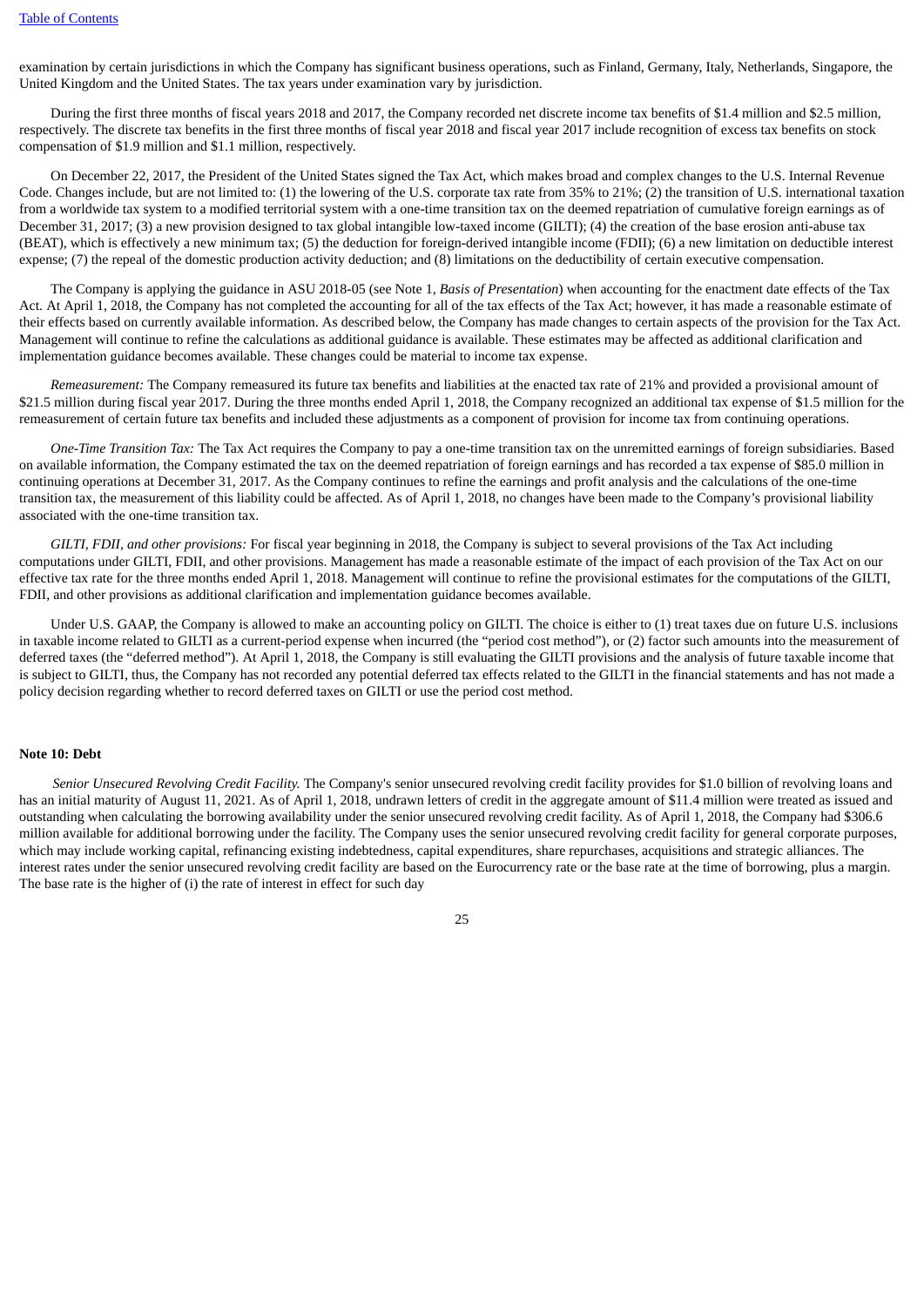examination by certain jurisdictions in which the Company has significant business operations, such as Finland, Germany, Italy, Netherlands, Singapore, the United Kingdom and the United States. The tax years under examination vary by jurisdiction.

During the first three months of fiscal years 2018 and 2017, the Company recorded net discrete income tax benefits of $1.4 million and $2.5 million, respectively. The discrete tax benefits in the first three months of fiscal year 2018 and fiscal year 2017 include recognition of excess tax benefits on stock compensation of $1.9 million and $1.1 million, respectively.

On December 22, 2017, the President of the United States signed the Tax Act, which makes broad and complex changes to the U.S. Internal Revenue Code. Changes include, but are not limited to: (1) the lowering of the U.S. corporate tax rate from 35% to 21%; (2) the transition of U.S. international taxation from a worldwide tax system to a modified territorial system with a one-time transition tax on the deemed repatriation of cumulative foreign earnings as of December 31, 2017; (3) a new provision designed to tax global intangible low-taxed income (GILTI); (4) the creation of the base erosion anti-abuse tax (BEAT), which is effectively a new minimum tax; (5) the deduction for foreign-derived intangible income (FDII); (6) a new limitation on deductible interest expense; (7) the repeal of the domestic production activity deduction; and (8) limitations on the deductibility of certain executive compensation.

The Company is applying the guidance in ASU 2018-05 (see Note 1, *Basis of Presentation*) when accounting for the enactment date effects of the Tax Act. At April 1, 2018, the Company has not completed the accounting for all of the tax effects of the Tax Act; however, it has made a reasonable estimate of their effects based on currently available information. As described below, the Company has made changes to certain aspects of the provision for the Tax Act. Management will continue to refine the calculations as additional guidance is available. These estimates may be affected as additional clarification and implementation guidance becomes available. These changes could be material to income tax expense.

*Remeasurement:* The Company remeasured its future tax benefits and liabilities at the enacted tax rate of 21% and provided a provisional amount of $21.5 million during fiscal year 2017. During the three months ended April 1, 2018, the Company recognized an additional tax expense of $1.5 million for the remeasurement of certain future tax benefits and included these adjustments as a component of provision for income tax from continuing operations.

*One-Time Transition Tax:* The Tax Act requires the Company to pay a one-time transition tax on the unremitted earnings of foreign subsidiaries. Based on available information, the Company estimated the tax on the deemed repatriation of foreign earnings and has recorded a tax expense of $85.0 million in continuing operations at December 31, 2017. As the Company continues to refine the earnings and profit analysis and the calculations of the one-time transition tax, the measurement of this liability could be affected. As of April 1, 2018, no changes have been made to the Company's provisional liability associated with the one-time transition tax.

*GILTI, FDII, and other provisions:* For fiscal year beginning in 2018, the Company is subject to several provisions of the Tax Act including computations under GILTI, FDII, and other provisions. Management has made a reasonable estimate of the impact of each provision of the Tax Act on our effective tax rate for the three months ended April 1, 2018. Management will continue to refine the provisional estimates for the computations of the GILTI, FDII, and other provisions as additional clarification and implementation guidance becomes available.

Under U.S. GAAP, the Company is allowed to make an accounting policy on GILTI. The choice is either to (1) treat taxes due on future U.S. inclusions in taxable income related to GILTI as a current-period expense when incurred (the "period cost method"), or (2) factor such amounts into the measurement of deferred taxes (the "deferred method"). At April 1, 2018, the Company is still evaluating the GILTI provisions and the analysis of future taxable income that is subject to GILTI, thus, the Company has not recorded any potential deferred tax effects related to the GILTI in the financial statements and has not made a policy decision regarding whether to record deferred taxes on GILTI or use the period cost method.

**Note 10: Debt**

*Senior Unsecured Revolving Credit Facility.* The Company's senior unsecured revolving credit facility provides for $1.0 billion of revolving loans and has an initial maturity of August 11, 2021. As of April 1, 2018, undrawn letters of credit in the aggregate amount of $11.4 million were treated as issued and outstanding when calculating the borrowing availability under the senior unsecured revolving credit facility. As of April 1, 2018, the Company had $306.6 million available for additional borrowing under the facility. The Company uses the senior unsecured revolving credit facility for general corporate purposes, which may include working capital, refinancing existing indebtedness, capital expenditures, share repurchases, acquisitions and strategic alliances. The interest rates under the senior unsecured revolving credit facility are based on the Eurocurrency rate or the base rate at the time of borrowing, plus a margin. The base rate is the higher of (i) the rate of interest in effect for such day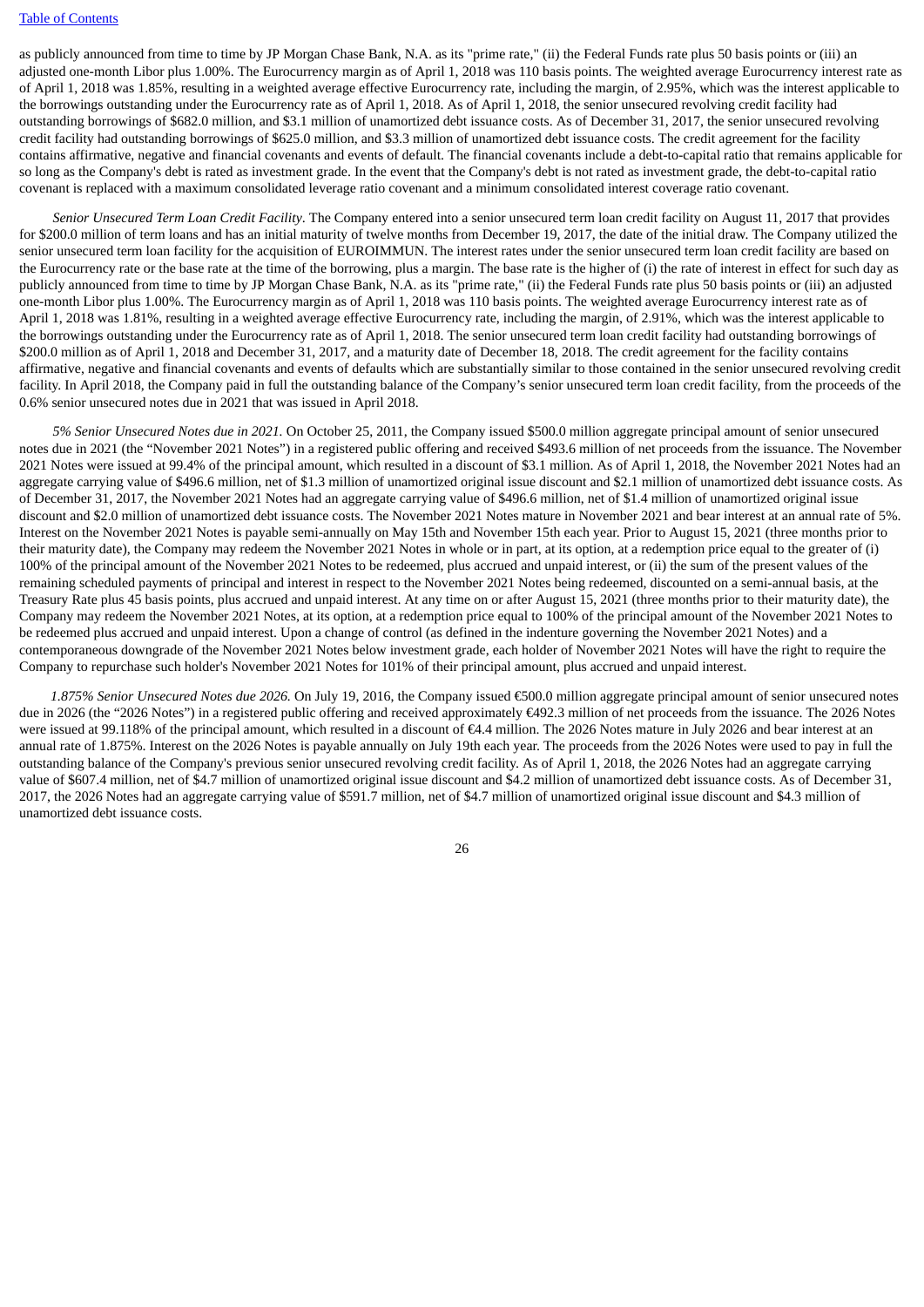as publicly announced from time to time by JP Morgan Chase Bank, N.A. as its "prime rate," (ii) the Federal Funds rate plus 50 basis points or (iii) an adjusted one-month Libor plus 1.00%. The Eurocurrency margin as of April 1, 2018 was 110 basis points. The weighted average Eurocurrency interest rate as of April 1, 2018 was 1.85%, resulting in a weighted average effective Eurocurrency rate, including the margin, of 2.95%, which was the interest applicable to the borrowings outstanding under the Eurocurrency rate as of April 1, 2018. As of April 1, 2018, the senior unsecured revolving credit facility had outstanding borrowings of $682.0 million, and $3.1 million of unamortized debt issuance costs. As of December 31, 2017, the senior unsecured revolving credit facility had outstanding borrowings of $625.0 million, and $3.3 million of unamortized debt issuance costs. The credit agreement for the facility contains affirmative, negative and financial covenants and events of default. The financial covenants include a debt-to-capital ratio that remains applicable for so long as the Company's debt is rated as investment grade. In the event that the Company's debt is not rated as investment grade, the debt-to-capital ratio covenant is replaced with a maximum consolidated leverage ratio covenant and a minimum consolidated interest coverage ratio covenant.

*Senior Unsecured Term Loan Credit Facility*. The Company entered into a senior unsecured term loan credit facility on August 11, 2017 that provides for $200.0 million of term loans and has an initial maturity of twelve months from December 19, 2017, the date of the initial draw. The Company utilized the senior unsecured term loan facility for the acquisition of EUROIMMUN. The interest rates under the senior unsecured term loan credit facility are based on the Eurocurrency rate or the base rate at the time of the borrowing, plus a margin. The base rate is the higher of (i) the rate of interest in effect for such day as publicly announced from time to time by JP Morgan Chase Bank, N.A. as its "prime rate," (ii) the Federal Funds rate plus 50 basis points or (iii) an adjusted one-month Libor plus 1.00%. The Eurocurrency margin as of April 1, 2018 was 110 basis points. The weighted average Eurocurrency interest rate as of April 1, 2018 was 1.81%, resulting in a weighted average effective Eurocurrency rate, including the margin, of 2.91%, which was the interest applicable to the borrowings outstanding under the Eurocurrency rate as of April 1, 2018. The senior unsecured term loan credit facility had outstanding borrowings of $200.0 million as of April 1, 2018 and December 31, 2017, and a maturity date of December 18, 2018. The credit agreement for the facility contains affirmative, negative and financial covenants and events of defaults which are substantially similar to those contained in the senior unsecured revolving credit facility. In April 2018, the Company paid in full the outstanding balance of the Company's senior unsecured term loan credit facility, from the proceeds of the 0.6% senior unsecured notes due in 2021 that was issued in April 2018.

*5% Senior Unsecured Notes due in 2021.* On October 25, 2011, the Company issued $500.0 million aggregate principal amount of senior unsecured notes due in 2021 (the "November 2021 Notes") in a registered public offering and received $493.6 million of net proceeds from the issuance. The November 2021 Notes were issued at 99.4% of the principal amount, which resulted in a discount of $3.1 million. As of April 1, 2018, the November 2021 Notes had an aggregate carrying value of $496.6 million, net of $1.3 million of unamortized original issue discount and $2.1 million of unamortized debt issuance costs. As of December 31, 2017, the November 2021 Notes had an aggregate carrying value of $496.6 million, net of $1.4 million of unamortized original issue discount and $2.0 million of unamortized debt issuance costs. The November 2021 Notes mature in November 2021 and bear interest at an annual rate of 5%. Interest on the November 2021 Notes is payable semi-annually on May 15th and November 15th each year. Prior to August 15, 2021 (three months prior to their maturity date), the Company may redeem the November 2021 Notes in whole or in part, at its option, at a redemption price equal to the greater of (i) 100% of the principal amount of the November 2021 Notes to be redeemed, plus accrued and unpaid interest, or (ii) the sum of the present values of the remaining scheduled payments of principal and interest in respect to the November 2021 Notes being redeemed, discounted on a semi-annual basis, at the Treasury Rate plus 45 basis points, plus accrued and unpaid interest. At any time on or after August 15, 2021 (three months prior to their maturity date), the Company may redeem the November 2021 Notes, at its option, at a redemption price equal to 100% of the principal amount of the November 2021 Notes to be redeemed plus accrued and unpaid interest. Upon a change of control (as defined in the indenture governing the November 2021 Notes) and a contemporaneous downgrade of the November 2021 Notes below investment grade, each holder of November 2021 Notes will have the right to require the Company to repurchase such holder's November 2021 Notes for 101% of their principal amount, plus accrued and unpaid interest.

*1.875% Senior Unsecured Notes due 2026.* On July 19, 2016, the Company issued €500.0 million aggregate principal amount of senior unsecured notes due in 2026 (the "2026 Notes") in a registered public offering and received approximately €492.3 million of net proceeds from the issuance. The 2026 Notes were issued at 99.118% of the principal amount, which resulted in a discount of €4.4 million. The 2026 Notes mature in July 2026 and bear interest at an annual rate of 1.875%. Interest on the 2026 Notes is payable annually on July 19th each year. The proceeds from the 2026 Notes were used to pay in full the outstanding balance of the Company's previous senior unsecured revolving credit facility. As of April 1, 2018, the 2026 Notes had an aggregate carrying value of $607.4 million, net of $4.7 million of unamortized original issue discount and $4.2 million of unamortized debt issuance costs. As of December 31, 2017, the 2026 Notes had an aggregate carrying value of $591.7 million, net of $4.7 million of unamortized original issue discount and $4.3 million of unamortized debt issuance costs.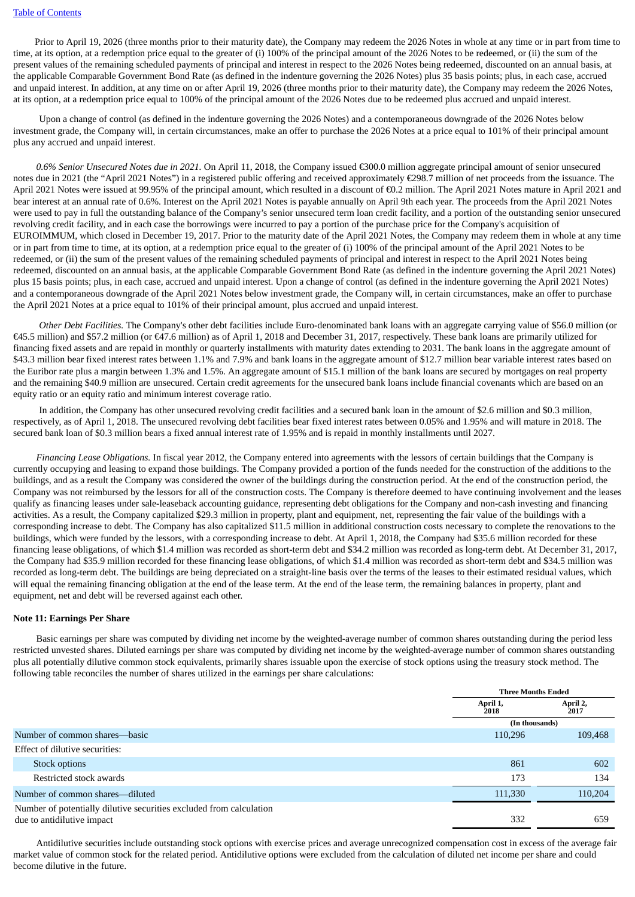Prior to April 19, 2026 (three months prior to their maturity date), the Company may redeem the 2026 Notes in whole at any time or in part from time to time, at its option, at a redemption price equal to the greater of (i) 100% of the principal amount of the 2026 Notes to be redeemed, or (ii) the sum of the present values of the remaining scheduled payments of principal and interest in respect to the 2026 Notes being redeemed, discounted on an annual basis, at the applicable Comparable Government Bond Rate (as defined in the indenture governing the 2026 Notes) plus 35 basis points; plus, in each case, accrued and unpaid interest. In addition, at any time on or after April 19, 2026 (three months prior to their maturity date), the Company may redeem the 2026 Notes, at its option, at a redemption price equal to 100% of the principal amount of the 2026 Notes due to be redeemed plus accrued and unpaid interest.

Upon a change of control (as defined in the indenture governing the 2026 Notes) and a contemporaneous downgrade of the 2026 Notes below investment grade, the Company will, in certain circumstances, make an offer to purchase the 2026 Notes at a price equal to 101% of their principal amount plus any accrued and unpaid interest.

*0.6% Senior Unsecured Notes due in 2021.* On April 11, 2018, the Company issued €300.0 million aggregate principal amount of senior unsecured notes due in 2021 (the "April 2021 Notes") in a registered public offering and received approximately €298.7 million of net proceeds from the issuance. The April 2021 Notes were issued at 99.95% of the principal amount, which resulted in a discount of €0.2 million. The April 2021 Notes mature in April 2021 and bear interest at an annual rate of 0.6%. Interest on the April 2021 Notes is payable annually on April 9th each year. The proceeds from the April 2021 Notes were used to pay in full the outstanding balance of the Company's senior unsecured term loan credit facility, and a portion of the outstanding senior unsecured revolving credit facility, and in each case the borrowings were incurred to pay a portion of the purchase price for the Company's acquisition of EUROIMMUM, which closed in December 19, 2017. Prior to the maturity date of the April 2021 Notes, the Company may redeem them in whole at any time or in part from time to time, at its option, at a redemption price equal to the greater of (i) 100% of the principal amount of the April 2021 Notes to be redeemed, or (ii) the sum of the present values of the remaining scheduled payments of principal and interest in respect to the April 2021 Notes being redeemed, discounted on an annual basis, at the applicable Comparable Government Bond Rate (as defined in the indenture governing the April 2021 Notes) plus 15 basis points; plus, in each case, accrued and unpaid interest. Upon a change of control (as defined in the indenture governing the April 2021 Notes) and a contemporaneous downgrade of the April 2021 Notes below investment grade, the Company will, in certain circumstances, make an offer to purchase the April 2021 Notes at a price equal to 101% of their principal amount, plus accrued and unpaid interest.

*Other Debt Facilities.* The Company's other debt facilities include Euro-denominated bank loans with an aggregate carrying value of $56.0 million (or €45.5 million) and $57.2 million (or €47.6 million) as of April 1, 2018 and December 31, 2017, respectively. These bank loans are primarily utilized for financing fixed assets and are repaid in monthly or quarterly installments with maturity dates extending to 2031. The bank loans in the aggregate amount of $43.3 million bear fixed interest rates between 1.1% and 7.9% and bank loans in the aggregate amount of $12.7 million bear variable interest rates based on the Euribor rate plus a margin between 1.3% and 1.5%. An aggregate amount of $15.1 million of the bank loans are secured by mortgages on real property and the remaining $40.9 million are unsecured. Certain credit agreements for the unsecured bank loans include financial covenants which are based on an equity ratio or an equity ratio and minimum interest coverage ratio.

In addition, the Company has other unsecured revolving credit facilities and a secured bank loan in the amount of $2.6 million and $0.3 million, respectively, as of April 1, 2018. The unsecured revolving debt facilities bear fixed interest rates between 0.05% and 1.95% and will mature in 2018. The secured bank loan of $0.3 million bears a fixed annual interest rate of 1.95% and is repaid in monthly installments until 2027.

*Financing Lease Obligations.* In fiscal year 2012, the Company entered into agreements with the lessors of certain buildings that the Company is currently occupying and leasing to expand those buildings. The Company provided a portion of the funds needed for the construction of the additions to the buildings, and as a result the Company was considered the owner of the buildings during the construction period. At the end of the construction period, the Company was not reimbursed by the lessors for all of the construction costs. The Company is therefore deemed to have continuing involvement and the leases qualify as financing leases under sale-leaseback accounting guidance, representing debt obligations for the Company and non-cash investing and financing activities. As a result, the Company capitalized $29.3 million in property, plant and equipment, net, representing the fair value of the buildings with a corresponding increase to debt. The Company has also capitalized $11.5 million in additional construction costs necessary to complete the renovations to the buildings, which were funded by the lessors, with a corresponding increase to debt. At April 1, 2018, the Company had $35.6 million recorded for these financing lease obligations, of which $1.4 million was recorded as short-term debt and $34.2 million was recorded as long-term debt. At December 31, 2017, the Company had $35.9 million recorded for these financing lease obligations, of which $1.4 million was recorded as short-term debt and $34.5 million was recorded as long-term debt. The buildings are being depreciated on a straight-line basis over the terms of the leases to their estimated residual values, which will equal the remaining financing obligation at the end of the lease term. At the end of the lease term, the remaining balances in property, plant and equipment, net and debt will be reversed against each other.

**Note 11: Earnings Per Share**

Basic earnings per share was computed by dividing net income by the weighted-average number of common shares outstanding during the period less restricted unvested shares. Diluted earnings per share was computed by dividing net income by the weighted-average number of common shares outstanding plus all potentially dilutive common stock equivalents, primarily shares issuable upon the exercise of stock options using the treasury stock method. The following table reconciles the number of shares utilized in the earnings per share calculations:

| | Three Months Ended | |
|---|---|---|
| | April 1, 2018 | April 2, 2017 |
| | (In thousands) | |
| Number of common shares—basic | 110,296 | 109,468 |
| Effect of dilutive securities: | | |
| Stock options | 861 | 602 |
| Restricted stock awards | 173 | 134 |
| Number of common shares—diluted | 111,330 | 110,204 |
| Number of potentially dilutive securities excluded from calculation due to antidilutive impact | 332 | 659 |

Antidilutive securities include outstanding stock options with exercise prices and average unrecognized compensation cost in excess of the average fair market value of common stock for the related period. Antidilutive options were excluded from the calculation of diluted net income per share and could become dilutive in the future.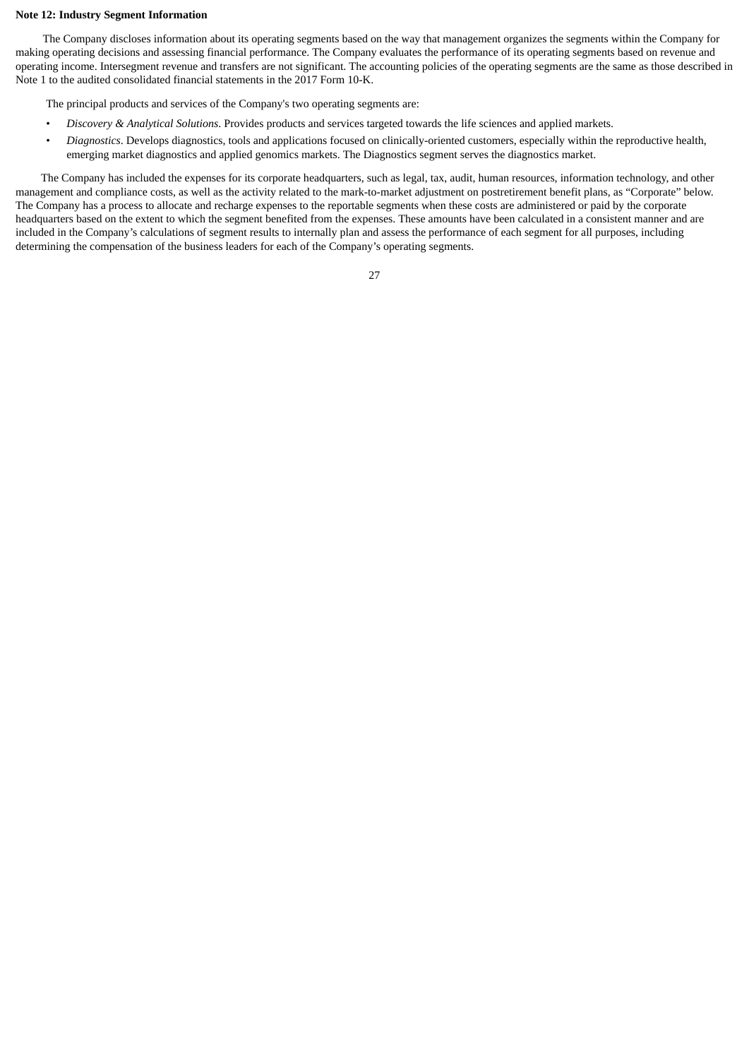**Note 12: Industry Segment Information**

The Company discloses information about its operating segments based on the way that management organizes the segments within the Company for making operating decisions and assessing financial performance. The Company evaluates the performance of its operating segments based on revenue and operating income. Intersegment revenue and transfers are not significant. The accounting policies of the operating segments are the same as those described in Note 1 to the audited consolidated financial statements in the 2017 Form 10-K.

The principal products and services of the Company's two operating segments are:

- *Discovery & Analytical Solutions*. Provides products and services targeted towards the life sciences and applied markets.
- *Diagnostics*. Develops diagnostics, tools and applications focused on clinically-oriented customers, especially within the reproductive health, emerging market diagnostics and applied genomics markets. The Diagnostics segment serves the diagnostics market.

The Company has included the expenses for its corporate headquarters, such as legal, tax, audit, human resources, information technology, and other management and compliance costs, as well as the activity related to the mark-to-market adjustment on postretirement benefit plans, as "Corporate" below. The Company has a process to allocate and recharge expenses to the reportable segments when these costs are administered or paid by the corporate headquarters based on the extent to which the segment benefited from the expenses. These amounts have been calculated in a consistent manner and are included in the Company's calculations of segment results to internally plan and assess the performance of each segment for all purposes, including determining the compensation of the business leaders for each of the Company's operating segments.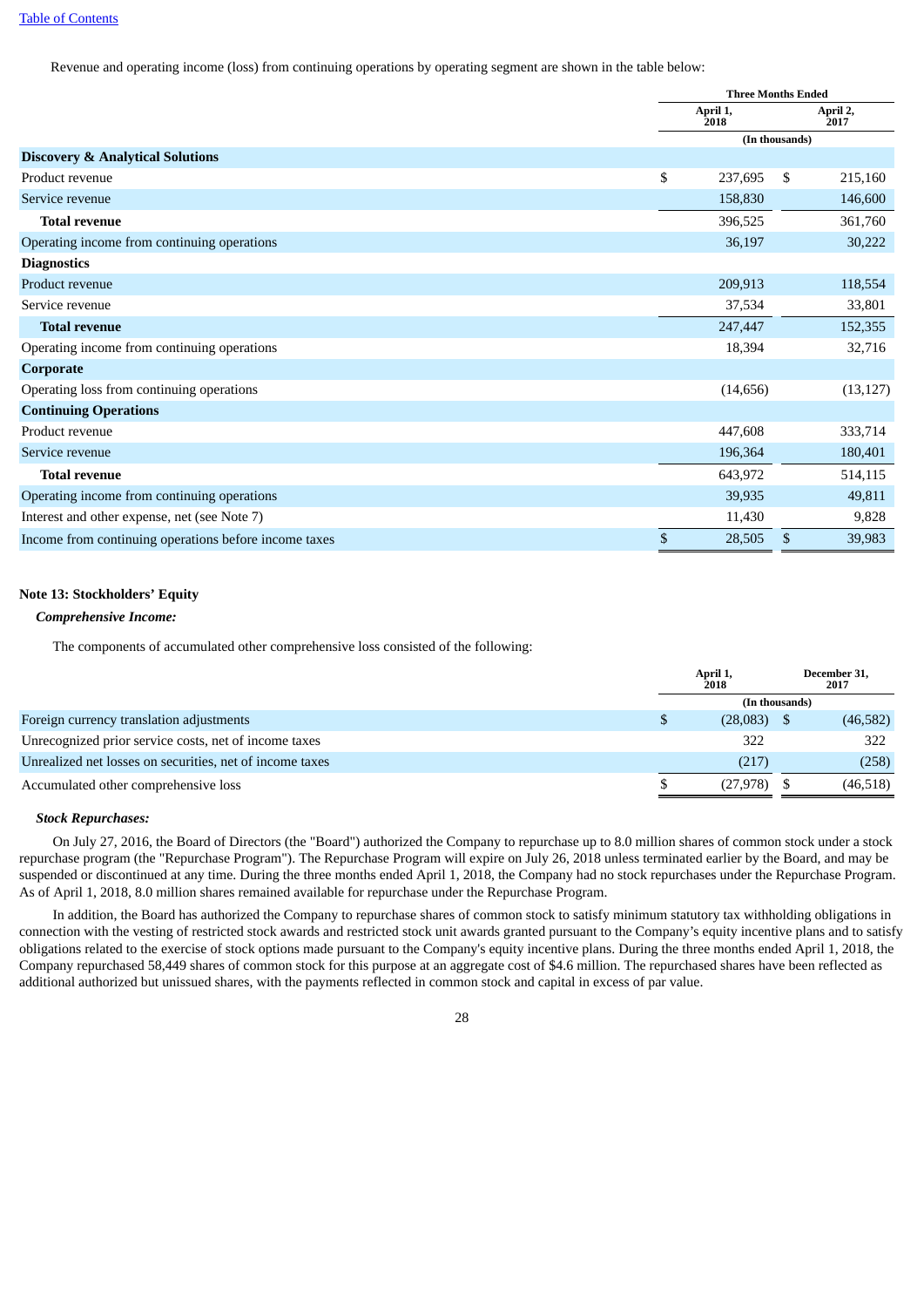Revenue and operating income (loss) from continuing operations by operating segment are shown in the table below:

| | Three Months Ended | |
|---|---|---|
| | April 1, 2018 | April 2, 2017 |
| | (In thousands) | |
| **Discovery & Analytical Solutions** | | |
| Product revenue | $ 237,695 | $ 215,160 |
| Service revenue | 158,830 | 146,600 |
| **Total revenue** | 396,525 | 361,760 |
| Operating income from continuing operations | 36,197 | 30,222 |
| **Diagnostics** | | |
| Product revenue | 209,913 | 118,554 |
| Service revenue | 37,534 | 33,801 |
| **Total revenue** | 247,447 | 152,355 |
| Operating income from continuing operations | 18,394 | 32,716 |
| **Corporate** | | |
| Operating loss from continuing operations | (14,656) | (13,127) |
| **Continuing Operations** | | |
| Product revenue | 447,608 | 333,714 |
| Service revenue | 196,364 | 180,401 |
| **Total revenue** | 643,972 | 514,115 |
| Operating income from continuing operations | 39,935 | 49,811 |
| Interest and other expense, net (see Note 7) | 11,430 | 9,828 |
| Income from continuing operations before income taxes | $ 28,505 | $ 39,983 |

**Note 13: Stockholders' Equity**

***Comprehensive Income:***

The components of accumulated other comprehensive loss consisted of the following:

| | April 1, 2018 | December 31, 2017 |
|---|---|---|
| | (In thousands) | |
| Foreign currency translation adjustments | $ (28,083) | $ (46,582) |
| Unrecognized prior service costs, net of income taxes | 322 | 322 |
| Unrealized net losses on securities, net of income taxes | (217) | (258) |
| Accumulated other comprehensive loss | $ (27,978) | $ (46,518) |

***Stock Repurchases:***

On July 27, 2016, the Board of Directors (the "Board") authorized the Company to repurchase up to 8.0 million shares of common stock under a stock repurchase program (the "Repurchase Program"). The Repurchase Program will expire on July 26, 2018 unless terminated earlier by the Board, and may be suspended or discontinued at any time. During the three months ended April 1, 2018, the Company had no stock repurchases under the Repurchase Program. As of April 1, 2018, 8.0 million shares remained available for repurchase under the Repurchase Program.

In addition, the Board has authorized the Company to repurchase shares of common stock to satisfy minimum statutory tax withholding obligations in connection with the vesting of restricted stock awards and restricted stock unit awards granted pursuant to the Company's equity incentive plans and to satisfy obligations related to the exercise of stock options made pursuant to the Company's equity incentive plans. During the three months ended April 1, 2018, the Company repurchased 58,449 shares of common stock for this purpose at an aggregate cost of $4.6 million. The repurchased shares have been reflected as additional authorized but unissued shares, with the payments reflected in common stock and capital in excess of par value.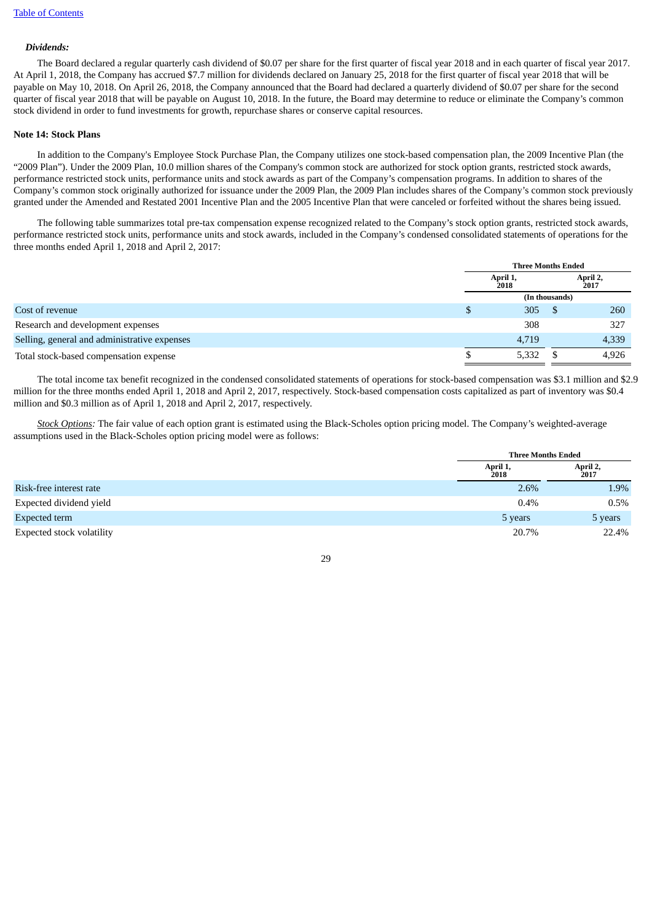***Dividends:***

The Board declared a regular quarterly cash dividend of $0.07 per share for the first quarter of fiscal year 2018 and in each quarter of fiscal year 2017. At April 1, 2018, the Company has accrued $7.7 million for dividends declared on January 25, 2018 for the first quarter of fiscal year 2018 that will be payable on May 10, 2018. On April 26, 2018, the Company announced that the Board had declared a quarterly dividend of $0.07 per share for the second quarter of fiscal year 2018 that will be payable on August 10, 2018. In the future, the Board may determine to reduce or eliminate the Company's common stock dividend in order to fund investments for growth, repurchase shares or conserve capital resources.

**Note 14: Stock Plans**

In addition to the Company's Employee Stock Purchase Plan, the Company utilizes one stock-based compensation plan, the 2009 Incentive Plan (the "2009 Plan"). Under the 2009 Plan, 10.0 million shares of the Company's common stock are authorized for stock option grants, restricted stock awards, performance restricted stock units, performance units and stock awards as part of the Company's compensation programs. In addition to shares of the Company's common stock originally authorized for issuance under the 2009 Plan, the 2009 Plan includes shares of the Company's common stock previously granted under the Amended and Restated 2001 Incentive Plan and the 2005 Incentive Plan that were canceled or forfeited without the shares being issued.

The following table summarizes total pre-tax compensation expense recognized related to the Company's stock option grants, restricted stock awards, performance restricted stock units, performance units and stock awards, included in the Company's condensed consolidated statements of operations for the three months ended April 1, 2018 and April 2, 2017:

| | Three Months Ended | |
|---|---|---|
| | April 1, 2018 | April 2, 2017 |
| | (In thousands) | |
| Cost of revenue | $ 305 | $ 260 |
| Research and development expenses | 308 | 327 |
| Selling, general and administrative expenses | 4,719 | 4,339 |
| Total stock-based compensation expense | $ 5,332 | $ 4,926 |

The total income tax benefit recognized in the condensed consolidated statements of operations for stock-based compensation was $3.1 million and $2.9 million for the three months ended April 1, 2018 and April 2, 2017, respectively. Stock-based compensation costs capitalized as part of inventory was $0.4 million and $0.3 million as of April 1, 2018 and April 2, 2017, respectively.

*Stock Options:* The fair value of each option grant is estimated using the Black-Scholes option pricing model. The Company's weighted-average assumptions used in the Black-Scholes option pricing model were as follows:

| | Three Months Ended | |
|---|---|---|
| | April 1, 2018 | April 2, 2017 |
| Risk-free interest rate | 2.6% | 1.9% |
| Expected dividend yield | 0.4% | 0.5% |
| Expected term | 5 years | 5 years |
| Expected stock volatility | 20.7% | 22.4% |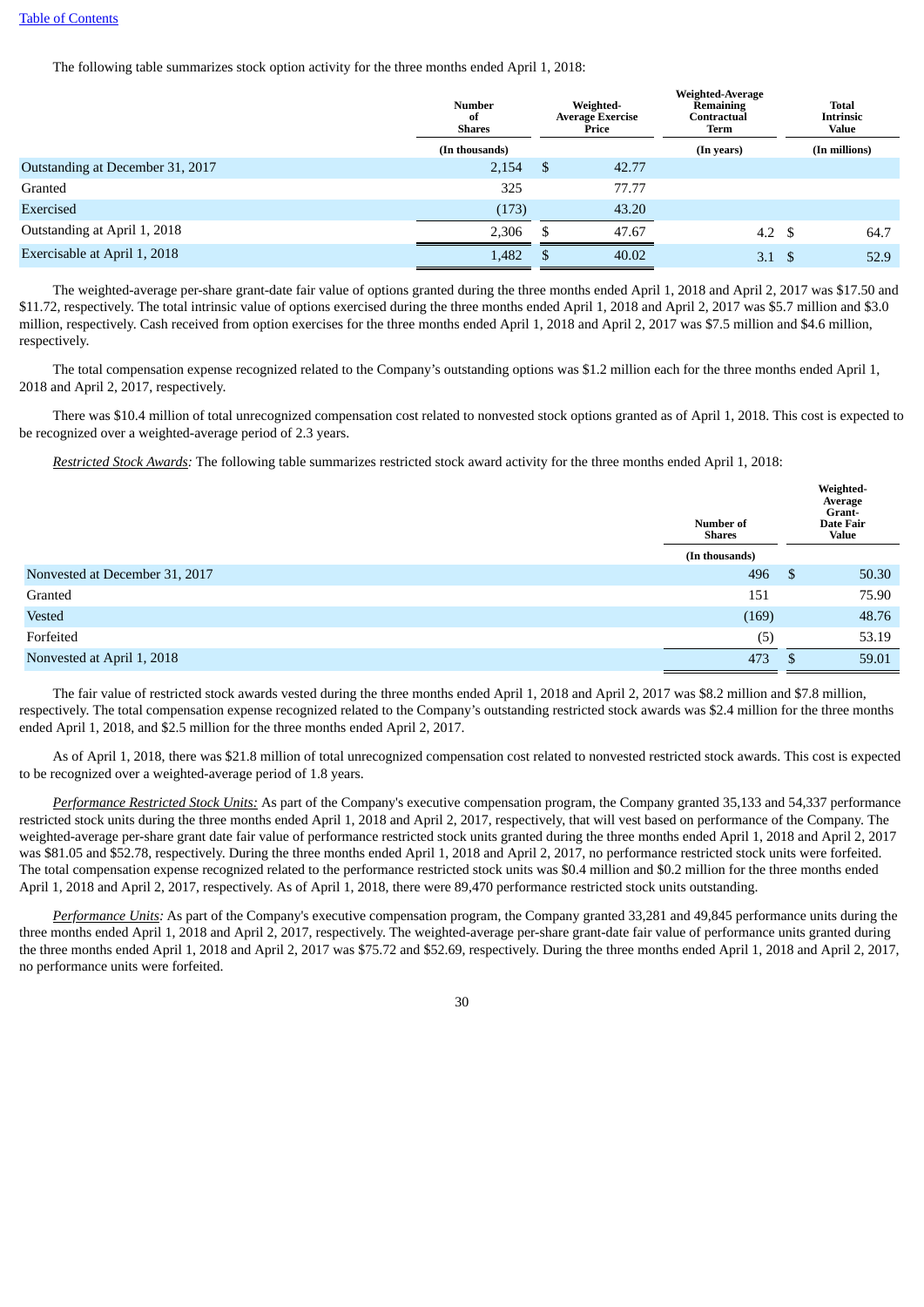The following table summarizes stock option activity for the three months ended April 1, 2018:

| | Number of Shares | Weighted-Average Exercise Price | Weighted-Average Remaining Contractual Term | Total Intrinsic Value |
|---|---|---|---|---|
| | (In thousands) | | (In years) | (In millions) |
| Outstanding at December 31, 2017 | 2,154 | $ 42.77 | | |
| Granted | 325 | 77.77 | | |
| Exercised | (173) | 43.20 | | |
| Outstanding at April 1, 2018 | 2,306 | $ 47.67 | 4.2 | $ 64.7 |
| Exercisable at April 1, 2018 | 1,482 | $ 40.02 | 3.1 | $ 52.9 |

The weighted-average per-share grant-date fair value of options granted during the three months ended April 1, 2018 and April 2, 2017 was $17.50 and $11.72, respectively. The total intrinsic value of options exercised during the three months ended April 1, 2018 and April 2, 2017 was $5.7 million and $3.0 million, respectively. Cash received from option exercises for the three months ended April 1, 2018 and April 2, 2017 was $7.5 million and $4.6 million, respectively.

The total compensation expense recognized related to the Company's outstanding options was $1.2 million each for the three months ended April 1, 2018 and April 2, 2017, respectively.

There was $10.4 million of total unrecognized compensation cost related to nonvested stock options granted as of April 1, 2018. This cost is expected to be recognized over a weighted-average period of 2.3 years.

*Restricted Stock Awards:* The following table summarizes restricted stock award activity for the three months ended April 1, 2018:

| | Number of Shares | Weighted-Average Grant-Date Fair Value |
|---|---|---|
| | (In thousands) | |
| Nonvested at December 31, 2017 | 496 | $ 50.30 |
| Granted | 151 | 75.90 |
| Vested | (169) | 48.76 |
| Forfeited | (5) | 53.19 |
| Nonvested at April 1, 2018 | 473 | $ 59.01 |

The fair value of restricted stock awards vested during the three months ended April 1, 2018 and April 2, 2017 was $8.2 million and $7.8 million, respectively. The total compensation expense recognized related to the Company's outstanding restricted stock awards was $2.4 million for the three months ended April 1, 2018, and $2.5 million for the three months ended April 2, 2017.

As of April 1, 2018, there was $21.8 million of total unrecognized compensation cost related to nonvested restricted stock awards. This cost is expected to be recognized over a weighted-average period of 1.8 years.

*Performance Restricted Stock Units:* As part of the Company's executive compensation program, the Company granted 35,133 and 54,337 performance restricted stock units during the three months ended April 1, 2018 and April 2, 2017, respectively, that will vest based on performance of the Company. The weighted-average per-share grant date fair value of performance restricted stock units granted during the three months ended April 1, 2018 and April 2, 2017 was $81.05 and $52.78, respectively. During the three months ended April 1, 2018 and April 2, 2017, no performance restricted stock units were forfeited. The total compensation expense recognized related to the performance restricted stock units was $0.4 million and $0.2 million for the three months ended April 1, 2018 and April 2, 2017, respectively. As of April 1, 2018, there were 89,470 performance restricted stock units outstanding.

*Performance Units:* As part of the Company's executive compensation program, the Company granted 33,281 and 49,845 performance units during the three months ended April 1, 2018 and April 2, 2017, respectively. The weighted-average per-share grant-date fair value of performance units granted during the three months ended April 1, 2018 and April 2, 2017 was $75.72 and $52.69, respectively. During the three months ended April 1, 2018 and April 2, 2017, no performance units were forfeited.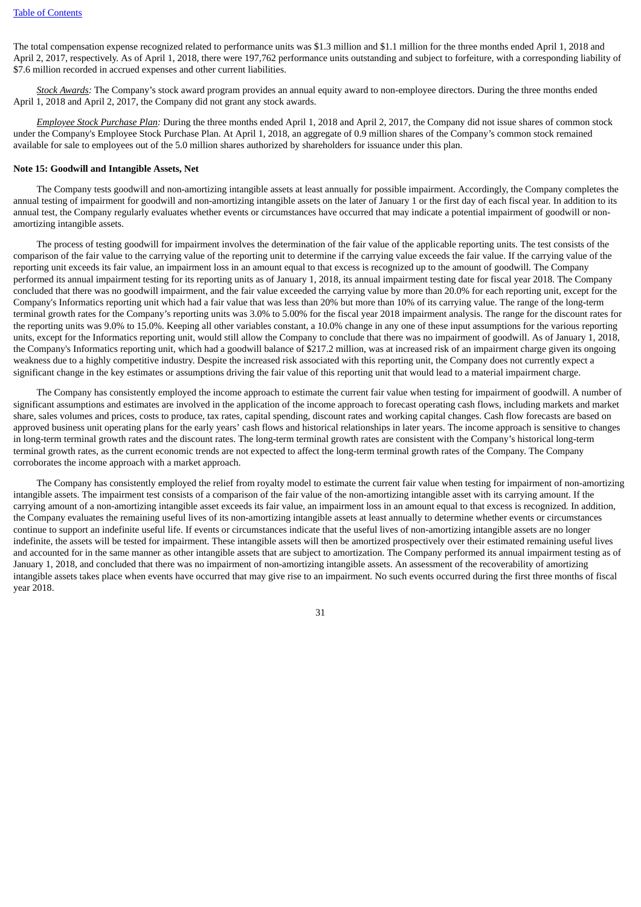The total compensation expense recognized related to performance units was $1.3 million and $1.1 million for the three months ended April 1, 2018 and April 2, 2017, respectively. As of April 1, 2018, there were 197,762 performance units outstanding and subject to forfeiture, with a corresponding liability of $7.6 million recorded in accrued expenses and other current liabilities.

*Stock Awards:* The Company's stock award program provides an annual equity award to non-employee directors. During the three months ended April 1, 2018 and April 2, 2017, the Company did not grant any stock awards.

*Employee Stock Purchase Plan:* During the three months ended April 1, 2018 and April 2, 2017, the Company did not issue shares of common stock under the Company's Employee Stock Purchase Plan. At April 1, 2018, an aggregate of 0.9 million shares of the Company's common stock remained available for sale to employees out of the 5.0 million shares authorized by shareholders for issuance under this plan.

**Note 15: Goodwill and Intangible Assets, Net**

The Company tests goodwill and non-amortizing intangible assets at least annually for possible impairment. Accordingly, the Company completes the annual testing of impairment for goodwill and non-amortizing intangible assets on the later of January 1 or the first day of each fiscal year. In addition to its annual test, the Company regularly evaluates whether events or circumstances have occurred that may indicate a potential impairment of goodwill or non-amortizing intangible assets.

The process of testing goodwill for impairment involves the determination of the fair value of the applicable reporting units. The test consists of the comparison of the fair value to the carrying value of the reporting unit to determine if the carrying value exceeds the fair value. If the carrying value of the reporting unit exceeds its fair value, an impairment loss in an amount equal to that excess is recognized up to the amount of goodwill. The Company performed its annual impairment testing for its reporting units as of January 1, 2018, its annual impairment testing date for fiscal year 2018. The Company concluded that there was no goodwill impairment, and the fair value exceeded the carrying value by more than 20.0% for each reporting unit, except for the Company's Informatics reporting unit which had a fair value that was less than 20% but more than 10% of its carrying value. The range of the long-term terminal growth rates for the Company's reporting units was 3.0% to 5.00% for the fiscal year 2018 impairment analysis. The range for the discount rates for the reporting units was 9.0% to 15.0%. Keeping all other variables constant, a 10.0% change in any one of these input assumptions for the various reporting units, except for the Informatics reporting unit, would still allow the Company to conclude that there was no impairment of goodwill. As of January 1, 2018, the Company's Informatics reporting unit, which had a goodwill balance of $217.2 million, was at increased risk of an impairment charge given its ongoing weakness due to a highly competitive industry. Despite the increased risk associated with this reporting unit, the Company does not currently expect a significant change in the key estimates or assumptions driving the fair value of this reporting unit that would lead to a material impairment charge.

The Company has consistently employed the income approach to estimate the current fair value when testing for impairment of goodwill. A number of significant assumptions and estimates are involved in the application of the income approach to forecast operating cash flows, including markets and market share, sales volumes and prices, costs to produce, tax rates, capital spending, discount rates and working capital changes. Cash flow forecasts are based on approved business unit operating plans for the early years' cash flows and historical relationships in later years. The income approach is sensitive to changes in long-term terminal growth rates and the discount rates. The long-term terminal growth rates are consistent with the Company's historical long-term terminal growth rates, as the current economic trends are not expected to affect the long-term terminal growth rates of the Company. The Company corroborates the income approach with a market approach.

The Company has consistently employed the relief from royalty model to estimate the current fair value when testing for impairment of non-amortizing intangible assets. The impairment test consists of a comparison of the fair value of the non-amortizing intangible asset with its carrying amount. If the carrying amount of a non-amortizing intangible asset exceeds its fair value, an impairment loss in an amount equal to that excess is recognized. In addition, the Company evaluates the remaining useful lives of its non-amortizing intangible assets at least annually to determine whether events or circumstances continue to support an indefinite useful life. If events or circumstances indicate that the useful lives of non-amortizing intangible assets are no longer indefinite, the assets will be tested for impairment. These intangible assets will then be amortized prospectively over their estimated remaining useful lives and accounted for in the same manner as other intangible assets that are subject to amortization. The Company performed its annual impairment testing as of January 1, 2018, and concluded that there was no impairment of non-amortizing intangible assets. An assessment of the recoverability of amortizing intangible assets takes place when events have occurred that may give rise to an impairment. No such events occurred during the first three months of fiscal year 2018.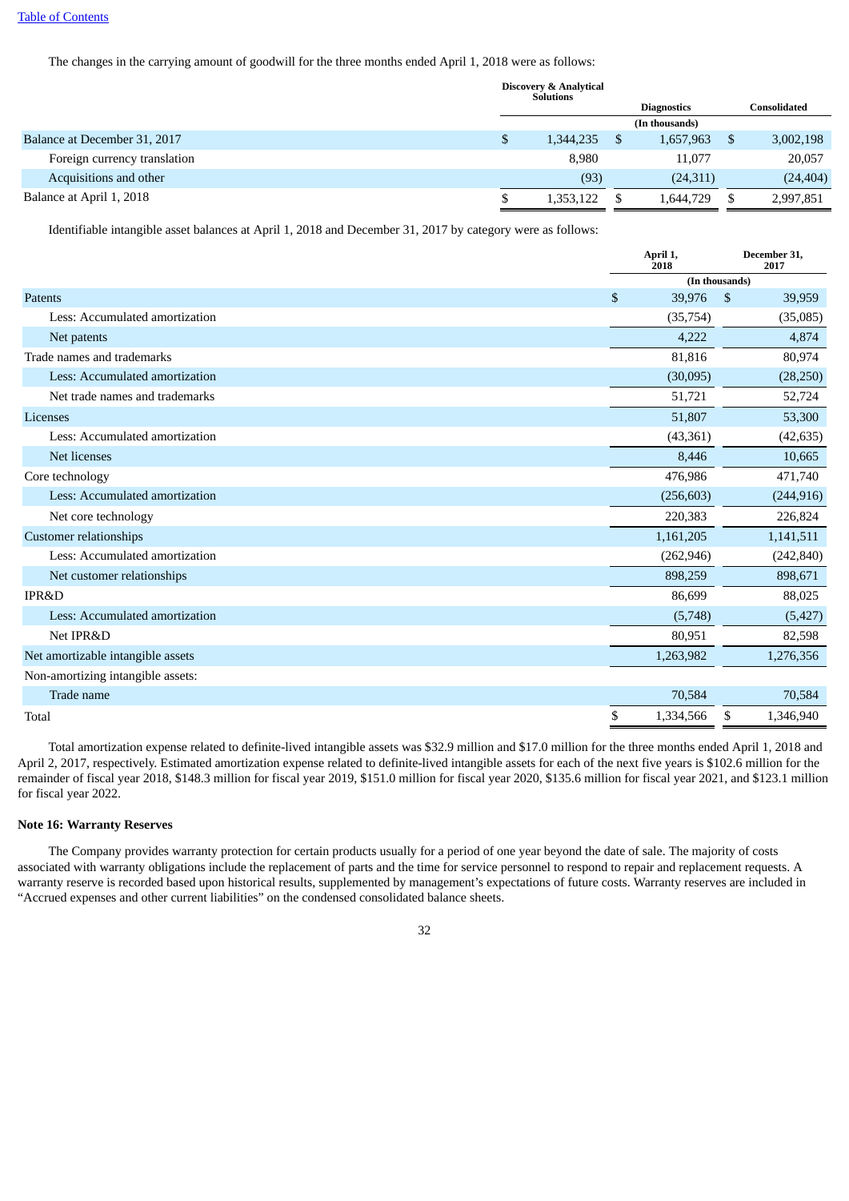The changes in the carrying amount of goodwill for the three months ended April 1, 2018 were as follows:

| | Discovery & Analytical Solutions | Diagnostics | Consolidated |
|---|---|---|---|
| | | (In thousands) | |
| Balance at December 31, 2017 | $ 1,344,235 | $ 1,657,963 | $ 3,002,198 |
| Foreign currency translation | 8,980 | 11,077 | 20,057 |
| Acquisitions and other | (93) | (24,311) | (24,404) |
| Balance at April 1, 2018 | $ 1,353,122 | $ 1,644,729 | $ 2,997,851 |

Identifiable intangible asset balances at April 1, 2018 and December 31, 2017 by category were as follows:

| | April 1, 2018 | December 31, 2017 |
|---|---|---|
| | (In thousands) | |
| Patents | $ 39,976 | $ 39,959 |
| Less: Accumulated amortization | (35,754) | (35,085) |
| Net patents | 4,222 | 4,874 |
| Trade names and trademarks | 81,816 | 80,974 |
| Less: Accumulated amortization | (30,095) | (28,250) |
| Net trade names and trademarks | 51,721 | 52,724 |
| Licenses | 51,807 | 53,300 |
| Less: Accumulated amortization | (43,361) | (42,635) |
| Net licenses | 8,446 | 10,665 |
| Core technology | 476,986 | 471,740 |
| Less: Accumulated amortization | (256,603) | (244,916) |
| Net core technology | 220,383 | 226,824 |
| Customer relationships | 1,161,205 | 1,141,511 |
| Less: Accumulated amortization | (262,946) | (242,840) |
| Net customer relationships | 898,259 | 898,671 |
| IPR&D | 86,699 | 88,025 |
| Less: Accumulated amortization | (5,748) | (5,427) |
| Net IPR&D | 80,951 | 82,598 |
| Net amortizable intangible assets | 1,263,982 | 1,276,356 |
| Non-amortizing intangible assets: | | |
| Trade name | 70,584 | 70,584 |
| Total | $ 1,334,566 | $ 1,346,940 |

Total amortization expense related to definite-lived intangible assets was $32.9 million and $17.0 million for the three months ended April 1, 2018 and April 2, 2017, respectively. Estimated amortization expense related to definite-lived intangible assets for each of the next five years is $102.6 million for the remainder of fiscal year 2018, $148.3 million for fiscal year 2019, $151.0 million for fiscal year 2020, $135.6 million for fiscal year 2021, and $123.1 million for fiscal year 2022.

### Note 16: Warranty Reserves

The Company provides warranty protection for certain products usually for a period of one year beyond the date of sale. The majority of costs associated with warranty obligations include the replacement of parts and the time for service personnel to respond to repair and replacement requests. A warranty reserve is recorded based upon historical results, supplemented by management's expectations of future costs. Warranty reserves are included in "Accrued expenses and other current liabilities" on the condensed consolidated balance sheets.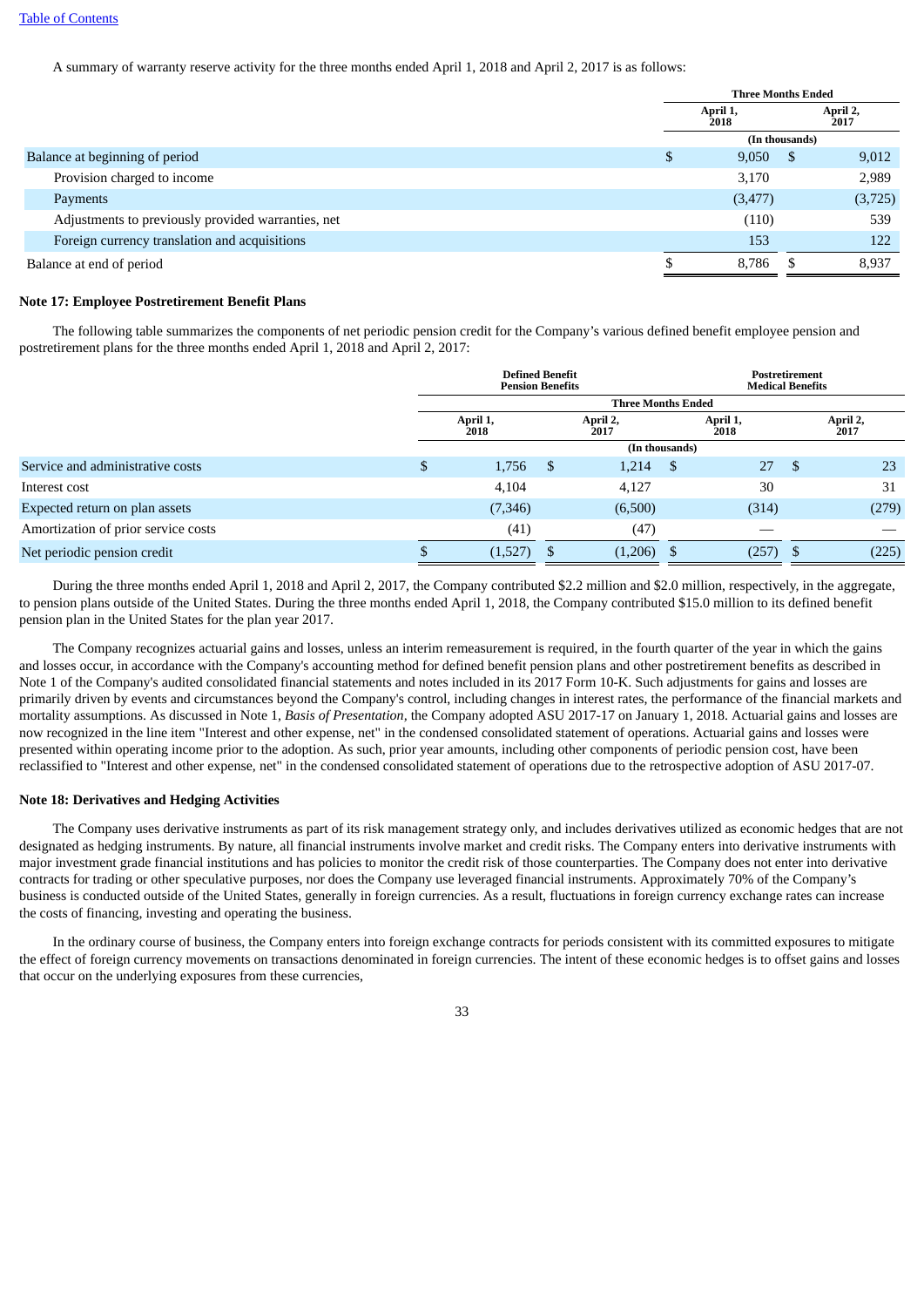A summary of warranty reserve activity for the three months ended April 1, 2018 and April 2, 2017 is as follows:

| | Three Months Ended | |
|---|---|---|
| | April 1, 2018 | April 2, 2017 |
| | (In thousands) | |
| Balance at beginning of period | $ 9,050 | $ 9,012 |
| Provision charged to income | 3,170 | 2,989 |
| Payments | (3,477) | (3,725) |
| Adjustments to previously provided warranties, net | (110) | 539 |
| Foreign currency translation and acquisitions | 153 | 122 |
| Balance at end of period | $ 8,786 | $ 8,937 |

**Note 17: Employee Postretirement Benefit Plans**

The following table summarizes the components of net periodic pension credit for the Company's various defined benefit employee pension and postretirement plans for the three months ended April 1, 2018 and April 2, 2017:

| | Defined Benefit Pension Benefits | | Postretirement Medical Benefits | |
|---|---|---|---|---|
| | Three Months Ended | | | |
| | April 1, 2018 | April 2, 2017 | April 1, 2018 | April 2, 2017 |
| | (In thousands) | | | |
| Service and administrative costs | $ 1,756 | $ 1,214 | $ 27 | $ 23 |
| Interest cost | 4,104 | 4,127 | 30 | 31 |
| Expected return on plan assets | (7,346) | (6,500) | (314) | (279) |
| Amortization of prior service costs | (41) | (47) | — | — |
| Net periodic pension credit | $ (1,527) | $ (1,206) | $ (257) | $ (225) |

During the three months ended April 1, 2018 and April 2, 2017, the Company contributed $2.2 million and $2.0 million, respectively, in the aggregate, to pension plans outside of the United States. During the three months ended April 1, 2018, the Company contributed $15.0 million to its defined benefit pension plan in the United States for the plan year 2017.

The Company recognizes actuarial gains and losses, unless an interim remeasurement is required, in the fourth quarter of the year in which the gains and losses occur, in accordance with the Company's accounting method for defined benefit pension plans and other postretirement benefits as described in Note 1 of the Company's audited consolidated financial statements and notes included in its 2017 Form 10-K. Such adjustments for gains and losses are primarily driven by events and circumstances beyond the Company's control, including changes in interest rates, the performance of the financial markets and mortality assumptions. As discussed in Note 1, *Basis of Presentation*, the Company adopted ASU 2017-17 on January 1, 2018. Actuarial gains and losses are now recognized in the line item "Interest and other expense, net" in the condensed consolidated statement of operations. Actuarial gains and losses were presented within operating income prior to the adoption. As such, prior year amounts, including other components of periodic pension cost, have been reclassified to "Interest and other expense, net" in the condensed consolidated statement of operations due to the retrospective adoption of ASU 2017-07.

**Note 18: Derivatives and Hedging Activities**

The Company uses derivative instruments as part of its risk management strategy only, and includes derivatives utilized as economic hedges that are not designated as hedging instruments. By nature, all financial instruments involve market and credit risks. The Company enters into derivative instruments with major investment grade financial institutions and has policies to monitor the credit risk of those counterparties. The Company does not enter into derivative contracts for trading or other speculative purposes, nor does the Company use leveraged financial instruments. Approximately 70% of the Company's business is conducted outside of the United States, generally in foreign currencies. As a result, fluctuations in foreign currency exchange rates can increase the costs of financing, investing and operating the business.

In the ordinary course of business, the Company enters into foreign exchange contracts for periods consistent with its committed exposures to mitigate the effect of foreign currency movements on transactions denominated in foreign currencies. The intent of these economic hedges is to offset gains and losses that occur on the underlying exposures from these currencies,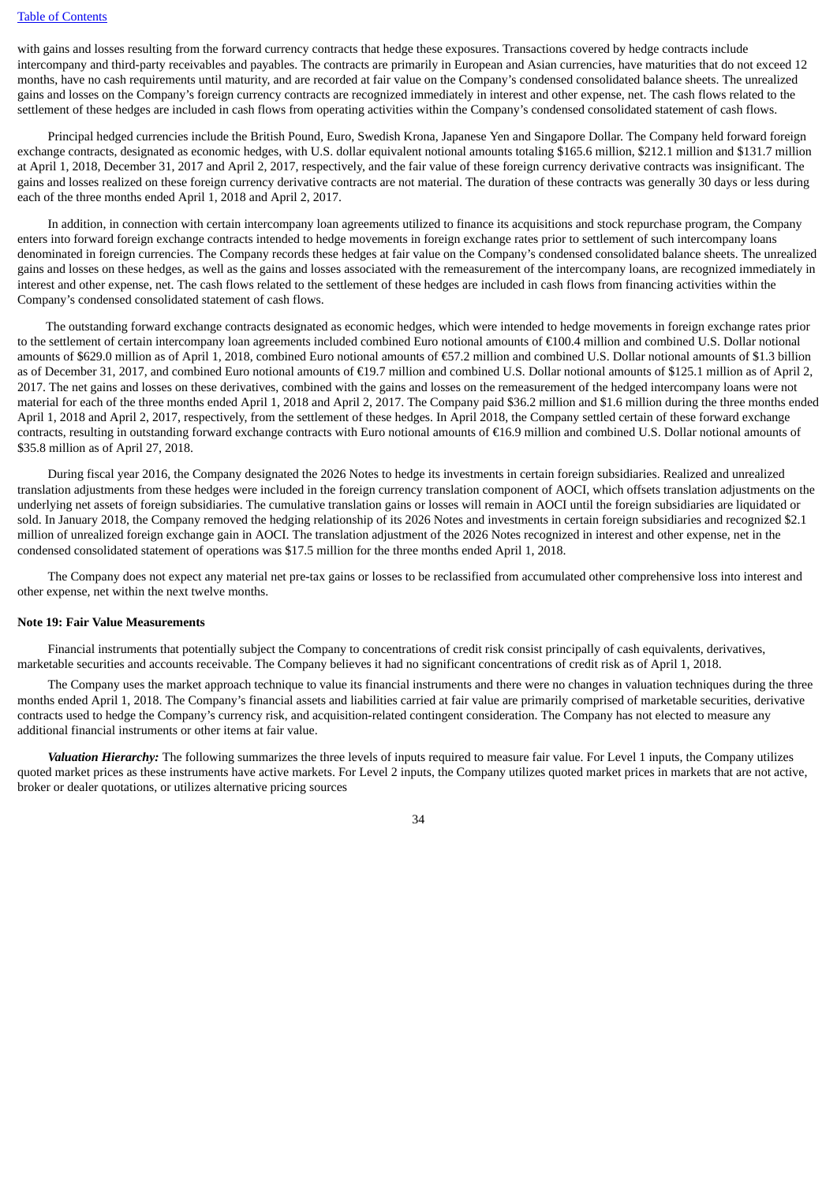with gains and losses resulting from the forward currency contracts that hedge these exposures. Transactions covered by hedge contracts include intercompany and third-party receivables and payables. The contracts are primarily in European and Asian currencies, have maturities that do not exceed 12 months, have no cash requirements until maturity, and are recorded at fair value on the Company's condensed consolidated balance sheets. The unrealized gains and losses on the Company's foreign currency contracts are recognized immediately in interest and other expense, net. The cash flows related to the settlement of these hedges are included in cash flows from operating activities within the Company's condensed consolidated statement of cash flows.

Principal hedged currencies include the British Pound, Euro, Swedish Krona, Japanese Yen and Singapore Dollar. The Company held forward foreign exchange contracts, designated as economic hedges, with U.S. dollar equivalent notional amounts totaling $165.6 million, $212.1 million and $131.7 million at April 1, 2018, December 31, 2017 and April 2, 2017, respectively, and the fair value of these foreign currency derivative contracts was insignificant. The gains and losses realized on these foreign currency derivative contracts are not material. The duration of these contracts was generally 30 days or less during each of the three months ended April 1, 2018 and April 2, 2017.

In addition, in connection with certain intercompany loan agreements utilized to finance its acquisitions and stock repurchase program, the Company enters into forward foreign exchange contracts intended to hedge movements in foreign exchange rates prior to settlement of such intercompany loans denominated in foreign currencies. The Company records these hedges at fair value on the Company's condensed consolidated balance sheets. The unrealized gains and losses on these hedges, as well as the gains and losses associated with the remeasurement of the intercompany loans, are recognized immediately in interest and other expense, net. The cash flows related to the settlement of these hedges are included in cash flows from financing activities within the Company's condensed consolidated statement of cash flows.

The outstanding forward exchange contracts designated as economic hedges, which were intended to hedge movements in foreign exchange rates prior to the settlement of certain intercompany loan agreements included combined Euro notional amounts of €100.4 million and combined U.S. Dollar notional amounts of $629.0 million as of April 1, 2018, combined Euro notional amounts of €57.2 million and combined U.S. Dollar notional amounts of $1.3 billion as of December 31, 2017, and combined Euro notional amounts of €19.7 million and combined U.S. Dollar notional amounts of $125.1 million as of April 2, 2017. The net gains and losses on these derivatives, combined with the gains and losses on the remeasurement of the hedged intercompany loans were not material for each of the three months ended April 1, 2018 and April 2, 2017. The Company paid $36.2 million and $1.6 million during the three months ended April 1, 2018 and April 2, 2017, respectively, from the settlement of these hedges. In April 2018, the Company settled certain of these forward exchange contracts, resulting in outstanding forward exchange contracts with Euro notional amounts of €16.9 million and combined U.S. Dollar notional amounts of $35.8 million as of April 27, 2018.

During fiscal year 2016, the Company designated the 2026 Notes to hedge its investments in certain foreign subsidiaries. Realized and unrealized translation adjustments from these hedges were included in the foreign currency translation component of AOCI, which offsets translation adjustments on the underlying net assets of foreign subsidiaries. The cumulative translation gains or losses will remain in AOCI until the foreign subsidiaries are liquidated or sold. In January 2018, the Company removed the hedging relationship of its 2026 Notes and investments in certain foreign subsidiaries and recognized $2.1 million of unrealized foreign exchange gain in AOCI. The translation adjustment of the 2026 Notes recognized in interest and other expense, net in the condensed consolidated statement of operations was $17.5 million for the three months ended April 1, 2018.

The Company does not expect any material net pre-tax gains or losses to be reclassified from accumulated other comprehensive loss into interest and other expense, net within the next twelve months.

**Note 19: Fair Value Measurements**

Financial instruments that potentially subject the Company to concentrations of credit risk consist principally of cash equivalents, derivatives, marketable securities and accounts receivable. The Company believes it had no significant concentrations of credit risk as of April 1, 2018.

The Company uses the market approach technique to value its financial instruments and there were no changes in valuation techniques during the three months ended April 1, 2018. The Company's financial assets and liabilities carried at fair value are primarily comprised of marketable securities, derivative contracts used to hedge the Company's currency risk, and acquisition-related contingent consideration. The Company has not elected to measure any additional financial instruments or other items at fair value.

***Valuation Hierarchy:*** The following summarizes the three levels of inputs required to measure fair value. For Level 1 inputs, the Company utilizes quoted market prices as these instruments have active markets. For Level 2 inputs, the Company utilizes quoted market prices in markets that are not active, broker or dealer quotations, or utilizes alternative pricing sources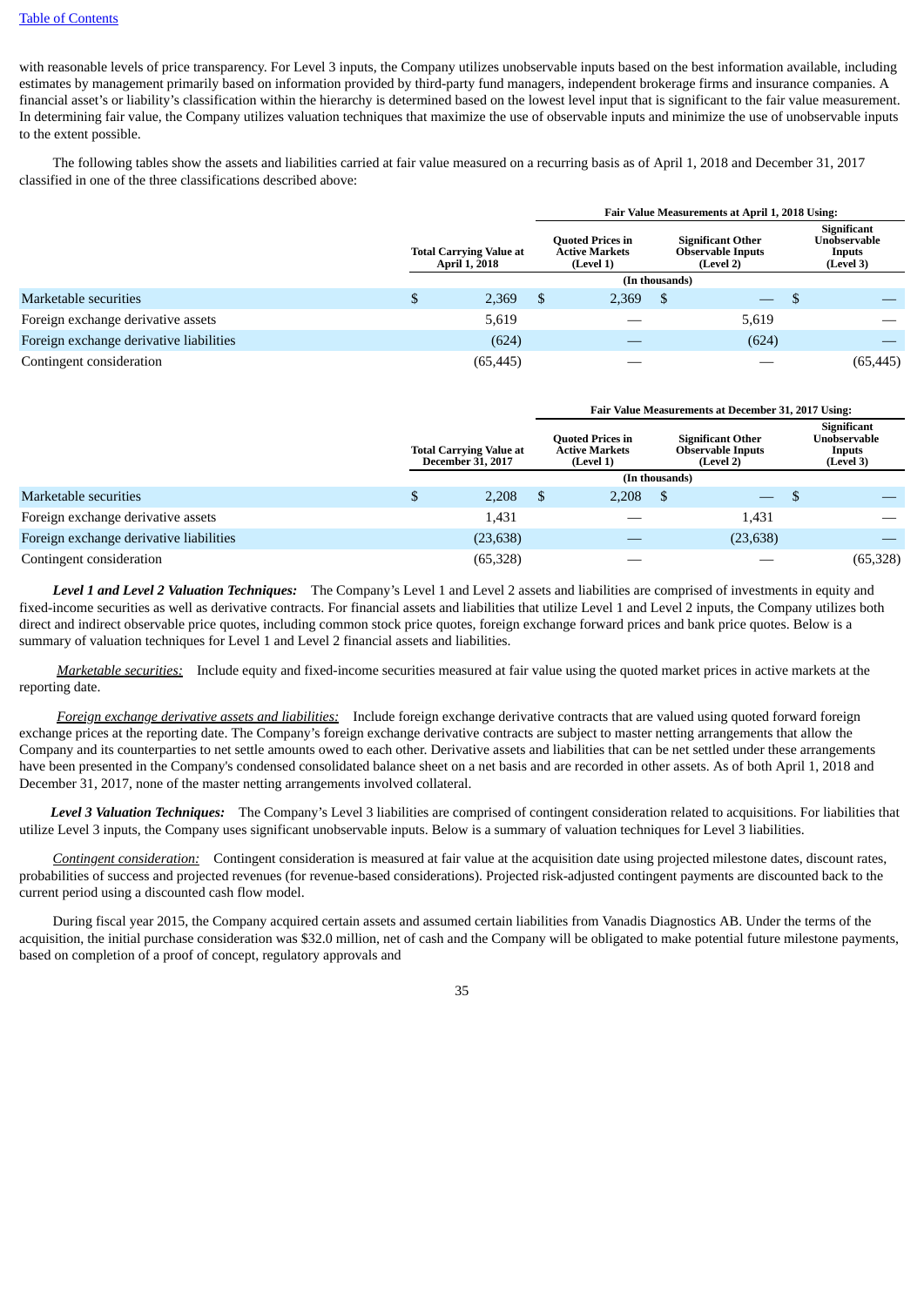with reasonable levels of price transparency. For Level 3 inputs, the Company utilizes unobservable inputs based on the best information available, including estimates by management primarily based on information provided by third-party fund managers, independent brokerage firms and insurance companies. A financial asset's or liability's classification within the hierarchy is determined based on the lowest level input that is significant to the fair value measurement. In determining fair value, the Company utilizes valuation techniques that maximize the use of observable inputs and minimize the use of unobservable inputs to the extent possible.

The following tables show the assets and liabilities carried at fair value measured on a recurring basis as of April 1, 2018 and December 31, 2017 classified in one of the three classifications described above:

| | Total Carrying Value at April 1, 2018 | Fair Value Measurements at April 1, 2018 Using: Quoted Prices in Active Markets (Level 1) | Significant Other Observable Inputs (Level 2) | Significant Unobservable Inputs (Level 3) |
|---|---|---|---|---|
| | (In thousands) | | | |
| Marketable securities | $ 2,369 | $ 2,369 | $ — | $ — |
| Foreign exchange derivative assets | 5,619 | — | 5,619 | — |
| Foreign exchange derivative liabilities | (624) | — | (624) | — |
| Contingent consideration | (65,445) | — | — | (65,445) |

| | Total Carrying Value at December 31, 2017 | Fair Value Measurements at December 31, 2017 Using: Quoted Prices in Active Markets (Level 1) | Significant Other Observable Inputs (Level 2) | Significant Unobservable Inputs (Level 3) |
|---|---|---|---|---|
| | (In thousands) | | | |
| Marketable securities | $ 2,208 | $ 2,208 | $ — | $ — |
| Foreign exchange derivative assets | 1,431 | — | 1,431 | — |
| Foreign exchange derivative liabilities | (23,638) | — | (23,638) | — |
| Contingent consideration | (65,328) | — | — | (65,328) |

***Level 1 and Level 2 Valuation Techniques:*** The Company's Level 1 and Level 2 assets and liabilities are comprised of investments in equity and fixed-income securities as well as derivative contracts. For financial assets and liabilities that utilize Level 1 and Level 2 inputs, the Company utilizes both direct and indirect observable price quotes, including common stock price quotes, foreign exchange forward prices and bank price quotes. Below is a summary of valuation techniques for Level 1 and Level 2 financial assets and liabilities.

*Marketable securities:* Include equity and fixed-income securities measured at fair value using the quoted market prices in active markets at the reporting date.

*Foreign exchange derivative assets and liabilities:* Include foreign exchange derivative contracts that are valued using quoted forward foreign exchange prices at the reporting date. The Company's foreign exchange derivative contracts are subject to master netting arrangements that allow the Company and its counterparties to net settle amounts owed to each other. Derivative assets and liabilities that can be net settled under these arrangements have been presented in the Company's condensed consolidated balance sheet on a net basis and are recorded in other assets. As of both April 1, 2018 and December 31, 2017, none of the master netting arrangements involved collateral.

***Level 3 Valuation Techniques:*** The Company's Level 3 liabilities are comprised of contingent consideration related to acquisitions. For liabilities that utilize Level 3 inputs, the Company uses significant unobservable inputs. Below is a summary of valuation techniques for Level 3 liabilities.

*Contingent consideration:* Contingent consideration is measured at fair value at the acquisition date using projected milestone dates, discount rates, probabilities of success and projected revenues (for revenue-based considerations). Projected risk-adjusted contingent payments are discounted back to the current period using a discounted cash flow model.

During fiscal year 2015, the Company acquired certain assets and assumed certain liabilities from Vanadis Diagnostics AB. Under the terms of the acquisition, the initial purchase consideration was $32.0 million, net of cash and the Company will be obligated to make potential future milestone payments, based on completion of a proof of concept, regulatory approvals and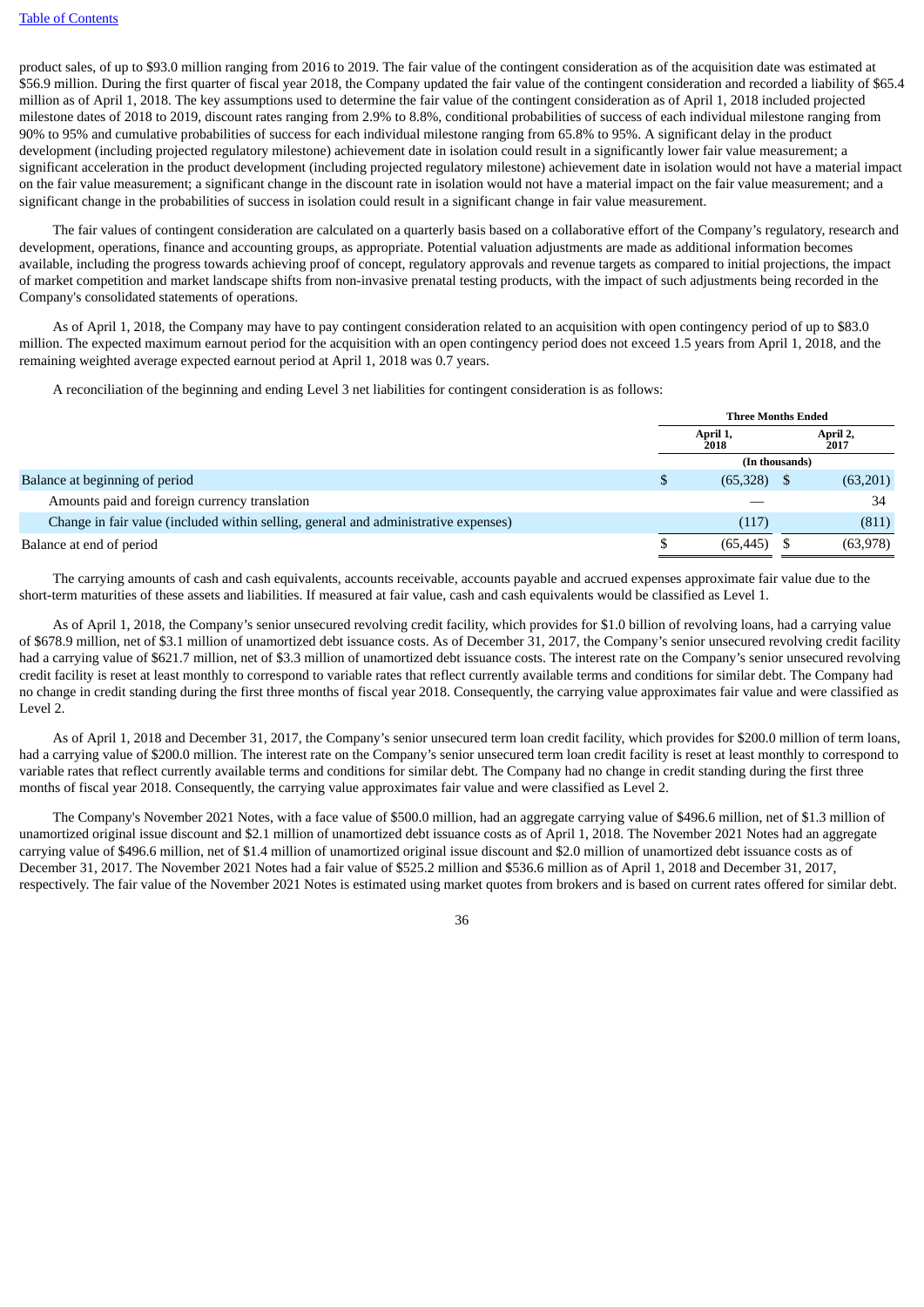product sales, of up to $93.0 million ranging from 2016 to 2019. The fair value of the contingent consideration as of the acquisition date was estimated at $56.9 million. During the first quarter of fiscal year 2018, the Company updated the fair value of the contingent consideration and recorded a liability of $65.4 million as of April 1, 2018. The key assumptions used to determine the fair value of the contingent consideration as of April 1, 2018 included projected milestone dates of 2018 to 2019, discount rates ranging from 2.9% to 8.8%, conditional probabilities of success of each individual milestone ranging from 90% to 95% and cumulative probabilities of success for each individual milestone ranging from 65.8% to 95%. A significant delay in the product development (including projected regulatory milestone) achievement date in isolation could result in a significantly lower fair value measurement; a significant acceleration in the product development (including projected regulatory milestone) achievement date in isolation would not have a material impact on the fair value measurement; a significant change in the discount rate in isolation would not have a material impact on the fair value measurement; and a significant change in the probabilities of success in isolation could result in a significant change in fair value measurement.

The fair values of contingent consideration are calculated on a quarterly basis based on a collaborative effort of the Company's regulatory, research and development, operations, finance and accounting groups, as appropriate. Potential valuation adjustments are made as additional information becomes available, including the progress towards achieving proof of concept, regulatory approvals and revenue targets as compared to initial projections, the impact of market competition and market landscape shifts from non-invasive prenatal testing products, with the impact of such adjustments being recorded in the Company's consolidated statements of operations.

As of April 1, 2018, the Company may have to pay contingent consideration related to an acquisition with open contingency period of up to $83.0 million. The expected maximum earnout period for the acquisition with an open contingency period does not exceed 1.5 years from April 1, 2018, and the remaining weighted average expected earnout period at April 1, 2018 was 0.7 years.

A reconciliation of the beginning and ending Level 3 net liabilities for contingent consideration is as follows:

| | Three Months Ended | |
|---|---|---|
| | April 1, 2018 | April 2, 2017 |
| | (In thousands) | |
| Balance at beginning of period | $ (65,328) | $ (63,201) |
| Amounts paid and foreign currency translation | — | 34 |
| Change in fair value (included within selling, general and administrative expenses) | (117) | (811) |
| Balance at end of period | $ (65,445) | $ (63,978) |

The carrying amounts of cash and cash equivalents, accounts receivable, accounts payable and accrued expenses approximate fair value due to the short-term maturities of these assets and liabilities. If measured at fair value, cash and cash equivalents would be classified as Level 1.

As of April 1, 2018, the Company's senior unsecured revolving credit facility, which provides for $1.0 billion of revolving loans, had a carrying value of $678.9 million, net of $3.1 million of unamortized debt issuance costs. As of December 31, 2017, the Company's senior unsecured revolving credit facility had a carrying value of $621.7 million, net of $3.3 million of unamortized debt issuance costs. The interest rate on the Company's senior unsecured revolving credit facility is reset at least monthly to correspond to variable rates that reflect currently available terms and conditions for similar debt. The Company had no change in credit standing during the first three months of fiscal year 2018. Consequently, the carrying value approximates fair value and were classified as Level 2.

As of April 1, 2018 and December 31, 2017, the Company's senior unsecured term loan credit facility, which provides for $200.0 million of term loans, had a carrying value of $200.0 million. The interest rate on the Company's senior unsecured term loan credit facility is reset at least monthly to correspond to variable rates that reflect currently available terms and conditions for similar debt. The Company had no change in credit standing during the first three months of fiscal year 2018. Consequently, the carrying value approximates fair value and were classified as Level 2.

The Company's November 2021 Notes, with a face value of $500.0 million, had an aggregate carrying value of $496.6 million, net of $1.3 million of unamortized original issue discount and $2.1 million of unamortized debt issuance costs as of April 1, 2018. The November 2021 Notes had an aggregate carrying value of $496.6 million, net of $1.4 million of unamortized original issue discount and $2.0 million of unamortized debt issuance costs as of December 31, 2017. The November 2021 Notes had a fair value of $525.2 million and $536.6 million as of April 1, 2018 and December 31, 2017, respectively. The fair value of the November 2021 Notes is estimated using market quotes from brokers and is based on current rates offered for similar debt.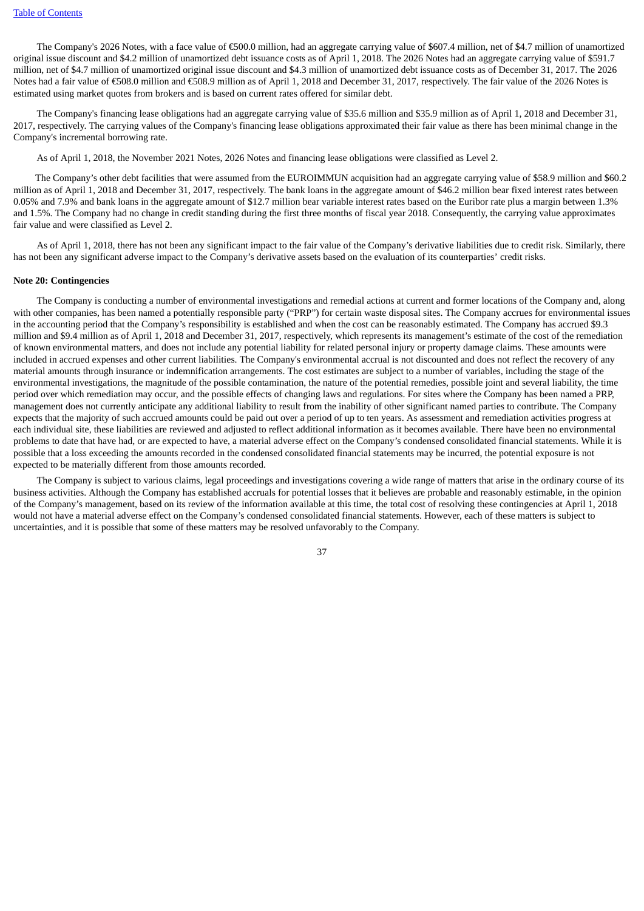The Company's 2026 Notes, with a face value of €500.0 million, had an aggregate carrying value of $607.4 million, net of $4.7 million of unamortized original issue discount and $4.2 million of unamortized debt issuance costs as of April 1, 2018. The 2026 Notes had an aggregate carrying value of $591.7 million, net of $4.7 million of unamortized original issue discount and $4.3 million of unamortized debt issuance costs as of December 31, 2017. The 2026 Notes had a fair value of €508.0 million and €508.9 million as of April 1, 2018 and December 31, 2017, respectively. The fair value of the 2026 Notes is estimated using market quotes from brokers and is based on current rates offered for similar debt.

The Company's financing lease obligations had an aggregate carrying value of $35.6 million and $35.9 million as of April 1, 2018 and December 31, 2017, respectively. The carrying values of the Company's financing lease obligations approximated their fair value as there has been minimal change in the Company's incremental borrowing rate.

As of April 1, 2018, the November 2021 Notes, 2026 Notes and financing lease obligations were classified as Level 2.

The Company's other debt facilities that were assumed from the EUROIMMUN acquisition had an aggregate carrying value of $58.9 million and $60.2 million as of April 1, 2018 and December 31, 2017, respectively. The bank loans in the aggregate amount of $46.2 million bear fixed interest rates between 0.05% and 7.9% and bank loans in the aggregate amount of $12.7 million bear variable interest rates based on the Euribor rate plus a margin between 1.3% and 1.5%. The Company had no change in credit standing during the first three months of fiscal year 2018. Consequently, the carrying value approximates fair value and were classified as Level 2.

As of April 1, 2018, there has not been any significant impact to the fair value of the Company's derivative liabilities due to credit risk. Similarly, there has not been any significant adverse impact to the Company's derivative assets based on the evaluation of its counterparties' credit risks.

**Note 20: Contingencies**

The Company is conducting a number of environmental investigations and remedial actions at current and former locations of the Company and, along with other companies, has been named a potentially responsible party ("PRP") for certain waste disposal sites. The Company accrues for environmental issues in the accounting period that the Company's responsibility is established and when the cost can be reasonably estimated. The Company has accrued $9.3 million and $9.4 million as of April 1, 2018 and December 31, 2017, respectively, which represents its management's estimate of the cost of the remediation of known environmental matters, and does not include any potential liability for related personal injury or property damage claims. These amounts were included in accrued expenses and other current liabilities. The Company's environmental accrual is not discounted and does not reflect the recovery of any material amounts through insurance or indemnification arrangements. The cost estimates are subject to a number of variables, including the stage of the environmental investigations, the magnitude of the possible contamination, the nature of the potential remedies, possible joint and several liability, the time period over which remediation may occur, and the possible effects of changing laws and regulations. For sites where the Company has been named a PRP, management does not currently anticipate any additional liability to result from the inability of other significant named parties to contribute. The Company expects that the majority of such accrued amounts could be paid out over a period of up to ten years. As assessment and remediation activities progress at each individual site, these liabilities are reviewed and adjusted to reflect additional information as it becomes available. There have been no environmental problems to date that have had, or are expected to have, a material adverse effect on the Company's condensed consolidated financial statements. While it is possible that a loss exceeding the amounts recorded in the condensed consolidated financial statements may be incurred, the potential exposure is not expected to be materially different from those amounts recorded.

The Company is subject to various claims, legal proceedings and investigations covering a wide range of matters that arise in the ordinary course of its business activities. Although the Company has established accruals for potential losses that it believes are probable and reasonably estimable, in the opinion of the Company's management, based on its review of the information available at this time, the total cost of resolving these contingencies at April 1, 2018 would not have a material adverse effect on the Company's condensed consolidated financial statements. However, each of these matters is subject to uncertainties, and it is possible that some of these matters may be resolved unfavorably to the Company.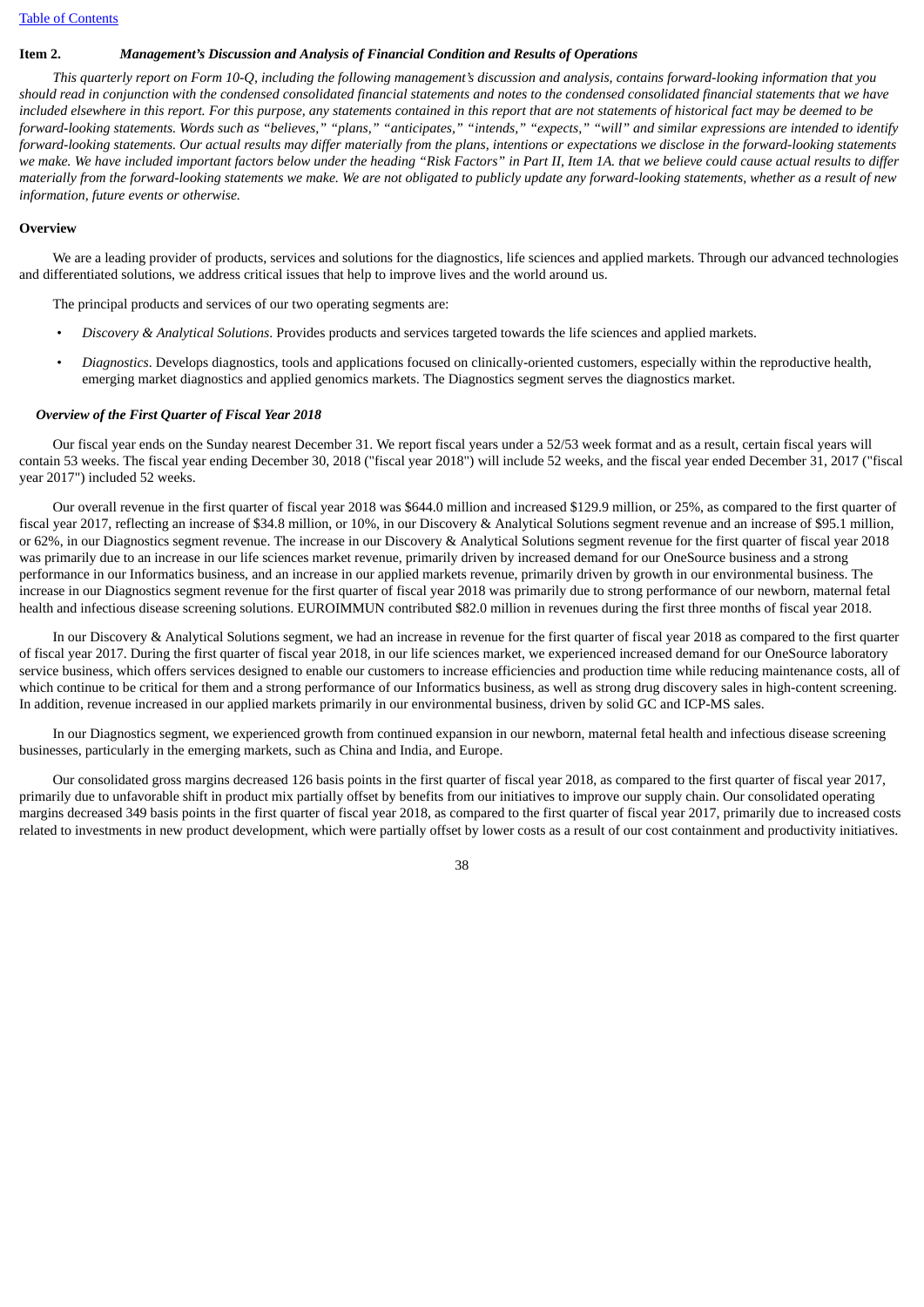**Item 2.** ***Management's Discussion and Analysis of Financial Condition and Results of Operations***

*This quarterly report on Form 10-Q, including the following management's discussion and analysis, contains forward-looking information that you should read in conjunction with the condensed consolidated financial statements and notes to the condensed consolidated financial statements that we have included elsewhere in this report. For this purpose, any statements contained in this report that are not statements of historical fact may be deemed to be forward-looking statements. Words such as "believes," "plans," "anticipates," "intends," "expects," "will" and similar expressions are intended to identify forward-looking statements. Our actual results may differ materially from the plans, intentions or expectations we disclose in the forward-looking statements we make. We have included important factors below under the heading "Risk Factors" in Part II, Item 1A. that we believe could cause actual results to differ materially from the forward-looking statements we make. We are not obligated to publicly update any forward-looking statements, whether as a result of new information, future events or otherwise.*

**Overview**

We are a leading provider of products, services and solutions for the diagnostics, life sciences and applied markets. Through our advanced technologies and differentiated solutions, we address critical issues that help to improve lives and the world around us.

The principal products and services of our two operating segments are:

- *Discovery & Analytical Solutions*. Provides products and services targeted towards the life sciences and applied markets.
- *Diagnostics*. Develops diagnostics, tools and applications focused on clinically-oriented customers, especially within the reproductive health, emerging market diagnostics and applied genomics markets. The Diagnostics segment serves the diagnostics market.

***Overview of the First Quarter of Fiscal Year 2018***

Our fiscal year ends on the Sunday nearest December 31. We report fiscal years under a 52/53 week format and as a result, certain fiscal years will contain 53 weeks. The fiscal year ending December 30, 2018 ("fiscal year 2018") will include 52 weeks, and the fiscal year ended December 31, 2017 ("fiscal year 2017") included 52 weeks.

Our overall revenue in the first quarter of fiscal year 2018 was $644.0 million and increased $129.9 million, or 25%, as compared to the first quarter of fiscal year 2017, reflecting an increase of $34.8 million, or 10%, in our Discovery & Analytical Solutions segment revenue and an increase of $95.1 million, or 62%, in our Diagnostics segment revenue. The increase in our Discovery & Analytical Solutions segment revenue for the first quarter of fiscal year 2018 was primarily due to an increase in our life sciences market revenue, primarily driven by increased demand for our OneSource business and a strong performance in our Informatics business, and an increase in our applied markets revenue, primarily driven by growth in our environmental business. The increase in our Diagnostics segment revenue for the first quarter of fiscal year 2018 was primarily due to strong performance of our newborn, maternal fetal health and infectious disease screening solutions. EUROIMMUN contributed $82.0 million in revenues during the first three months of fiscal year 2018.

In our Discovery & Analytical Solutions segment, we had an increase in revenue for the first quarter of fiscal year 2018 as compared to the first quarter of fiscal year 2017. During the first quarter of fiscal year 2018, in our life sciences market, we experienced increased demand for our OneSource laboratory service business, which offers services designed to enable our customers to increase efficiencies and production time while reducing maintenance costs, all of which continue to be critical for them and a strong performance of our Informatics business, as well as strong drug discovery sales in high-content screening. In addition, revenue increased in our applied markets primarily in our environmental business, driven by solid GC and ICP-MS sales.

In our Diagnostics segment, we experienced growth from continued expansion in our newborn, maternal fetal health and infectious disease screening businesses, particularly in the emerging markets, such as China and India, and Europe.

Our consolidated gross margins decreased 126 basis points in the first quarter of fiscal year 2018, as compared to the first quarter of fiscal year 2017, primarily due to unfavorable shift in product mix partially offset by benefits from our initiatives to improve our supply chain. Our consolidated operating margins decreased 349 basis points in the first quarter of fiscal year 2018, as compared to the first quarter of fiscal year 2017, primarily due to increased costs related to investments in new product development, which were partially offset by lower costs as a result of our cost containment and productivity initiatives.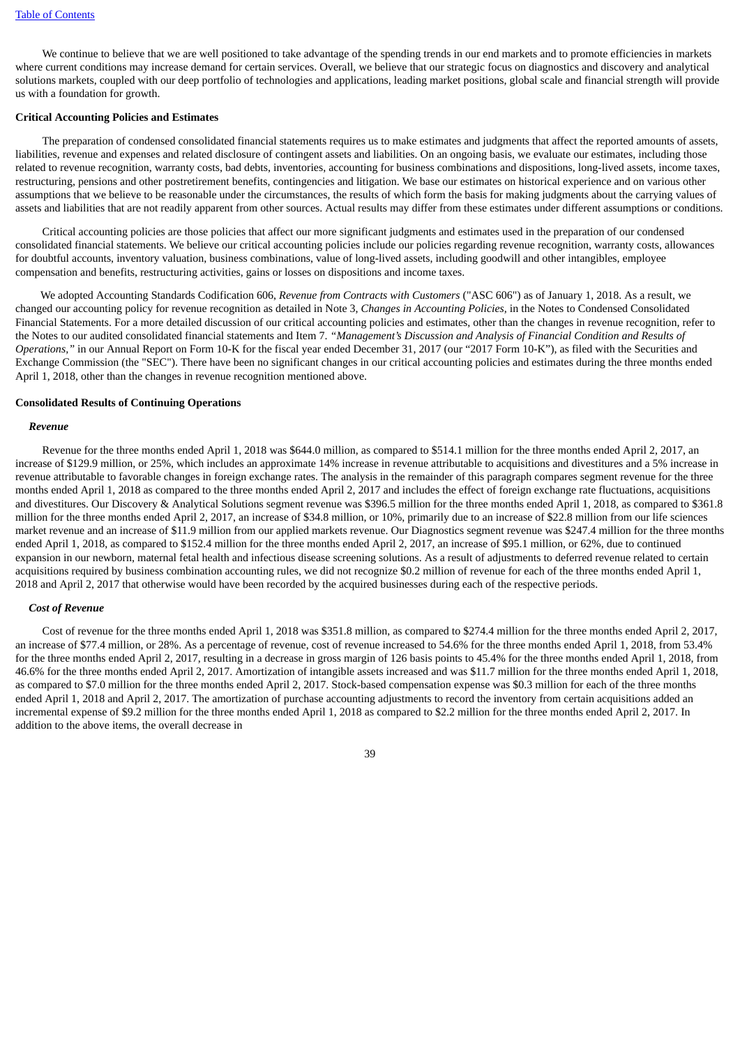We continue to believe that we are well positioned to take advantage of the spending trends in our end markets and to promote efficiencies in markets where current conditions may increase demand for certain services. Overall, we believe that our strategic focus on diagnostics and discovery and analytical solutions markets, coupled with our deep portfolio of technologies and applications, leading market positions, global scale and financial strength will provide us with a foundation for growth.

**Critical Accounting Policies and Estimates**

The preparation of condensed consolidated financial statements requires us to make estimates and judgments that affect the reported amounts of assets, liabilities, revenue and expenses and related disclosure of contingent assets and liabilities. On an ongoing basis, we evaluate our estimates, including those related to revenue recognition, warranty costs, bad debts, inventories, accounting for business combinations and dispositions, long-lived assets, income taxes, restructuring, pensions and other postretirement benefits, contingencies and litigation. We base our estimates on historical experience and on various other assumptions that we believe to be reasonable under the circumstances, the results of which form the basis for making judgments about the carrying values of assets and liabilities that are not readily apparent from other sources. Actual results may differ from these estimates under different assumptions or conditions.

Critical accounting policies are those policies that affect our more significant judgments and estimates used in the preparation of our condensed consolidated financial statements. We believe our critical accounting policies include our policies regarding revenue recognition, warranty costs, allowances for doubtful accounts, inventory valuation, business combinations, value of long-lived assets, including goodwill and other intangibles, employee compensation and benefits, restructuring activities, gains or losses on dispositions and income taxes.

We adopted Accounting Standards Codification 606, *Revenue from Contracts with Customers* ("ASC 606") as of January 1, 2018. As a result, we changed our accounting policy for revenue recognition as detailed in Note 3, *Changes in Accounting Policies,* in the Notes to Condensed Consolidated Financial Statements. For a more detailed discussion of our critical accounting policies and estimates, other than the changes in revenue recognition, refer to the Notes to our audited consolidated financial statements and Item 7. *"Management's Discussion and Analysis of Financial Condition and Results of Operations,"* in our Annual Report on Form 10-K for the fiscal year ended December 31, 2017 (our "2017 Form 10-K"), as filed with the Securities and Exchange Commission (the "SEC"). There have been no significant changes in our critical accounting policies and estimates during the three months ended April 1, 2018, other than the changes in revenue recognition mentioned above.

**Consolidated Results of Continuing Operations**

***Revenue***

Revenue for the three months ended April 1, 2018 was $644.0 million, as compared to $514.1 million for the three months ended April 2, 2017, an increase of $129.9 million, or 25%, which includes an approximate 14% increase in revenue attributable to acquisitions and divestitures and a 5% increase in revenue attributable to favorable changes in foreign exchange rates. The analysis in the remainder of this paragraph compares segment revenue for the three months ended April 1, 2018 as compared to the three months ended April 2, 2017 and includes the effect of foreign exchange rate fluctuations, acquisitions and divestitures. Our Discovery & Analytical Solutions segment revenue was $396.5 million for the three months ended April 1, 2018, as compared to $361.8 million for the three months ended April 2, 2017, an increase of $34.8 million, or 10%, primarily due to an increase of $22.8 million from our life sciences market revenue and an increase of $11.9 million from our applied markets revenue. Our Diagnostics segment revenue was $247.4 million for the three months ended April 1, 2018, as compared to $152.4 million for the three months ended April 2, 2017, an increase of $95.1 million, or 62%, due to continued expansion in our newborn, maternal fetal health and infectious disease screening solutions. As a result of adjustments to deferred revenue related to certain acquisitions required by business combination accounting rules, we did not recognize $0.2 million of revenue for each of the three months ended April 1, 2018 and April 2, 2017 that otherwise would have been recorded by the acquired businesses during each of the respective periods.

***Cost of Revenue***

Cost of revenue for the three months ended April 1, 2018 was $351.8 million, as compared to $274.4 million for the three months ended April 2, 2017, an increase of $77.4 million, or 28%. As a percentage of revenue, cost of revenue increased to 54.6% for the three months ended April 1, 2018, from 53.4% for the three months ended April 2, 2017, resulting in a decrease in gross margin of 126 basis points to 45.4% for the three months ended April 1, 2018, from 46.6% for the three months ended April 2, 2017. Amortization of intangible assets increased and was $11.7 million for the three months ended April 1, 2018, as compared to $7.0 million for the three months ended April 2, 2017. Stock-based compensation expense was $0.3 million for each of the three months ended April 1, 2018 and April 2, 2017. The amortization of purchase accounting adjustments to record the inventory from certain acquisitions added an incremental expense of $9.2 million for the three months ended April 1, 2018 as compared to $2.2 million for the three months ended April 2, 2017. In addition to the above items, the overall decrease in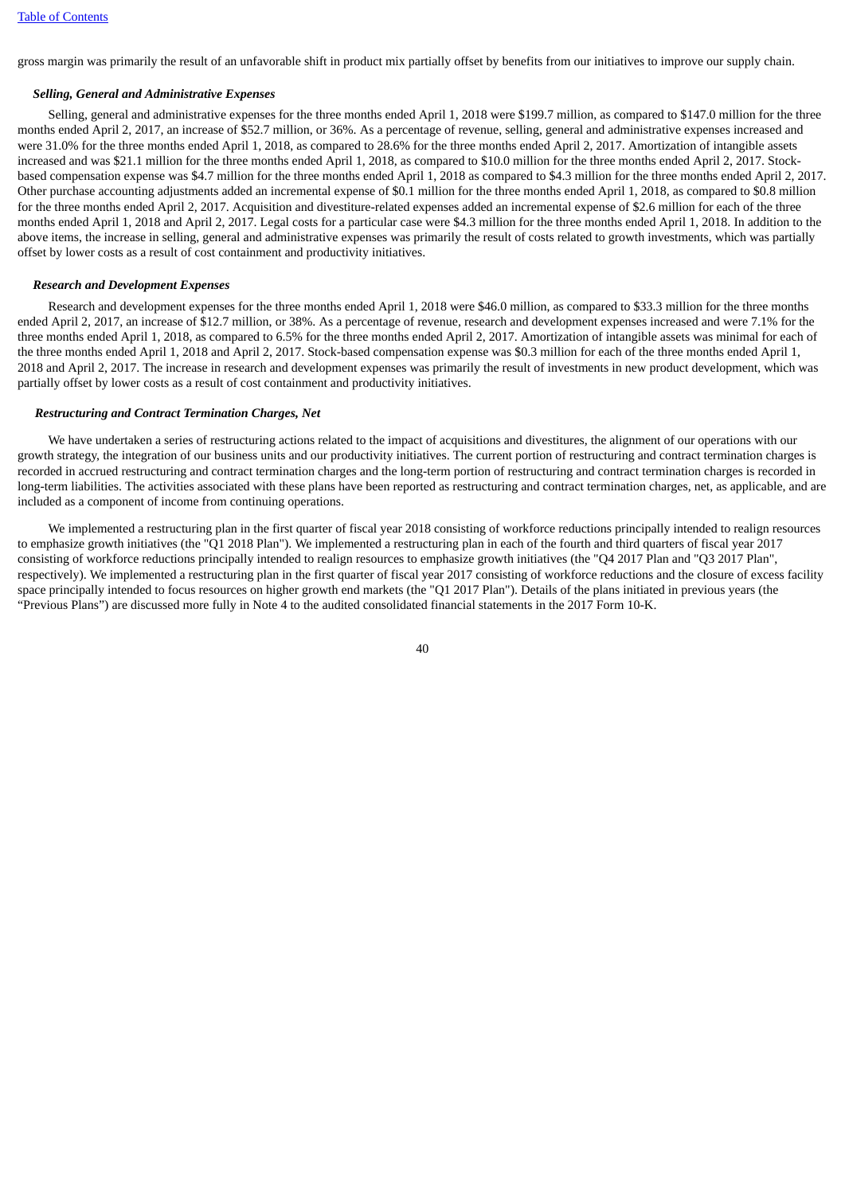gross margin was primarily the result of an unfavorable shift in product mix partially offset by benefits from our initiatives to improve our supply chain.

***Selling, General and Administrative Expenses***

Selling, general and administrative expenses for the three months ended April 1, 2018 were $199.7 million, as compared to $147.0 million for the three months ended April 2, 2017, an increase of $52.7 million, or 36%. As a percentage of revenue, selling, general and administrative expenses increased and were 31.0% for the three months ended April 1, 2018, as compared to 28.6% for the three months ended April 2, 2017. Amortization of intangible assets increased and was $21.1 million for the three months ended April 1, 2018, as compared to $10.0 million for the three months ended April 2, 2017. Stock-based compensation expense was $4.7 million for the three months ended April 1, 2018 as compared to $4.3 million for the three months ended April 2, 2017. Other purchase accounting adjustments added an incremental expense of $0.1 million for the three months ended April 1, 2018, as compared to $0.8 million for the three months ended April 2, 2017. Acquisition and divestiture-related expenses added an incremental expense of $2.6 million for each of the three months ended April 1, 2018 and April 2, 2017. Legal costs for a particular case were $4.3 million for the three months ended April 1, 2018. In addition to the above items, the increase in selling, general and administrative expenses was primarily the result of costs related to growth investments, which was partially offset by lower costs as a result of cost containment and productivity initiatives.

***Research and Development Expenses***

Research and development expenses for the three months ended April 1, 2018 were $46.0 million, as compared to $33.3 million for the three months ended April 2, 2017, an increase of $12.7 million, or 38%. As a percentage of revenue, research and development expenses increased and were 7.1% for the three months ended April 1, 2018, as compared to 6.5% for the three months ended April 2, 2017. Amortization of intangible assets was minimal for each of the three months ended April 1, 2018 and April 2, 2017. Stock-based compensation expense was $0.3 million for each of the three months ended April 1, 2018 and April 2, 2017. The increase in research and development expenses was primarily the result of investments in new product development, which was partially offset by lower costs as a result of cost containment and productivity initiatives.

***Restructuring and Contract Termination Charges, Net***

We have undertaken a series of restructuring actions related to the impact of acquisitions and divestitures, the alignment of our operations with our growth strategy, the integration of our business units and our productivity initiatives. The current portion of restructuring and contract termination charges is recorded in accrued restructuring and contract termination charges and the long-term portion of restructuring and contract termination charges is recorded in long-term liabilities. The activities associated with these plans have been reported as restructuring and contract termination charges, net, as applicable, and are included as a component of income from continuing operations.

We implemented a restructuring plan in the first quarter of fiscal year 2018 consisting of workforce reductions principally intended to realign resources to emphasize growth initiatives (the "Q1 2018 Plan"). We implemented a restructuring plan in each of the fourth and third quarters of fiscal year 2017 consisting of workforce reductions principally intended to realign resources to emphasize growth initiatives (the "Q4 2017 Plan and "Q3 2017 Plan", respectively). We implemented a restructuring plan in the first quarter of fiscal year 2017 consisting of workforce reductions and the closure of excess facility space principally intended to focus resources on higher growth end markets (the "Q1 2017 Plan"). Details of the plans initiated in previous years (the "Previous Plans") are discussed more fully in Note 4 to the audited consolidated financial statements in the 2017 Form 10-K.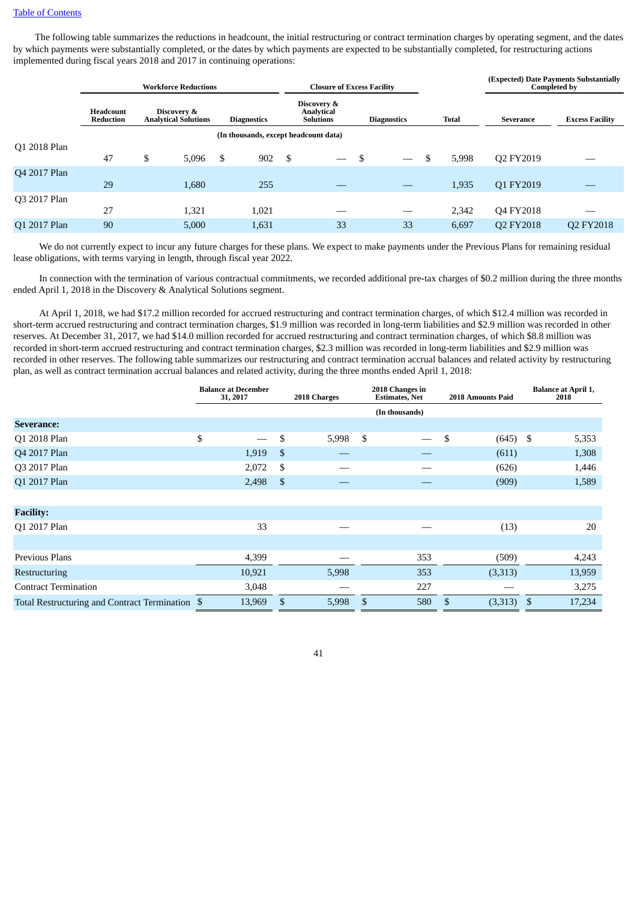The following table summarizes the reductions in headcount, the initial restructuring or contract termination charges by operating segment, and the dates by which payments were substantially completed, or the dates by which payments are expected to be substantially completed, for restructuring actions implemented during fiscal years 2018 and 2017 in continuing operations:

| | Workforce Reductions | | | Closure of Excess Facility | | | (Expected) Date Payments Substantially Completed by | |
|---|---|---|---|---|---|---|---|---|
| | Headcount Reduction | Discovery & Analytical Solutions | Diagnostics | Discovery & Analytical Solutions | Diagnostics | Total | Severance | Excess Facility |
| | (In thousands, except headcount data) | | | | | | | |
| Q1 2018 Plan | 47 | $ 5,096 | $ 902 | $ — | $ — | $ 5,998 | Q2 FY2019 | — |
| Q4 2017 Plan | 29 | 1,680 | 255 | — | — | 1,935 | Q1 FY2019 | — |
| Q3 2017 Plan | 27 | 1,321 | 1,021 | — | — | 2,342 | Q4 FY2018 | — |
| Q1 2017 Plan | 90 | 5,000 | 1,631 | 33 | 33 | 6,697 | Q2 FY2018 | Q2 FY2018 |

We do not currently expect to incur any future charges for these plans. We expect to make payments under the Previous Plans for remaining residual lease obligations, with terms varying in length, through fiscal year 2022.

In connection with the termination of various contractual commitments, we recorded additional pre-tax charges of $0.2 million during the three months ended April 1, 2018 in the Discovery & Analytical Solutions segment.

At April 1, 2018, we had $17.2 million recorded for accrued restructuring and contract termination charges, of which $12.4 million was recorded in short-term accrued restructuring and contract termination charges, $1.9 million was recorded in long-term liabilities and $2.9 million was recorded in other reserves. At December 31, 2017, we had $14.0 million recorded for accrued restructuring and contract termination charges, of which $8.8 million was recorded in short-term accrued restructuring and contract termination charges, $2.3 million was recorded in long-term liabilities and $2.9 million was recorded in other reserves. The following table summarizes our restructuring and contract termination accrual balances and related activity by restructuring plan, as well as contract termination accrual balances and related activity, during the three months ended April 1, 2018:

| | Balance at December 31, 2017 | 2018 Charges | 2018 Changes in Estimates, Net | 2018 Amounts Paid | Balance at April 1, 2018 |
|---|---|---|---|---|---|
| | (In thousands) | | | | |
| **Severance:** | | | | | |
| Q1 2018 Plan | $ — | $ 5,998 | $ — | $ (645) | $ 5,353 |
| Q4 2017 Plan | 1,919 | $ — | — | (611) | 1,308 |
| Q3 2017 Plan | 2,072 | $ — | — | (626) | 1,446 |
| Q1 2017 Plan | 2,498 | $ — | — | (909) | 1,589 |
| **Facility:** | | | | | |
| Q1 2017 Plan | 33 | — | — | (13) | 20 |
| Previous Plans | 4,399 | — | 353 | (509) | 4,243 |
| Restructuring | 10,921 | 5,998 | 353 | (3,313) | 13,959 |
| Contract Termination | 3,048 | — | 227 | — | 3,275 |
| Total Restructuring and Contract Termination | $ 13,969 | $ 5,998 | $ 580 | $ (3,313) | $ 17,234 |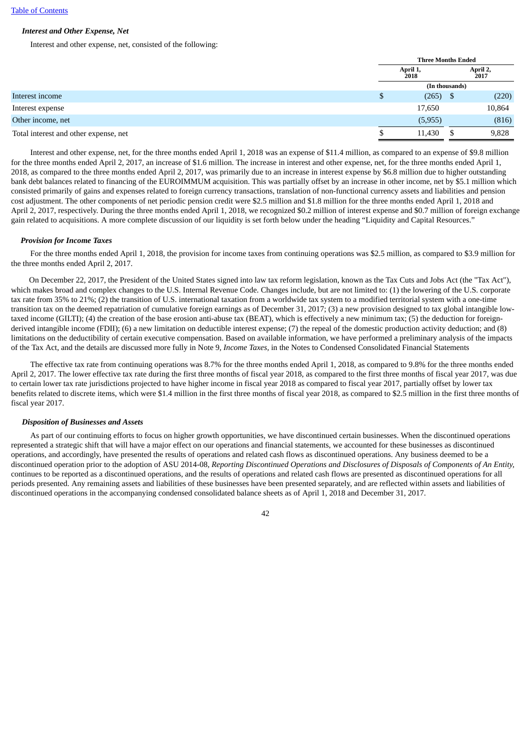### *Interest and Other Expense, Net*

Interest and other expense, net, consisted of the following:

| | Three Months Ended | |
|---|---|---|
| | April 1, 2018 | April 2, 2017 |
| | (In thousands) | |
| Interest income | $ (265) | $ (220) |
| Interest expense | 17,650 | 10,864 |
| Other income, net | (5,955) | (816) |
| Total interest and other expense, net | $ 11,430 | $ 9,828 |

Interest and other expense, net, for the three months ended April 1, 2018 was an expense of $11.4 million, as compared to an expense of $9.8 million for the three months ended April 2, 2017, an increase of $1.6 million. The increase in interest and other expense, net, for the three months ended April 1, 2018, as compared to the three months ended April 2, 2017, was primarily due to an increase in interest expense by $6.8 million due to higher outstanding bank debt balances related to financing of the EUROIMMUM acquisition. This was partially offset by an increase in other income, net by $5.1 million which consisted primarily of gains and expenses related to foreign currency transactions, translation of non-functional currency assets and liabilities and pension cost adjustment. The other components of net periodic pension credit were $2.5 million and $1.8 million for the three months ended April 1, 2018 and April 2, 2017, respectively. During the three months ended April 1, 2018, we recognized $0.2 million of interest expense and $0.7 million of foreign exchange gain related to acquisitions. A more complete discussion of our liquidity is set forth below under the heading "Liquidity and Capital Resources."

### *Provision for Income Taxes*

For the three months ended April 1, 2018, the provision for income taxes from continuing operations was $2.5 million, as compared to $3.9 million for the three months ended April 2, 2017.

On December 22, 2017, the President of the United States signed into law tax reform legislation, known as the Tax Cuts and Jobs Act (the "Tax Act"), which makes broad and complex changes to the U.S. Internal Revenue Code. Changes include, but are not limited to: (1) the lowering of the U.S. corporate tax rate from 35% to 21%; (2) the transition of U.S. international taxation from a worldwide tax system to a modified territorial system with a one-time transition tax on the deemed repatriation of cumulative foreign earnings as of December 31, 2017; (3) a new provision designed to tax global intangible low-taxed income (GILTI); (4) the creation of the base erosion anti-abuse tax (BEAT), which is effectively a new minimum tax; (5) the deduction for foreign-derived intangible income (FDII); (6) a new limitation on deductible interest expense; (7) the repeal of the domestic production activity deduction; and (8) limitations on the deductibility of certain executive compensation. Based on available information, we have performed a preliminary analysis of the impacts of the Tax Act, and the details are discussed more fully in Note 9, *Income Taxes*, in the Notes to Condensed Consolidated Financial Statements

The effective tax rate from continuing operations was 8.7% for the three months ended April 1, 2018, as compared to 9.8% for the three months ended April 2, 2017. The lower effective tax rate during the first three months of fiscal year 2018, as compared to the first three months of fiscal year 2017, was due to certain lower tax rate jurisdictions projected to have higher income in fiscal year 2018 as compared to fiscal year 2017, partially offset by lower tax benefits related to discrete items, which were $1.4 million in the first three months of fiscal year 2018, as compared to $2.5 million in the first three months of fiscal year 2017.

### *Disposition of Businesses and Assets*

As part of our continuing efforts to focus on higher growth opportunities, we have discontinued certain businesses. When the discontinued operations represented a strategic shift that will have a major effect on our operations and financial statements, we accounted for these businesses as discontinued operations, and accordingly, have presented the results of operations and related cash flows as discontinued operations. Any business deemed to be a discontinued operation prior to the adoption of ASU 2014-08, *Reporting Discontinued Operations and Disclosures of Disposals of Components of An Entity,* continues to be reported as a discontinued operations, and the results of operations and related cash flows are presented as discontinued operations for all periods presented. Any remaining assets and liabilities of these businesses have been presented separately, and are reflected within assets and liabilities of discontinued operations in the accompanying condensed consolidated balance sheets as of April 1, 2018 and December 31, 2017.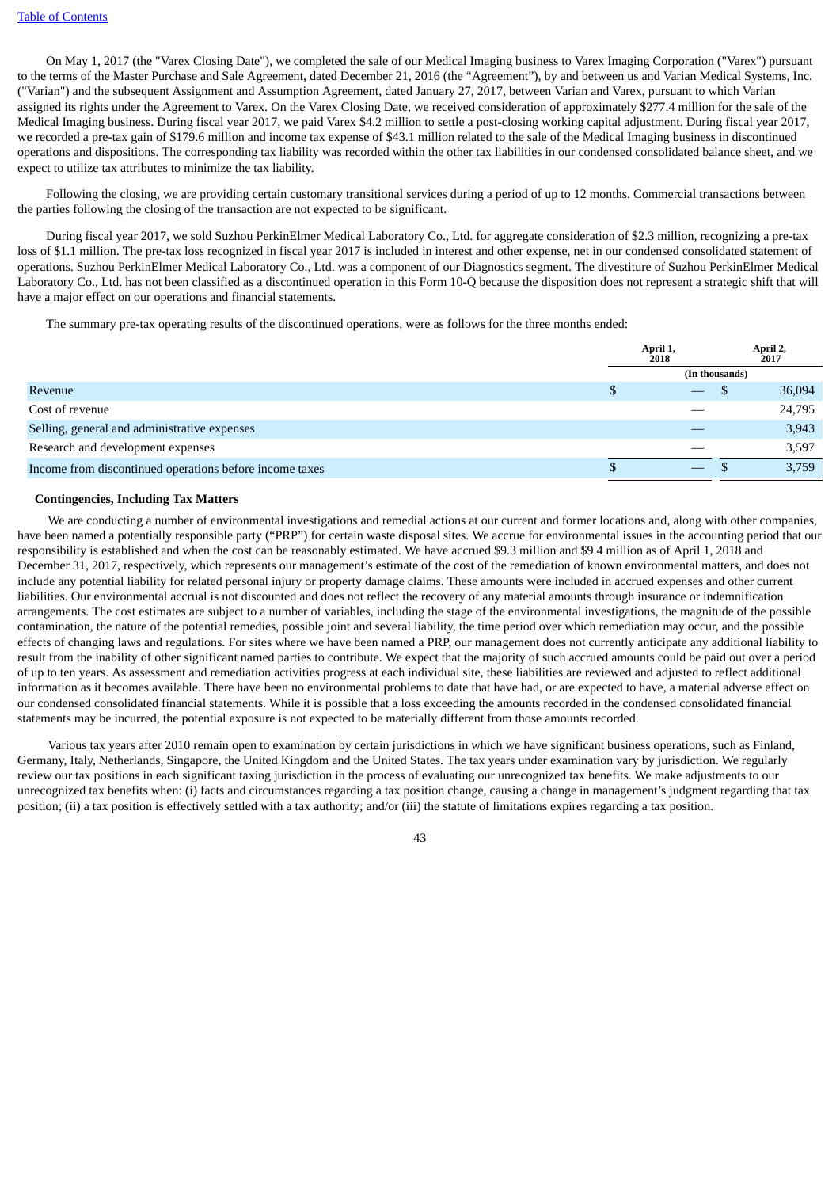On May 1, 2017 (the "Varex Closing Date"), we completed the sale of our Medical Imaging business to Varex Imaging Corporation ("Varex") pursuant to the terms of the Master Purchase and Sale Agreement, dated December 21, 2016 (the "Agreement"), by and between us and Varian Medical Systems, Inc. ("Varian") and the subsequent Assignment and Assumption Agreement, dated January 27, 2017, between Varian and Varex, pursuant to which Varian assigned its rights under the Agreement to Varex. On the Varex Closing Date, we received consideration of approximately $277.4 million for the sale of the Medical Imaging business. During fiscal year 2017, we paid Varex $4.2 million to settle a post-closing working capital adjustment. During fiscal year 2017, we recorded a pre-tax gain of $179.6 million and income tax expense of $43.1 million related to the sale of the Medical Imaging business in discontinued operations and dispositions. The corresponding tax liability was recorded within the other tax liabilities in our condensed consolidated balance sheet, and we expect to utilize tax attributes to minimize the tax liability.

Following the closing, we are providing certain customary transitional services during a period of up to 12 months. Commercial transactions between the parties following the closing of the transaction are not expected to be significant.

During fiscal year 2017, we sold Suzhou PerkinElmer Medical Laboratory Co., Ltd. for aggregate consideration of $2.3 million, recognizing a pre-tax loss of $1.1 million. The pre-tax loss recognized in fiscal year 2017 is included in interest and other expense, net in our condensed consolidated statement of operations. Suzhou PerkinElmer Medical Laboratory Co., Ltd. was a component of our Diagnostics segment. The divestiture of Suzhou PerkinElmer Medical Laboratory Co., Ltd. has not been classified as a discontinued operation in this Form 10-Q because the disposition does not represent a strategic shift that will have a major effect on our operations and financial statements.

The summary pre-tax operating results of the discontinued operations, were as follows for the three months ended:

| | April 1, 2018 | April 2, 2017 |
|---|---|---|
| | (In thousands) | |
| Revenue | $ — | $ 36,094 |
| Cost of revenue | — | 24,795 |
| Selling, general and administrative expenses | — | 3,943 |
| Research and development expenses | — | 3,597 |
| Income from discontinued operations before income taxes | $ — | $ 3,759 |

**Contingencies, Including Tax Matters**

We are conducting a number of environmental investigations and remedial actions at our current and former locations and, along with other companies, have been named a potentially responsible party ("PRP") for certain waste disposal sites. We accrue for environmental issues in the accounting period that our responsibility is established and when the cost can be reasonably estimated. We have accrued $9.3 million and $9.4 million as of April 1, 2018 and December 31, 2017, respectively, which represents our management's estimate of the cost of the remediation of known environmental matters, and does not include any potential liability for related personal injury or property damage claims. These amounts were included in accrued expenses and other current liabilities. Our environmental accrual is not discounted and does not reflect the recovery of any material amounts through insurance or indemnification arrangements. The cost estimates are subject to a number of variables, including the stage of the environmental investigations, the magnitude of the possible contamination, the nature of the potential remedies, possible joint and several liability, the time period over which remediation may occur, and the possible effects of changing laws and regulations. For sites where we have been named a PRP, our management does not currently anticipate any additional liability to result from the inability of other significant named parties to contribute. We expect that the majority of such accrued amounts could be paid out over a period of up to ten years. As assessment and remediation activities progress at each individual site, these liabilities are reviewed and adjusted to reflect additional information as it becomes available. There have been no environmental problems to date that have had, or are expected to have, a material adverse effect on our condensed consolidated financial statements. While it is possible that a loss exceeding the amounts recorded in the condensed consolidated financial statements may be incurred, the potential exposure is not expected to be materially different from those amounts recorded.

Various tax years after 2010 remain open to examination by certain jurisdictions in which we have significant business operations, such as Finland, Germany, Italy, Netherlands, Singapore, the United Kingdom and the United States. The tax years under examination vary by jurisdiction. We regularly review our tax positions in each significant taxing jurisdiction in the process of evaluating our unrecognized tax benefits. We make adjustments to our unrecognized tax benefits when: (i) facts and circumstances regarding a tax position change, causing a change in management's judgment regarding that tax position; (ii) a tax position is effectively settled with a tax authority; and/or (iii) the statute of limitations expires regarding a tax position.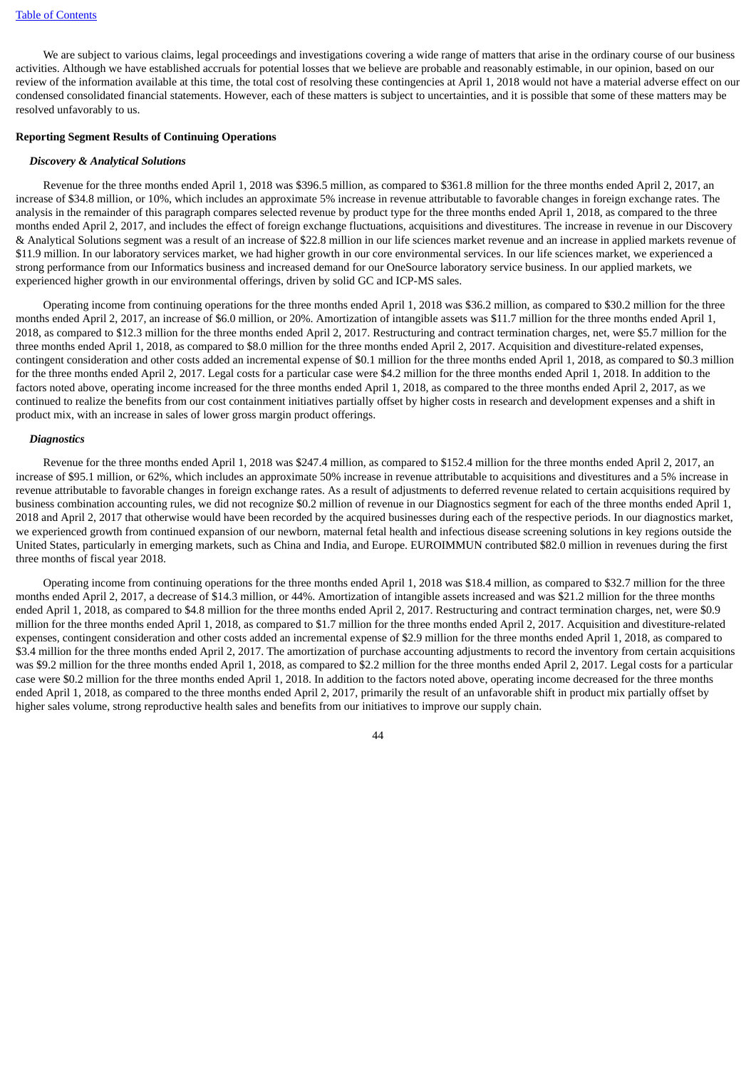We are subject to various claims, legal proceedings and investigations covering a wide range of matters that arise in the ordinary course of our business activities. Although we have established accruals for potential losses that we believe are probable and reasonably estimable, in our opinion, based on our review of the information available at this time, the total cost of resolving these contingencies at April 1, 2018 would not have a material adverse effect on our condensed consolidated financial statements. However, each of these matters is subject to uncertainties, and it is possible that some of these matters may be resolved unfavorably to us.

**Reporting Segment Results of Continuing Operations**

***Discovery & Analytical Solutions***

Revenue for the three months ended April 1, 2018 was $396.5 million, as compared to $361.8 million for the three months ended April 2, 2017, an increase of $34.8 million, or 10%, which includes an approximate 5% increase in revenue attributable to favorable changes in foreign exchange rates. The analysis in the remainder of this paragraph compares selected revenue by product type for the three months ended April 1, 2018, as compared to the three months ended April 2, 2017, and includes the effect of foreign exchange fluctuations, acquisitions and divestitures. The increase in revenue in our Discovery & Analytical Solutions segment was a result of an increase of $22.8 million in our life sciences market revenue and an increase in applied markets revenue of $11.9 million. In our laboratory services market, we had higher growth in our core environmental services. In our life sciences market, we experienced a strong performance from our Informatics business and increased demand for our OneSource laboratory service business. In our applied markets, we experienced higher growth in our environmental offerings, driven by solid GC and ICP-MS sales.

Operating income from continuing operations for the three months ended April 1, 2018 was $36.2 million, as compared to $30.2 million for the three months ended April 2, 2017, an increase of $6.0 million, or 20%. Amortization of intangible assets was $11.7 million for the three months ended April 1, 2018, as compared to $12.3 million for the three months ended April 2, 2017. Restructuring and contract termination charges, net, were $5.7 million for the three months ended April 1, 2018, as compared to $8.0 million for the three months ended April 2, 2017. Acquisition and divestiture-related expenses, contingent consideration and other costs added an incremental expense of $0.1 million for the three months ended April 1, 2018, as compared to $0.3 million for the three months ended April 2, 2017. Legal costs for a particular case were $4.2 million for the three months ended April 1, 2018. In addition to the factors noted above, operating income increased for the three months ended April 1, 2018, as compared to the three months ended April 2, 2017, as we continued to realize the benefits from our cost containment initiatives partially offset by higher costs in research and development expenses and a shift in product mix, with an increase in sales of lower gross margin product offerings.

***Diagnostics***

Revenue for the three months ended April 1, 2018 was $247.4 million, as compared to $152.4 million for the three months ended April 2, 2017, an increase of $95.1 million, or 62%, which includes an approximate 50% increase in revenue attributable to acquisitions and divestitures and a 5% increase in revenue attributable to favorable changes in foreign exchange rates. As a result of adjustments to deferred revenue related to certain acquisitions required by business combination accounting rules, we did not recognize $0.2 million of revenue in our Diagnostics segment for each of the three months ended April 1, 2018 and April 2, 2017 that otherwise would have been recorded by the acquired businesses during each of the respective periods. In our diagnostics market, we experienced growth from continued expansion of our newborn, maternal fetal health and infectious disease screening solutions in key regions outside the United States, particularly in emerging markets, such as China and India, and Europe. EUROIMMUN contributed $82.0 million in revenues during the first three months of fiscal year 2018.

Operating income from continuing operations for the three months ended April 1, 2018 was $18.4 million, as compared to $32.7 million for the three months ended April 2, 2017, a decrease of $14.3 million, or 44%. Amortization of intangible assets increased and was $21.2 million for the three months ended April 1, 2018, as compared to $4.8 million for the three months ended April 2, 2017. Restructuring and contract termination charges, net, were $0.9 million for the three months ended April 1, 2018, as compared to $1.7 million for the three months ended April 2, 2017. Acquisition and divestiture-related expenses, contingent consideration and other costs added an incremental expense of $2.9 million for the three months ended April 1, 2018, as compared to $3.4 million for the three months ended April 2, 2017. The amortization of purchase accounting adjustments to record the inventory from certain acquisitions was $9.2 million for the three months ended April 1, 2018, as compared to $2.2 million for the three months ended April 2, 2017. Legal costs for a particular case were $0.2 million for the three months ended April 1, 2018. In addition to the factors noted above, operating income decreased for the three months ended April 1, 2018, as compared to the three months ended April 2, 2017, primarily the result of an unfavorable shift in product mix partially offset by higher sales volume, strong reproductive health sales and benefits from our initiatives to improve our supply chain.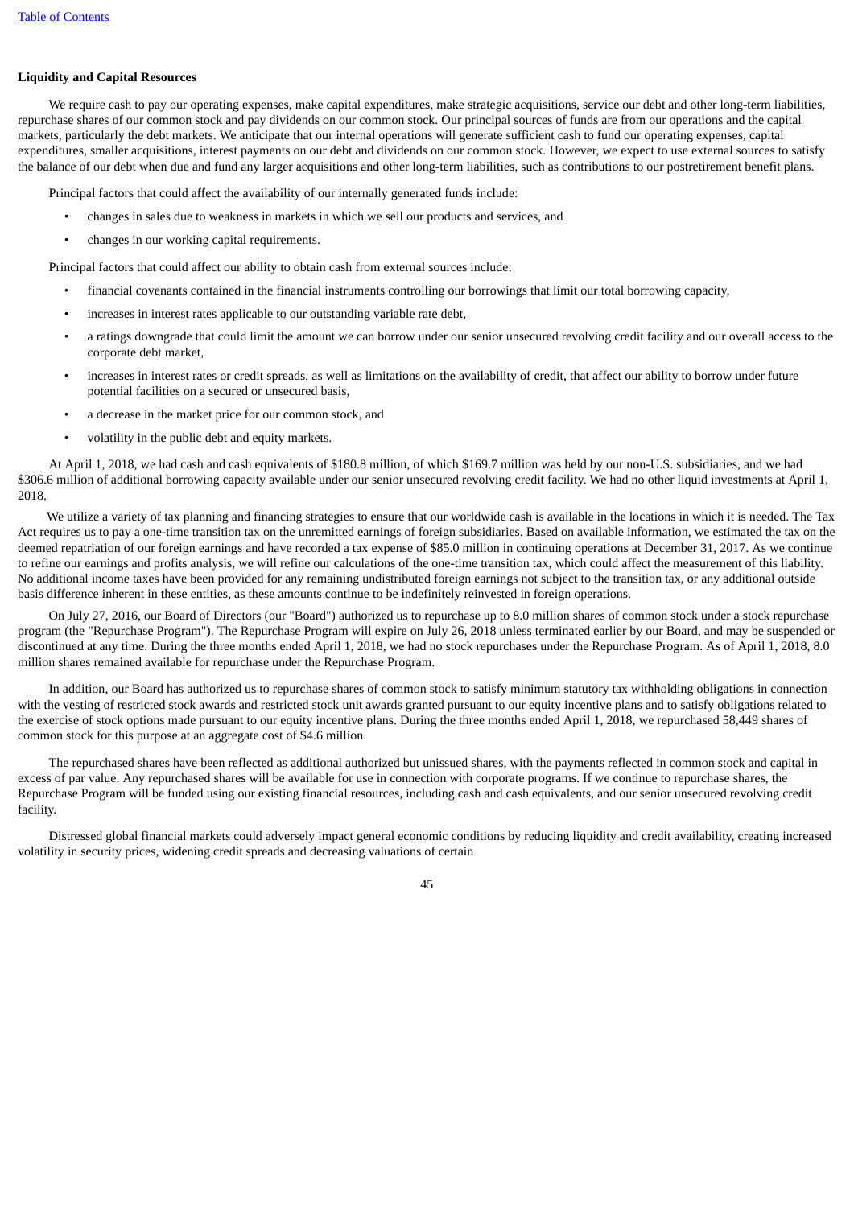**Liquidity and Capital Resources**

We require cash to pay our operating expenses, make capital expenditures, make strategic acquisitions, service our debt and other long-term liabilities, repurchase shares of our common stock and pay dividends on our common stock. Our principal sources of funds are from our operations and the capital markets, particularly the debt markets. We anticipate that our internal operations will generate sufficient cash to fund our operating expenses, capital expenditures, smaller acquisitions, interest payments on our debt and dividends on our common stock. However, we expect to use external sources to satisfy the balance of our debt when due and fund any larger acquisitions and other long-term liabilities, such as contributions to our postretirement benefit plans.

Principal factors that could affect the availability of our internally generated funds include:

- changes in sales due to weakness in markets in which we sell our products and services, and
- changes in our working capital requirements.

Principal factors that could affect our ability to obtain cash from external sources include:

- financial covenants contained in the financial instruments controlling our borrowings that limit our total borrowing capacity,
- increases in interest rates applicable to our outstanding variable rate debt,
- a ratings downgrade that could limit the amount we can borrow under our senior unsecured revolving credit facility and our overall access to the corporate debt market,
- increases in interest rates or credit spreads, as well as limitations on the availability of credit, that affect our ability to borrow under future potential facilities on a secured or unsecured basis,
- a decrease in the market price for our common stock, and
- volatility in the public debt and equity markets.

At April 1, 2018, we had cash and cash equivalents of $180.8 million, of which $169.7 million was held by our non-U.S. subsidiaries, and we had $306.6 million of additional borrowing capacity available under our senior unsecured revolving credit facility. We had no other liquid investments at April 1, 2018.

We utilize a variety of tax planning and financing strategies to ensure that our worldwide cash is available in the locations in which it is needed. The Tax Act requires us to pay a one-time transition tax on the unremitted earnings of foreign subsidiaries. Based on available information, we estimated the tax on the deemed repatriation of our foreign earnings and have recorded a tax expense of $85.0 million in continuing operations at December 31, 2017. As we continue to refine our earnings and profits analysis, we will refine our calculations of the one-time transition tax, which could affect the measurement of this liability. No additional income taxes have been provided for any remaining undistributed foreign earnings not subject to the transition tax, or any additional outside basis difference inherent in these entities, as these amounts continue to be indefinitely reinvested in foreign operations.

On July 27, 2016, our Board of Directors (our "Board") authorized us to repurchase up to 8.0 million shares of common stock under a stock repurchase program (the "Repurchase Program"). The Repurchase Program will expire on July 26, 2018 unless terminated earlier by our Board, and may be suspended or discontinued at any time. During the three months ended April 1, 2018, we had no stock repurchases under the Repurchase Program. As of April 1, 2018, 8.0 million shares remained available for repurchase under the Repurchase Program.

In addition, our Board has authorized us to repurchase shares of common stock to satisfy minimum statutory tax withholding obligations in connection with the vesting of restricted stock awards and restricted stock unit awards granted pursuant to our equity incentive plans and to satisfy obligations related to the exercise of stock options made pursuant to our equity incentive plans. During the three months ended April 1, 2018, we repurchased 58,449 shares of common stock for this purpose at an aggregate cost of $4.6 million.

The repurchased shares have been reflected as additional authorized but unissued shares, with the payments reflected in common stock and capital in excess of par value. Any repurchased shares will be available for use in connection with corporate programs. If we continue to repurchase shares, the Repurchase Program will be funded using our existing financial resources, including cash and cash equivalents, and our senior unsecured revolving credit facility.

Distressed global financial markets could adversely impact general economic conditions by reducing liquidity and credit availability, creating increased volatility in security prices, widening credit spreads and decreasing valuations of certain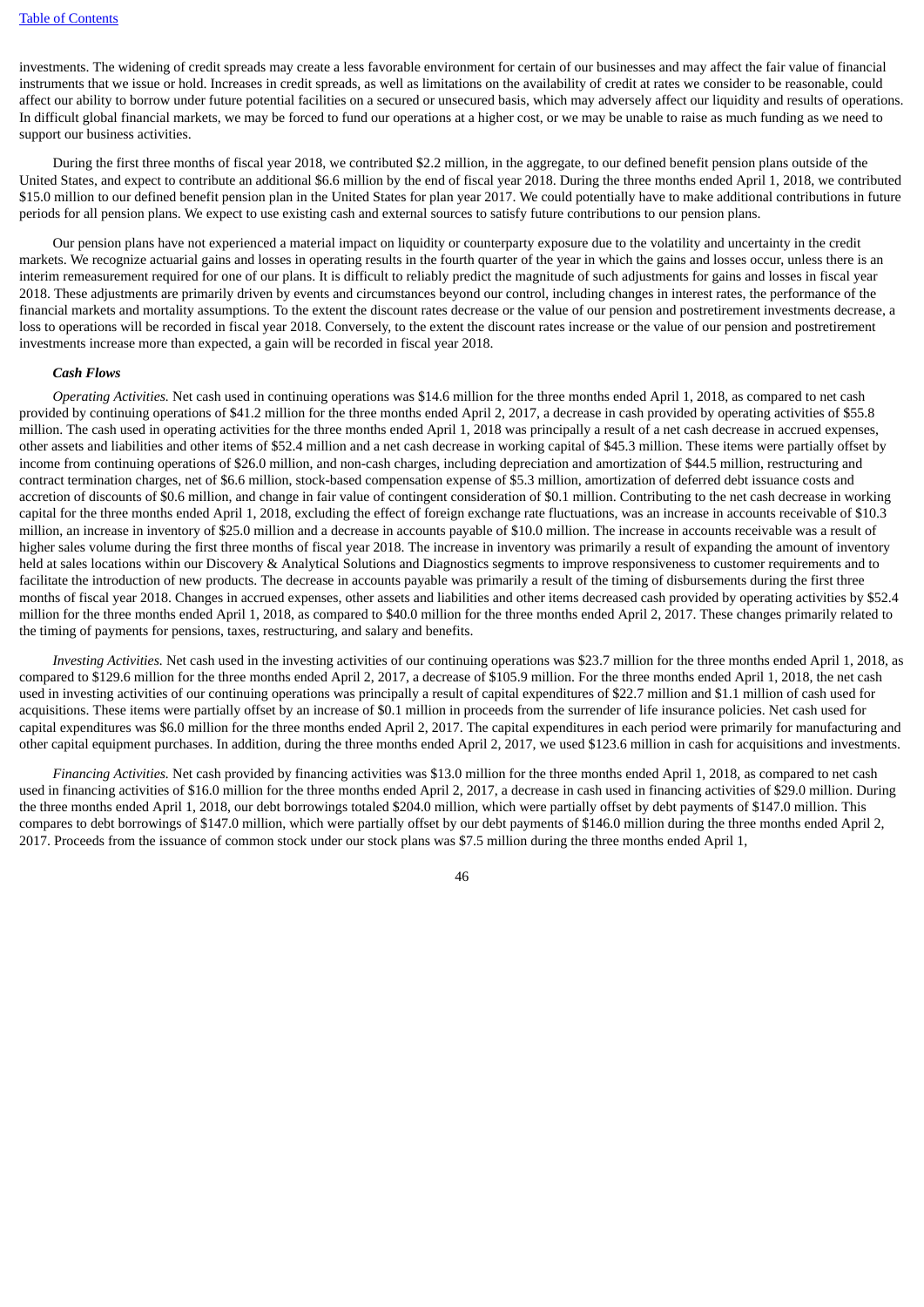investments. The widening of credit spreads may create a less favorable environment for certain of our businesses and may affect the fair value of financial instruments that we issue or hold. Increases in credit spreads, as well as limitations on the availability of credit at rates we consider to be reasonable, could affect our ability to borrow under future potential facilities on a secured or unsecured basis, which may adversely affect our liquidity and results of operations. In difficult global financial markets, we may be forced to fund our operations at a higher cost, or we may be unable to raise as much funding as we need to support our business activities.

During the first three months of fiscal year 2018, we contributed $2.2 million, in the aggregate, to our defined benefit pension plans outside of the United States, and expect to contribute an additional $6.6 million by the end of fiscal year 2018. During the three months ended April 1, 2018, we contributed $15.0 million to our defined benefit pension plan in the United States for plan year 2017. We could potentially have to make additional contributions in future periods for all pension plans. We expect to use existing cash and external sources to satisfy future contributions to our pension plans.

Our pension plans have not experienced a material impact on liquidity or counterparty exposure due to the volatility and uncertainty in the credit markets. We recognize actuarial gains and losses in operating results in the fourth quarter of the year in which the gains and losses occur, unless there is an interim remeasurement required for one of our plans. It is difficult to reliably predict the magnitude of such adjustments for gains and losses in fiscal year 2018. These adjustments are primarily driven by events and circumstances beyond our control, including changes in interest rates, the performance of the financial markets and mortality assumptions. To the extent the discount rates decrease or the value of our pension and postretirement investments decrease, a loss to operations will be recorded in fiscal year 2018. Conversely, to the extent the discount rates increase or the value of our pension and postretirement investments increase more than expected, a gain will be recorded in fiscal year 2018.

***Cash Flows***

*Operating Activities.* Net cash used in continuing operations was $14.6 million for the three months ended April 1, 2018, as compared to net cash provided by continuing operations of $41.2 million for the three months ended April 2, 2017, a decrease in cash provided by operating activities of $55.8 million. The cash used in operating activities for the three months ended April 1, 2018 was principally a result of a net cash decrease in accrued expenses, other assets and liabilities and other items of $52.4 million and a net cash decrease in working capital of $45.3 million. These items were partially offset by income from continuing operations of $26.0 million, and non-cash charges, including depreciation and amortization of $44.5 million, restructuring and contract termination charges, net of $6.6 million, stock-based compensation expense of $5.3 million, amortization of deferred debt issuance costs and accretion of discounts of $0.6 million, and change in fair value of contingent consideration of $0.1 million. Contributing to the net cash decrease in working capital for the three months ended April 1, 2018, excluding the effect of foreign exchange rate fluctuations, was an increase in accounts receivable of $10.3 million, an increase in inventory of $25.0 million and a decrease in accounts payable of $10.0 million. The increase in accounts receivable was a result of higher sales volume during the first three months of fiscal year 2018. The increase in inventory was primarily a result of expanding the amount of inventory held at sales locations within our Discovery & Analytical Solutions and Diagnostics segments to improve responsiveness to customer requirements and to facilitate the introduction of new products. The decrease in accounts payable was primarily a result of the timing of disbursements during the first three months of fiscal year 2018. Changes in accrued expenses, other assets and liabilities and other items decreased cash provided by operating activities by $52.4 million for the three months ended April 1, 2018, as compared to $40.0 million for the three months ended April 2, 2017. These changes primarily related to the timing of payments for pensions, taxes, restructuring, and salary and benefits.

*Investing Activities.* Net cash used in the investing activities of our continuing operations was $23.7 million for the three months ended April 1, 2018, as compared to $129.6 million for the three months ended April 2, 2017, a decrease of $105.9 million. For the three months ended April 1, 2018, the net cash used in investing activities of our continuing operations was principally a result of capital expenditures of $22.7 million and $1.1 million of cash used for acquisitions. These items were partially offset by an increase of $0.1 million in proceeds from the surrender of life insurance policies. Net cash used for capital expenditures was $6.0 million for the three months ended April 2, 2017. The capital expenditures in each period were primarily for manufacturing and other capital equipment purchases. In addition, during the three months ended April 2, 2017, we used $123.6 million in cash for acquisitions and investments.

*Financing Activities.* Net cash provided by financing activities was $13.0 million for the three months ended April 1, 2018, as compared to net cash used in financing activities of $16.0 million for the three months ended April 2, 2017, a decrease in cash used in financing activities of $29.0 million. During the three months ended April 1, 2018, our debt borrowings totaled $204.0 million, which were partially offset by debt payments of $147.0 million. This compares to debt borrowings of $147.0 million, which were partially offset by our debt payments of $146.0 million during the three months ended April 2, 2017. Proceeds from the issuance of common stock under our stock plans was $7.5 million during the three months ended April 1,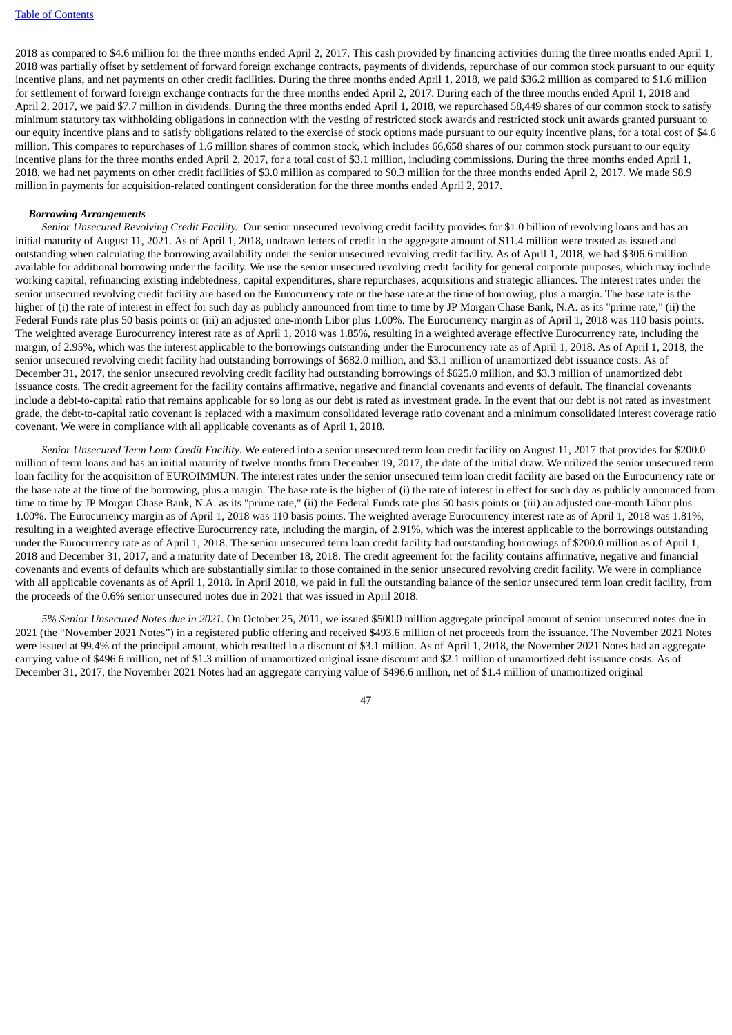2018 as compared to $4.6 million for the three months ended April 2, 2017. This cash provided by financing activities during the three months ended April 1, 2018 was partially offset by settlement of forward foreign exchange contracts, payments of dividends, repurchase of our common stock pursuant to our equity incentive plans, and net payments on other credit facilities. During the three months ended April 1, 2018, we paid $36.2 million as compared to $1.6 million for settlement of forward foreign exchange contracts for the three months ended April 2, 2017. During each of the three months ended April 1, 2018 and April 2, 2017, we paid $7.7 million in dividends. During the three months ended April 1, 2018, we repurchased 58,449 shares of our common stock to satisfy minimum statutory tax withholding obligations in connection with the vesting of restricted stock awards and restricted stock unit awards granted pursuant to our equity incentive plans and to satisfy obligations related to the exercise of stock options made pursuant to our equity incentive plans, for a total cost of $4.6 million. This compares to repurchases of 1.6 million shares of common stock, which includes 66,658 shares of our common stock pursuant to our equity incentive plans for the three months ended April 2, 2017, for a total cost of $3.1 million, including commissions. During the three months ended April 1, 2018, we had net payments on other credit facilities of $3.0 million as compared to $0.3 million for the three months ended April 2, 2017. We made $8.9 million in payments for acquisition-related contingent consideration for the three months ended April 2, 2017.

***Borrowing Arrangements***

*Senior Unsecured Revolving Credit Facility.* Our senior unsecured revolving credit facility provides for $1.0 billion of revolving loans and has an initial maturity of August 11, 2021. As of April 1, 2018, undrawn letters of credit in the aggregate amount of $11.4 million were treated as issued and outstanding when calculating the borrowing availability under the senior unsecured revolving credit facility. As of April 1, 2018, we had $306.6 million available for additional borrowing under the facility. We use the senior unsecured revolving credit facility for general corporate purposes, which may include working capital, refinancing existing indebtedness, capital expenditures, share repurchases, acquisitions and strategic alliances. The interest rates under the senior unsecured revolving credit facility are based on the Eurocurrency rate or the base rate at the time of borrowing, plus a margin. The base rate is the higher of (i) the rate of interest in effect for such day as publicly announced from time to time by JP Morgan Chase Bank, N.A. as its "prime rate," (ii) the Federal Funds rate plus 50 basis points or (iii) an adjusted one-month Libor plus 1.00%. The Eurocurrency margin as of April 1, 2018 was 110 basis points. The weighted average Eurocurrency interest rate as of April 1, 2018 was 1.85%, resulting in a weighted average effective Eurocurrency rate, including the margin, of 2.95%, which was the interest applicable to the borrowings outstanding under the Eurocurrency rate as of April 1, 2018. As of April 1, 2018, the senior unsecured revolving credit facility had outstanding borrowings of $682.0 million, and $3.1 million of unamortized debt issuance costs. As of December 31, 2017, the senior unsecured revolving credit facility had outstanding borrowings of $625.0 million, and $3.3 million of unamortized debt issuance costs. The credit agreement for the facility contains affirmative, negative and financial covenants and events of default. The financial covenants include a debt-to-capital ratio that remains applicable for so long as our debt is rated as investment grade. In the event that our debt is not rated as investment grade, the debt-to-capital ratio covenant is replaced with a maximum consolidated leverage ratio covenant and a minimum consolidated interest coverage ratio covenant. We were in compliance with all applicable covenants as of April 1, 2018.

*Senior Unsecured Term Loan Credit Facility*. We entered into a senior unsecured term loan credit facility on August 11, 2017 that provides for $200.0 million of term loans and has an initial maturity of twelve months from December 19, 2017, the date of the initial draw. We utilized the senior unsecured term loan facility for the acquisition of EUROIMMUN. The interest rates under the senior unsecured term loan credit facility are based on the Eurocurrency rate or the base rate at the time of the borrowing, plus a margin. The base rate is the higher of (i) the rate of interest in effect for such day as publicly announced from time to time by JP Morgan Chase Bank, N.A. as its "prime rate," (ii) the Federal Funds rate plus 50 basis points or (iii) an adjusted one-month Libor plus 1.00%. The Eurocurrency margin as of April 1, 2018 was 110 basis points. The weighted average Eurocurrency interest rate as of April 1, 2018 was 1.81%, resulting in a weighted average effective Eurocurrency rate, including the margin, of 2.91%, which was the interest applicable to the borrowings outstanding under the Eurocurrency rate as of April 1, 2018. The senior unsecured term loan credit facility had outstanding borrowings of $200.0 million as of April 1, 2018 and December 31, 2017, and a maturity date of December 18, 2018. The credit agreement for the facility contains affirmative, negative and financial covenants and events of defaults which are substantially similar to those contained in the senior unsecured revolving credit facility. We were in compliance with all applicable covenants as of April 1, 2018. In April 2018, we paid in full the outstanding balance of the senior unsecured term loan credit facility, from the proceeds of the 0.6% senior unsecured notes due in 2021 that was issued in April 2018.

*5% Senior Unsecured Notes due in 2021.* On October 25, 2011, we issued $500.0 million aggregate principal amount of senior unsecured notes due in 2021 (the "November 2021 Notes") in a registered public offering and received $493.6 million of net proceeds from the issuance. The November 2021 Notes were issued at 99.4% of the principal amount, which resulted in a discount of $3.1 million. As of April 1, 2018, the November 2021 Notes had an aggregate carrying value of $496.6 million, net of $1.3 million of unamortized original issue discount and $2.1 million of unamortized debt issuance costs. As of December 31, 2017, the November 2021 Notes had an aggregate carrying value of $496.6 million, net of $1.4 million of unamortized original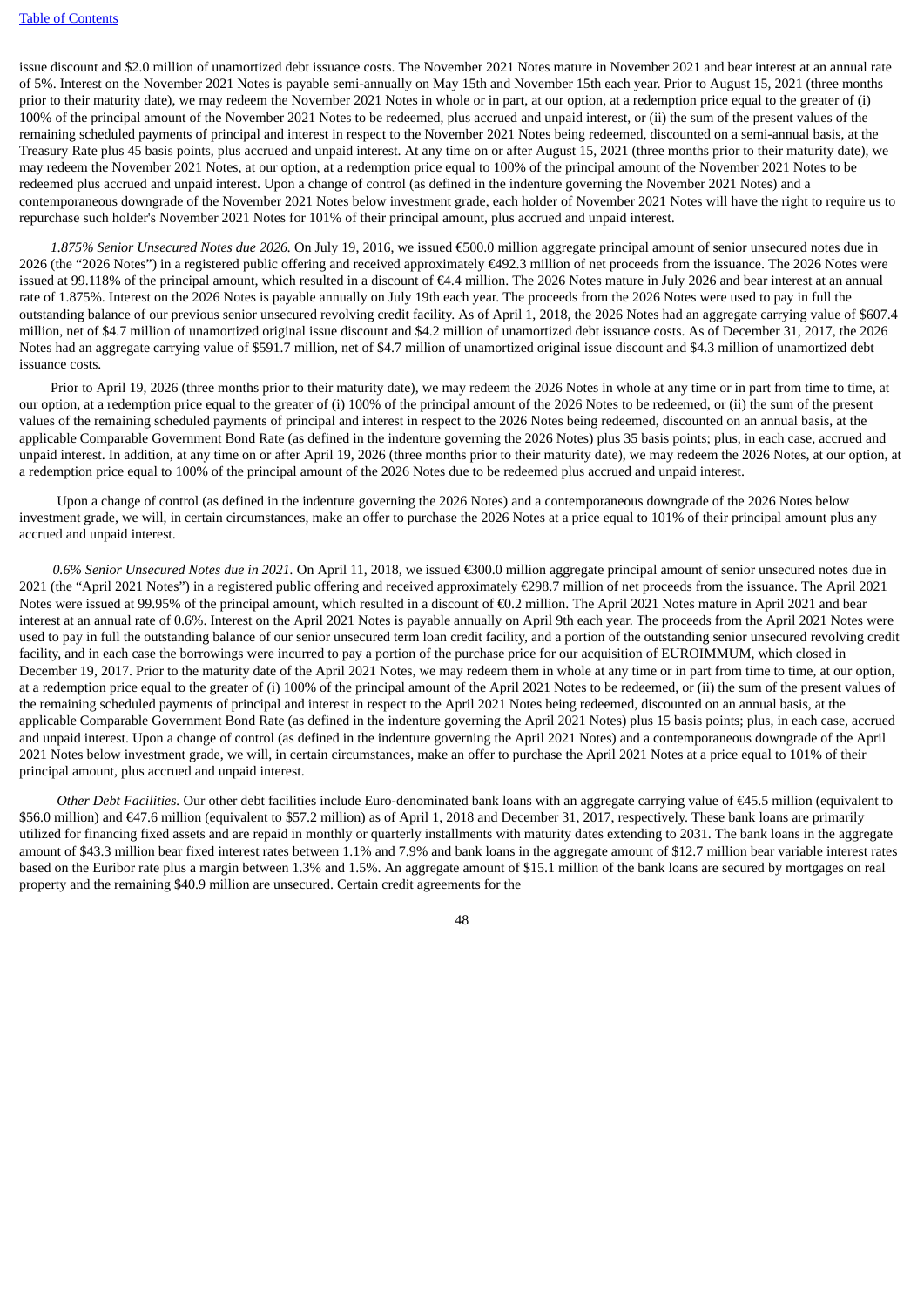issue discount and $2.0 million of unamortized debt issuance costs. The November 2021 Notes mature in November 2021 and bear interest at an annual rate of 5%. Interest on the November 2021 Notes is payable semi-annually on May 15th and November 15th each year. Prior to August 15, 2021 (three months prior to their maturity date), we may redeem the November 2021 Notes in whole or in part, at our option, at a redemption price equal to the greater of (i) 100% of the principal amount of the November 2021 Notes to be redeemed, plus accrued and unpaid interest, or (ii) the sum of the present values of the remaining scheduled payments of principal and interest in respect to the November 2021 Notes being redeemed, discounted on a semi-annual basis, at the Treasury Rate plus 45 basis points, plus accrued and unpaid interest. At any time on or after August 15, 2021 (three months prior to their maturity date), we may redeem the November 2021 Notes, at our option, at a redemption price equal to 100% of the principal amount of the November 2021 Notes to be redeemed plus accrued and unpaid interest. Upon a change of control (as defined in the indenture governing the November 2021 Notes) and a contemporaneous downgrade of the November 2021 Notes below investment grade, each holder of November 2021 Notes will have the right to require us to repurchase such holder's November 2021 Notes for 101% of their principal amount, plus accrued and unpaid interest.

*1.875% Senior Unsecured Notes due 2026.* On July 19, 2016, we issued €500.0 million aggregate principal amount of senior unsecured notes due in 2026 (the "2026 Notes") in a registered public offering and received approximately €492.3 million of net proceeds from the issuance. The 2026 Notes were issued at 99.118% of the principal amount, which resulted in a discount of €4.4 million. The 2026 Notes mature in July 2026 and bear interest at an annual rate of 1.875%. Interest on the 2026 Notes is payable annually on July 19th each year. The proceeds from the 2026 Notes were used to pay in full the outstanding balance of our previous senior unsecured revolving credit facility. As of April 1, 2018, the 2026 Notes had an aggregate carrying value of $607.4 million, net of $4.7 million of unamortized original issue discount and $4.2 million of unamortized debt issuance costs. As of December 31, 2017, the 2026 Notes had an aggregate carrying value of $591.7 million, net of $4.7 million of unamortized original issue discount and $4.3 million of unamortized debt issuance costs.

Prior to April 19, 2026 (three months prior to their maturity date), we may redeem the 2026 Notes in whole at any time or in part from time to time, at our option, at a redemption price equal to the greater of (i) 100% of the principal amount of the 2026 Notes to be redeemed, or (ii) the sum of the present values of the remaining scheduled payments of principal and interest in respect to the 2026 Notes being redeemed, discounted on an annual basis, at the applicable Comparable Government Bond Rate (as defined in the indenture governing the 2026 Notes) plus 35 basis points; plus, in each case, accrued and unpaid interest. In addition, at any time on or after April 19, 2026 (three months prior to their maturity date), we may redeem the 2026 Notes, at our option, at a redemption price equal to 100% of the principal amount of the 2026 Notes due to be redeemed plus accrued and unpaid interest.

Upon a change of control (as defined in the indenture governing the 2026 Notes) and a contemporaneous downgrade of the 2026 Notes below investment grade, we will, in certain circumstances, make an offer to purchase the 2026 Notes at a price equal to 101% of their principal amount plus any accrued and unpaid interest.

*0.6% Senior Unsecured Notes due in 2021.* On April 11, 2018, we issued €300.0 million aggregate principal amount of senior unsecured notes due in 2021 (the "April 2021 Notes") in a registered public offering and received approximately €298.7 million of net proceeds from the issuance. The April 2021 Notes were issued at 99.95% of the principal amount, which resulted in a discount of €0.2 million. The April 2021 Notes mature in April 2021 and bear interest at an annual rate of 0.6%. Interest on the April 2021 Notes is payable annually on April 9th each year. The proceeds from the April 2021 Notes were used to pay in full the outstanding balance of our senior unsecured term loan credit facility, and a portion of the outstanding senior unsecured revolving credit facility, and in each case the borrowings were incurred to pay a portion of the purchase price for our acquisition of EUROIMMUM, which closed in December 19, 2017. Prior to the maturity date of the April 2021 Notes, we may redeem them in whole at any time or in part from time to time, at our option, at a redemption price equal to the greater of (i) 100% of the principal amount of the April 2021 Notes to be redeemed, or (ii) the sum of the present values of the remaining scheduled payments of principal and interest in respect to the April 2021 Notes being redeemed, discounted on an annual basis, at the applicable Comparable Government Bond Rate (as defined in the indenture governing the April 2021 Notes) plus 15 basis points; plus, in each case, accrued and unpaid interest. Upon a change of control (as defined in the indenture governing the April 2021 Notes) and a contemporaneous downgrade of the April 2021 Notes below investment grade, we will, in certain circumstances, make an offer to purchase the April 2021 Notes at a price equal to 101% of their principal amount, plus accrued and unpaid interest.

*Other Debt Facilities.* Our other debt facilities include Euro-denominated bank loans with an aggregate carrying value of €45.5 million (equivalent to $56.0 million) and €47.6 million (equivalent to $57.2 million) as of April 1, 2018 and December 31, 2017, respectively. These bank loans are primarily utilized for financing fixed assets and are repaid in monthly or quarterly installments with maturity dates extending to 2031. The bank loans in the aggregate amount of $43.3 million bear fixed interest rates between 1.1% and 7.9% and bank loans in the aggregate amount of $12.7 million bear variable interest rates based on the Euribor rate plus a margin between 1.3% and 1.5%. An aggregate amount of $15.1 million of the bank loans are secured by mortgages on real property and the remaining $40.9 million are unsecured. Certain credit agreements for the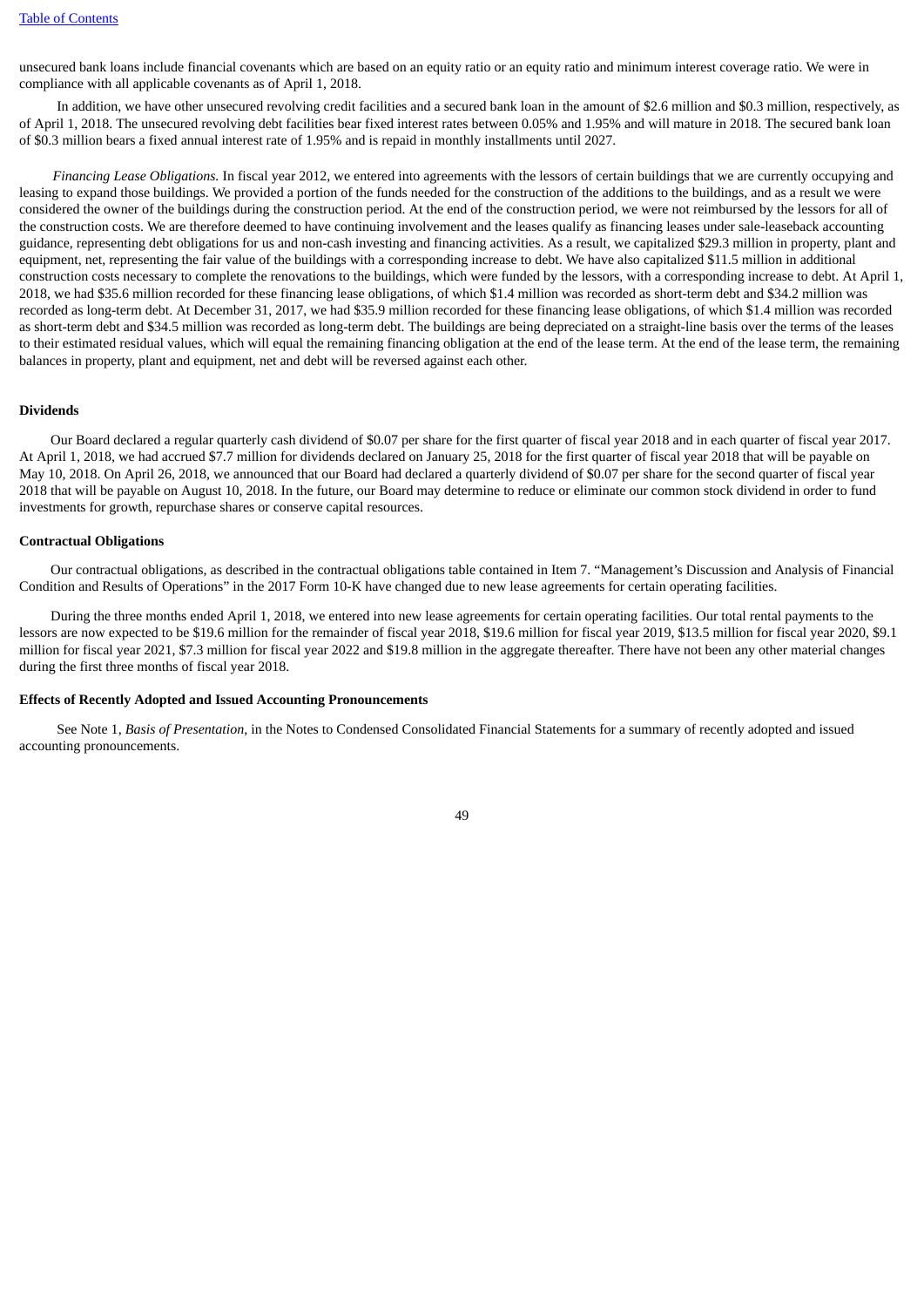unsecured bank loans include financial covenants which are based on an equity ratio or an equity ratio and minimum interest coverage ratio. We were in compliance with all applicable covenants as of April 1, 2018.

In addition, we have other unsecured revolving credit facilities and a secured bank loan in the amount of $2.6 million and $0.3 million, respectively, as of April 1, 2018. The unsecured revolving debt facilities bear fixed interest rates between 0.05% and 1.95% and will mature in 2018. The secured bank loan of $0.3 million bears a fixed annual interest rate of 1.95% and is repaid in monthly installments until 2027.

*Financing Lease Obligations.* In fiscal year 2012, we entered into agreements with the lessors of certain buildings that we are currently occupying and leasing to expand those buildings. We provided a portion of the funds needed for the construction of the additions to the buildings, and as a result we were considered the owner of the buildings during the construction period. At the end of the construction period, we were not reimbursed by the lessors for all of the construction costs. We are therefore deemed to have continuing involvement and the leases qualify as financing leases under sale-leaseback accounting guidance, representing debt obligations for us and non-cash investing and financing activities. As a result, we capitalized $29.3 million in property, plant and equipment, net, representing the fair value of the buildings with a corresponding increase to debt. We have also capitalized $11.5 million in additional construction costs necessary to complete the renovations to the buildings, which were funded by the lessors, with a corresponding increase to debt. At April 1, 2018, we had $35.6 million recorded for these financing lease obligations, of which $1.4 million was recorded as short-term debt and $34.2 million was recorded as long-term debt. At December 31, 2017, we had $35.9 million recorded for these financing lease obligations, of which $1.4 million was recorded as short-term debt and $34.5 million was recorded as long-term debt. The buildings are being depreciated on a straight-line basis over the terms of the leases to their estimated residual values, which will equal the remaining financing obligation at the end of the lease term. At the end of the lease term, the remaining balances in property, plant and equipment, net and debt will be reversed against each other.

**Dividends**

Our Board declared a regular quarterly cash dividend of $0.07 per share for the first quarter of fiscal year 2018 and in each quarter of fiscal year 2017. At April 1, 2018, we had accrued $7.7 million for dividends declared on January 25, 2018 for the first quarter of fiscal year 2018 that will be payable on May 10, 2018. On April 26, 2018, we announced that our Board had declared a quarterly dividend of $0.07 per share for the second quarter of fiscal year 2018 that will be payable on August 10, 2018. In the future, our Board may determine to reduce or eliminate our common stock dividend in order to fund investments for growth, repurchase shares or conserve capital resources.

**Contractual Obligations**

Our contractual obligations, as described in the contractual obligations table contained in Item 7. "Management's Discussion and Analysis of Financial Condition and Results of Operations" in the 2017 Form 10-K have changed due to new lease agreements for certain operating facilities.

During the three months ended April 1, 2018, we entered into new lease agreements for certain operating facilities. Our total rental payments to the lessors are now expected to be $19.6 million for the remainder of fiscal year 2018, $19.6 million for fiscal year 2019, $13.5 million for fiscal year 2020, $9.1 million for fiscal year 2021, $7.3 million for fiscal year 2022 and $19.8 million in the aggregate thereafter. There have not been any other material changes during the first three months of fiscal year 2018.

**Effects of Recently Adopted and Issued Accounting Pronouncements**

See Note 1, *Basis of Presentation*, in the Notes to Condensed Consolidated Financial Statements for a summary of recently adopted and issued accounting pronouncements.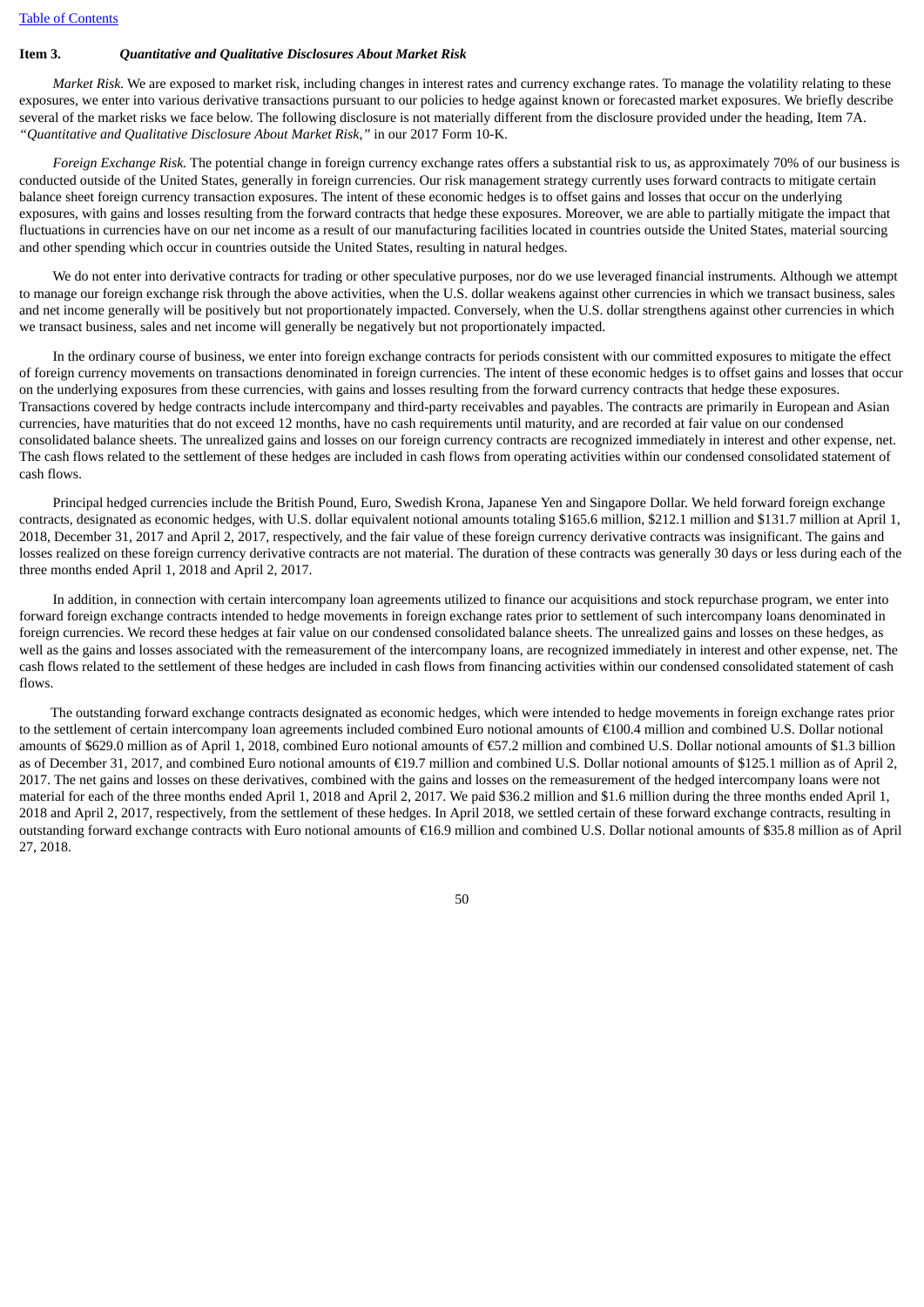## Item 3. *Quantitative and Qualitative Disclosures About Market Risk*

*Market Risk.* We are exposed to market risk, including changes in interest rates and currency exchange rates. To manage the volatility relating to these exposures, we enter into various derivative transactions pursuant to our policies to hedge against known or forecasted market exposures. We briefly describe several of the market risks we face below. The following disclosure is not materially different from the disclosure provided under the heading, Item 7A. *"Quantitative and Qualitative Disclosure About Market Risk,"* in our 2017 Form 10-K.

*Foreign Exchange Risk.* The potential change in foreign currency exchange rates offers a substantial risk to us, as approximately 70% of our business is conducted outside of the United States, generally in foreign currencies. Our risk management strategy currently uses forward contracts to mitigate certain balance sheet foreign currency transaction exposures. The intent of these economic hedges is to offset gains and losses that occur on the underlying exposures, with gains and losses resulting from the forward contracts that hedge these exposures. Moreover, we are able to partially mitigate the impact that fluctuations in currencies have on our net income as a result of our manufacturing facilities located in countries outside the United States, material sourcing and other spending which occur in countries outside the United States, resulting in natural hedges.

We do not enter into derivative contracts for trading or other speculative purposes, nor do we use leveraged financial instruments. Although we attempt to manage our foreign exchange risk through the above activities, when the U.S. dollar weakens against other currencies in which we transact business, sales and net income generally will be positively but not proportionately impacted. Conversely, when the U.S. dollar strengthens against other currencies in which we transact business, sales and net income will generally be negatively but not proportionately impacted.

In the ordinary course of business, we enter into foreign exchange contracts for periods consistent with our committed exposures to mitigate the effect of foreign currency movements on transactions denominated in foreign currencies. The intent of these economic hedges is to offset gains and losses that occur on the underlying exposures from these currencies, with gains and losses resulting from the forward currency contracts that hedge these exposures. Transactions covered by hedge contracts include intercompany and third-party receivables and payables. The contracts are primarily in European and Asian currencies, have maturities that do not exceed 12 months, have no cash requirements until maturity, and are recorded at fair value on our condensed consolidated balance sheets. The unrealized gains and losses on our foreign currency contracts are recognized immediately in interest and other expense, net. The cash flows related to the settlement of these hedges are included in cash flows from operating activities within our condensed consolidated statement of cash flows.

Principal hedged currencies include the British Pound, Euro, Swedish Krona, Japanese Yen and Singapore Dollar. We held forward foreign exchange contracts, designated as economic hedges, with U.S. dollar equivalent notional amounts totaling $165.6 million, $212.1 million and $131.7 million at April 1, 2018, December 31, 2017 and April 2, 2017, respectively, and the fair value of these foreign currency derivative contracts was insignificant. The gains and losses realized on these foreign currency derivative contracts are not material. The duration of these contracts was generally 30 days or less during each of the three months ended April 1, 2018 and April 2, 2017.

In addition, in connection with certain intercompany loan agreements utilized to finance our acquisitions and stock repurchase program, we enter into forward foreign exchange contracts intended to hedge movements in foreign exchange rates prior to settlement of such intercompany loans denominated in foreign currencies. We record these hedges at fair value on our condensed consolidated balance sheets. The unrealized gains and losses on these hedges, as well as the gains and losses associated with the remeasurement of the intercompany loans, are recognized immediately in interest and other expense, net. The cash flows related to the settlement of these hedges are included in cash flows from financing activities within our condensed consolidated statement of cash flows.

The outstanding forward exchange contracts designated as economic hedges, which were intended to hedge movements in foreign exchange rates prior to the settlement of certain intercompany loan agreements included combined Euro notional amounts of €100.4 million and combined U.S. Dollar notional amounts of $629.0 million as of April 1, 2018, combined Euro notional amounts of €57.2 million and combined U.S. Dollar notional amounts of $1.3 billion as of December 31, 2017, and combined Euro notional amounts of €19.7 million and combined U.S. Dollar notional amounts of $125.1 million as of April 2, 2017. The net gains and losses on these derivatives, combined with the gains and losses on the remeasurement of the hedged intercompany loans were not material for each of the three months ended April 1, 2018 and April 2, 2017. We paid $36.2 million and $1.6 million during the three months ended April 1, 2018 and April 2, 2017, respectively, from the settlement of these hedges. In April 2018, we settled certain of these forward exchange contracts, resulting in outstanding forward exchange contracts with Euro notional amounts of €16.9 million and combined U.S. Dollar notional amounts of $35.8 million as of April 27, 2018.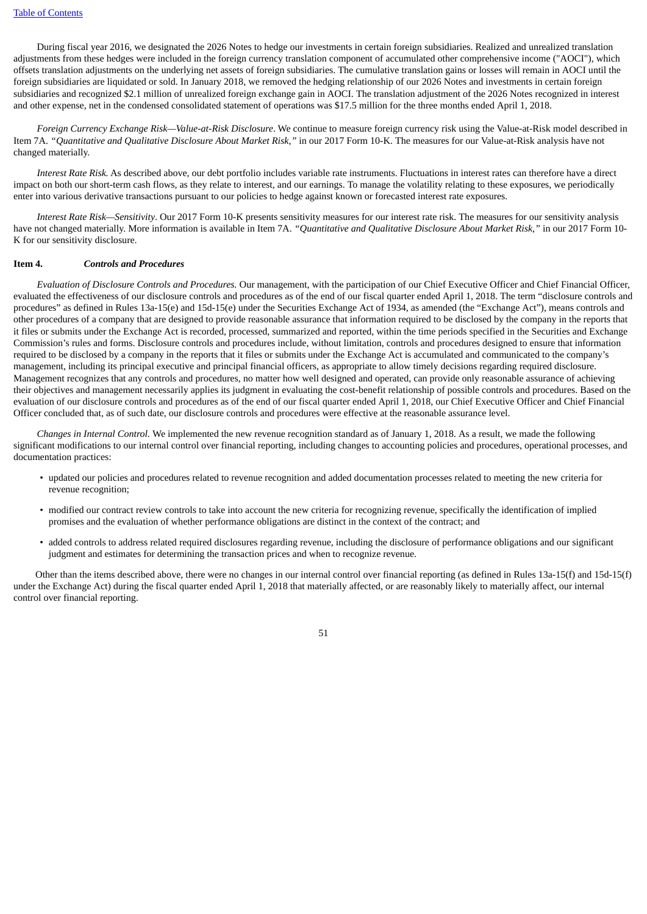During fiscal year 2016, we designated the 2026 Notes to hedge our investments in certain foreign subsidiaries. Realized and unrealized translation adjustments from these hedges were included in the foreign currency translation component of accumulated other comprehensive income ("AOCI"), which offsets translation adjustments on the underlying net assets of foreign subsidiaries. The cumulative translation gains or losses will remain in AOCI until the foreign subsidiaries are liquidated or sold. In January 2018, we removed the hedging relationship of our 2026 Notes and investments in certain foreign subsidiaries and recognized $2.1 million of unrealized foreign exchange gain in AOCI. The translation adjustment of the 2026 Notes recognized in interest and other expense, net in the condensed consolidated statement of operations was $17.5 million for the three months ended April 1, 2018.

*Foreign Currency Exchange Risk—Value-at-Risk Disclosure*. We continue to measure foreign currency risk using the Value-at-Risk model described in Item 7A. *"Quantitative and Qualitative Disclosure About Market Risk,"* in our 2017 Form 10-K. The measures for our Value-at-Risk analysis have not changed materially.

*Interest Rate Risk.* As described above, our debt portfolio includes variable rate instruments. Fluctuations in interest rates can therefore have a direct impact on both our short-term cash flows, as they relate to interest, and our earnings. To manage the volatility relating to these exposures, we periodically enter into various derivative transactions pursuant to our policies to hedge against known or forecasted interest rate exposures.

*Interest Rate Risk—Sensitivity*. Our 2017 Form 10-K presents sensitivity measures for our interest rate risk. The measures for our sensitivity analysis have not changed materially. More information is available in Item 7A. *"Quantitative and Qualitative Disclosure About Market Risk,"* in our 2017 Form 10-K for our sensitivity disclosure.

## Item 4. *Controls and Procedures*

*Evaluation of Disclosure Controls and Procedures.* Our management, with the participation of our Chief Executive Officer and Chief Financial Officer, evaluated the effectiveness of our disclosure controls and procedures as of the end of our fiscal quarter ended April 1, 2018. The term "disclosure controls and procedures" as defined in Rules 13a-15(e) and 15d-15(e) under the Securities Exchange Act of 1934, as amended (the "Exchange Act"), means controls and other procedures of a company that are designed to provide reasonable assurance that information required to be disclosed by the company in the reports that it files or submits under the Exchange Act is recorded, processed, summarized and reported, within the time periods specified in the Securities and Exchange Commission's rules and forms. Disclosure controls and procedures include, without limitation, controls and procedures designed to ensure that information required to be disclosed by a company in the reports that it files or submits under the Exchange Act is accumulated and communicated to the company's management, including its principal executive and principal financial officers, as appropriate to allow timely decisions regarding required disclosure. Management recognizes that any controls and procedures, no matter how well designed and operated, can provide only reasonable assurance of achieving their objectives and management necessarily applies its judgment in evaluating the cost-benefit relationship of possible controls and procedures. Based on the evaluation of our disclosure controls and procedures as of the end of our fiscal quarter ended April 1, 2018, our Chief Executive Officer and Chief Financial Officer concluded that, as of such date, our disclosure controls and procedures were effective at the reasonable assurance level.

*Changes in Internal Control.* We implemented the new revenue recognition standard as of January 1, 2018. As a result, we made the following significant modifications to our internal control over financial reporting, including changes to accounting policies and procedures, operational processes, and documentation practices:

- updated our policies and procedures related to revenue recognition and added documentation processes related to meeting the new criteria for revenue recognition;
- modified our contract review controls to take into account the new criteria for recognizing revenue, specifically the identification of implied promises and the evaluation of whether performance obligations are distinct in the context of the contract; and
- added controls to address related required disclosures regarding revenue, including the disclosure of performance obligations and our significant judgment and estimates for determining the transaction prices and when to recognize revenue.

Other than the items described above, there were no changes in our internal control over financial reporting (as defined in Rules 13a-15(f) and 15d-15(f) under the Exchange Act) during the fiscal quarter ended April 1, 2018 that materially affected, or are reasonably likely to materially affect, our internal control over financial reporting.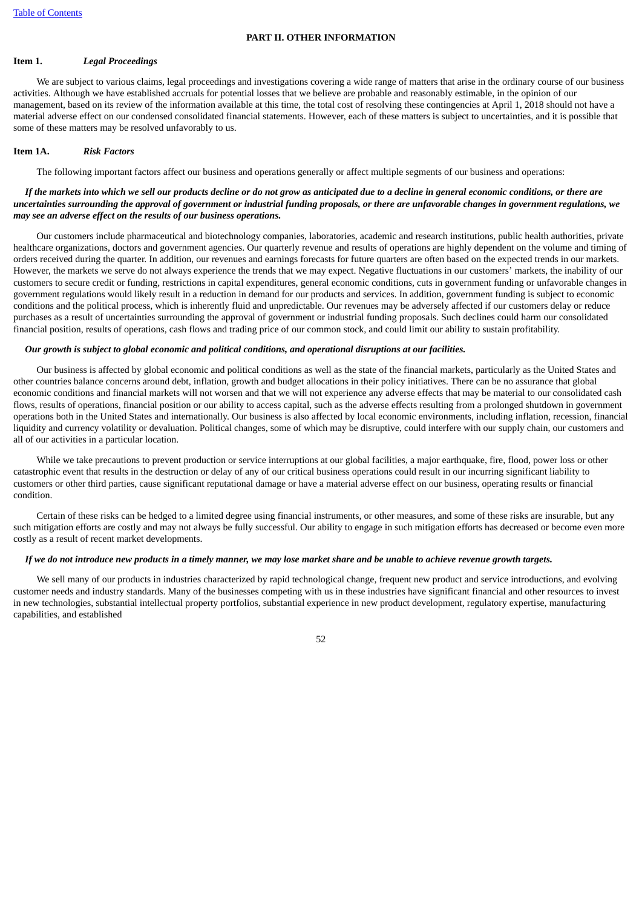## PART II. OTHER INFORMATION

### Item 1. *Legal Proceedings*

We are subject to various claims, legal proceedings and investigations covering a wide range of matters that arise in the ordinary course of our business activities. Although we have established accruals for potential losses that we believe are probable and reasonably estimable, in the opinion of our management, based on its review of the information available at this time, the total cost of resolving these contingencies at April 1, 2018 should not have a material adverse effect on our condensed consolidated financial statements. However, each of these matters is subject to uncertainties, and it is possible that some of these matters may be resolved unfavorably to us.

### Item 1A. *Risk Factors*

The following important factors affect our business and operations generally or affect multiple segments of our business and operations:

***If the markets into which we sell our products decline or do not grow as anticipated due to a decline in general economic conditions, or there are uncertainties surrounding the approval of government or industrial funding proposals, or there are unfavorable changes in government regulations, we may see an adverse effect on the results of our business operations.***

Our customers include pharmaceutical and biotechnology companies, laboratories, academic and research institutions, public health authorities, private healthcare organizations, doctors and government agencies. Our quarterly revenue and results of operations are highly dependent on the volume and timing of orders received during the quarter. In addition, our revenues and earnings forecasts for future quarters are often based on the expected trends in our markets. However, the markets we serve do not always experience the trends that we may expect. Negative fluctuations in our customers' markets, the inability of our customers to secure credit or funding, restrictions in capital expenditures, general economic conditions, cuts in government funding or unfavorable changes in government regulations would likely result in a reduction in demand for our products and services. In addition, government funding is subject to economic conditions and the political process, which is inherently fluid and unpredictable. Our revenues may be adversely affected if our customers delay or reduce purchases as a result of uncertainties surrounding the approval of government or industrial funding proposals. Such declines could harm our consolidated financial position, results of operations, cash flows and trading price of our common stock, and could limit our ability to sustain profitability.

***Our growth is subject to global economic and political conditions, and operational disruptions at our facilities.***

Our business is affected by global economic and political conditions as well as the state of the financial markets, particularly as the United States and other countries balance concerns around debt, inflation, growth and budget allocations in their policy initiatives. There can be no assurance that global economic conditions and financial markets will not worsen and that we will not experience any adverse effects that may be material to our consolidated cash flows, results of operations, financial position or our ability to access capital, such as the adverse effects resulting from a prolonged shutdown in government operations both in the United States and internationally. Our business is also affected by local economic environments, including inflation, recession, financial liquidity and currency volatility or devaluation. Political changes, some of which may be disruptive, could interfere with our supply chain, our customers and all of our activities in a particular location.

While we take precautions to prevent production or service interruptions at our global facilities, a major earthquake, fire, flood, power loss or other catastrophic event that results in the destruction or delay of any of our critical business operations could result in our incurring significant liability to customers or other third parties, cause significant reputational damage or have a material adverse effect on our business, operating results or financial condition.

Certain of these risks can be hedged to a limited degree using financial instruments, or other measures, and some of these risks are insurable, but any such mitigation efforts are costly and may not always be fully successful. Our ability to engage in such mitigation efforts has decreased or become even more costly as a result of recent market developments.

***If we do not introduce new products in a timely manner, we may lose market share and be unable to achieve revenue growth targets.***

We sell many of our products in industries characterized by rapid technological change, frequent new product and service introductions, and evolving customer needs and industry standards. Many of the businesses competing with us in these industries have significant financial and other resources to invest in new technologies, substantial intellectual property portfolios, substantial experience in new product development, regulatory expertise, manufacturing capabilities, and established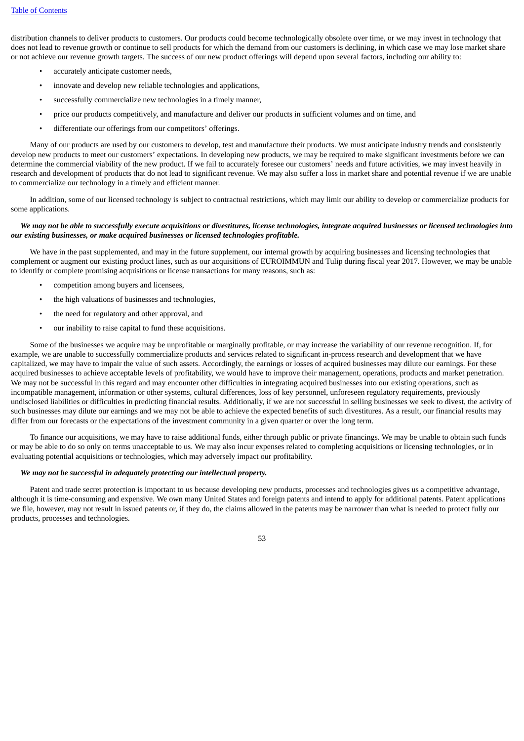distribution channels to deliver products to customers. Our products could become technologically obsolete over time, or we may invest in technology that does not lead to revenue growth or continue to sell products for which the demand from our customers is declining, in which case we may lose market share or not achieve our revenue growth targets. The success of our new product offerings will depend upon several factors, including our ability to:

- accurately anticipate customer needs,
- innovate and develop new reliable technologies and applications,
- successfully commercialize new technologies in a timely manner,
- price our products competitively, and manufacture and deliver our products in sufficient volumes and on time, and
- differentiate our offerings from our competitors' offerings.

Many of our products are used by our customers to develop, test and manufacture their products. We must anticipate industry trends and consistently develop new products to meet our customers' expectations. In developing new products, we may be required to make significant investments before we can determine the commercial viability of the new product. If we fail to accurately foresee our customers' needs and future activities, we may invest heavily in research and development of products that do not lead to significant revenue. We may also suffer a loss in market share and potential revenue if we are unable to commercialize our technology in a timely and efficient manner.

In addition, some of our licensed technology is subject to contractual restrictions, which may limit our ability to develop or commercialize products for some applications.

***We may not be able to successfully execute acquisitions or divestitures, license technologies, integrate acquired businesses or licensed technologies into our existing businesses, or make acquired businesses or licensed technologies profitable.***

We have in the past supplemented, and may in the future supplement, our internal growth by acquiring businesses and licensing technologies that complement or augment our existing product lines, such as our acquisitions of EUROIMMUN and Tulip during fiscal year 2017. However, we may be unable to identify or complete promising acquisitions or license transactions for many reasons, such as:

- competition among buyers and licensees,
- the high valuations of businesses and technologies,
- the need for regulatory and other approval, and
- our inability to raise capital to fund these acquisitions.

Some of the businesses we acquire may be unprofitable or marginally profitable, or may increase the variability of our revenue recognition. If, for example, we are unable to successfully commercialize products and services related to significant in-process research and development that we have capitalized, we may have to impair the value of such assets. Accordingly, the earnings or losses of acquired businesses may dilute our earnings. For these acquired businesses to achieve acceptable levels of profitability, we would have to improve their management, operations, products and market penetration. We may not be successful in this regard and may encounter other difficulties in integrating acquired businesses into our existing operations, such as incompatible management, information or other systems, cultural differences, loss of key personnel, unforeseen regulatory requirements, previously undisclosed liabilities or difficulties in predicting financial results. Additionally, if we are not successful in selling businesses we seek to divest, the activity of such businesses may dilute our earnings and we may not be able to achieve the expected benefits of such divestitures. As a result, our financial results may differ from our forecasts or the expectations of the investment community in a given quarter or over the long term.

To finance our acquisitions, we may have to raise additional funds, either through public or private financings. We may be unable to obtain such funds or may be able to do so only on terms unacceptable to us. We may also incur expenses related to completing acquisitions or licensing technologies, or in evaluating potential acquisitions or technologies, which may adversely impact our profitability.

***We may not be successful in adequately protecting our intellectual property.***

Patent and trade secret protection is important to us because developing new products, processes and technologies gives us a competitive advantage, although it is time-consuming and expensive. We own many United States and foreign patents and intend to apply for additional patents. Patent applications we file, however, may not result in issued patents or, if they do, the claims allowed in the patents may be narrower than what is needed to protect fully our products, processes and technologies.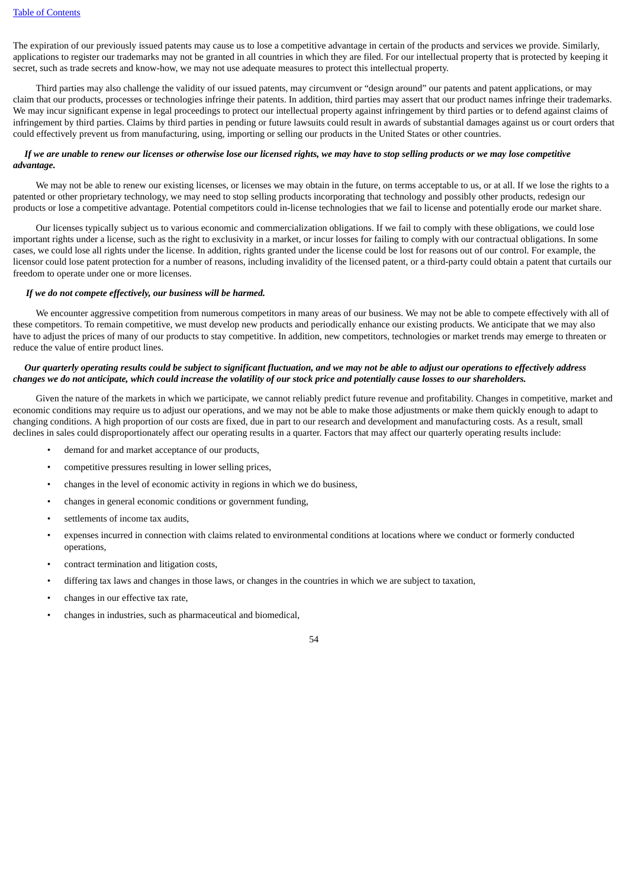The expiration of our previously issued patents may cause us to lose a competitive advantage in certain of the products and services we provide. Similarly, applications to register our trademarks may not be granted in all countries in which they are filed. For our intellectual property that is protected by keeping it secret, such as trade secrets and know-how, we may not use adequate measures to protect this intellectual property.

Third parties may also challenge the validity of our issued patents, may circumvent or "design around" our patents and patent applications, or may claim that our products, processes or technologies infringe their patents. In addition, third parties may assert that our product names infringe their trademarks. We may incur significant expense in legal proceedings to protect our intellectual property against infringement by third parties or to defend against claims of infringement by third parties. Claims by third parties in pending or future lawsuits could result in awards of substantial damages against us or court orders that could effectively prevent us from manufacturing, using, importing or selling our products in the United States or other countries.

***If we are unable to renew our licenses or otherwise lose our licensed rights, we may have to stop selling products or we may lose competitive advantage.***

We may not be able to renew our existing licenses, or licenses we may obtain in the future, on terms acceptable to us, or at all. If we lose the rights to a patented or other proprietary technology, we may need to stop selling products incorporating that technology and possibly other products, redesign our products or lose a competitive advantage. Potential competitors could in-license technologies that we fail to license and potentially erode our market share.

Our licenses typically subject us to various economic and commercialization obligations. If we fail to comply with these obligations, we could lose important rights under a license, such as the right to exclusivity in a market, or incur losses for failing to comply with our contractual obligations. In some cases, we could lose all rights under the license. In addition, rights granted under the license could be lost for reasons out of our control. For example, the licensor could lose patent protection for a number of reasons, including invalidity of the licensed patent, or a third-party could obtain a patent that curtails our freedom to operate under one or more licenses.

***If we do not compete effectively, our business will be harmed.***

We encounter aggressive competition from numerous competitors in many areas of our business. We may not be able to compete effectively with all of these competitors. To remain competitive, we must develop new products and periodically enhance our existing products. We anticipate that we may also have to adjust the prices of many of our products to stay competitive. In addition, new competitors, technologies or market trends may emerge to threaten or reduce the value of entire product lines.

***Our quarterly operating results could be subject to significant fluctuation, and we may not be able to adjust our operations to effectively address changes we do not anticipate, which could increase the volatility of our stock price and potentially cause losses to our shareholders.***

Given the nature of the markets in which we participate, we cannot reliably predict future revenue and profitability. Changes in competitive, market and economic conditions may require us to adjust our operations, and we may not be able to make those adjustments or make them quickly enough to adapt to changing conditions. A high proportion of our costs are fixed, due in part to our research and development and manufacturing costs. As a result, small declines in sales could disproportionately affect our operating results in a quarter. Factors that may affect our quarterly operating results include:

- demand for and market acceptance of our products,
- competitive pressures resulting in lower selling prices,
- changes in the level of economic activity in regions in which we do business,
- changes in general economic conditions or government funding,
- settlements of income tax audits,
- expenses incurred in connection with claims related to environmental conditions at locations where we conduct or formerly conducted operations,
- contract termination and litigation costs,
- differing tax laws and changes in those laws, or changes in the countries in which we are subject to taxation,
- changes in our effective tax rate,
- changes in industries, such as pharmaceutical and biomedical,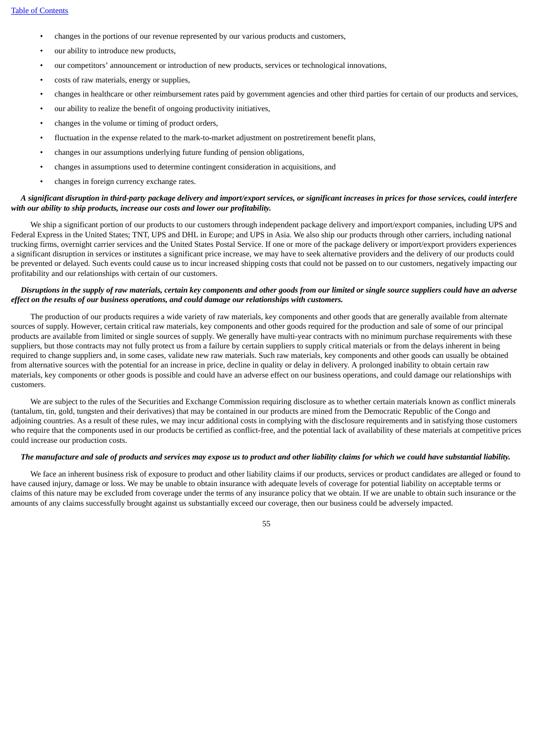- changes in the portions of our revenue represented by our various products and customers,
- our ability to introduce new products,
- our competitors' announcement or introduction of new products, services or technological innovations,
- costs of raw materials, energy or supplies,
- changes in healthcare or other reimbursement rates paid by government agencies and other third parties for certain of our products and services,
- our ability to realize the benefit of ongoing productivity initiatives,
- changes in the volume or timing of product orders,
- fluctuation in the expense related to the mark-to-market adjustment on postretirement benefit plans,
- changes in our assumptions underlying future funding of pension obligations,
- changes in assumptions used to determine contingent consideration in acquisitions, and
- changes in foreign currency exchange rates.

***A significant disruption in third-party package delivery and import/export services, or significant increases in prices for those services, could interfere with our ability to ship products, increase our costs and lower our profitability.***

We ship a significant portion of our products to our customers through independent package delivery and import/export companies, including UPS and Federal Express in the United States; TNT, UPS and DHL in Europe; and UPS in Asia. We also ship our products through other carriers, including national trucking firms, overnight carrier services and the United States Postal Service. If one or more of the package delivery or import/export providers experiences a significant disruption in services or institutes a significant price increase, we may have to seek alternative providers and the delivery of our products could be prevented or delayed. Such events could cause us to incur increased shipping costs that could not be passed on to our customers, negatively impacting our profitability and our relationships with certain of our customers.

***Disruptions in the supply of raw materials, certain key components and other goods from our limited or single source suppliers could have an adverse effect on the results of our business operations, and could damage our relationships with customers.***

The production of our products requires a wide variety of raw materials, key components and other goods that are generally available from alternate sources of supply. However, certain critical raw materials, key components and other goods required for the production and sale of some of our principal products are available from limited or single sources of supply. We generally have multi-year contracts with no minimum purchase requirements with these suppliers, but those contracts may not fully protect us from a failure by certain suppliers to supply critical materials or from the delays inherent in being required to change suppliers and, in some cases, validate new raw materials. Such raw materials, key components and other goods can usually be obtained from alternative sources with the potential for an increase in price, decline in quality or delay in delivery. A prolonged inability to obtain certain raw materials, key components or other goods is possible and could have an adverse effect on our business operations, and could damage our relationships with customers.

We are subject to the rules of the Securities and Exchange Commission requiring disclosure as to whether certain materials known as conflict minerals (tantalum, tin, gold, tungsten and their derivatives) that may be contained in our products are mined from the Democratic Republic of the Congo and adjoining countries. As a result of these rules, we may incur additional costs in complying with the disclosure requirements and in satisfying those customers who require that the components used in our products be certified as conflict-free, and the potential lack of availability of these materials at competitive prices could increase our production costs.

***The manufacture and sale of products and services may expose us to product and other liability claims for which we could have substantial liability.***

We face an inherent business risk of exposure to product and other liability claims if our products, services or product candidates are alleged or found to have caused injury, damage or loss. We may be unable to obtain insurance with adequate levels of coverage for potential liability on acceptable terms or claims of this nature may be excluded from coverage under the terms of any insurance policy that we obtain. If we are unable to obtain such insurance or the amounts of any claims successfully brought against us substantially exceed our coverage, then our business could be adversely impacted.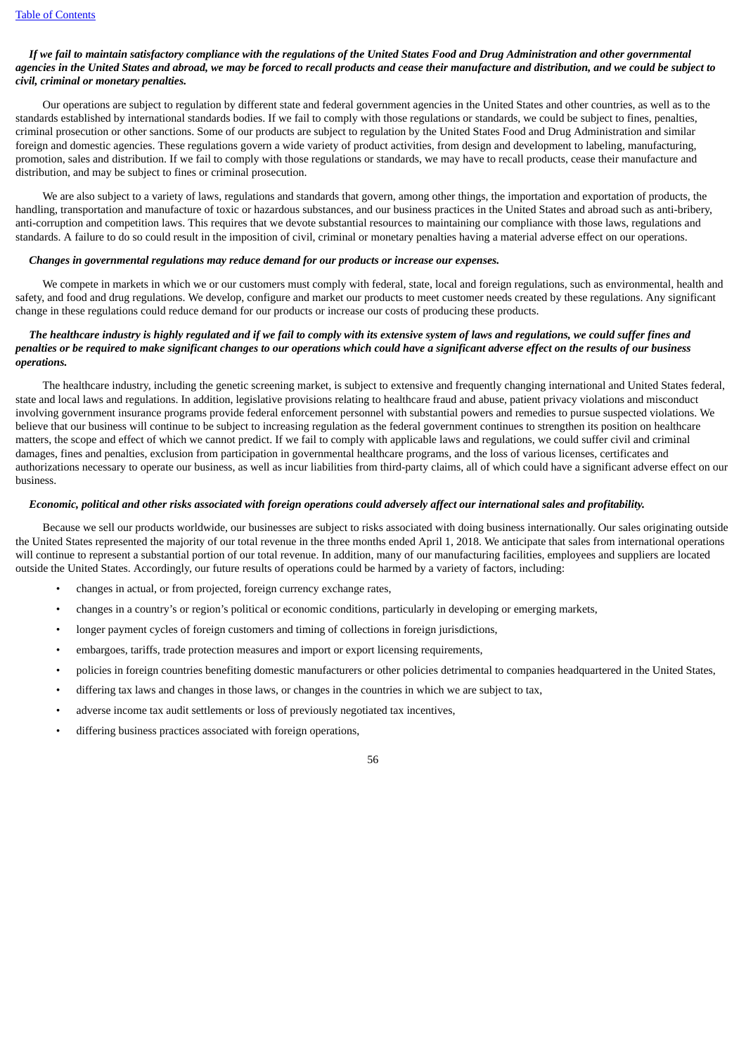***If we fail to maintain satisfactory compliance with the regulations of the United States Food and Drug Administration and other governmental agencies in the United States and abroad, we may be forced to recall products and cease their manufacture and distribution, and we could be subject to civil, criminal or monetary penalties.***

Our operations are subject to regulation by different state and federal government agencies in the United States and other countries, as well as to the standards established by international standards bodies. If we fail to comply with those regulations or standards, we could be subject to fines, penalties, criminal prosecution or other sanctions. Some of our products are subject to regulation by the United States Food and Drug Administration and similar foreign and domestic agencies. These regulations govern a wide variety of product activities, from design and development to labeling, manufacturing, promotion, sales and distribution. If we fail to comply with those regulations or standards, we may have to recall products, cease their manufacture and distribution, and may be subject to fines or criminal prosecution.

We are also subject to a variety of laws, regulations and standards that govern, among other things, the importation and exportation of products, the handling, transportation and manufacture of toxic or hazardous substances, and our business practices in the United States and abroad such as anti-bribery, anti-corruption and competition laws. This requires that we devote substantial resources to maintaining our compliance with those laws, regulations and standards. A failure to do so could result in the imposition of civil, criminal or monetary penalties having a material adverse effect on our operations.

***Changes in governmental regulations may reduce demand for our products or increase our expenses.***

We compete in markets in which we or our customers must comply with federal, state, local and foreign regulations, such as environmental, health and safety, and food and drug regulations. We develop, configure and market our products to meet customer needs created by these regulations. Any significant change in these regulations could reduce demand for our products or increase our costs of producing these products.

***The healthcare industry is highly regulated and if we fail to comply with its extensive system of laws and regulations, we could suffer fines and penalties or be required to make significant changes to our operations which could have a significant adverse effect on the results of our business operations.***

The healthcare industry, including the genetic screening market, is subject to extensive and frequently changing international and United States federal, state and local laws and regulations. In addition, legislative provisions relating to healthcare fraud and abuse, patient privacy violations and misconduct involving government insurance programs provide federal enforcement personnel with substantial powers and remedies to pursue suspected violations. We believe that our business will continue to be subject to increasing regulation as the federal government continues to strengthen its position on healthcare matters, the scope and effect of which we cannot predict. If we fail to comply with applicable laws and regulations, we could suffer civil and criminal damages, fines and penalties, exclusion from participation in governmental healthcare programs, and the loss of various licenses, certificates and authorizations necessary to operate our business, as well as incur liabilities from third-party claims, all of which could have a significant adverse effect on our business.

***Economic, political and other risks associated with foreign operations could adversely affect our international sales and profitability.***

Because we sell our products worldwide, our businesses are subject to risks associated with doing business internationally. Our sales originating outside the United States represented the majority of our total revenue in the three months ended April 1, 2018. We anticipate that sales from international operations will continue to represent a substantial portion of our total revenue. In addition, many of our manufacturing facilities, employees and suppliers are located outside the United States. Accordingly, our future results of operations could be harmed by a variety of factors, including:

- changes in actual, or from projected, foreign currency exchange rates,
- changes in a country's or region's political or economic conditions, particularly in developing or emerging markets,
- longer payment cycles of foreign customers and timing of collections in foreign jurisdictions,
- embargoes, tariffs, trade protection measures and import or export licensing requirements,
- policies in foreign countries benefiting domestic manufacturers or other policies detrimental to companies headquartered in the United States,
- differing tax laws and changes in those laws, or changes in the countries in which we are subject to tax,
- adverse income tax audit settlements or loss of previously negotiated tax incentives,
- differing business practices associated with foreign operations,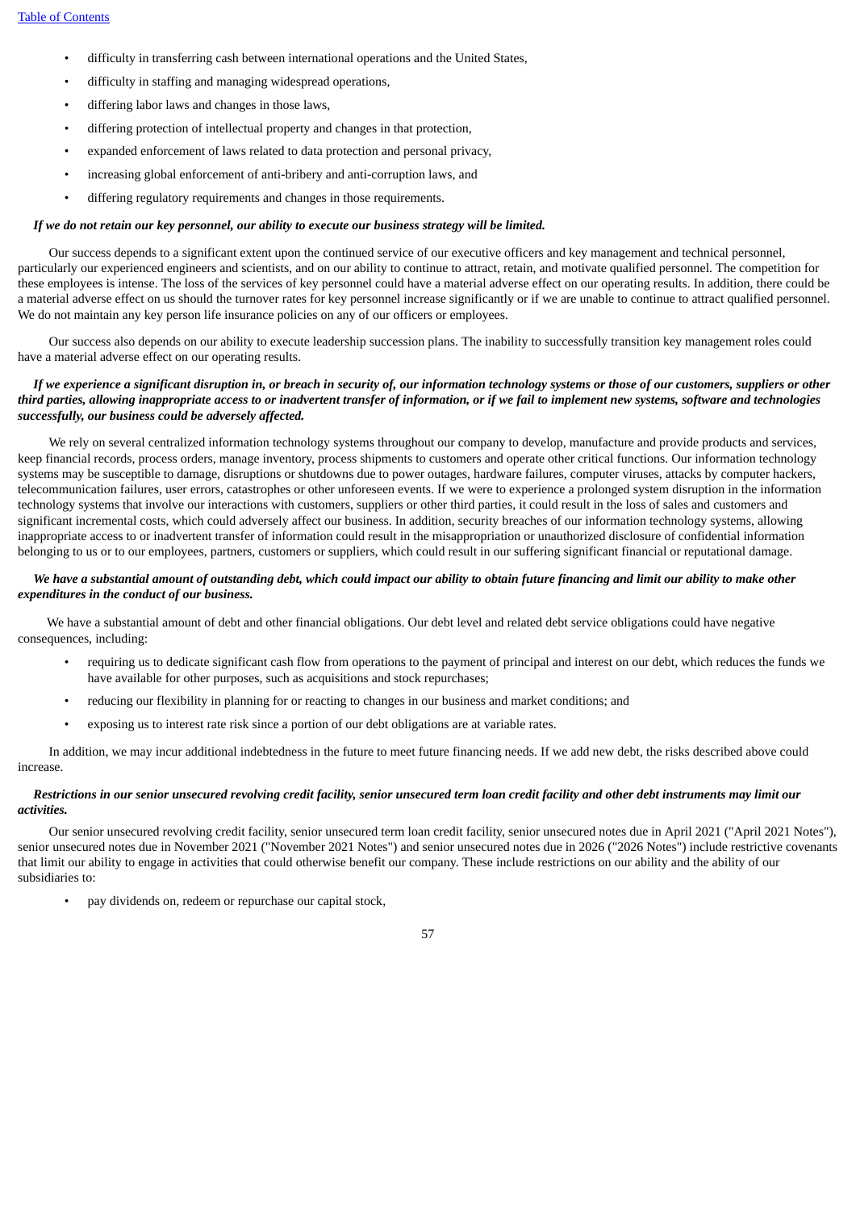- difficulty in transferring cash between international operations and the United States,
- difficulty in staffing and managing widespread operations,
- differing labor laws and changes in those laws,
- differing protection of intellectual property and changes in that protection,
- expanded enforcement of laws related to data protection and personal privacy,
- increasing global enforcement of anti-bribery and anti-corruption laws, and
- differing regulatory requirements and changes in those requirements.

***If we do not retain our key personnel, our ability to execute our business strategy will be limited.***

Our success depends to a significant extent upon the continued service of our executive officers and key management and technical personnel, particularly our experienced engineers and scientists, and on our ability to continue to attract, retain, and motivate qualified personnel. The competition for these employees is intense. The loss of the services of key personnel could have a material adverse effect on our operating results. In addition, there could be a material adverse effect on us should the turnover rates for key personnel increase significantly or if we are unable to continue to attract qualified personnel. We do not maintain any key person life insurance policies on any of our officers or employees.

Our success also depends on our ability to execute leadership succession plans. The inability to successfully transition key management roles could have a material adverse effect on our operating results.

***If we experience a significant disruption in, or breach in security of, our information technology systems or those of our customers, suppliers or other third parties, allowing inappropriate access to or inadvertent transfer of information, or if we fail to implement new systems, software and technologies successfully, our business could be adversely affected.***

We rely on several centralized information technology systems throughout our company to develop, manufacture and provide products and services, keep financial records, process orders, manage inventory, process shipments to customers and operate other critical functions. Our information technology systems may be susceptible to damage, disruptions or shutdowns due to power outages, hardware failures, computer viruses, attacks by computer hackers, telecommunication failures, user errors, catastrophes or other unforeseen events. If we were to experience a prolonged system disruption in the information technology systems that involve our interactions with customers, suppliers or other third parties, it could result in the loss of sales and customers and significant incremental costs, which could adversely affect our business. In addition, security breaches of our information technology systems, allowing inappropriate access to or inadvertent transfer of information could result in the misappropriation or unauthorized disclosure of confidential information belonging to us or to our employees, partners, customers or suppliers, which could result in our suffering significant financial or reputational damage.

***We have a substantial amount of outstanding debt, which could impact our ability to obtain future financing and limit our ability to make other expenditures in the conduct of our business.***

We have a substantial amount of debt and other financial obligations. Our debt level and related debt service obligations could have negative consequences, including:

- requiring us to dedicate significant cash flow from operations to the payment of principal and interest on our debt, which reduces the funds we have available for other purposes, such as acquisitions and stock repurchases;
- reducing our flexibility in planning for or reacting to changes in our business and market conditions; and
- exposing us to interest rate risk since a portion of our debt obligations are at variable rates.

In addition, we may incur additional indebtedness in the future to meet future financing needs. If we add new debt, the risks described above could increase.

***Restrictions in our senior unsecured revolving credit facility, senior unsecured term loan credit facility and other debt instruments may limit our activities.***

Our senior unsecured revolving credit facility, senior unsecured term loan credit facility, senior unsecured notes due in April 2021 ("April 2021 Notes"), senior unsecured notes due in November 2021 ("November 2021 Notes") and senior unsecured notes due in 2026 ("2026 Notes") include restrictive covenants that limit our ability to engage in activities that could otherwise benefit our company. These include restrictions on our ability and the ability of our subsidiaries to:

- pay dividends on, redeem or repurchase our capital stock,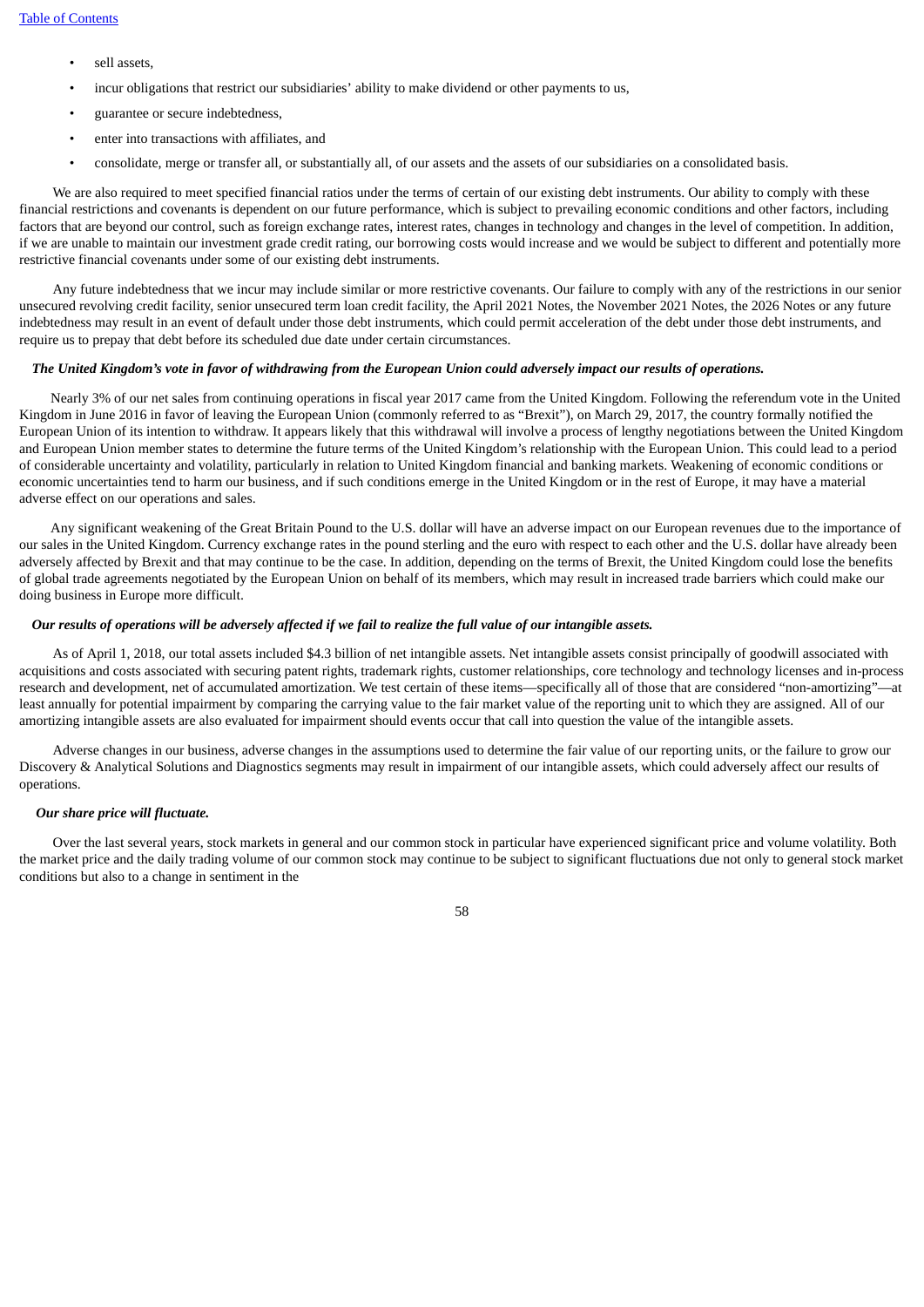- sell assets,
- incur obligations that restrict our subsidiaries' ability to make dividend or other payments to us,
- guarantee or secure indebtedness,
- enter into transactions with affiliates, and
- consolidate, merge or transfer all, or substantially all, of our assets and the assets of our subsidiaries on a consolidated basis.

We are also required to meet specified financial ratios under the terms of certain of our existing debt instruments. Our ability to comply with these financial restrictions and covenants is dependent on our future performance, which is subject to prevailing economic conditions and other factors, including factors that are beyond our control, such as foreign exchange rates, interest rates, changes in technology and changes in the level of competition. In addition, if we are unable to maintain our investment grade credit rating, our borrowing costs would increase and we would be subject to different and potentially more restrictive financial covenants under some of our existing debt instruments.

Any future indebtedness that we incur may include similar or more restrictive covenants. Our failure to comply with any of the restrictions in our senior unsecured revolving credit facility, senior unsecured term loan credit facility, the April 2021 Notes, the November 2021 Notes, the 2026 Notes or any future indebtedness may result in an event of default under those debt instruments, which could permit acceleration of the debt under those debt instruments, and require us to prepay that debt before its scheduled due date under certain circumstances.

***The United Kingdom's vote in favor of withdrawing from the European Union could adversely impact our results of operations.***

Nearly 3% of our net sales from continuing operations in fiscal year 2017 came from the United Kingdom. Following the referendum vote in the United Kingdom in June 2016 in favor of leaving the European Union (commonly referred to as "Brexit"), on March 29, 2017, the country formally notified the European Union of its intention to withdraw. It appears likely that this withdrawal will involve a process of lengthy negotiations between the United Kingdom and European Union member states to determine the future terms of the United Kingdom's relationship with the European Union. This could lead to a period of considerable uncertainty and volatility, particularly in relation to United Kingdom financial and banking markets. Weakening of economic conditions or economic uncertainties tend to harm our business, and if such conditions emerge in the United Kingdom or in the rest of Europe, it may have a material adverse effect on our operations and sales.

Any significant weakening of the Great Britain Pound to the U.S. dollar will have an adverse impact on our European revenues due to the importance of our sales in the United Kingdom. Currency exchange rates in the pound sterling and the euro with respect to each other and the U.S. dollar have already been adversely affected by Brexit and that may continue to be the case. In addition, depending on the terms of Brexit, the United Kingdom could lose the benefits of global trade agreements negotiated by the European Union on behalf of its members, which may result in increased trade barriers which could make our doing business in Europe more difficult.

***Our results of operations will be adversely affected if we fail to realize the full value of our intangible assets.***

As of April 1, 2018, our total assets included $4.3 billion of net intangible assets. Net intangible assets consist principally of goodwill associated with acquisitions and costs associated with securing patent rights, trademark rights, customer relationships, core technology and technology licenses and in-process research and development, net of accumulated amortization. We test certain of these items—specifically all of those that are considered "non-amortizing"—at least annually for potential impairment by comparing the carrying value to the fair market value of the reporting unit to which they are assigned. All of our amortizing intangible assets are also evaluated for impairment should events occur that call into question the value of the intangible assets.

Adverse changes in our business, adverse changes in the assumptions used to determine the fair value of our reporting units, or the failure to grow our Discovery & Analytical Solutions and Diagnostics segments may result in impairment of our intangible assets, which could adversely affect our results of operations.

***Our share price will fluctuate.***

Over the last several years, stock markets in general and our common stock in particular have experienced significant price and volume volatility. Both the market price and the daily trading volume of our common stock may continue to be subject to significant fluctuations due not only to general stock market conditions but also to a change in sentiment in the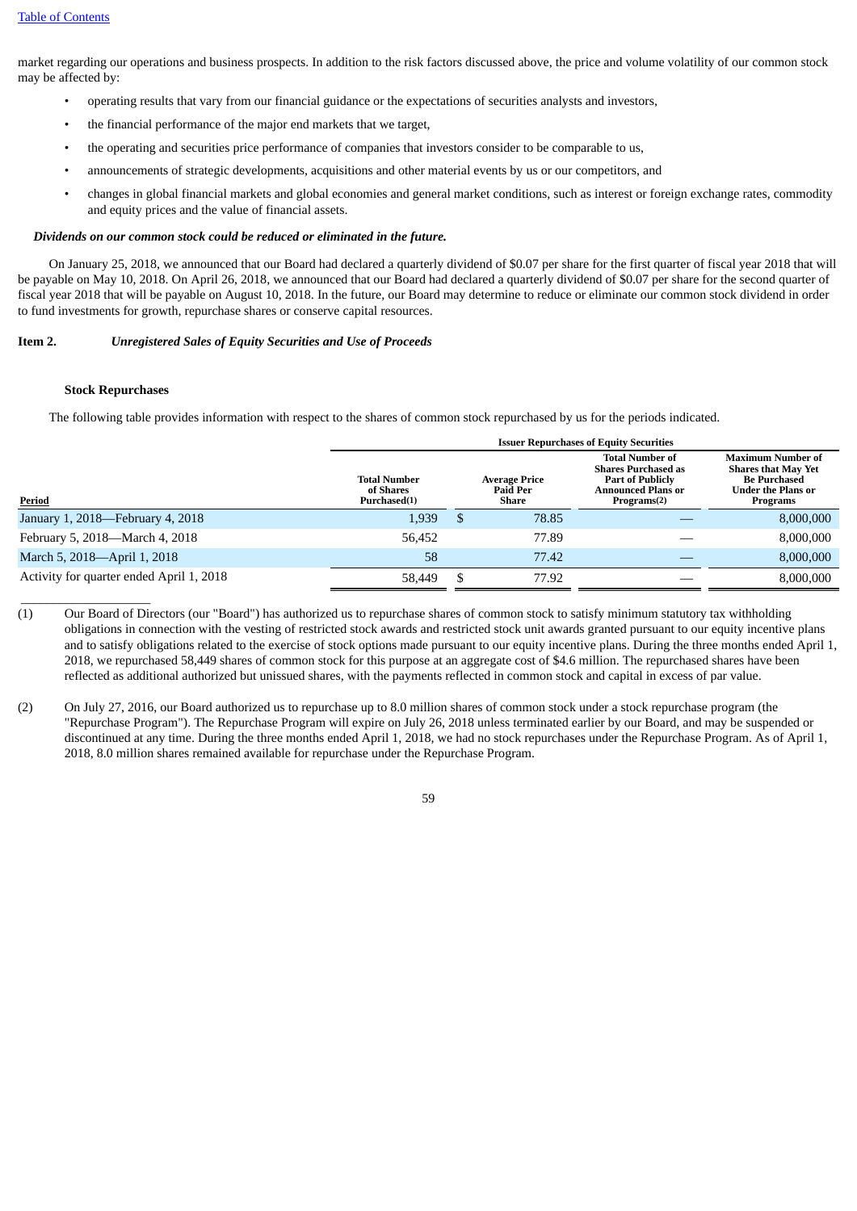market regarding our operations and business prospects. In addition to the risk factors discussed above, the price and volume volatility of our common stock may be affected by:

- operating results that vary from our financial guidance or the expectations of securities analysts and investors,
- the financial performance of the major end markets that we target,
- the operating and securities price performance of companies that investors consider to be comparable to us,
- announcements of strategic developments, acquisitions and other material events by us or our competitors, and
- changes in global financial markets and global economies and general market conditions, such as interest or foreign exchange rates, commodity and equity prices and the value of financial assets.

***Dividends on our common stock could be reduced or eliminated in the future.***

On January 25, 2018, we announced that our Board had declared a quarterly dividend of $0.07 per share for the first quarter of fiscal year 2018 that will be payable on May 10, 2018. On April 26, 2018, we announced that our Board had declared a quarterly dividend of $0.07 per share for the second quarter of fiscal year 2018 that will be payable on August 10, 2018. In the future, our Board may determine to reduce or eliminate our common stock dividend in order to fund investments for growth, repurchase shares or conserve capital resources.

## Item 2. *Unregistered Sales of Equity Securities and Use of Proceeds*

**Stock Repurchases**

The following table provides information with respect to the shares of common stock repurchased by us for the periods indicated.

| | Issuer Repurchases of Equity Securities | | | |
|---|---|---|---|---|
| Period | Total Number of Shares Purchased(1) | Average Price Paid Per Share | Total Number of Shares Purchased as Part of Publicly Announced Plans or Programs(2) | Maximum Number of Shares that May Yet Be Purchased Under the Plans or Programs |
| January 1, 2018—February 4, 2018 | 1,939 | $ 78.85 | — | 8,000,000 |
| February 5, 2018—March 4, 2018 | 56,452 | 77.89 | — | 8,000,000 |
| March 5, 2018—April 1, 2018 | 58 | 77.42 | — | 8,000,000 |
| Activity for quarter ended April 1, 2018 | 58,449 | $ 77.92 | — | 8,000,000 |

(1) Our Board of Directors (our "Board") has authorized us to repurchase shares of common stock to satisfy minimum statutory tax withholding obligations in connection with the vesting of restricted stock awards and restricted stock unit awards granted pursuant to our equity incentive plans and to satisfy obligations related to the exercise of stock options made pursuant to our equity incentive plans. During the three months ended April 1, 2018, we repurchased 58,449 shares of common stock for this purpose at an aggregate cost of $4.6 million. The repurchased shares have been reflected as additional authorized but unissued shares, with the payments reflected in common stock and capital in excess of par value.

(2) On July 27, 2016, our Board authorized us to repurchase up to 8.0 million shares of common stock under a stock repurchase program (the "Repurchase Program"). The Repurchase Program will expire on July 26, 2018 unless terminated earlier by our Board, and may be suspended or discontinued at any time. During the three months ended April 1, 2018, we had no stock repurchases under the Repurchase Program. As of April 1, 2018, 8.0 million shares remained available for repurchase under the Repurchase Program.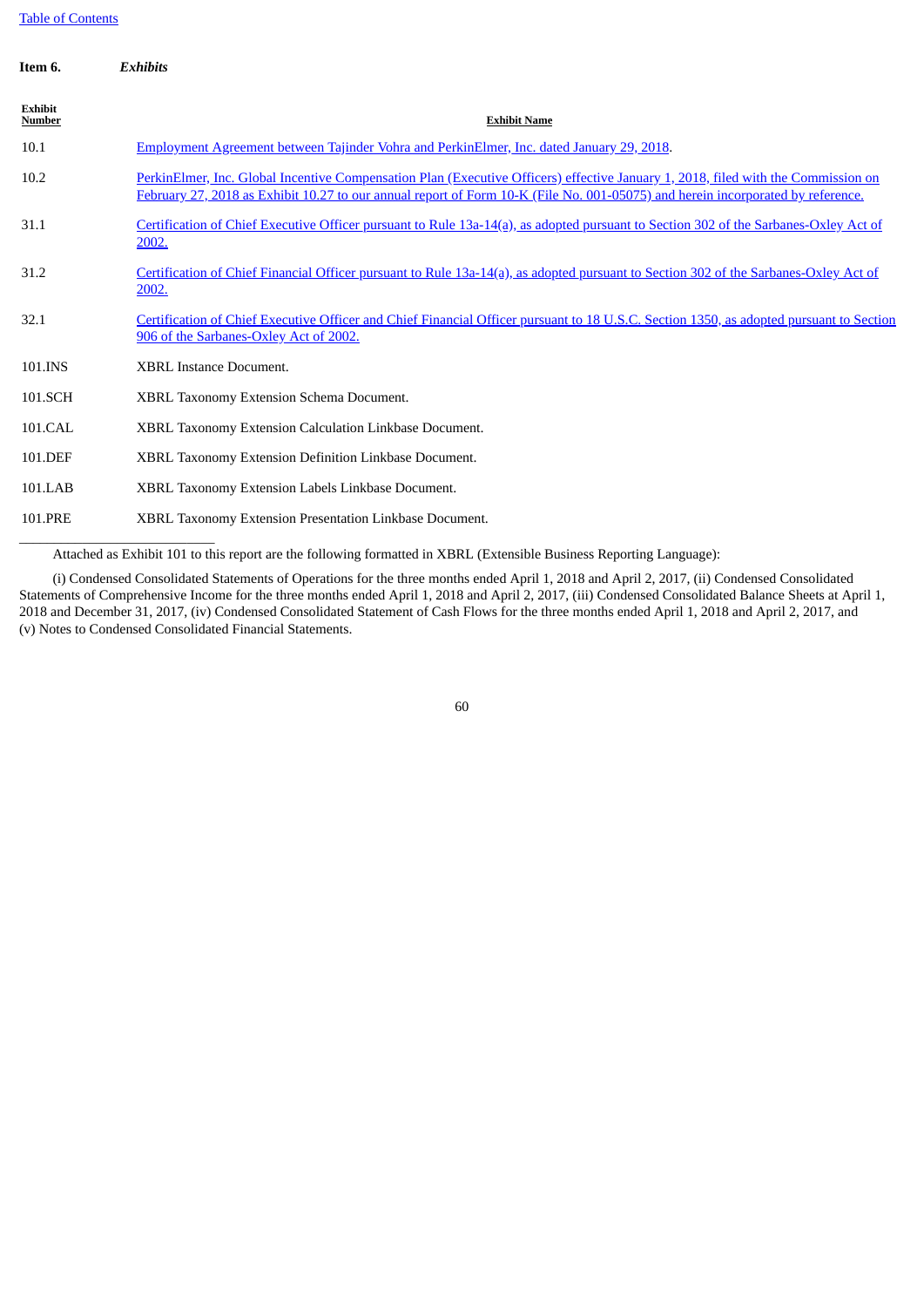**Item 6.** ***Exhibits***

| Exhibit Number | Exhibit Name |
|---|---|
| 10.1 | Employment Agreement between Tajinder Vohra and PerkinElmer, Inc. dated January 29, 2018. |
| 10.2 | PerkinElmer, Inc. Global Incentive Compensation Plan (Executive Officers) effective January 1, 2018, filed with the Commission on February 27, 2018 as Exhibit 10.27 to our annual report of Form 10-K (File No. 001-05075) and herein incorporated by reference. |
| 31.1 | Certification of Chief Executive Officer pursuant to Rule 13a-14(a), as adopted pursuant to Section 302 of the Sarbanes-Oxley Act of 2002. |
| 31.2 | Certification of Chief Financial Officer pursuant to Rule 13a-14(a), as adopted pursuant to Section 302 of the Sarbanes-Oxley Act of 2002. |
| 32.1 | Certification of Chief Executive Officer and Chief Financial Officer pursuant to 18 U.S.C. Section 1350, as adopted pursuant to Section 906 of the Sarbanes-Oxley Act of 2002. |
| 101.INS | XBRL Instance Document. |
| 101.SCH | XBRL Taxonomy Extension Schema Document. |
| 101.CAL | XBRL Taxonomy Extension Calculation Linkbase Document. |
| 101.DEF | XBRL Taxonomy Extension Definition Linkbase Document. |
| 101.LAB | XBRL Taxonomy Extension Labels Linkbase Document. |
| 101.PRE | XBRL Taxonomy Extension Presentation Linkbase Document. |

---

Attached as Exhibit 101 to this report are the following formatted in XBRL (Extensible Business Reporting Language):

(i) Condensed Consolidated Statements of Operations for the three months ended April 1, 2018 and April 2, 2017, (ii) Condensed Consolidated Statements of Comprehensive Income for the three months ended April 1, 2018 and April 2, 2017, (iii) Condensed Consolidated Balance Sheets at April 1, 2018 and December 31, 2017, (iv) Condensed Consolidated Statement of Cash Flows for the three months ended April 1, 2018 and April 2, 2017, and (v) Notes to Condensed Consolidated Financial Statements.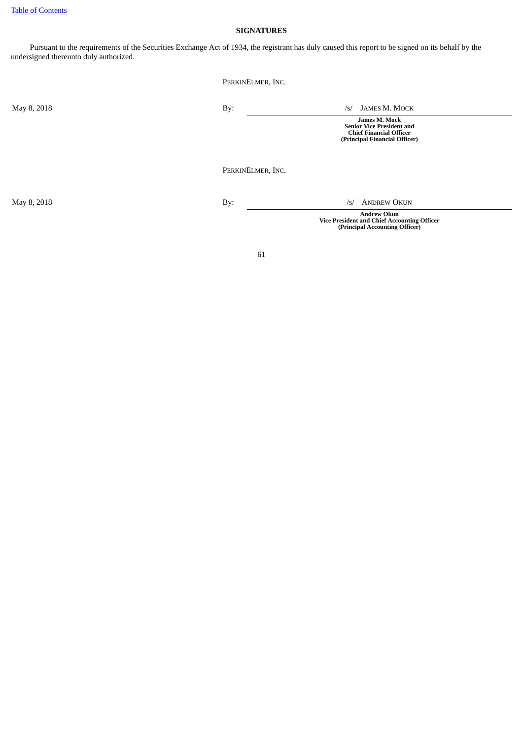[Table of Contents](#)

## SIGNATURES

Pursuant to the requirements of the Securities Exchange Act of 1934, the registrant has duly caused this report to be signed on its behalf by the undersigned thereunto duly authorized.

PERKINELMER, INC.

| | | |
|---|---|---|
| May 8, 2018 | By: | /s/ JAMES M. MOCK |
| | | **James M. Mock**<br>**Senior Vice President and**<br>**Chief Financial Officer**<br>**(Principal Financial Officer)** |

PERKINELMER, INC.

| | | |
|---|---|---|
| May 8, 2018 | By: | /s/ ANDREW OKUN |
| | | **Andrew Okun**<br>**Vice President and Chief Accounting Officer**<br>**(Principal Accounting Officer)** |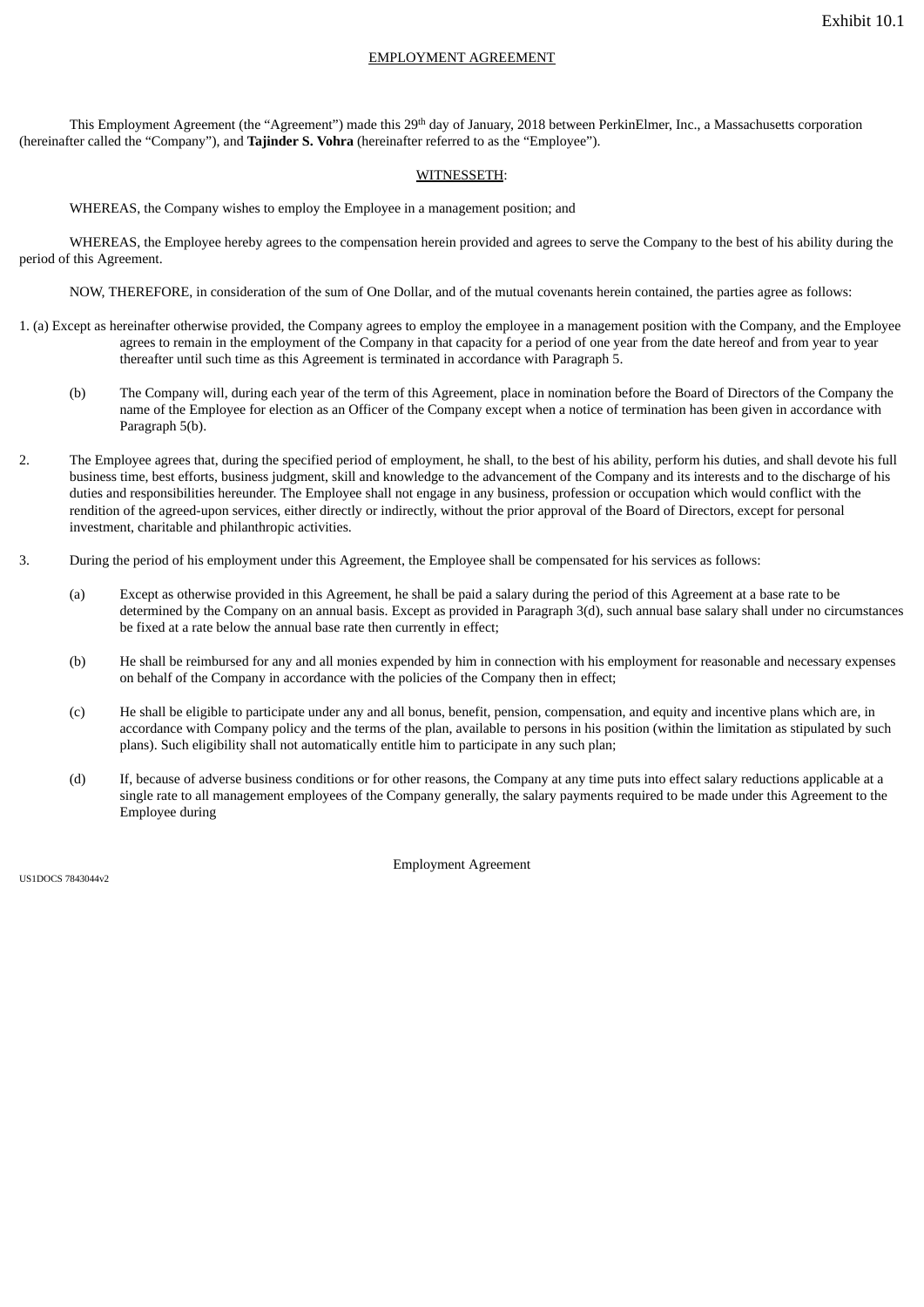Exhibit 10.1

EMPLOYMENT AGREEMENT

This Employment Agreement (the "Agreement") made this 29th day of January, 2018 between PerkinElmer, Inc., a Massachusetts corporation (hereinafter called the "Company"), and **Tajinder S. Vohra** (hereinafter referred to as the "Employee").

WITNESSETH:

WHEREAS, the Company wishes to employ the Employee in a management position; and

WHEREAS, the Employee hereby agrees to the compensation herein provided and agrees to serve the Company to the best of his ability during the period of this Agreement.

NOW, THEREFORE, in consideration of the sum of One Dollar, and of the mutual covenants herein contained, the parties agree as follows:

1. (a) Except as hereinafter otherwise provided, the Company agrees to employ the employee in a management position with the Company, and the Employee agrees to remain in the employment of the Company in that capacity for a period of one year from the date hereof and from year to year thereafter until such time as this Agreement is terminated in accordance with Paragraph 5.

   (b) The Company will, during each year of the term of this Agreement, place in nomination before the Board of Directors of the Company the name of the Employee for election as an Officer of the Company except when a notice of termination has been given in accordance with Paragraph 5(b).

2. The Employee agrees that, during the specified period of employment, he shall, to the best of his ability, perform his duties, and shall devote his full business time, best efforts, business judgment, skill and knowledge to the advancement of the Company and its interests and to the discharge of his duties and responsibilities hereunder. The Employee shall not engage in any business, profession or occupation which would conflict with the rendition of the agreed-upon services, either directly or indirectly, without the prior approval of the Board of Directors, except for personal investment, charitable and philanthropic activities.

3. During the period of his employment under this Agreement, the Employee shall be compensated for his services as follows:

   (a) Except as otherwise provided in this Agreement, he shall be paid a salary during the period of this Agreement at a base rate to be determined by the Company on an annual basis. Except as provided in Paragraph 3(d), such annual base salary shall under no circumstances be fixed at a rate below the annual base rate then currently in effect;

   (b) He shall be reimbursed for any and all monies expended by him in connection with his employment for reasonable and necessary expenses on behalf of the Company in accordance with the policies of the Company then in effect;

   (c) He shall be eligible to participate under any and all bonus, benefit, pension, compensation, and equity and incentive plans which are, in accordance with Company policy and the terms of the plan, available to persons in his position (within the limitation as stipulated by such plans). Such eligibility shall not automatically entitle him to participate in any such plan;

   (d) If, because of adverse business conditions or for other reasons, the Company at any time puts into effect salary reductions applicable at a single rate to all management employees of the Company generally, the salary payments required to be made under this Agreement to the Employee during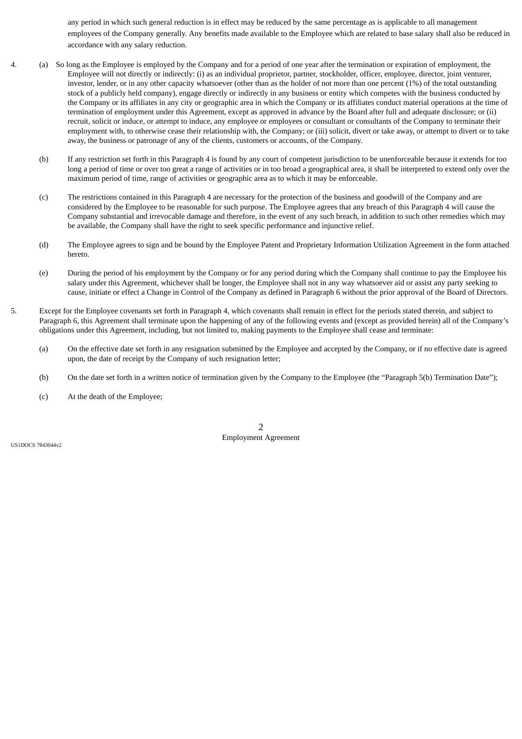any period in which such general reduction is in effect may be reduced by the same percentage as is applicable to all management employees of the Company generally. Any benefits made available to the Employee which are related to base salary shall also be reduced in accordance with any salary reduction.

4. (a) So long as the Employee is employed by the Company and for a period of one year after the termination or expiration of employment, the Employee will not directly or indirectly: (i) as an individual proprietor, partner, stockholder, officer, employee, director, joint venturer, investor, lender, or in any other capacity whatsoever (other than as the holder of not more than one percent (1%) of the total outstanding stock of a publicly held company), engage directly or indirectly in any business or entity which competes with the business conducted by the Company or its affiliates in any city or geographic area in which the Company or its affiliates conduct material operations at the time of termination of employment under this Agreement, except as approved in advance by the Board after full and adequate disclosure; or (ii) recruit, solicit or induce, or attempt to induce, any employee or employees or consultant or consultants of the Company to terminate their employment with, to otherwise cease their relationship with, the Company; or (iii) solicit, divert or take away, or attempt to divert or to take away, the business or patronage of any of the clients, customers or accounts, of the Company.

   (b) If any restriction set forth in this Paragraph 4 is found by any court of competent jurisdiction to be unenforceable because it extends for too long a period of time or over too great a range of activities or in too broad a geographical area, it shall be interpreted to extend only over the maximum period of time, range of activities or geographic area as to which it may be enforceable.

   (c) The restrictions contained in this Paragraph 4 are necessary for the protection of the business and goodwill of the Company and are considered by the Employee to be reasonable for such purpose. The Employee agrees that any breach of this Paragraph 4 will cause the Company substantial and irrevocable damage and therefore, in the event of any such breach, in addition to such other remedies which may be available, the Company shall have the right to seek specific performance and injunctive relief.

   (d) The Employee agrees to sign and be bound by the Employee Patent and Proprietary Information Utilization Agreement in the form attached hereto.

   (e) During the period of his employment by the Company or for any period during which the Company shall continue to pay the Employee his salary under this Agreement, whichever shall be longer, the Employee shall not in any way whatsoever aid or assist any party seeking to cause, initiate or effect a Change in Control of the Company as defined in Paragraph 6 without the prior approval of the Board of Directors.

5. Except for the Employee covenants set forth in Paragraph 4, which covenants shall remain in effect for the periods stated therein, and subject to Paragraph 6, this Agreement shall terminate upon the happening of any of the following events and (except as provided herein) all of the Company's obligations under this Agreement, including, but not limited to, making payments to the Employee shall cease and terminate:

   (a) On the effective date set forth in any resignation submitted by the Employee and accepted by the Company, or if no effective date is agreed upon, the date of receipt by the Company of such resignation letter;

   (b) On the date set forth in a written notice of termination given by the Company to the Employee (the "Paragraph 5(b) Termination Date");

   (c) At the death of the Employee;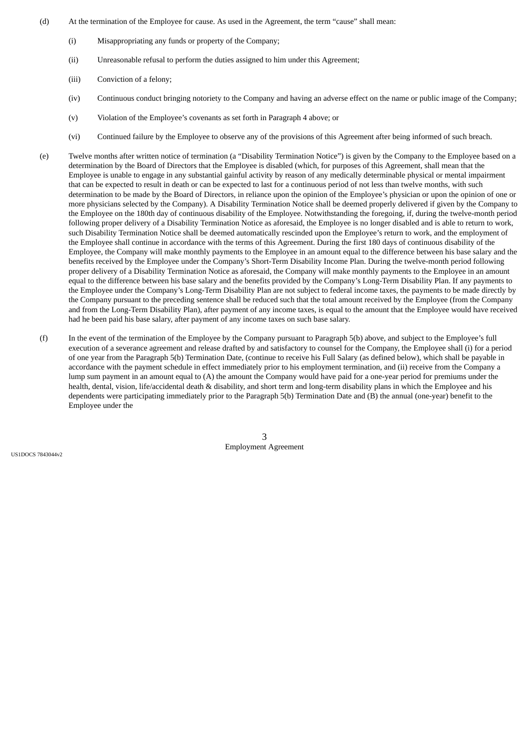(d) At the termination of the Employee for cause. As used in the Agreement, the term "cause" shall mean:

> (i) Misappropriating any funds or property of the Company;
>
> (ii) Unreasonable refusal to perform the duties assigned to him under this Agreement;
>
> (iii) Conviction of a felony;
>
> (iv) Continuous conduct bringing notoriety to the Company and having an adverse effect on the name or public image of the Company;
>
> (v) Violation of the Employee's covenants as set forth in Paragraph 4 above; or
>
> (vi) Continued failure by the Employee to observe any of the provisions of this Agreement after being informed of such breach.

(e) Twelve months after written notice of termination (a "Disability Termination Notice") is given by the Company to the Employee based on a determination by the Board of Directors that the Employee is disabled (which, for purposes of this Agreement, shall mean that the Employee is unable to engage in any substantial gainful activity by reason of any medically determinable physical or mental impairment that can be expected to result in death or can be expected to last for a continuous period of not less than twelve months, with such determination to be made by the Board of Directors, in reliance upon the opinion of the Employee's physician or upon the opinion of one or more physicians selected by the Company). A Disability Termination Notice shall be deemed properly delivered if given by the Company to the Employee on the 180th day of continuous disability of the Employee. Notwithstanding the foregoing, if, during the twelve-month period following proper delivery of a Disability Termination Notice as aforesaid, the Employee is no longer disabled and is able to return to work, such Disability Termination Notice shall be deemed automatically rescinded upon the Employee's return to work, and the employment of the Employee shall continue in accordance with the terms of this Agreement. During the first 180 days of continuous disability of the Employee, the Company will make monthly payments to the Employee in an amount equal to the difference between his base salary and the benefits received by the Employee under the Company's Short-Term Disability Income Plan. During the twelve-month period following proper delivery of a Disability Termination Notice as aforesaid, the Company will make monthly payments to the Employee in an amount equal to the difference between his base salary and the benefits provided by the Company's Long-Term Disability Plan. If any payments to the Employee under the Company's Long-Term Disability Plan are not subject to federal income taxes, the payments to be made directly by the Company pursuant to the preceding sentence shall be reduced such that the total amount received by the Employee (from the Company and from the Long-Term Disability Plan), after payment of any income taxes, is equal to the amount that the Employee would have received had he been paid his base salary, after payment of any income taxes on such base salary.

(f) In the event of the termination of the Employee by the Company pursuant to Paragraph 5(b) above, and subject to the Employee's full execution of a severance agreement and release drafted by and satisfactory to counsel for the Company, the Employee shall (i) for a period of one year from the Paragraph 5(b) Termination Date, (continue to receive his Full Salary (as defined below), which shall be payable in accordance with the payment schedule in effect immediately prior to his employment termination, and (ii) receive from the Company a lump sum payment in an amount equal to (A) the amount the Company would have paid for a one-year period for premiums under the health, dental, vision, life/accidental death & disability, and short term and long-term disability plans in which the Employee and his dependents were participating immediately prior to the Paragraph 5(b) Termination Date and (B) the annual (one-year) benefit to the Employee under the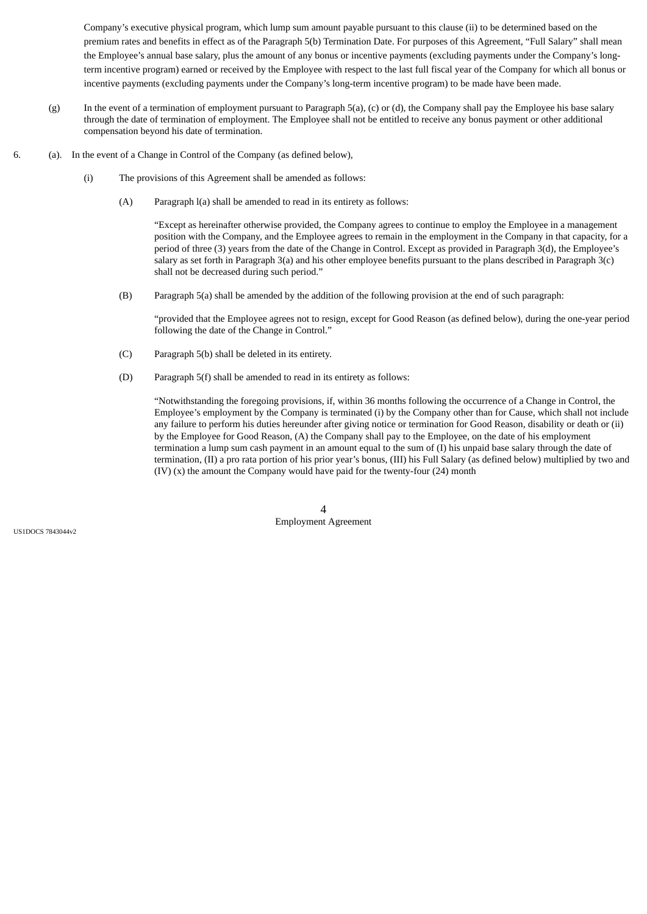Company's executive physical program, which lump sum amount payable pursuant to this clause (ii) to be determined based on the premium rates and benefits in effect as of the Paragraph 5(b) Termination Date. For purposes of this Agreement, "Full Salary" shall mean the Employee's annual base salary, plus the amount of any bonus or incentive payments (excluding payments under the Company's long-term incentive program) earned or received by the Employee with respect to the last full fiscal year of the Company for which all bonus or incentive payments (excluding payments under the Company's long-term incentive program) to be made have been made.

(g) In the event of a termination of employment pursuant to Paragraph 5(a), (c) or (d), the Company shall pay the Employee his base salary through the date of termination of employment. The Employee shall not be entitled to receive any bonus payment or other additional compensation beyond his date of termination.

6. (a). In the event of a Change in Control of the Company (as defined below),

(i) The provisions of this Agreement shall be amended as follows:

(A) Paragraph l(a) shall be amended to read in its entirety as follows:

"Except as hereinafter otherwise provided, the Company agrees to continue to employ the Employee in a management position with the Company, and the Employee agrees to remain in the employment in the Company in that capacity, for a period of three (3) years from the date of the Change in Control. Except as provided in Paragraph 3(d), the Employee's salary as set forth in Paragraph 3(a) and his other employee benefits pursuant to the plans described in Paragraph 3(c) shall not be decreased during such period."

(B) Paragraph 5(a) shall be amended by the addition of the following provision at the end of such paragraph:

"provided that the Employee agrees not to resign, except for Good Reason (as defined below), during the one-year period following the date of the Change in Control."

(C) Paragraph 5(b) shall be deleted in its entirety.

(D) Paragraph 5(f) shall be amended to read in its entirety as follows:

"Notwithstanding the foregoing provisions, if, within 36 months following the occurrence of a Change in Control, the Employee's employment by the Company is terminated (i) by the Company other than for Cause, which shall not include any failure to perform his duties hereunder after giving notice or termination for Good Reason, disability or death or (ii) by the Employee for Good Reason, (A) the Company shall pay to the Employee, on the date of his employment termination a lump sum cash payment in an amount equal to the sum of (I) his unpaid base salary through the date of termination, (II) a pro rata portion of his prior year's bonus, (III) his Full Salary (as defined below) multiplied by two and (IV) (x) the amount the Company would have paid for the twenty-four (24) month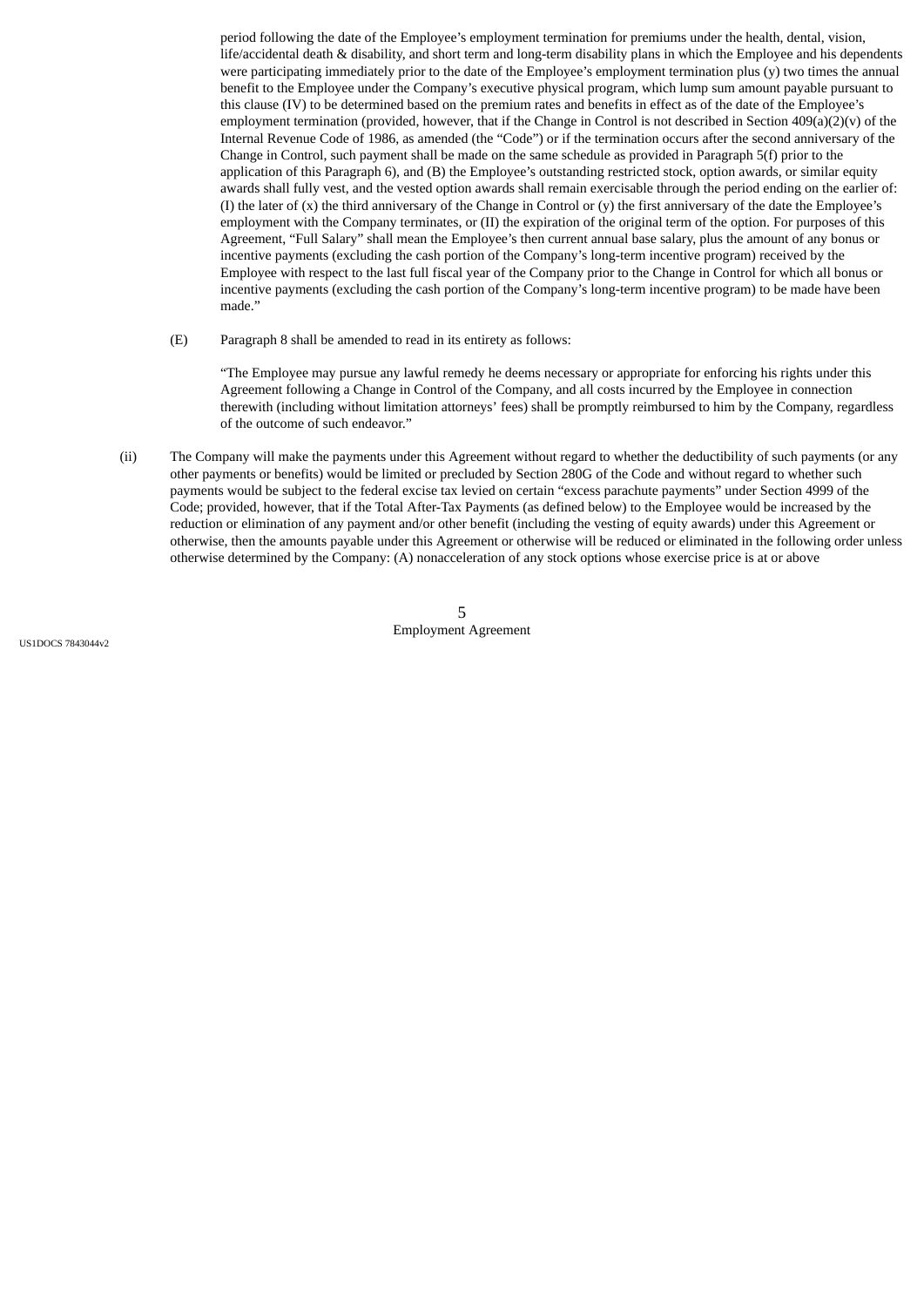period following the date of the Employee's employment termination for premiums under the health, dental, vision, life/accidental death & disability, and short term and long-term disability plans in which the Employee and his dependents were participating immediately prior to the date of the Employee's employment termination plus (y) two times the annual benefit to the Employee under the Company's executive physical program, which lump sum amount payable pursuant to this clause (IV) to be determined based on the premium rates and benefits in effect as of the date of the Employee's employment termination (provided, however, that if the Change in Control is not described in Section 409(a)(2)(v) of the Internal Revenue Code of 1986, as amended (the "Code") or if the termination occurs after the second anniversary of the Change in Control, such payment shall be made on the same schedule as provided in Paragraph 5(f) prior to the application of this Paragraph 6), and (B) the Employee's outstanding restricted stock, option awards, or similar equity awards shall fully vest, and the vested option awards shall remain exercisable through the period ending on the earlier of: (I) the later of (x) the third anniversary of the Change in Control or (y) the first anniversary of the date the Employee's employment with the Company terminates, or (II) the expiration of the original term of the option. For purposes of this Agreement, "Full Salary" shall mean the Employee's then current annual base salary, plus the amount of any bonus or incentive payments (excluding the cash portion of the Company's long-term incentive program) received by the Employee with respect to the last full fiscal year of the Company prior to the Change in Control for which all bonus or incentive payments (excluding the cash portion of the Company's long-term incentive program) to be made have been made."

(E) Paragraph 8 shall be amended to read in its entirety as follows:

"The Employee may pursue any lawful remedy he deems necessary or appropriate for enforcing his rights under this Agreement following a Change in Control of the Company, and all costs incurred by the Employee in connection therewith (including without limitation attorneys' fees) shall be promptly reimbursed to him by the Company, regardless of the outcome of such endeavor."

(ii) The Company will make the payments under this Agreement without regard to whether the deductibility of such payments (or any other payments or benefits) would be limited or precluded by Section 280G of the Code and without regard to whether such payments would be subject to the federal excise tax levied on certain "excess parachute payments" under Section 4999 of the Code; provided, however, that if the Total After-Tax Payments (as defined below) to the Employee would be increased by the reduction or elimination of any payment and/or other benefit (including the vesting of equity awards) under this Agreement or otherwise, then the amounts payable under this Agreement or otherwise will be reduced or eliminated in the following order unless otherwise determined by the Company: (A) nonacceleration of any stock options whose exercise price is at or above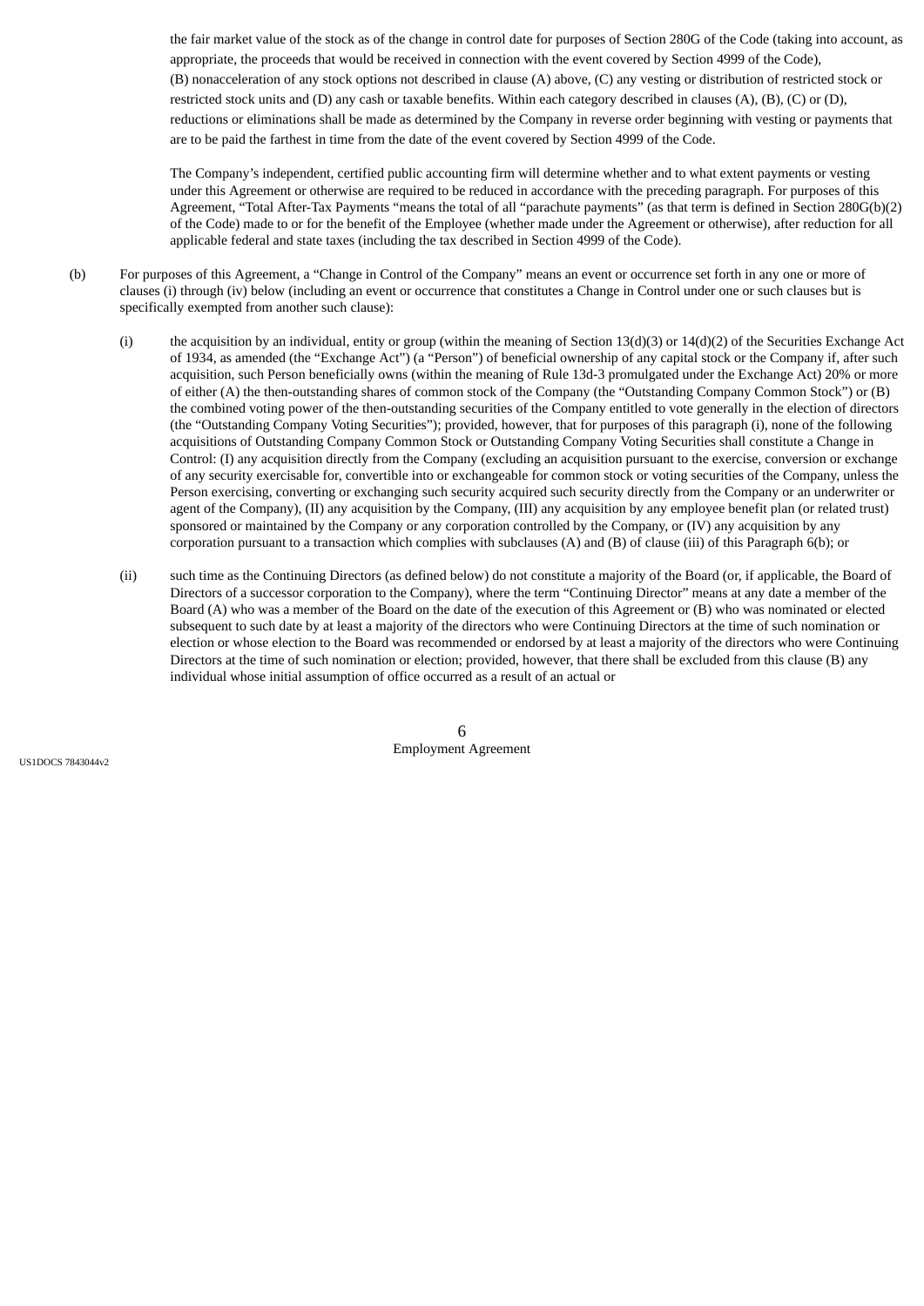the fair market value of the stock as of the change in control date for purposes of Section 280G of the Code (taking into account, as appropriate, the proceeds that would be received in connection with the event covered by Section 4999 of the Code), (B) nonacceleration of any stock options not described in clause (A) above, (C) any vesting or distribution of restricted stock or restricted stock units and (D) any cash or taxable benefits. Within each category described in clauses (A), (B), (C) or (D), reductions or eliminations shall be made as determined by the Company in reverse order beginning with vesting or payments that are to be paid the farthest in time from the date of the event covered by Section 4999 of the Code.

The Company's independent, certified public accounting firm will determine whether and to what extent payments or vesting under this Agreement or otherwise are required to be reduced in accordance with the preceding paragraph. For purposes of this Agreement, "Total After-Tax Payments "means the total of all "parachute payments" (as that term is defined in Section 280G(b)(2) of the Code) made to or for the benefit of the Employee (whether made under the Agreement or otherwise), after reduction for all applicable federal and state taxes (including the tax described in Section 4999 of the Code).

(b) For purposes of this Agreement, a "Change in Control of the Company" means an event or occurrence set forth in any one or more of clauses (i) through (iv) below (including an event or occurrence that constitutes a Change in Control under one or such clauses but is specifically exempted from another such clause):

(i) the acquisition by an individual, entity or group (within the meaning of Section 13(d)(3) or 14(d)(2) of the Securities Exchange Act of 1934, as amended (the "Exchange Act") (a "Person") of beneficial ownership of any capital stock or the Company if, after such acquisition, such Person beneficially owns (within the meaning of Rule 13d-3 promulgated under the Exchange Act) 20% or more of either (A) the then-outstanding shares of common stock of the Company (the "Outstanding Company Common Stock") or (B) the combined voting power of the then-outstanding securities of the Company entitled to vote generally in the election of directors (the "Outstanding Company Voting Securities"); provided, however, that for purposes of this paragraph (i), none of the following acquisitions of Outstanding Company Common Stock or Outstanding Company Voting Securities shall constitute a Change in Control: (I) any acquisition directly from the Company (excluding an acquisition pursuant to the exercise, conversion or exchange of any security exercisable for, convertible into or exchangeable for common stock or voting securities of the Company, unless the Person exercising, converting or exchanging such security acquired such security directly from the Company or an underwriter or agent of the Company), (II) any acquisition by the Company, (III) any acquisition by any employee benefit plan (or related trust) sponsored or maintained by the Company or any corporation controlled by the Company, or (IV) any acquisition by any corporation pursuant to a transaction which complies with subclauses (A) and (B) of clause (iii) of this Paragraph 6(b); or

(ii) such time as the Continuing Directors (as defined below) do not constitute a majority of the Board (or, if applicable, the Board of Directors of a successor corporation to the Company), where the term "Continuing Director" means at any date a member of the Board (A) who was a member of the Board on the date of the execution of this Agreement or (B) who was nominated or elected subsequent to such date by at least a majority of the directors who were Continuing Directors at the time of such nomination or election or whose election to the Board was recommended or endorsed by at least a majority of the directors who were Continuing Directors at the time of such nomination or election; provided, however, that there shall be excluded from this clause (B) any individual whose initial assumption of office occurred as a result of an actual or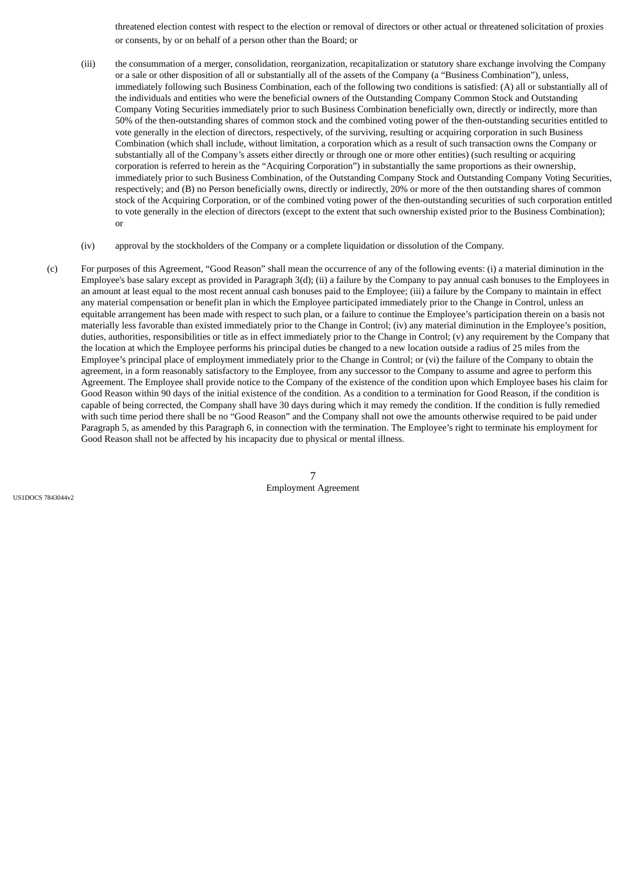threatened election contest with respect to the election or removal of directors or other actual or threatened solicitation of proxies or consents, by or on behalf of a person other than the Board; or

(iii) the consummation of a merger, consolidation, reorganization, recapitalization or statutory share exchange involving the Company or a sale or other disposition of all or substantially all of the assets of the Company (a "Business Combination"), unless, immediately following such Business Combination, each of the following two conditions is satisfied: (A) all or substantially all of the individuals and entities who were the beneficial owners of the Outstanding Company Common Stock and Outstanding Company Voting Securities immediately prior to such Business Combination beneficially own, directly or indirectly, more than 50% of the then-outstanding shares of common stock and the combined voting power of the then-outstanding securities entitled to vote generally in the election of directors, respectively, of the surviving, resulting or acquiring corporation in such Business Combination (which shall include, without limitation, a corporation which as a result of such transaction owns the Company or substantially all of the Company's assets either directly or through one or more other entities) (such resulting or acquiring corporation is referred to herein as the "Acquiring Corporation") in substantially the same proportions as their ownership, immediately prior to such Business Combination, of the Outstanding Company Stock and Outstanding Company Voting Securities, respectively; and (B) no Person beneficially owns, directly or indirectly, 20% or more of the then outstanding shares of common stock of the Acquiring Corporation, or of the combined voting power of the then-outstanding securities of such corporation entitled to vote generally in the election of directors (except to the extent that such ownership existed prior to the Business Combination); or

(iv) approval by the stockholders of the Company or a complete liquidation or dissolution of the Company.

(c) For purposes of this Agreement, "Good Reason" shall mean the occurrence of any of the following events: (i) a material diminution in the Employee's base salary except as provided in Paragraph 3(d); (ii) a failure by the Company to pay annual cash bonuses to the Employees in an amount at least equal to the most recent annual cash bonuses paid to the Employee; (iii) a failure by the Company to maintain in effect any material compensation or benefit plan in which the Employee participated immediately prior to the Change in Control, unless an equitable arrangement has been made with respect to such plan, or a failure to continue the Employee's participation therein on a basis not materially less favorable than existed immediately prior to the Change in Control; (iv) any material diminution in the Employee's position, duties, authorities, responsibilities or title as in effect immediately prior to the Change in Control; (v) any requirement by the Company that the location at which the Employee performs his principal duties be changed to a new location outside a radius of 25 miles from the Employee's principal place of employment immediately prior to the Change in Control; or (vi) the failure of the Company to obtain the agreement, in a form reasonably satisfactory to the Employee, from any successor to the Company to assume and agree to perform this Agreement. The Employee shall provide notice to the Company of the existence of the condition upon which Employee bases his claim for Good Reason within 90 days of the initial existence of the condition. As a condition to a termination for Good Reason, if the condition is capable of being corrected, the Company shall have 30 days during which it may remedy the condition. If the condition is fully remedied with such time period there shall be no "Good Reason" and the Company shall not owe the amounts otherwise required to be paid under Paragraph 5, as amended by this Paragraph 6, in connection with the termination. The Employee's right to terminate his employment for Good Reason shall not be affected by his incapacity due to physical or mental illness.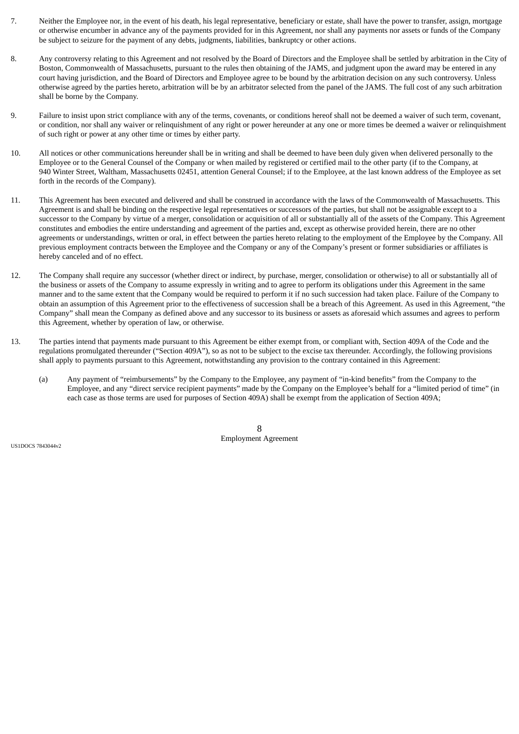7. Neither the Employee nor, in the event of his death, his legal representative, beneficiary or estate, shall have the power to transfer, assign, mortgage or otherwise encumber in advance any of the payments provided for in this Agreement, nor shall any payments nor assets or funds of the Company be subject to seizure for the payment of any debts, judgments, liabilities, bankruptcy or other actions.

8. Any controversy relating to this Agreement and not resolved by the Board of Directors and the Employee shall be settled by arbitration in the City of Boston, Commonwealth of Massachusetts, pursuant to the rules then obtaining of the JAMS, and judgment upon the award may be entered in any court having jurisdiction, and the Board of Directors and Employee agree to be bound by the arbitration decision on any such controversy. Unless otherwise agreed by the parties hereto, arbitration will be by an arbitrator selected from the panel of the JAMS. The full cost of any such arbitration shall be borne by the Company.

9. Failure to insist upon strict compliance with any of the terms, covenants, or conditions hereof shall not be deemed a waiver of such term, covenant, or condition, nor shall any waiver or relinquishment of any right or power hereunder at any one or more times be deemed a waiver or relinquishment of such right or power at any other time or times by either party.

10. All notices or other communications hereunder shall be in writing and shall be deemed to have been duly given when delivered personally to the Employee or to the General Counsel of the Company or when mailed by registered or certified mail to the other party (if to the Company, at 940 Winter Street, Waltham, Massachusetts 02451, attention General Counsel; if to the Employee, at the last known address of the Employee as set forth in the records of the Company).

11. This Agreement has been executed and delivered and shall be construed in accordance with the laws of the Commonwealth of Massachusetts. This Agreement is and shall be binding on the respective legal representatives or successors of the parties, but shall not be assignable except to a successor to the Company by virtue of a merger, consolidation or acquisition of all or substantially all of the assets of the Company. This Agreement constitutes and embodies the entire understanding and agreement of the parties and, except as otherwise provided herein, there are no other agreements or understandings, written or oral, in effect between the parties hereto relating to the employment of the Employee by the Company. All previous employment contracts between the Employee and the Company or any of the Company's present or former subsidiaries or affiliates is hereby canceled and of no effect.

12. The Company shall require any successor (whether direct or indirect, by purchase, merger, consolidation or otherwise) to all or substantially all of the business or assets of the Company to assume expressly in writing and to agree to perform its obligations under this Agreement in the same manner and to the same extent that the Company would be required to perform it if no such succession had taken place. Failure of the Company to obtain an assumption of this Agreement prior to the effectiveness of succession shall be a breach of this Agreement. As used in this Agreement, "the Company" shall mean the Company as defined above and any successor to its business or assets as aforesaid which assumes and agrees to perform this Agreement, whether by operation of law, or otherwise.

13. The parties intend that payments made pursuant to this Agreement be either exempt from, or compliant with, Section 409A of the Code and the regulations promulgated thereunder ("Section 409A"), so as not to be subject to the excise tax thereunder. Accordingly, the following provisions shall apply to payments pursuant to this Agreement, notwithstanding any provision to the contrary contained in this Agreement:

   (a) Any payment of "reimbursements" by the Company to the Employee, any payment of "in-kind benefits" from the Company to the Employee, and any "direct service recipient payments" made by the Company on the Employee's behalf for a "limited period of time" (in each case as those terms are used for purposes of Section 409A) shall be exempt from the application of Section 409A;

Employment Agreement

US1DOCS 7843044v2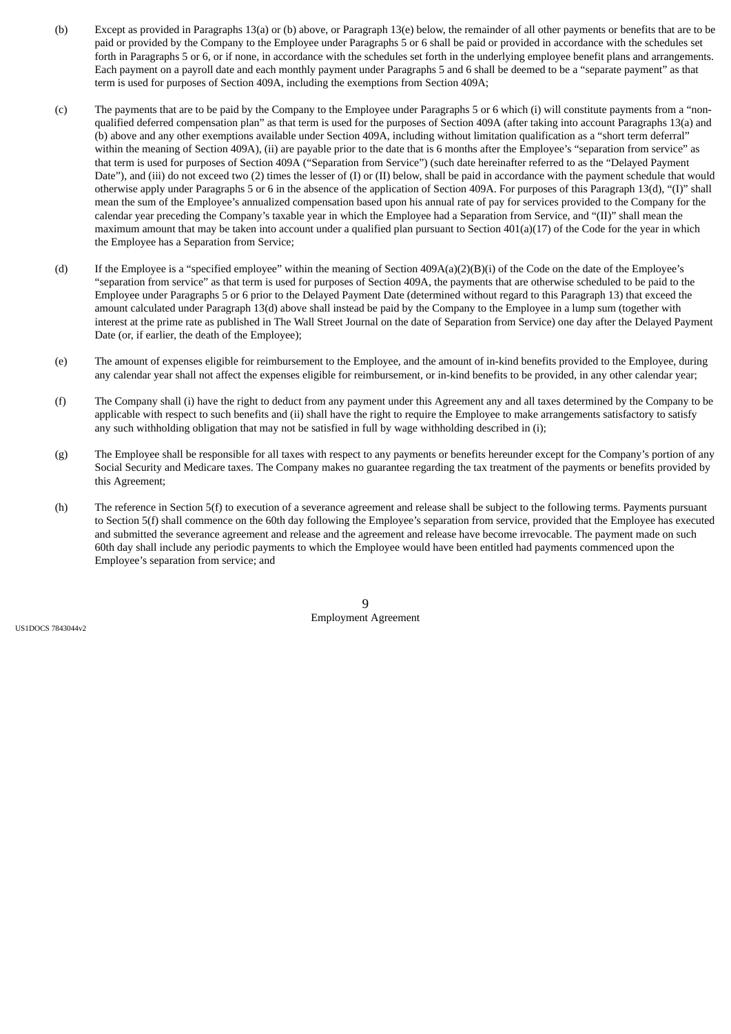(b) Except as provided in Paragraphs 13(a) or (b) above, or Paragraph 13(e) below, the remainder of all other payments or benefits that are to be paid or provided by the Company to the Employee under Paragraphs 5 or 6 shall be paid or provided in accordance with the schedules set forth in Paragraphs 5 or 6, or if none, in accordance with the schedules set forth in the underlying employee benefit plans and arrangements. Each payment on a payroll date and each monthly payment under Paragraphs 5 and 6 shall be deemed to be a "separate payment" as that term is used for purposes of Section 409A, including the exemptions from Section 409A;

(c) The payments that are to be paid by the Company to the Employee under Paragraphs 5 or 6 which (i) will constitute payments from a "non-qualified deferred compensation plan" as that term is used for the purposes of Section 409A (after taking into account Paragraphs 13(a) and (b) above and any other exemptions available under Section 409A, including without limitation qualification as a "short term deferral" within the meaning of Section 409A), (ii) are payable prior to the date that is 6 months after the Employee's "separation from service" as that term is used for purposes of Section 409A ("Separation from Service") (such date hereinafter referred to as the "Delayed Payment Date"), and (iii) do not exceed two (2) times the lesser of (I) or (II) below, shall be paid in accordance with the payment schedule that would otherwise apply under Paragraphs 5 or 6 in the absence of the application of Section 409A. For purposes of this Paragraph 13(d), "(I)" shall mean the sum of the Employee's annualized compensation based upon his annual rate of pay for services provided to the Company for the calendar year preceding the Company's taxable year in which the Employee had a Separation from Service, and "(II)" shall mean the maximum amount that may be taken into account under a qualified plan pursuant to Section 401(a)(17) of the Code for the year in which the Employee has a Separation from Service;

(d) If the Employee is a "specified employee" within the meaning of Section 409A(a)(2)(B)(i) of the Code on the date of the Employee's "separation from service" as that term is used for purposes of Section 409A, the payments that are otherwise scheduled to be paid to the Employee under Paragraphs 5 or 6 prior to the Delayed Payment Date (determined without regard to this Paragraph 13) that exceed the amount calculated under Paragraph 13(d) above shall instead be paid by the Company to the Employee in a lump sum (together with interest at the prime rate as published in The Wall Street Journal on the date of Separation from Service) one day after the Delayed Payment Date (or, if earlier, the death of the Employee);

(e) The amount of expenses eligible for reimbursement to the Employee, and the amount of in-kind benefits provided to the Employee, during any calendar year shall not affect the expenses eligible for reimbursement, or in-kind benefits to be provided, in any other calendar year;

(f) The Company shall (i) have the right to deduct from any payment under this Agreement any and all taxes determined by the Company to be applicable with respect to such benefits and (ii) shall have the right to require the Employee to make arrangements satisfactory to satisfy any such withholding obligation that may not be satisfied in full by wage withholding described in (i);

(g) The Employee shall be responsible for all taxes with respect to any payments or benefits hereunder except for the Company's portion of any Social Security and Medicare taxes. The Company makes no guarantee regarding the tax treatment of the payments or benefits provided by this Agreement;

(h) The reference in Section 5(f) to execution of a severance agreement and release shall be subject to the following terms. Payments pursuant to Section 5(f) shall commence on the 60th day following the Employee's separation from service, provided that the Employee has executed and submitted the severance agreement and release and the agreement and release have become irrevocable. The payment made on such 60th day shall include any periodic payments to which the Employee would have been entitled had payments commenced upon the Employee's separation from service; and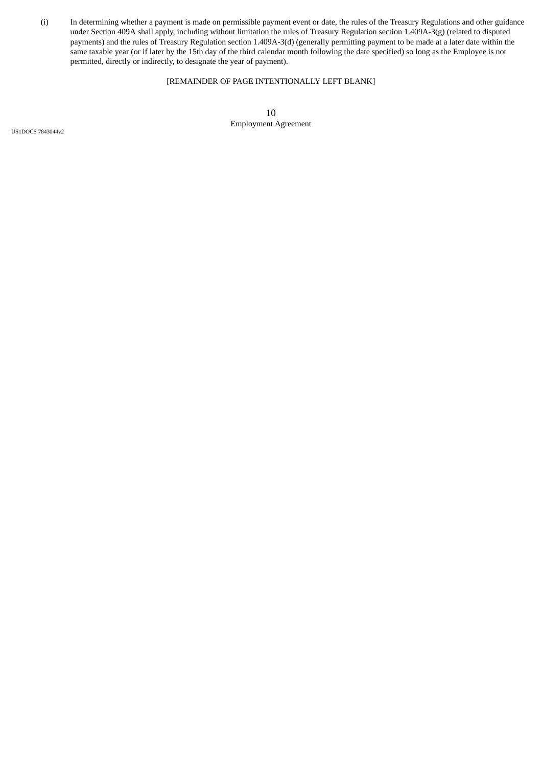(i) In determining whether a payment is made on permissible payment event or date, the rules of the Treasury Regulations and other guidance under Section 409A shall apply, including without limitation the rules of Treasury Regulation section 1.409A-3(g) (related to disputed payments) and the rules of Treasury Regulation section 1.409A-3(d) (generally permitting payment to be made at a later date within the same taxable year (or if later by the 15th day of the third calendar month following the date specified) so long as the Employee is not permitted, directly or indirectly, to designate the year of payment).

[REMAINDER OF PAGE INTENTIONALLY LEFT BLANK]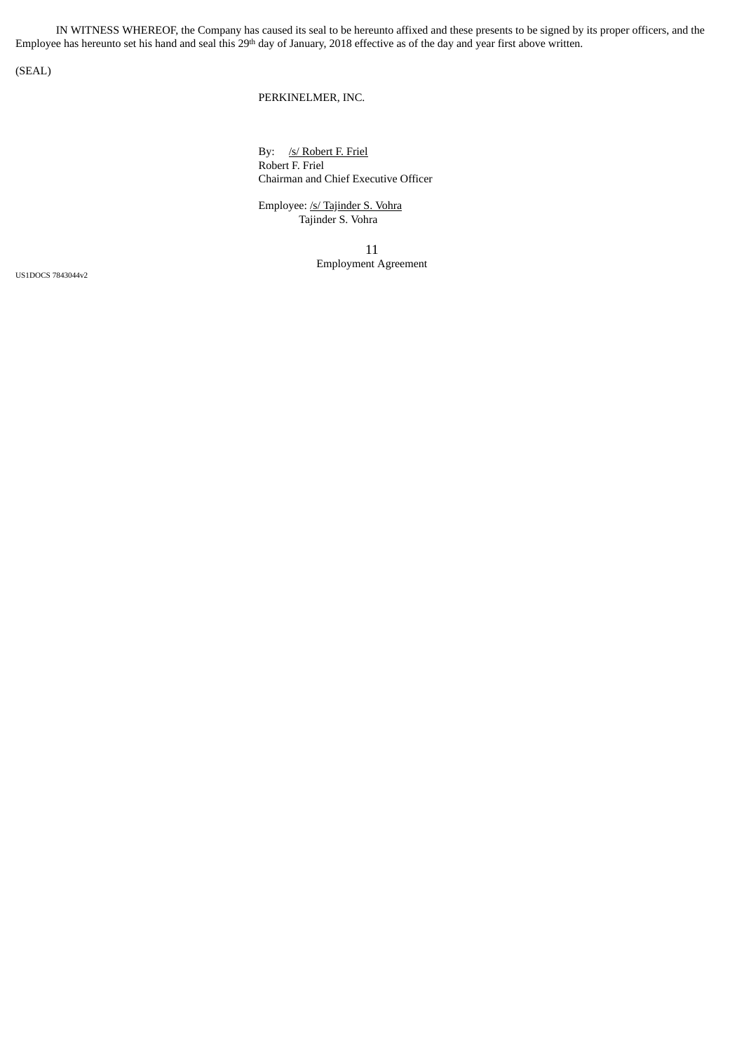IN WITNESS WHEREOF, the Company has caused its seal to be hereunto affixed and these presents to be signed by its proper officers, and the Employee has hereunto set his hand and seal this 29th day of January, 2018 effective as of the day and year first above written.

(SEAL)

PERKINELMER, INC.

By: /s/ Robert F. Friel
Robert F. Friel
Chairman and Chief Executive Officer

Employee: /s/ Tajinder S. Vohra
Tajinder S. Vohra

Employment Agreement

US1DOCS 7843044v2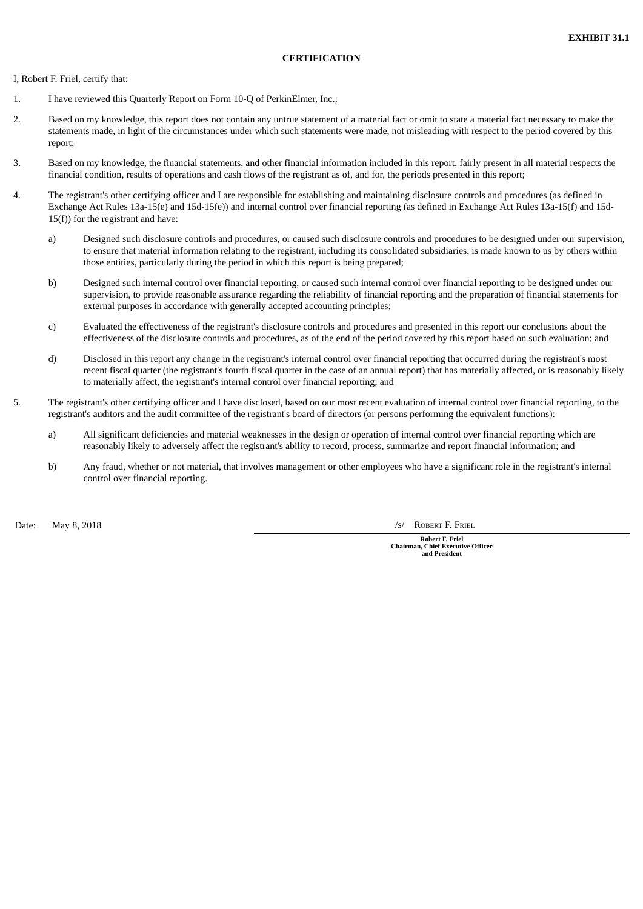**EXHIBIT 31.1**

**CERTIFICATION**

I, Robert F. Friel, certify that:

1. I have reviewed this Quarterly Report on Form 10-Q of PerkinElmer, Inc.;

2. Based on my knowledge, this report does not contain any untrue statement of a material fact or omit to state a material fact necessary to make the statements made, in light of the circumstances under which such statements were made, not misleading with respect to the period covered by this report;

3. Based on my knowledge, the financial statements, and other financial information included in this report, fairly present in all material respects the financial condition, results of operations and cash flows of the registrant as of, and for, the periods presented in this report;

4. The registrant's other certifying officer and I are responsible for establishing and maintaining disclosure controls and procedures (as defined in Exchange Act Rules 13a-15(e) and 15d-15(e)) and internal control over financial reporting (as defined in Exchange Act Rules 13a-15(f) and 15d-15(f)) for the registrant and have:

    a) Designed such disclosure controls and procedures, or caused such disclosure controls and procedures to be designed under our supervision, to ensure that material information relating to the registrant, including its consolidated subsidiaries, is made known to us by others within those entities, particularly during the period in which this report is being prepared;

    b) Designed such internal control over financial reporting, or caused such internal control over financial reporting to be designed under our supervision, to provide reasonable assurance regarding the reliability of financial reporting and the preparation of financial statements for external purposes in accordance with generally accepted accounting principles;

    c) Evaluated the effectiveness of the registrant's disclosure controls and procedures and presented in this report our conclusions about the effectiveness of the disclosure controls and procedures, as of the end of the period covered by this report based on such evaluation; and

    d) Disclosed in this report any change in the registrant's internal control over financial reporting that occurred during the registrant's most recent fiscal quarter (the registrant's fourth fiscal quarter in the case of an annual report) that has materially affected, or is reasonably likely to materially affect, the registrant's internal control over financial reporting; and

5. The registrant's other certifying officer and I have disclosed, based on our most recent evaluation of internal control over financial reporting, to the registrant's auditors and the audit committee of the registrant's board of directors (or persons performing the equivalent functions):

    a) All significant deficiencies and material weaknesses in the design or operation of internal control over financial reporting which are reasonably likely to adversely affect the registrant's ability to record, process, summarize and report financial information; and

    b) Any fraud, whether or not material, that involves management or other employees who have a significant role in the registrant's internal control over financial reporting.

Date: May 8, 2018

/s/ ROBERT F. FRIEL

**Robert F. Friel**
**Chairman, Chief Executive Officer and President**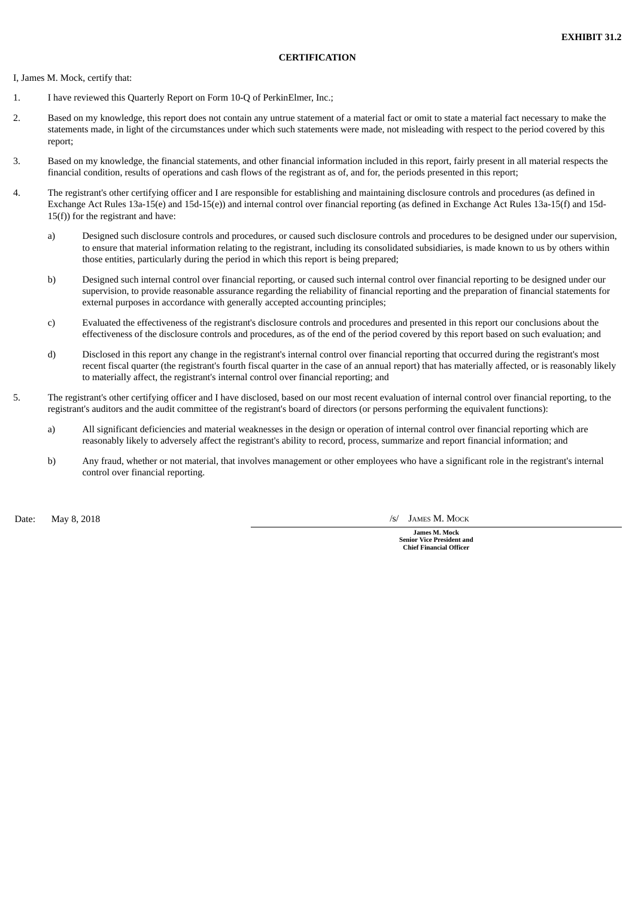**EXHIBIT 31.2**

**CERTIFICATION**

I, James M. Mock, certify that:

1. I have reviewed this Quarterly Report on Form 10-Q of PerkinElmer, Inc.;

2. Based on my knowledge, this report does not contain any untrue statement of a material fact or omit to state a material fact necessary to make the statements made, in light of the circumstances under which such statements were made, not misleading with respect to the period covered by this report;

3. Based on my knowledge, the financial statements, and other financial information included in this report, fairly present in all material respects the financial condition, results of operations and cash flows of the registrant as of, and for, the periods presented in this report;

4. The registrant's other certifying officer and I are responsible for establishing and maintaining disclosure controls and procedures (as defined in Exchange Act Rules 13a-15(e) and 15d-15(e)) and internal control over financial reporting (as defined in Exchange Act Rules 13a-15(f) and 15d-15(f)) for the registrant and have:

   a) Designed such disclosure controls and procedures, or caused such disclosure controls and procedures to be designed under our supervision, to ensure that material information relating to the registrant, including its consolidated subsidiaries, is made known to us by others within those entities, particularly during the period in which this report is being prepared;

   b) Designed such internal control over financial reporting, or caused such internal control over financial reporting to be designed under our supervision, to provide reasonable assurance regarding the reliability of financial reporting and the preparation of financial statements for external purposes in accordance with generally accepted accounting principles;

   c) Evaluated the effectiveness of the registrant's disclosure controls and procedures and presented in this report our conclusions about the effectiveness of the disclosure controls and procedures, as of the end of the period covered by this report based on such evaluation; and

   d) Disclosed in this report any change in the registrant's internal control over financial reporting that occurred during the registrant's most recent fiscal quarter (the registrant's fourth fiscal quarter in the case of an annual report) that has materially affected, or is reasonably likely to materially affect, the registrant's internal control over financial reporting; and

5. The registrant's other certifying officer and I have disclosed, based on our most recent evaluation of internal control over financial reporting, to the registrant's auditors and the audit committee of the registrant's board of directors (or persons performing the equivalent functions):

   a) All significant deficiencies and material weaknesses in the design or operation of internal control over financial reporting which are reasonably likely to adversely affect the registrant's ability to record, process, summarize and report financial information; and

   b) Any fraud, whether or not material, that involves management or other employees who have a significant role in the registrant's internal control over financial reporting.

Date: May 8, 2018

/s/ James M. Mock

**James M. Mock**
**Senior Vice President and**
**Chief Financial Officer**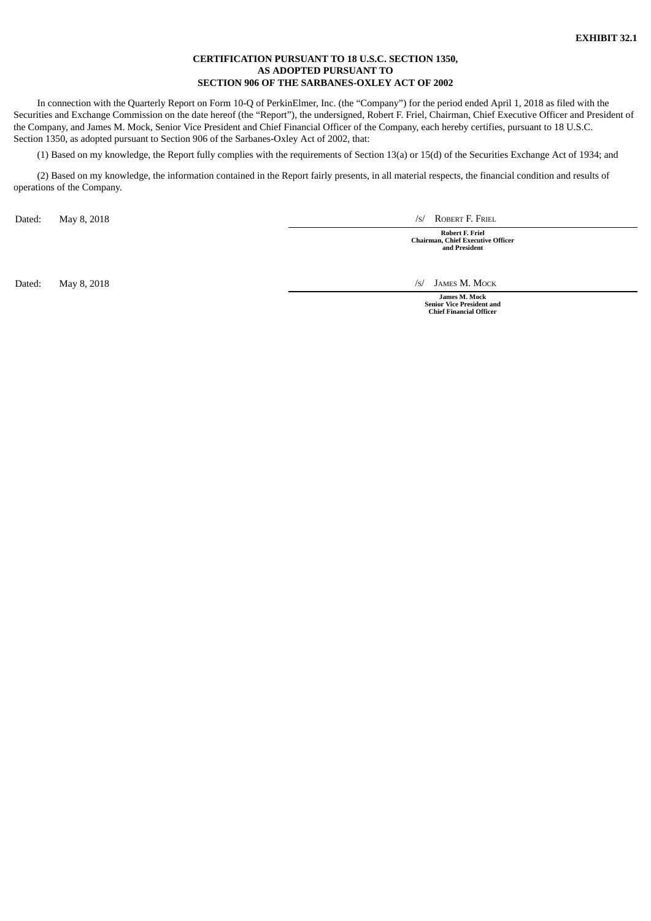**EXHIBIT 32.1**

**CERTIFICATION PURSUANT TO 18 U.S.C. SECTION 1350,
AS ADOPTED PURSUANT TO
SECTION 906 OF THE SARBANES-OXLEY ACT OF 2002**

In connection with the Quarterly Report on Form 10-Q of PerkinElmer, Inc. (the "Company") for the period ended April 1, 2018 as filed with the Securities and Exchange Commission on the date hereof (the "Report"), the undersigned, Robert F. Friel, Chairman, Chief Executive Officer and President of the Company, and James M. Mock, Senior Vice President and Chief Financial Officer of the Company, each hereby certifies, pursuant to 18 U.S.C. Section 1350, as adopted pursuant to Section 906 of the Sarbanes-Oxley Act of 2002, that:

(1) Based on my knowledge, the Report fully complies with the requirements of Section 13(a) or 15(d) of the Securities Exchange Act of 1934; and

(2) Based on my knowledge, the information contained in the Report fairly presents, in all material respects, the financial condition and results of operations of the Company.

Dated: May 8, 2018

/s/ Robert F. Friel

**Robert F. Friel**
**Chairman, Chief Executive Officer**
**and President**

Dated: May 8, 2018

/s/ James M. Mock

**James M. Mock**
**Senior Vice President and**
**Chief Financial Officer**